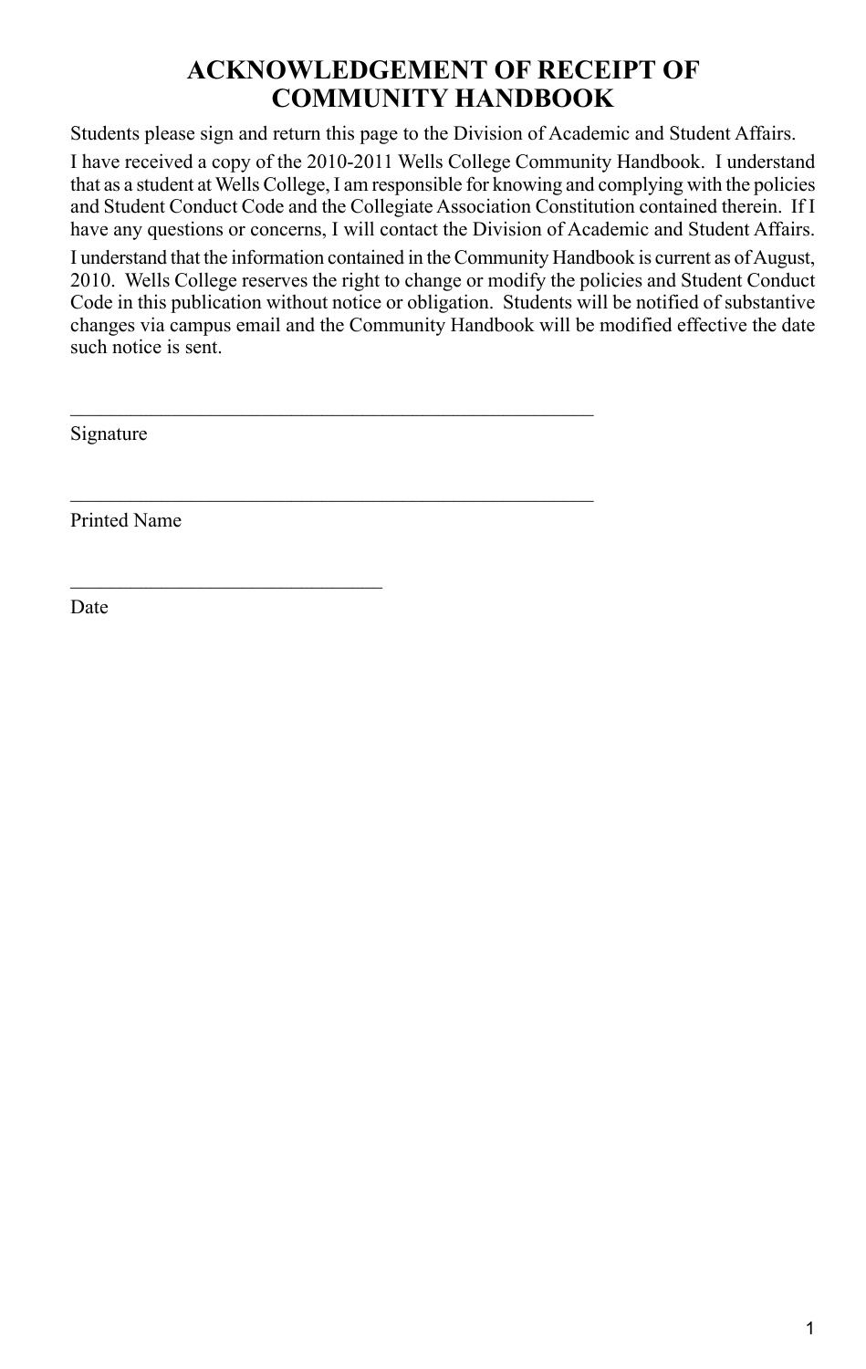# ACKNOWLEDGEMENT OF RECEIPT OF COMMUNITY HANDBOOK

Students please sign and return this page to the Division of Academic and Student Affairs.

I have received a copy of the 2010-2011 Wells College Community Handbook. I understand that as a student at Wells College, I am responsible for knowing and complying with the policies and Student Conduct Code and the Collegiate Association Constitution contained therein. If I have any questions or concerns, I will contact the Division of Academic and Student Affairs.

I understand that the information contained in the Community Handbook is current as of August, 2010. Wells College reserves the right to change or modify the policies and Student Conduct Code in this publication without notice or obligation. Students will be notified of substantive changes via campus email and the Community Handbook will be modified effective the date such notice is sent.

_____________________________________________________

Signature

_____________________________________________________

Printed Name

______________________________

Date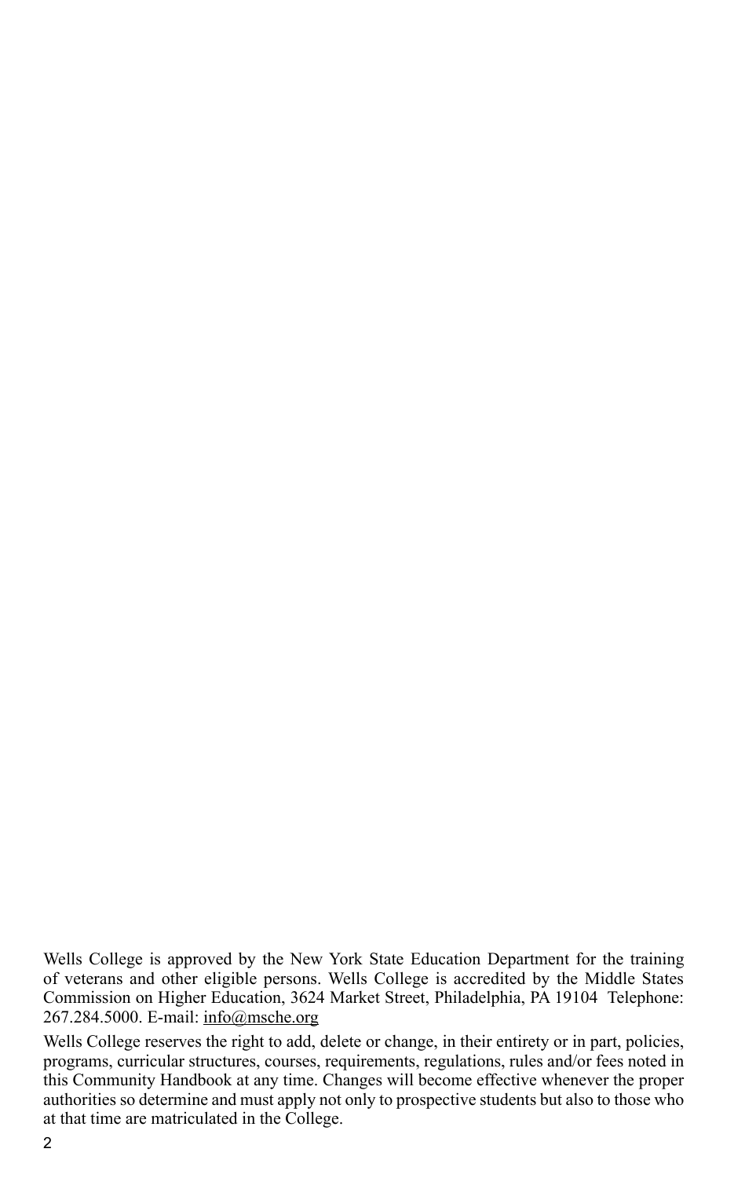Wells College is approved by the New York State Education Department for the training of veterans and other eligible persons. Wells College is accredited by the Middle States Commission on Higher Education, 3624 Market Street, Philadelphia, PA 19104 Telephone: 267.284.5000. E-mail: info@msche.org

Wells College reserves the right to add, delete or change, in their entirety or in part, policies, programs, curricular structures, courses, requirements, regulations, rules and/or fees noted in this Community Handbook at any time. Changes will become effective whenever the proper authorities so determine and must apply not only to prospective students but also to those who at that time are matriculated in the College.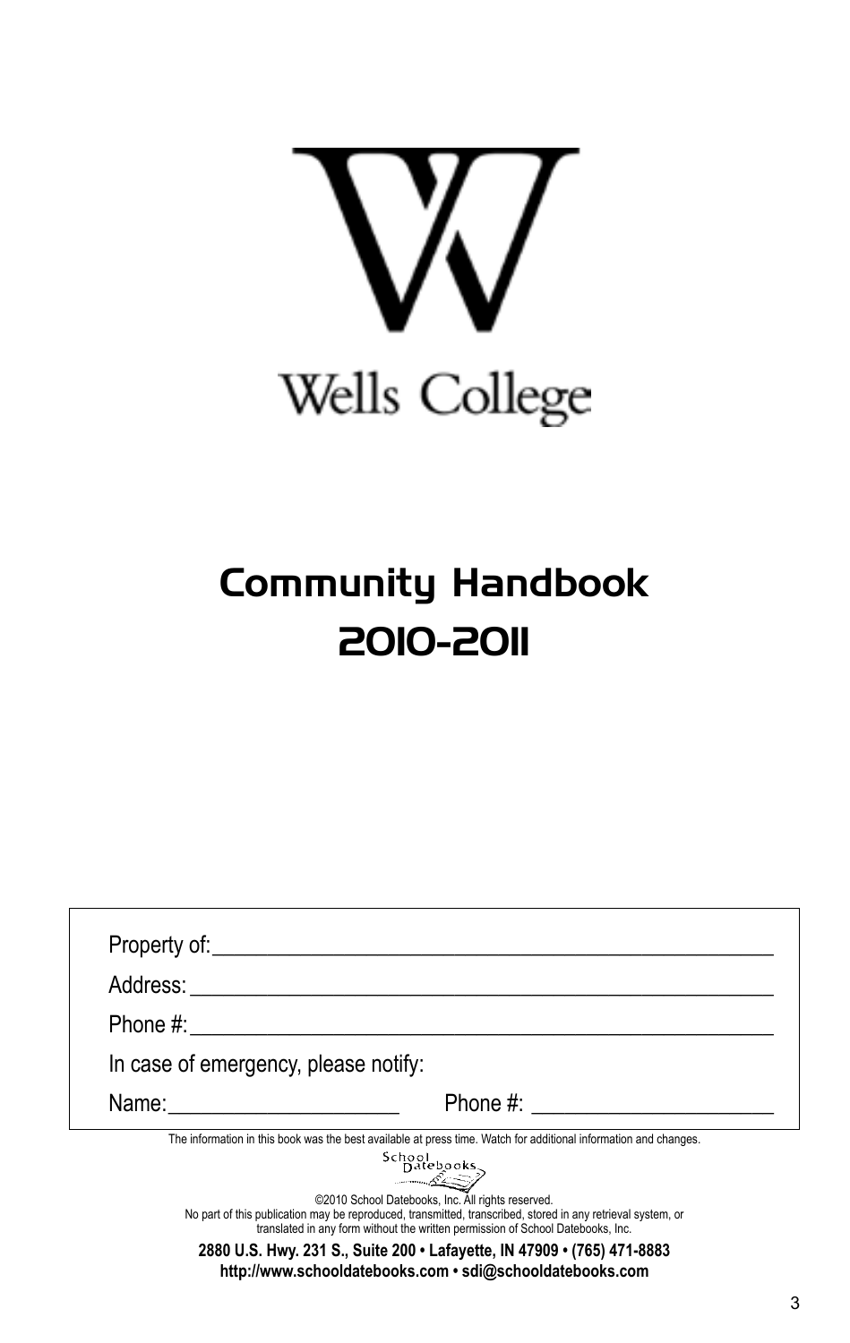Wells College

# Community Handbook 2010-2011

Property of:___________________________________________________

Address: _____________________________________________________

Phone #:______________________________________________________

In case of emergency, please notify:

Name:____________________ Phone #: _____________________

The information in this book was the best available at press time. Watch for additional information and changes.

School Datebooks

©2010 School Datebooks, Inc. All rights reserved.
No part of this publication may be reproduced, transmitted, transcribed, stored in any retrieval system, or translated in any form without the written permission of School Datebooks, Inc.

**2880 U.S. Hwy. 231 S., Suite 200 • Lafayette, IN 47909 • (765) 471-8883**
**http://www.schooldatebooks.com • sdi@schooldatebooks.com**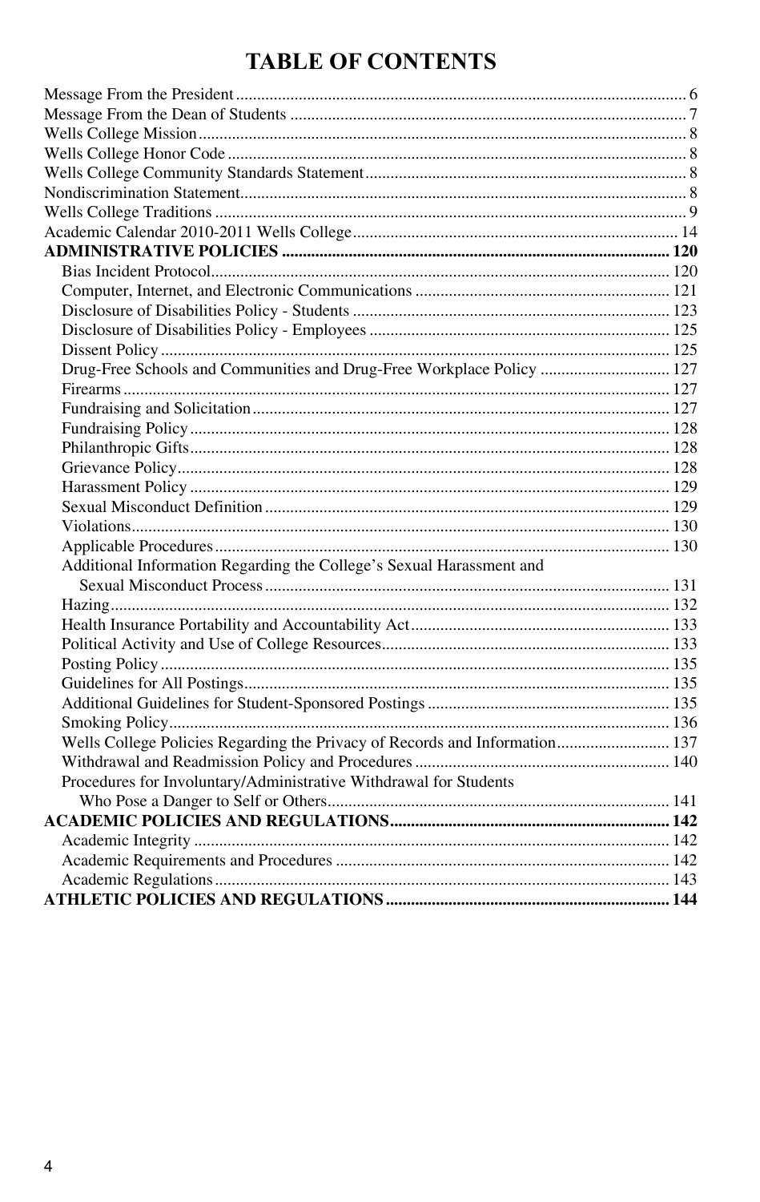# TABLE OF CONTENTS

Message From the President .......... 6
Message From the Dean of Students .......... 7
Wells College Mission .......... 8
Wells College Honor Code .......... 8
Wells College Community Standards Statement .......... 8
Nondiscrimination Statement .......... 8
Wells College Traditions .......... 9
Academic Calendar 2010-2011 Wells College .......... 14
**ADMINISTRATIVE POLICIES .......... 120**
- Bias Incident Protocol .......... 120
- Computer, Internet, and Electronic Communications .......... 121
- Disclosure of Disabilities Policy - Students .......... 123
- Disclosure of Disabilities Policy - Employees .......... 125
- Dissent Policy .......... 125
- Drug-Free Schools and Communities and Drug-Free Workplace Policy .......... 127
- Firearms .......... 127
- Fundraising and Solicitation .......... 127
- Fundraising Policy .......... 128
- Philanthropic Gifts .......... 128
- Grievance Policy .......... 128
- Harassment Policy .......... 129
- Sexual Misconduct Definition .......... 129
- Violations .......... 130
- Applicable Procedures .......... 130
- Additional Information Regarding the College's Sexual Harassment and Sexual Misconduct Process .......... 131
- Hazing .......... 132
- Health Insurance Portability and Accountability Act .......... 133
- Political Activity and Use of College Resources .......... 133
- Posting Policy .......... 135
- Guidelines for All Postings .......... 135
- Additional Guidelines for Student-Sponsored Postings .......... 135
- Smoking Policy .......... 136
- Wells College Policies Regarding the Privacy of Records and Information .......... 137
- Withdrawal and Readmission Policy and Procedures .......... 140
- Procedures for Involuntary/Administrative Withdrawal for Students Who Pose a Danger to Self or Others .......... 141

**ACADEMIC POLICIES AND REGULATIONS .......... 142**
- Academic Integrity .......... 142
- Academic Requirements and Procedures .......... 142
- Academic Regulations .......... 143

**ATHLETIC POLICIES AND REGULATIONS .......... 144**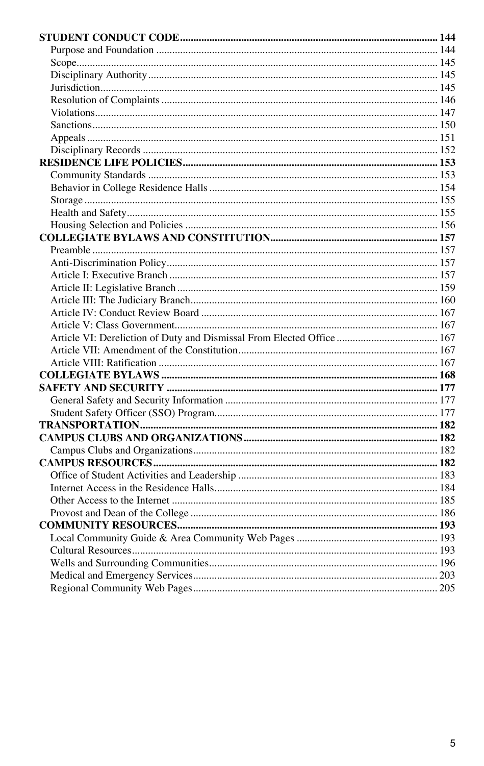**STUDENT CONDUCT CODE** .......... **144**
- Purpose and Foundation .......... 144
- Scope .......... 145
- Disciplinary Authority .......... 145
- Jurisdiction .......... 145
- Resolution of Complaints .......... 146
- Violations .......... 147
- Sanctions .......... 150
- Appeals .......... 151
- Disciplinary Records .......... 152

**RESIDENCE LIFE POLICIES** .......... **153**
- Community Standards .......... 153
- Behavior in College Residence Halls .......... 154
- Storage .......... 155
- Health and Safety .......... 155
- Housing Selection and Policies .......... 156

**COLLEGIATE BYLAWS AND CONSTITUTION** .......... **157**
- Preamble .......... 157
- Anti-Discrimination Policy .......... 157
- Article I: Executive Branch .......... 157
- Article II: Legislative Branch .......... 159
- Article III: The Judiciary Branch .......... 160
- Article IV: Conduct Review Board .......... 167
- Article V: Class Government .......... 167
- Article VI: Dereliction of Duty and Dismissal From Elected Office .......... 167
- Article VII: Amendment of the Constitution .......... 167
- Article VIII: Ratification .......... 167

**COLLEGIATE BYLAWS** .......... **168**

**SAFETY AND SECURITY** .......... **177**
- General Safety and Security Information .......... 177
- Student Safety Officer (SSO) Program .......... 177

**TRANSPORTATION** .......... **182**

**CAMPUS CLUBS AND ORGANIZATIONS** .......... **182**
- Campus Clubs and Organizations .......... 182

**CAMPUS RESOURCES** .......... **182**
- Office of Student Activities and Leadership .......... 183
- Internet Access in the Residence Halls .......... 184
- Other Access to the Internet .......... 185
- Provost and Dean of the College .......... 186

**COMMUNITY RESOURCES** .......... **193**
- Local Community Guide & Area Community Web Pages .......... 193
- Cultural Resources .......... 193
- Wells and Surrounding Communities .......... 196
- Medical and Emergency Services .......... 203
- Regional Community Web Pages .......... 205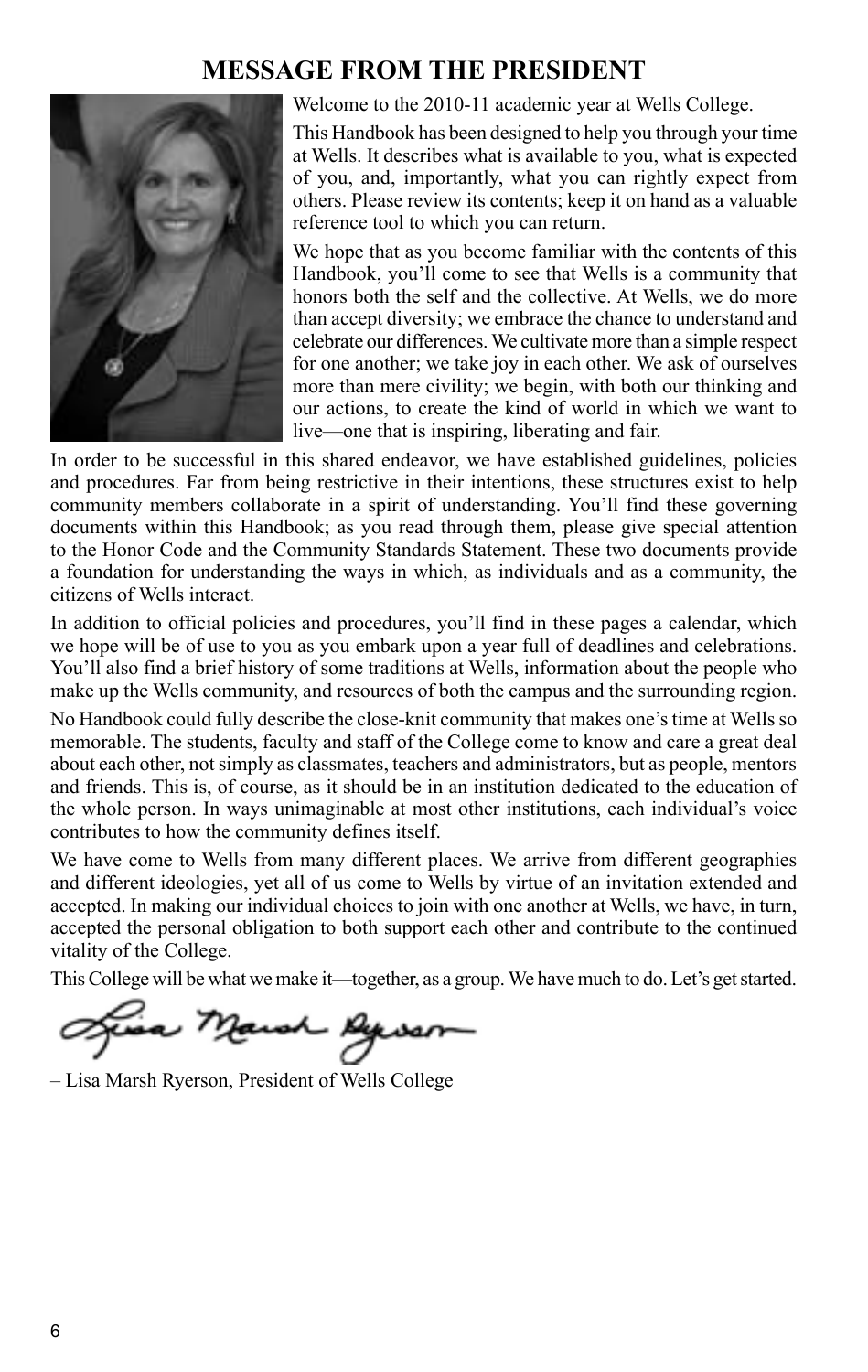# MESSAGE FROM THE PRESIDENT

Welcome to the 2010-11 academic year at Wells College.

This Handbook has been designed to help you through your time at Wells. It describes what is available to you, what is expected of you, and, importantly, what you can rightly expect from others. Please review its contents; keep it on hand as a valuable reference tool to which you can return.

We hope that as you become familiar with the contents of this Handbook, you'll come to see that Wells is a community that honors both the self and the collective. At Wells, we do more than accept diversity; we embrace the chance to understand and celebrate our differences. We cultivate more than a simple respect for one another; we take joy in each other. We ask of ourselves more than mere civility; we begin, with both our thinking and our actions, to create the kind of world in which we want to live—one that is inspiring, liberating and fair.

In order to be successful in this shared endeavor, we have established guidelines, policies and procedures. Far from being restrictive in their intentions, these structures exist to help community members collaborate in a spirit of understanding. You'll find these governing documents within this Handbook; as you read through them, please give special attention to the Honor Code and the Community Standards Statement. These two documents provide a foundation for understanding the ways in which, as individuals and as a community, the citizens of Wells interact.

In addition to official policies and procedures, you'll find in these pages a calendar, which we hope will be of use to you as you embark upon a year full of deadlines and celebrations. You'll also find a brief history of some traditions at Wells, information about the people who make up the Wells community, and resources of both the campus and the surrounding region.

No Handbook could fully describe the close-knit community that makes one's time at Wells so memorable. The students, faculty and staff of the College come to know and care a great deal about each other, not simply as classmates, teachers and administrators, but as people, mentors and friends. This is, of course, as it should be in an institution dedicated to the education of the whole person. In ways unimaginable at most other institutions, each individual's voice contributes to how the community defines itself.

We have come to Wells from many different places. We arrive from different geographies and different ideologies, yet all of us come to Wells by virtue of an invitation extended and accepted. In making our individual choices to join with one another at Wells, we have, in turn, accepted the personal obligation to both support each other and contribute to the continued vitality of the College.

This College will be what we make it—together, as a group. We have much to do. Let's get started.

– Lisa Marsh Ryerson, President of Wells College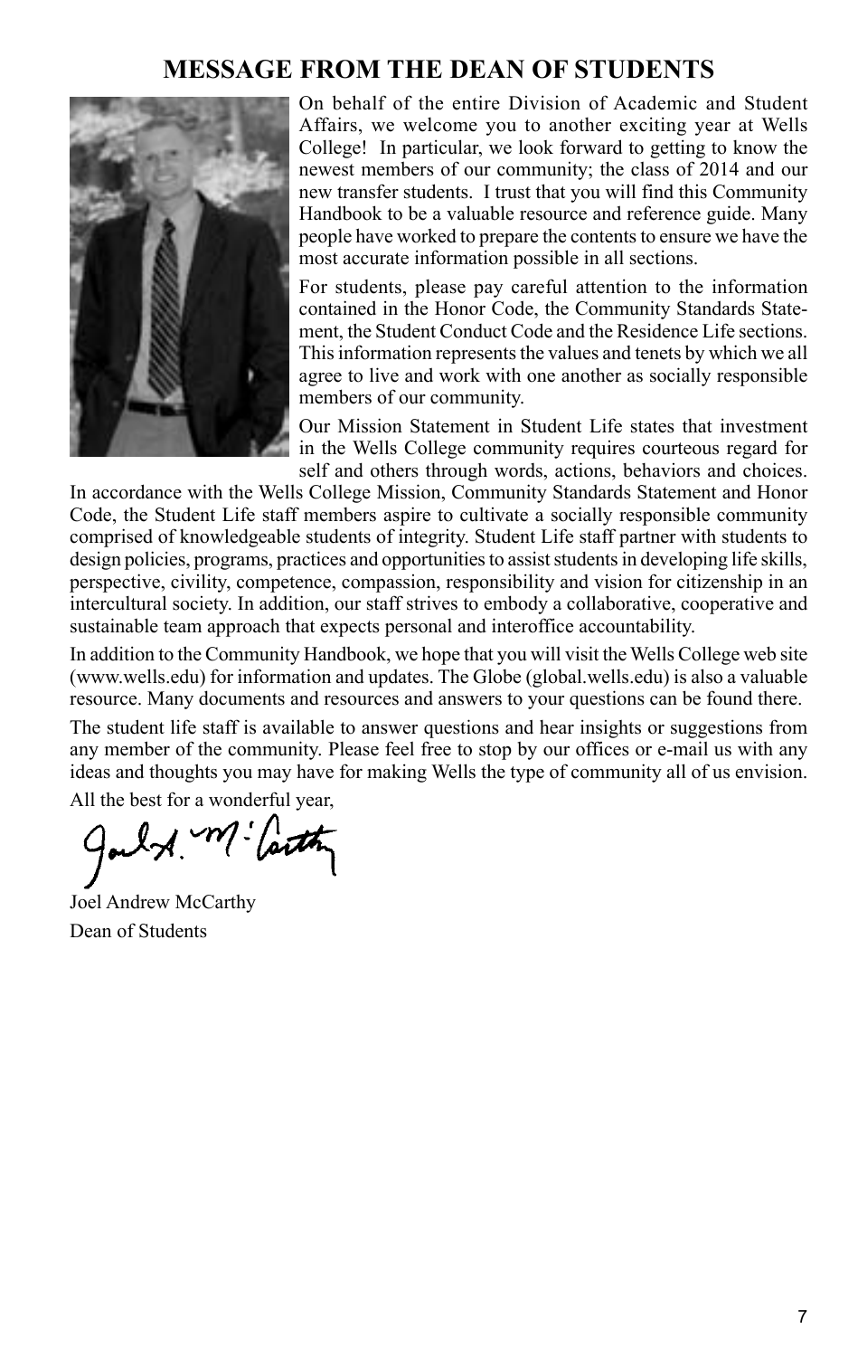# MESSAGE FROM THE DEAN OF STUDENTS

On behalf of the entire Division of Academic and Student Affairs, we welcome you to another exciting year at Wells College! In particular, we look forward to getting to know the newest members of our community; the class of 2014 and our new transfer students. I trust that you will find this Community Handbook to be a valuable resource and reference guide. Many people have worked to prepare the contents to ensure we have the most accurate information possible in all sections.

For students, please pay careful attention to the information contained in the Honor Code, the Community Standards Statement, the Student Conduct Code and the Residence Life sections. This information represents the values and tenets by which we all agree to live and work with one another as socially responsible members of our community.

Our Mission Statement in Student Life states that investment in the Wells College community requires courteous regard for self and others through words, actions, behaviors and choices. In accordance with the Wells College Mission, Community Standards Statement and Honor Code, the Student Life staff members aspire to cultivate a socially responsible community comprised of knowledgeable students of integrity. Student Life staff partner with students to design policies, programs, practices and opportunities to assist students in developing life skills, perspective, civility, competence, compassion, responsibility and vision for citizenship in an intercultural society. In addition, our staff strives to embody a collaborative, cooperative and sustainable team approach that expects personal and interoffice accountability.

In addition to the Community Handbook, we hope that you will visit the Wells College web site (www.wells.edu) for information and updates. The Globe (global.wells.edu) is also a valuable resource. Many documents and resources and answers to your questions can be found there.

The student life staff is available to answer questions and hear insights or suggestions from any member of the community. Please feel free to stop by our offices or e-mail us with any ideas and thoughts you may have for making Wells the type of community all of us envision.

All the best for a wonderful year,

Joel Andrew McCarthy
Dean of Students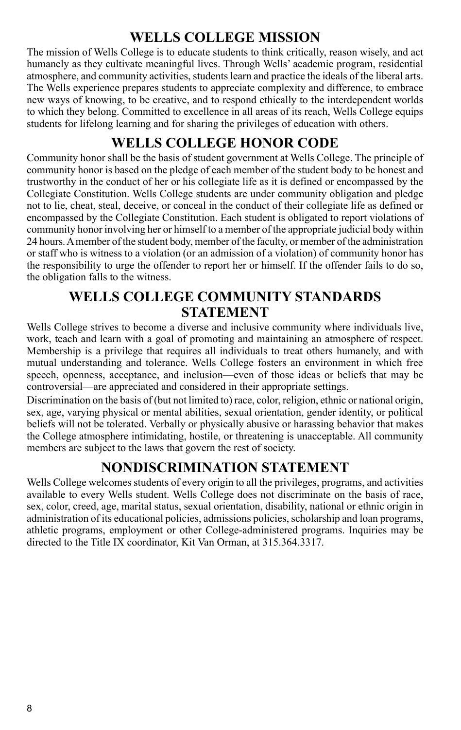# WELLS COLLEGE MISSION

The mission of Wells College is to educate students to think critically, reason wisely, and act humanely as they cultivate meaningful lives. Through Wells' academic program, residential atmosphere, and community activities, students learn and practice the ideals of the liberal arts. The Wells experience prepares students to appreciate complexity and difference, to embrace new ways of knowing, to be creative, and to respond ethically to the interdependent worlds to which they belong. Committed to excellence in all areas of its reach, Wells College equips students for lifelong learning and for sharing the privileges of education with others.

# WELLS COLLEGE HONOR CODE

Community honor shall be the basis of student government at Wells College. The principle of community honor is based on the pledge of each member of the student body to be honest and trustworthy in the conduct of her or his collegiate life as it is defined or encompassed by the Collegiate Constitution. Wells College students are under community obligation and pledge not to lie, cheat, steal, deceive, or conceal in the conduct of their collegiate life as defined or encompassed by the Collegiate Constitution. Each student is obligated to report violations of community honor involving her or himself to a member of the appropriate judicial body within 24 hours. A member of the student body, member of the faculty, or member of the administration or staff who is witness to a violation (or an admission of a violation) of community honor has the responsibility to urge the offender to report her or himself. If the offender fails to do so, the obligation falls to the witness.

# WELLS COLLEGE COMMUNITY STANDARDS STATEMENT

Wells College strives to become a diverse and inclusive community where individuals live, work, teach and learn with a goal of promoting and maintaining an atmosphere of respect. Membership is a privilege that requires all individuals to treat others humanely, and with mutual understanding and tolerance. Wells College fosters an environment in which free speech, openness, acceptance, and inclusion—even of those ideas or beliefs that may be controversial—are appreciated and considered in their appropriate settings.

Discrimination on the basis of (but not limited to) race, color, religion, ethnic or national origin, sex, age, varying physical or mental abilities, sexual orientation, gender identity, or political beliefs will not be tolerated. Verbally or physically abusive or harassing behavior that makes the College atmosphere intimidating, hostile, or threatening is unacceptable. All community members are subject to the laws that govern the rest of society.

# NONDISCRIMINATION STATEMENT

Wells College welcomes students of every origin to all the privileges, programs, and activities available to every Wells student. Wells College does not discriminate on the basis of race, sex, color, creed, age, marital status, sexual orientation, disability, national or ethnic origin in administration of its educational policies, admissions policies, scholarship and loan programs, athletic programs, employment or other College-administered programs. Inquiries may be directed to the Title IX coordinator, Kit Van Orman, at 315.364.3317.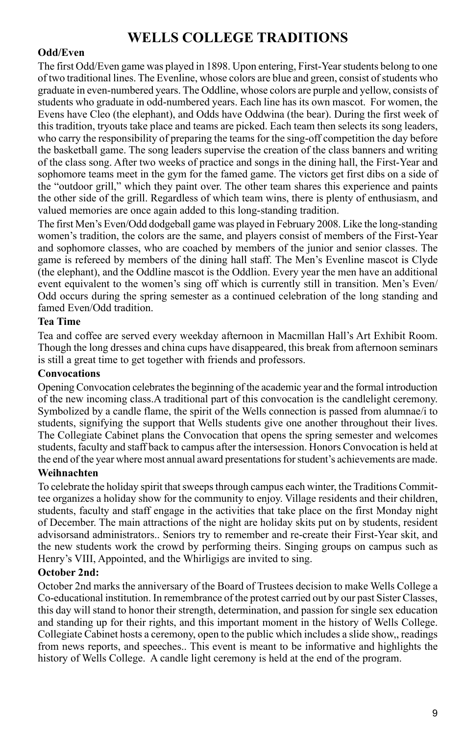# WELLS COLLEGE TRADITIONS

**Odd/Even**

The first Odd/Even game was played in 1898. Upon entering, First-Year students belong to one of two traditional lines. The Evenline, whose colors are blue and green, consist of students who graduate in even-numbered years. The Oddline, whose colors are purple and yellow, consists of students who graduate in odd-numbered years. Each line has its own mascot. For women, the Evens have Cleo (the elephant), and Odds have Oddwina (the bear). During the first week of this tradition, tryouts take place and teams are picked. Each team then selects its song leaders, who carry the responsibility of preparing the teams for the sing-off competition the day before the basketball game. The song leaders supervise the creation of the class banners and writing of the class song. After two weeks of practice and songs in the dining hall, the First-Year and sophomore teams meet in the gym for the famed game. The victors get first dibs on a side of the "outdoor grill," which they paint over. The other team shares this experience and paints the other side of the grill. Regardless of which team wins, there is plenty of enthusiasm, and valued memories are once again added to this long-standing tradition.

The first Men's Even/Odd dodgeball game was played in February 2008. Like the long-standing women's tradition, the colors are the same, and players consist of members of the First-Year and sophomore classes, who are coached by members of the junior and senior classes. The game is refereed by members of the dining hall staff. The Men's Evenline mascot is Clyde (the elephant), and the Oddline mascot is the Oddlion. Every year the men have an additional event equivalent to the women's sing off which is currently still in transition. Men's Even/Odd occurs during the spring semester as a continued celebration of the long standing and famed Even/Odd tradition.

**Tea Time**

Tea and coffee are served every weekday afternoon in Macmillan Hall's Art Exhibit Room. Though the long dresses and china cups have disappeared, this break from afternoon seminars is still a great time to get together with friends and professors.

**Convocations**

Opening Convocation celebrates the beginning of the academic year and the formal introduction of the new incoming class.A traditional part of this convocation is the candlelight ceremony. Symbolized by a candle flame, the spirit of the Wells connection is passed from alumnae/i to students, signifying the support that Wells students give one another throughout their lives. The Collegiate Cabinet plans the Convocation that opens the spring semester and welcomes students, faculty and staff back to campus after the intersession. Honors Convocation is held at the end of the year where most annual award presentations for student's achievements are made.

**Weihnachten**

To celebrate the holiday spirit that sweeps through campus each winter, the Traditions Committee organizes a holiday show for the community to enjoy. Village residents and their children, students, faculty and staff engage in the activities that take place on the first Monday night of December. The main attractions of the night are holiday skits put on by students, resident advisorsand administrators.. Seniors try to remember and re-create their First-Year skit, and the new students work the crowd by performing theirs. Singing groups on campus such as Henry's VIII, Appointed, and the Whirligigs are invited to sing.

**October 2nd:**

October 2nd marks the anniversary of the Board of Trustees decision to make Wells College a Co-educational institution. In remembrance of the protest carried out by our past Sister Classes, this day will stand to honor their strength, determination, and passion for single sex education and standing up for their rights, and this important moment in the history of Wells College. Collegiate Cabinet hosts a ceremony, open to the public which includes a slide show,, readings from news reports, and speeches.. This event is meant to be informative and highlights the history of Wells College. A candle light ceremony is held at the end of the program.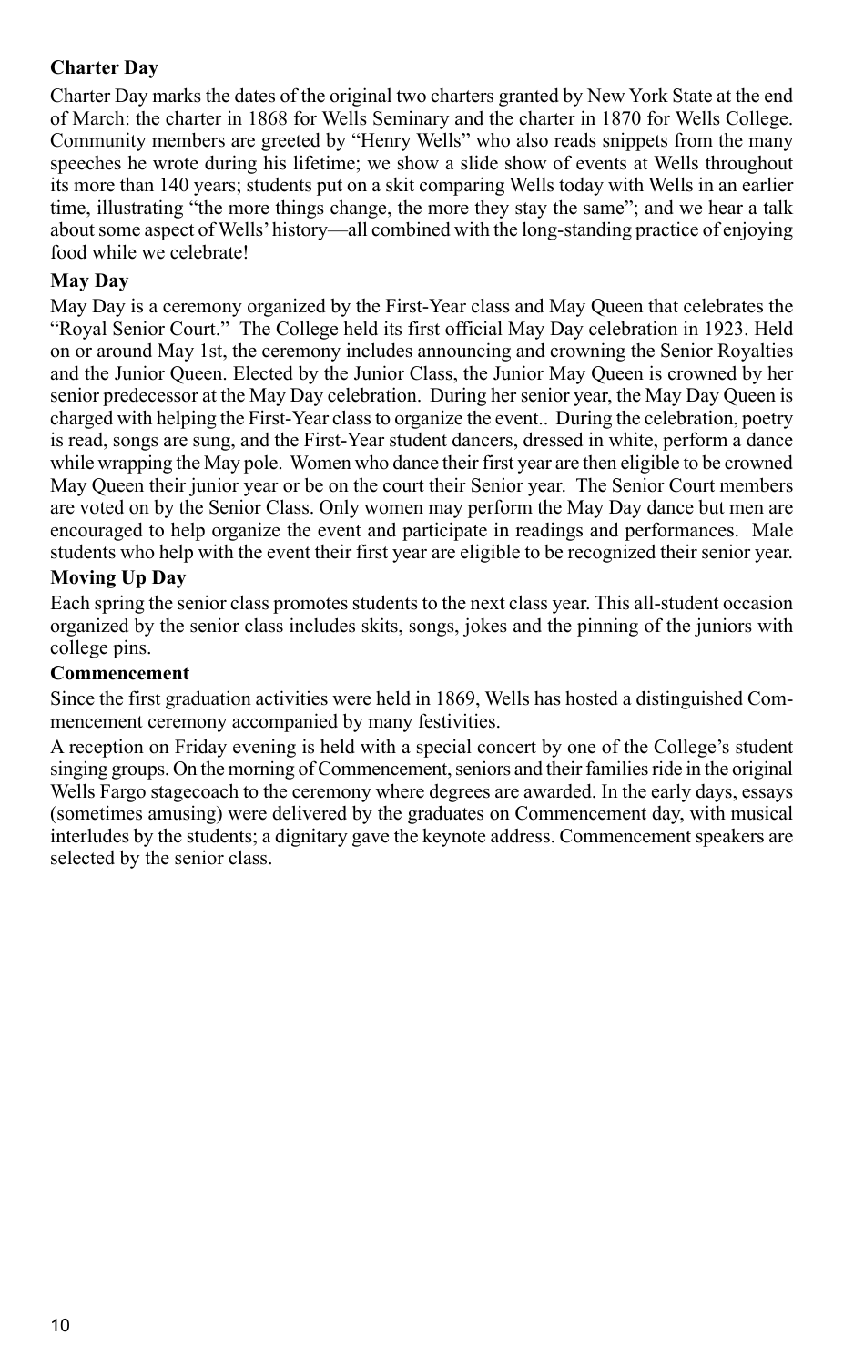**Charter Day**

Charter Day marks the dates of the original two charters granted by New York State at the end of March: the charter in 1868 for Wells Seminary and the charter in 1870 for Wells College. Community members are greeted by "Henry Wells" who also reads snippets from the many speeches he wrote during his lifetime; we show a slide show of events at Wells throughout its more than 140 years; students put on a skit comparing Wells today with Wells in an earlier time, illustrating "the more things change, the more they stay the same"; and we hear a talk about some aspect of Wells' history—all combined with the long-standing practice of enjoying food while we celebrate!

**May Day**

May Day is a ceremony organized by the First-Year class and May Queen that celebrates the "Royal Senior Court." The College held its first official May Day celebration in 1923. Held on or around May 1st, the ceremony includes announcing and crowning the Senior Royalties and the Junior Queen. Elected by the Junior Class, the Junior May Queen is crowned by her senior predecessor at the May Day celebration. During her senior year, the May Day Queen is charged with helping the First-Year class to organize the event.. During the celebration, poetry is read, songs are sung, and the First-Year student dancers, dressed in white, perform a dance while wrapping the May pole. Women who dance their first year are then eligible to be crowned May Queen their junior year or be on the court their Senior year. The Senior Court members are voted on by the Senior Class. Only women may perform the May Day dance but men are encouraged to help organize the event and participate in readings and performances. Male students who help with the event their first year are eligible to be recognized their senior year.

**Moving Up Day**

Each spring the senior class promotes students to the next class year. This all-student occasion organized by the senior class includes skits, songs, jokes and the pinning of the juniors with college pins.

**Commencement**

Since the first graduation activities were held in 1869, Wells has hosted a distinguished Commencement ceremony accompanied by many festivities.

A reception on Friday evening is held with a special concert by one of the College's student singing groups. On the morning of Commencement, seniors and their families ride in the original Wells Fargo stagecoach to the ceremony where degrees are awarded. In the early days, essays (sometimes amusing) were delivered by the graduates on Commencement day, with musical interludes by the students; a dignitary gave the keynote address. Commencement speakers are selected by the senior class.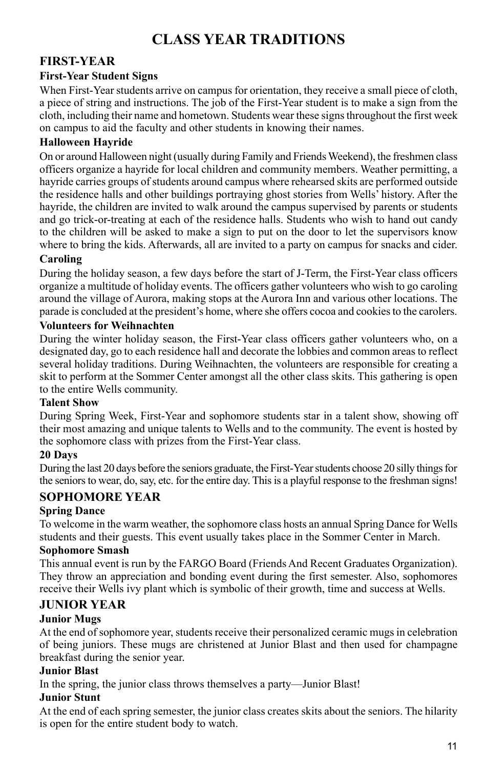# CLASS YEAR TRADITIONS

## FIRST-YEAR

### First-Year Student Signs

When First-Year students arrive on campus for orientation, they receive a small piece of cloth, a piece of string and instructions. The job of the First-Year student is to make a sign from the cloth, including their name and hometown. Students wear these signs throughout the first week on campus to aid the faculty and other students in knowing their names.

### Halloween Hayride

On or around Halloween night (usually during Family and Friends Weekend), the freshmen class officers organize a hayride for local children and community members. Weather permitting, a hayride carries groups of students around campus where rehearsed skits are performed outside the residence halls and other buildings portraying ghost stories from Wells' history. After the hayride, the children are invited to walk around the campus supervised by parents or students and go trick-or-treating at each of the residence halls. Students who wish to hand out candy to the children will be asked to make a sign to put on the door to let the supervisors know where to bring the kids. Afterwards, all are invited to a party on campus for snacks and cider.

### Caroling

During the holiday season, a few days before the start of J-Term, the First-Year class officers organize a multitude of holiday events. The officers gather volunteers who wish to go caroling around the village of Aurora, making stops at the Aurora Inn and various other locations. The parade is concluded at the president's home, where she offers cocoa and cookies to the carolers.

### Volunteers for Weihnachten

During the winter holiday season, the First-Year class officers gather volunteers who, on a designated day, go to each residence hall and decorate the lobbies and common areas to reflect several holiday traditions. During Weihnachten, the volunteers are responsible for creating a skit to perform at the Sommer Center amongst all the other class skits. This gathering is open to the entire Wells community.

### Talent Show

During Spring Week, First-Year and sophomore students star in a talent show, showing off their most amazing and unique talents to Wells and to the community. The event is hosted by the sophomore class with prizes from the First-Year class.

### 20 Days

During the last 20 days before the seniors graduate, the First-Year students choose 20 silly things for the seniors to wear, do, say, etc. for the entire day. This is a playful response to the freshman signs!

## SOPHOMORE YEAR

### Spring Dance

To welcome in the warm weather, the sophomore class hosts an annual Spring Dance for Wells students and their guests. This event usually takes place in the Sommer Center in March.

### Sophomore Smash

This annual event is run by the FARGO Board (Friends And Recent Graduates Organization). They throw an appreciation and bonding event during the first semester. Also, sophomores receive their Wells ivy plant which is symbolic of their growth, time and success at Wells.

## JUNIOR YEAR

### Junior Mugs

At the end of sophomore year, students receive their personalized ceramic mugs in celebration of being juniors. These mugs are christened at Junior Blast and then used for champagne breakfast during the senior year.

### Junior Blast

In the spring, the junior class throws themselves a party—Junior Blast!

### Junior Stunt

At the end of each spring semester, the junior class creates skits about the seniors. The hilarity is open for the entire student body to watch.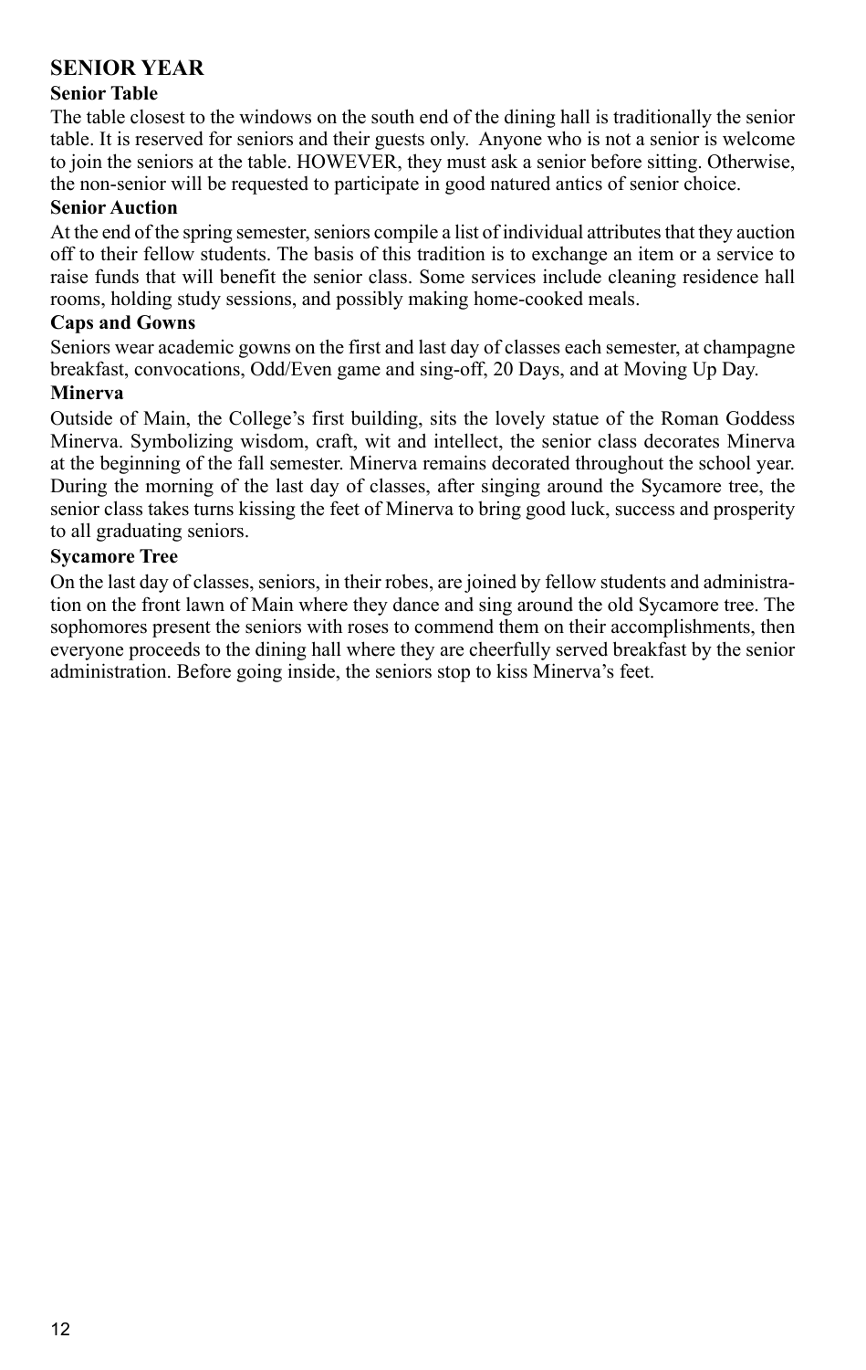## SENIOR YEAR

### Senior Table

The table closest to the windows on the south end of the dining hall is traditionally the senior table. It is reserved for seniors and their guests only. Anyone who is not a senior is welcome to join the seniors at the table. HOWEVER, they must ask a senior before sitting. Otherwise, the non-senior will be requested to participate in good natured antics of senior choice.

### Senior Auction

At the end of the spring semester, seniors compile a list of individual attributes that they auction off to their fellow students. The basis of this tradition is to exchange an item or a service to raise funds that will benefit the senior class. Some services include cleaning residence hall rooms, holding study sessions, and possibly making home-cooked meals.

### Caps and Gowns

Seniors wear academic gowns on the first and last day of classes each semester, at champagne breakfast, convocations, Odd/Even game and sing-off, 20 Days, and at Moving Up Day.

### Minerva

Outside of Main, the College's first building, sits the lovely statue of the Roman Goddess Minerva. Symbolizing wisdom, craft, wit and intellect, the senior class decorates Minerva at the beginning of the fall semester. Minerva remains decorated throughout the school year. During the morning of the last day of classes, after singing around the Sycamore tree, the senior class takes turns kissing the feet of Minerva to bring good luck, success and prosperity to all graduating seniors.

### Sycamore Tree

On the last day of classes, seniors, in their robes, are joined by fellow students and administration on the front lawn of Main where they dance and sing around the old Sycamore tree. The sophomores present the seniors with roses to commend them on their accomplishments, then everyone proceeds to the dining hall where they are cheerfully served breakfast by the senior administration. Before going inside, the seniors stop to kiss Minerva's feet.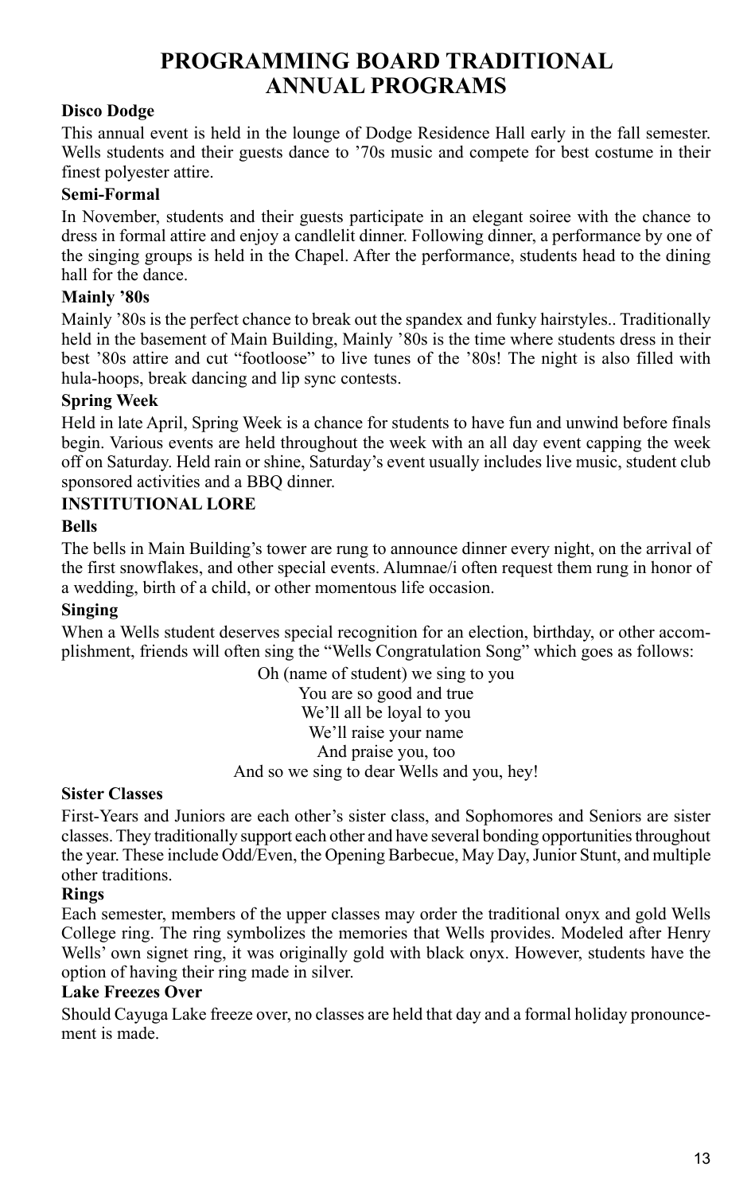# PROGRAMMING BOARD TRADITIONAL ANNUAL PROGRAMS

**Disco Dodge**

This annual event is held in the lounge of Dodge Residence Hall early in the fall semester. Wells students and their guests dance to '70s music and compete for best costume in their finest polyester attire.

**Semi-Formal**

In November, students and their guests participate in an elegant soiree with the chance to dress in formal attire and enjoy a candlelit dinner. Following dinner, a performance by one of the singing groups is held in the Chapel. After the performance, students head to the dining hall for the dance.

**Mainly '80s**

Mainly '80s is the perfect chance to break out the spandex and funky hairstyles.. Traditionally held in the basement of Main Building, Mainly '80s is the time where students dress in their best '80s attire and cut "footloose" to live tunes of the '80s! The night is also filled with hula-hoops, break dancing and lip sync contests.

**Spring Week**

Held in late April, Spring Week is a chance for students to have fun and unwind before finals begin. Various events are held throughout the week with an all day event capping the week off on Saturday. Held rain or shine, Saturday's event usually includes live music, student club sponsored activities and a BBQ dinner.

## INSTITUTIONAL LORE

**Bells**

The bells in Main Building's tower are rung to announce dinner every night, on the arrival of the first snowflakes, and other special events. Alumnae/i often request them rung in honor of a wedding, birth of a child, or other momentous life occasion.

**Singing**

When a Wells student deserves special recognition for an election, birthday, or other accomplishment, friends will often sing the "Wells Congratulation Song" which goes as follows:

Oh (name of student) we sing to you
You are so good and true
We'll all be loyal to you
We'll raise your name
And praise you, too
And so we sing to dear Wells and you, hey!

**Sister Classes**

First-Years and Juniors are each other's sister class, and Sophomores and Seniors are sister classes. They traditionally support each other and have several bonding opportunities throughout the year. These include Odd/Even, the Opening Barbecue, May Day, Junior Stunt, and multiple other traditions.

**Rings**

Each semester, members of the upper classes may order the traditional onyx and gold Wells College ring. The ring symbolizes the memories that Wells provides. Modeled after Henry Wells' own signet ring, it was originally gold with black onyx. However, students have the option of having their ring made in silver.

**Lake Freezes Over**

Should Cayuga Lake freeze over, no classes are held that day and a formal holiday pronouncement is made.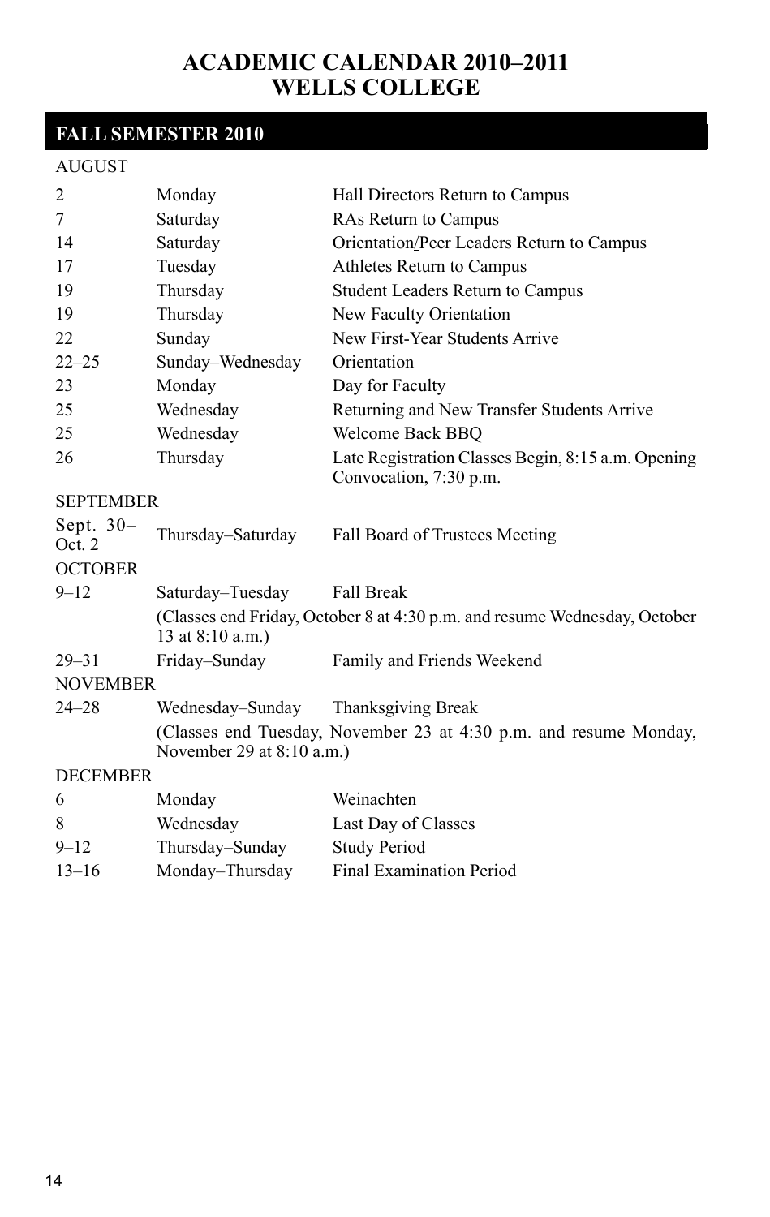# ACADEMIC CALENDAR 2010–2011
# WELLS COLLEGE

## FALL SEMESTER 2010

### AUGUST

| | | |
|---|---|---|
| 2 | Monday | Hall Directors Return to Campus |
| 7 | Saturday | RAs Return to Campus |
| 14 | Saturday | Orientation/Peer Leaders Return to Campus |
| 17 | Tuesday | Athletes Return to Campus |
| 19 | Thursday | Student Leaders Return to Campus |
| 19 | Thursday | New Faculty Orientation |
| 22 | Sunday | New First-Year Students Arrive |
| 22–25 | Sunday–Wednesday | Orientation |
| 23 | Monday | Day for Faculty |
| 25 | Wednesday | Returning and New Transfer Students Arrive |
| 25 | Wednesday | Welcome Back BBQ |
| 26 | Thursday | Late Registration Classes Begin, 8:15 a.m. Opening Convocation, 7:30 p.m. |

### SEPTEMBER

| | | |
|---|---|---|
| Sept. 30– Oct. 2 | Thursday–Saturday | Fall Board of Trustees Meeting |

### OCTOBER

| | | |
|---|---|---|
| 9–12 | Saturday–Tuesday | Fall Break |
| | (Classes end Friday, October 8 at 4:30 p.m. and resume Wednesday, October 13 at 8:10 a.m.) | |
| 29–31 | Friday–Sunday | Family and Friends Weekend |

### NOVEMBER

| | | |
|---|---|---|
| 24–28 | Wednesday–Sunday | Thanksgiving Break |
| | (Classes end Tuesday, November 23 at 4:30 p.m. and resume Monday, November 29 at 8:10 a.m.) | |

### DECEMBER

| | | |
|---|---|---|
| 6 | Monday | Weinachten |
| 8 | Wednesday | Last Day of Classes |
| 9–12 | Thursday–Sunday | Study Period |
| 13–16 | Monday–Thursday | Final Examination Period |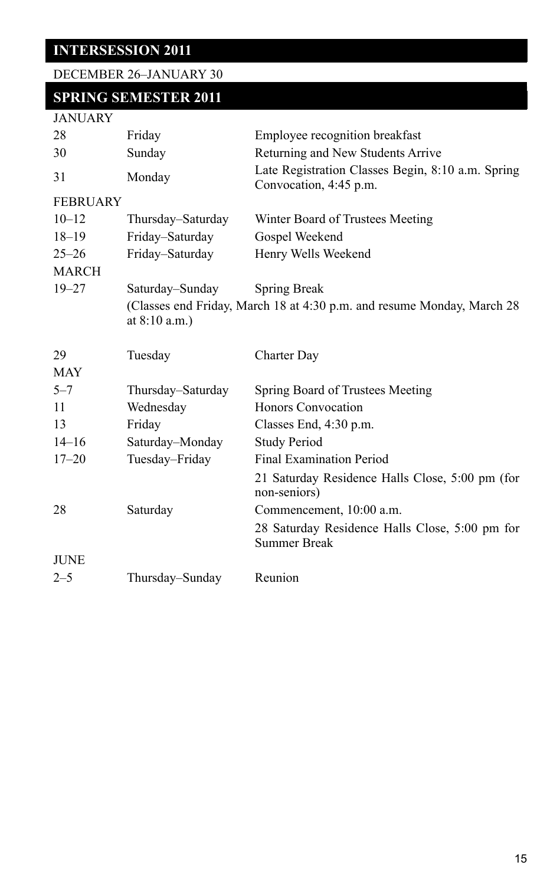## INTERSESSION 2011

DECEMBER 26–JANUARY 30

## SPRING SEMESTER 2011

| | | |
|---|---|---|
| **JANUARY** | | |
| 28 | Friday | Employee recognition breakfast |
| 30 | Sunday | Returning and New Students Arrive |
| 31 | Monday | Late Registration Classes Begin, 8:10 a.m. Spring Convocation, 4:45 p.m. |
| **FEBRUARY** | | |
| 10–12 | Thursday–Saturday | Winter Board of Trustees Meeting |
| 18–19 | Friday–Saturday | Gospel Weekend |
| 25–26 | Friday–Saturday | Henry Wells Weekend |
| **MARCH** | | |
| 19–27 | Saturday–Sunday | Spring Break |
| | (Classes end Friday, March 18 at 4:30 p.m. and resume Monday, March 28 at 8:10 a.m.) | |
| 29 | Tuesday | Charter Day |
| **MAY** | | |
| 5–7 | Thursday–Saturday | Spring Board of Trustees Meeting |
| 11 | Wednesday | Honors Convocation |
| 13 | Friday | Classes End, 4:30 p.m. |
| 14–16 | Saturday–Monday | Study Period |
| 17–20 | Tuesday–Friday | Final Examination Period |
| | | 21 Saturday Residence Halls Close, 5:00 pm (for non-seniors) |
| 28 | Saturday | Commencement, 10:00 a.m. |
| | | 28 Saturday Residence Halls Close, 5:00 pm for Summer Break |
| **JUNE** | | |
| 2–5 | Thursday–Sunday | Reunion |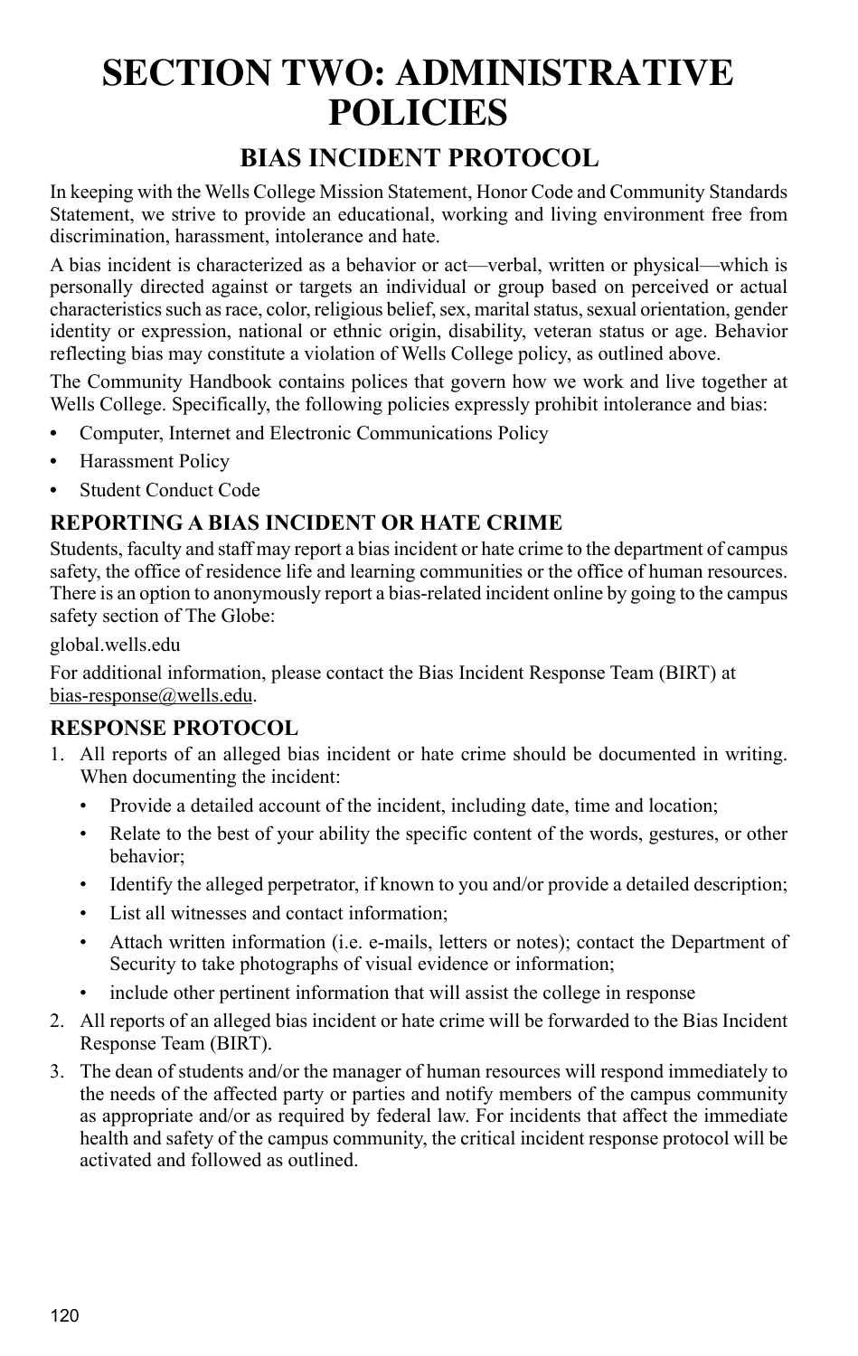# SECTION TWO: ADMINISTRATIVE POLICIES

## BIAS INCIDENT PROTOCOL

In keeping with the Wells College Mission Statement, Honor Code and Community Standards Statement, we strive to provide an educational, working and living environment free from discrimination, harassment, intolerance and hate.

A bias incident is characterized as a behavior or act—verbal, written or physical—which is personally directed against or targets an individual or group based on perceived or actual characteristics such as race, color, religious belief, sex, marital status, sexual orientation, gender identity or expression, national or ethnic origin, disability, veteran status or age. Behavior reflecting bias may constitute a violation of Wells College policy, as outlined above.

The Community Handbook contains polices that govern how we work and live together at Wells College. Specifically, the following policies expressly prohibit intolerance and bias:

- Computer, Internet and Electronic Communications Policy
- Harassment Policy
- Student Conduct Code

### REPORTING A BIAS INCIDENT OR HATE CRIME

Students, faculty and staff may report a bias incident or hate crime to the department of campus safety, the office of residence life and learning communities or the office of human resources. There is an option to anonymously report a bias-related incident online by going to the campus safety section of The Globe:

global.wells.edu

For additional information, please contact the Bias Incident Response Team (BIRT) at bias-response@wells.edu.

### RESPONSE PROTOCOL

1. All reports of an alleged bias incident or hate crime should be documented in writing. When documenting the incident:
   - Provide a detailed account of the incident, including date, time and location;
   - Relate to the best of your ability the specific content of the words, gestures, or other behavior;
   - Identify the alleged perpetrator, if known to you and/or provide a detailed description;
   - List all witnesses and contact information;
   - Attach written information (i.e. e-mails, letters or notes); contact the Department of Security to take photographs of visual evidence or information;
   - include other pertinent information that will assist the college in response
2. All reports of an alleged bias incident or hate crime will be forwarded to the Bias Incident Response Team (BIRT).
3. The dean of students and/or the manager of human resources will respond immediately to the needs of the affected party or parties and notify members of the campus community as appropriate and/or as required by federal law. For incidents that affect the immediate health and safety of the campus community, the critical incident response protocol will be activated and followed as outlined.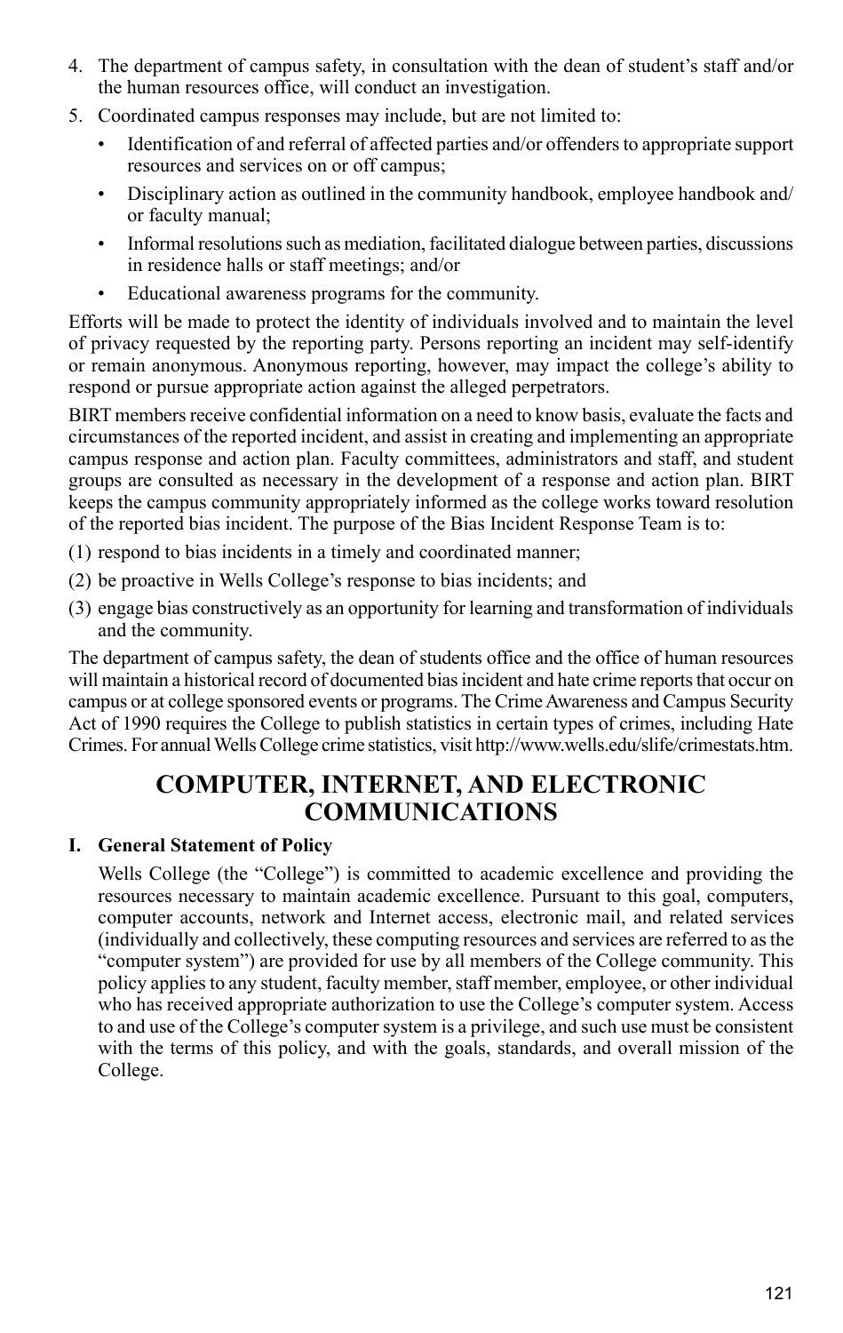4. The department of campus safety, in consultation with the dean of student's staff and/or the human resources office, will conduct an investigation.
5. Coordinated campus responses may include, but are not limited to:
   - Identification of and referral of affected parties and/or offenders to appropriate support resources and services on or off campus;
   - Disciplinary action as outlined in the community handbook, employee handbook and/or faculty manual;
   - Informal resolutions such as mediation, facilitated dialogue between parties, discussions in residence halls or staff meetings; and/or
   - Educational awareness programs for the community.

Efforts will be made to protect the identity of individuals involved and to maintain the level of privacy requested by the reporting party. Persons reporting an incident may self-identify or remain anonymous. Anonymous reporting, however, may impact the college's ability to respond or pursue appropriate action against the alleged perpetrators.

BIRT members receive confidential information on a need to know basis, evaluate the facts and circumstances of the reported incident, and assist in creating and implementing an appropriate campus response and action plan. Faculty committees, administrators and staff, and student groups are consulted as necessary in the development of a response and action plan. BIRT keeps the campus community appropriately informed as the college works toward resolution of the reported bias incident. The purpose of the Bias Incident Response Team is to:

(1) respond to bias incidents in a timely and coordinated manner;

(2) be proactive in Wells College's response to bias incidents; and

(3) engage bias constructively as an opportunity for learning and transformation of individuals and the community.

The department of campus safety, the dean of students office and the office of human resources will maintain a historical record of documented bias incident and hate crime reports that occur on campus or at college sponsored events or programs. The Crime Awareness and Campus Security Act of 1990 requires the College to publish statistics in certain types of crimes, including Hate Crimes. For annual Wells College crime statistics, visit http://www.wells.edu/slife/crimestats.htm.

# COMPUTER, INTERNET, AND ELECTRONIC COMMUNICATIONS

**I. General Statement of Policy**

Wells College (the "College") is committed to academic excellence and providing the resources necessary to maintain academic excellence. Pursuant to this goal, computers, computer accounts, network and Internet access, electronic mail, and related services (individually and collectively, these computing resources and services are referred to as the "computer system") are provided for use by all members of the College community. This policy applies to any student, faculty member, staff member, employee, or other individual who has received appropriate authorization to use the College's computer system. Access to and use of the College's computer system is a privilege, and such use must be consistent with the terms of this policy, and with the goals, standards, and overall mission of the College.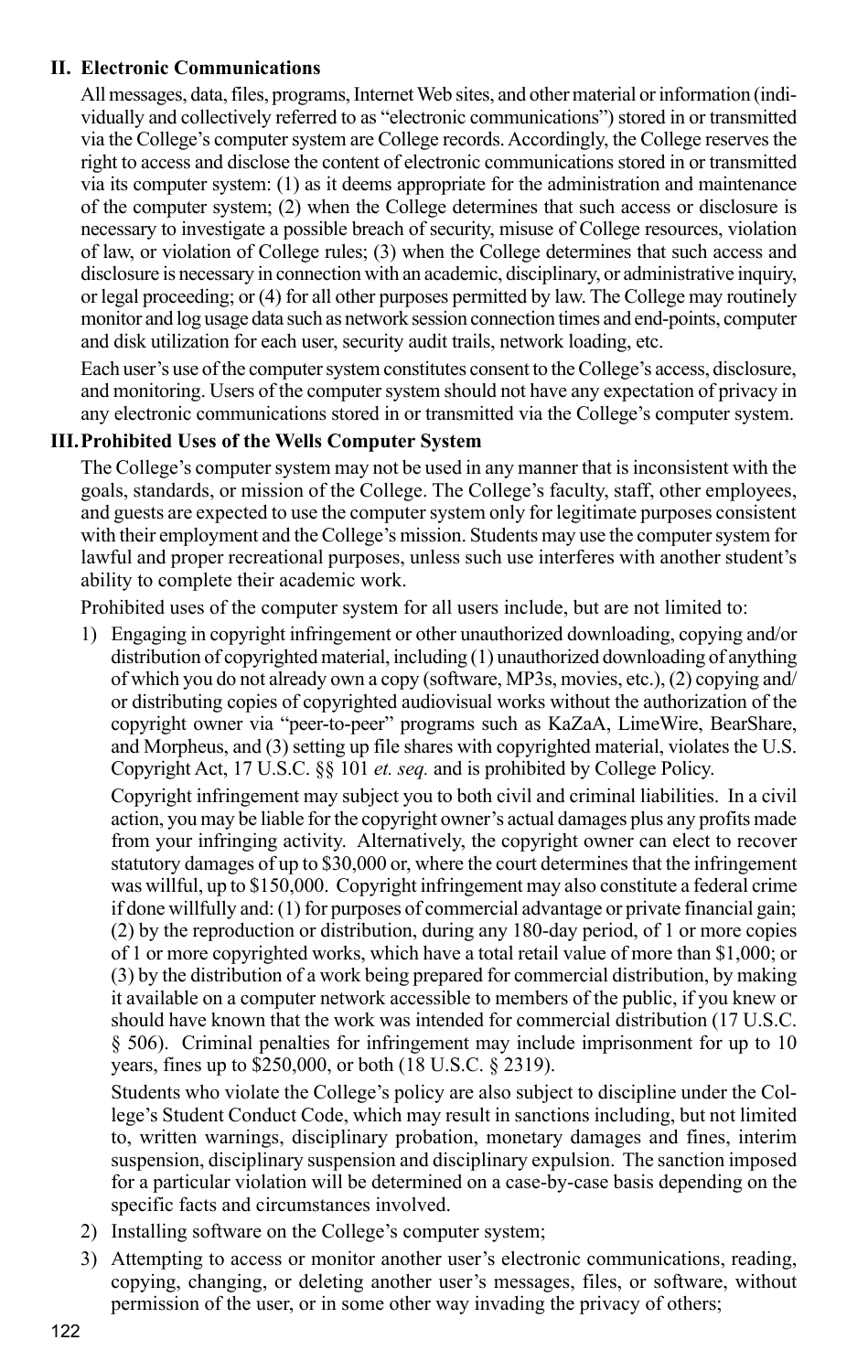## II. Electronic Communications

All messages, data, files, programs, Internet Web sites, and other material or information (individually and collectively referred to as "electronic communications") stored in or transmitted via the College's computer system are College records. Accordingly, the College reserves the right to access and disclose the content of electronic communications stored in or transmitted via its computer system: (1) as it deems appropriate for the administration and maintenance of the computer system; (2) when the College determines that such access or disclosure is necessary to investigate a possible breach of security, misuse of College resources, violation of law, or violation of College rules; (3) when the College determines that such access and disclosure is necessary in connection with an academic, disciplinary, or administrative inquiry, or legal proceeding; or (4) for all other purposes permitted by law. The College may routinely monitor and log usage data such as network session connection times and end-points, computer and disk utilization for each user, security audit trails, network loading, etc.

Each user's use of the computer system constitutes consent to the College's access, disclosure, and monitoring. Users of the computer system should not have any expectation of privacy in any electronic communications stored in or transmitted via the College's computer system.

## III. Prohibited Uses of the Wells Computer System

The College's computer system may not be used in any manner that is inconsistent with the goals, standards, or mission of the College. The College's faculty, staff, other employees, and guests are expected to use the computer system only for legitimate purposes consistent with their employment and the College's mission. Students may use the computer system for lawful and proper recreational purposes, unless such use interferes with another student's ability to complete their academic work.

Prohibited uses of the computer system for all users include, but are not limited to:

1) Engaging in copyright infringement or other unauthorized downloading, copying and/or distribution of copyrighted material, including (1) unauthorized downloading of anything of which you do not already own a copy (software, MP3s, movies, etc.), (2) copying and/or distributing copies of copyrighted audiovisual works without the authorization of the copyright owner via "peer-to-peer" programs such as KaZaA, LimeWire, BearShare, and Morpheus, and (3) setting up file shares with copyrighted material, violates the U.S. Copyright Act, 17 U.S.C. §§ 101 *et. seq.* and is prohibited by College Policy.

   Copyright infringement may subject you to both civil and criminal liabilities. In a civil action, you may be liable for the copyright owner's actual damages plus any profits made from your infringing activity. Alternatively, the copyright owner can elect to recover statutory damages of up to $30,000 or, where the court determines that the infringement was willful, up to $150,000. Copyright infringement may also constitute a federal crime if done willfully and: (1) for purposes of commercial advantage or private financial gain; (2) by the reproduction or distribution, during any 180-day period, of 1 or more copies of 1 or more copyrighted works, which have a total retail value of more than $1,000; or (3) by the distribution of a work being prepared for commercial distribution, by making it available on a computer network accessible to members of the public, if you knew or should have known that the work was intended for commercial distribution (17 U.S.C. § 506). Criminal penalties for infringement may include imprisonment for up to 10 years, fines up to $250,000, or both (18 U.S.C. § 2319).

   Students who violate the College's policy are also subject to discipline under the College's Student Conduct Code, which may result in sanctions including, but not limited to, written warnings, disciplinary probation, monetary damages and fines, interim suspension, disciplinary suspension and disciplinary expulsion. The sanction imposed for a particular violation will be determined on a case-by-case basis depending on the specific facts and circumstances involved.

2) Installing software on the College's computer system;

3) Attempting to access or monitor another user's electronic communications, reading, copying, changing, or deleting another user's messages, files, or software, without permission of the user, or in some other way invading the privacy of others;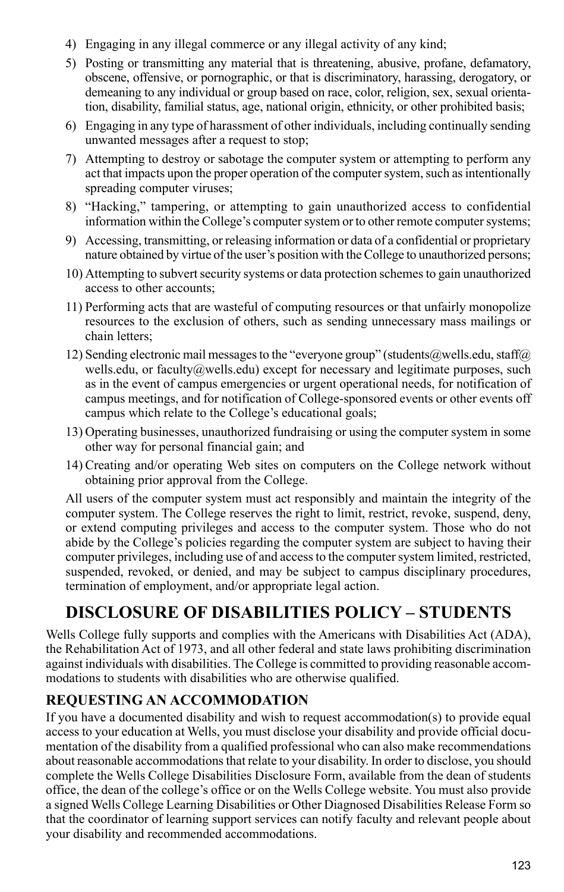4) Engaging in any illegal commerce or any illegal activity of any kind;
5) Posting or transmitting any material that is threatening, abusive, profane, defamatory, obscene, offensive, or pornographic, or that is discriminatory, harassing, derogatory, or demeaning to any individual or group based on race, color, religion, sex, sexual orientation, disability, familial status, age, national origin, ethnicity, or other prohibited basis;
6) Engaging in any type of harassment of other individuals, including continually sending unwanted messages after a request to stop;
7) Attempting to destroy or sabotage the computer system or attempting to perform any act that impacts upon the proper operation of the computer system, such as intentionally spreading computer viruses;
8) "Hacking," tampering, or attempting to gain unauthorized access to confidential information within the College's computer system or to other remote computer systems;
9) Accessing, transmitting, or releasing information or data of a confidential or proprietary nature obtained by virtue of the user's position with the College to unauthorized persons;
10) Attempting to subvert security systems or data protection schemes to gain unauthorized access to other accounts;
11) Performing acts that are wasteful of computing resources or that unfairly monopolize resources to the exclusion of others, such as sending unnecessary mass mailings or chain letters;
12) Sending electronic mail messages to the "everyone group" (students@wells.edu, staff@wells.edu, or faculty@wells.edu) except for necessary and legitimate purposes, such as in the event of campus emergencies or urgent operational needs, for notification of campus meetings, and for notification of College-sponsored events or other events off campus which relate to the College's educational goals;
13) Operating businesses, unauthorized fundraising or using the computer system in some other way for personal financial gain; and
14) Creating and/or operating Web sites on computers on the College network without obtaining prior approval from the College.

All users of the computer system must act responsibly and maintain the integrity of the computer system. The College reserves the right to limit, restrict, revoke, suspend, deny, or extend computing privileges and access to the computer system. Those who do not abide by the College's policies regarding the computer system are subject to having their computer privileges, including use of and access to the computer system limited, restricted, suspended, revoked, or denied, and may be subject to campus disciplinary procedures, termination of employment, and/or appropriate legal action.

## DISCLOSURE OF DISABILITIES POLICY – STUDENTS

Wells College fully supports and complies with the Americans with Disabilities Act (ADA), the Rehabilitation Act of 1973, and all other federal and state laws prohibiting discrimination against individuals with disabilities. The College is committed to providing reasonable accommodations to students with disabilities who are otherwise qualified.

### REQUESTING AN ACCOMMODATION

If you have a documented disability and wish to request accommodation(s) to provide equal access to your education at Wells, you must disclose your disability and provide official documentation of the disability from a qualified professional who can also make recommendations about reasonable accommodations that relate to your disability. In order to disclose, you should complete the Wells College Disabilities Disclosure Form, available from the dean of students office, the dean of the college's office or on the Wells College website. You must also provide a signed Wells College Learning Disabilities or Other Diagnosed Disabilities Release Form so that the coordinator of learning support services can notify faculty and relevant people about your disability and recommended accommodations.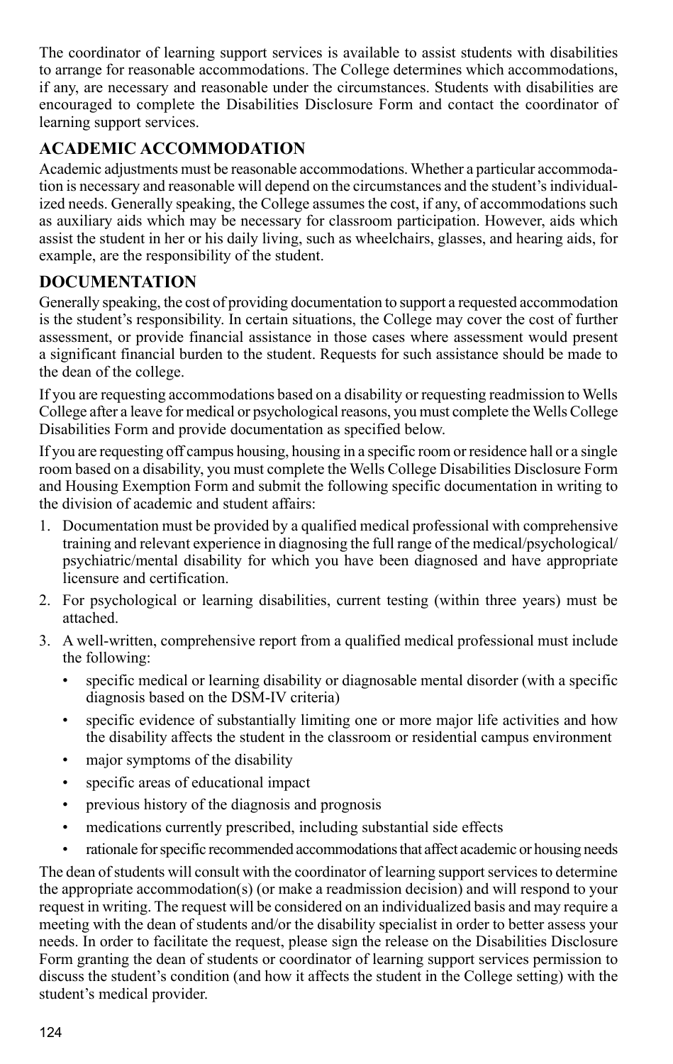The coordinator of learning support services is available to assist students with disabilities to arrange for reasonable accommodations. The College determines which accommodations, if any, are necessary and reasonable under the circumstances. Students with disabilities are encouraged to complete the Disabilities Disclosure Form and contact the coordinator of learning support services.

## ACADEMIC ACCOMMODATION

Academic adjustments must be reasonable accommodations. Whether a particular accommodation is necessary and reasonable will depend on the circumstances and the student's individualized needs. Generally speaking, the College assumes the cost, if any, of accommodations such as auxiliary aids which may be necessary for classroom participation. However, aids which assist the student in her or his daily living, such as wheelchairs, glasses, and hearing aids, for example, are the responsibility of the student.

## DOCUMENTATION

Generally speaking, the cost of providing documentation to support a requested accommodation is the student's responsibility. In certain situations, the College may cover the cost of further assessment, or provide financial assistance in those cases where assessment would present a significant financial burden to the student. Requests for such assistance should be made to the dean of the college.

If you are requesting accommodations based on a disability or requesting readmission to Wells College after a leave for medical or psychological reasons, you must complete the Wells College Disabilities Form and provide documentation as specified below.

If you are requesting off campus housing, housing in a specific room or residence hall or a single room based on a disability, you must complete the Wells College Disabilities Disclosure Form and Housing Exemption Form and submit the following specific documentation in writing to the division of academic and student affairs:

1. Documentation must be provided by a qualified medical professional with comprehensive training and relevant experience in diagnosing the full range of the medical/psychological/psychiatric/mental disability for which you have been diagnosed and have appropriate licensure and certification.
2. For psychological or learning disabilities, current testing (within three years) must be attached.
3. A well-written, comprehensive report from a qualified medical professional must include the following:
   - specific medical or learning disability or diagnosable mental disorder (with a specific diagnosis based on the DSM-IV criteria)
   - specific evidence of substantially limiting one or more major life activities and how the disability affects the student in the classroom or residential campus environment
   - major symptoms of the disability
   - specific areas of educational impact
   - previous history of the diagnosis and prognosis
   - medications currently prescribed, including substantial side effects
   - rationale for specific recommended accommodations that affect academic or housing needs

The dean of students will consult with the coordinator of learning support services to determine the appropriate accommodation(s) (or make a readmission decision) and will respond to your request in writing. The request will be considered on an individualized basis and may require a meeting with the dean of students and/or the disability specialist in order to better assess your needs. In order to facilitate the request, please sign the release on the Disabilities Disclosure Form granting the dean of students or coordinator of learning support services permission to discuss the student's condition (and how it affects the student in the College setting) with the student's medical provider.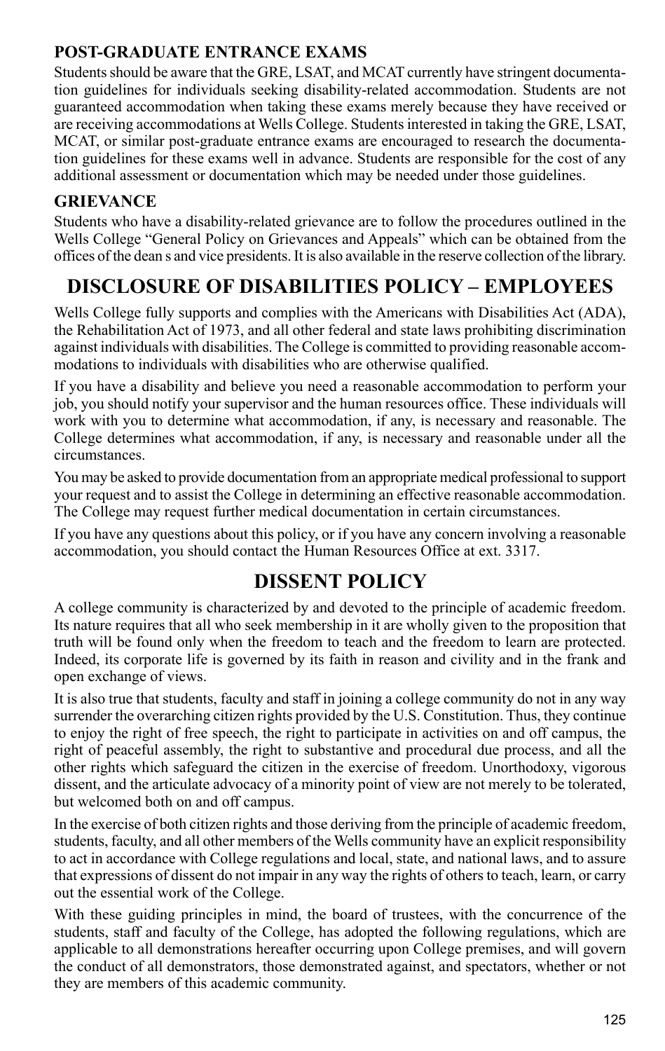### POST-GRADUATE ENTRANCE EXAMS

Students should be aware that the GRE, LSAT, and MCAT currently have stringent documentation guidelines for individuals seeking disability-related accommodation. Students are not guaranteed accommodation when taking these exams merely because they have received or are receiving accommodations at Wells College. Students interested in taking the GRE, LSAT, MCAT, or similar post-graduate entrance exams are encouraged to research the documentation guidelines for these exams well in advance. Students are responsible for the cost of any additional assessment or documentation which may be needed under those guidelines.

### GRIEVANCE

Students who have a disability-related grievance are to follow the procedures outlined in the Wells College "General Policy on Grievances and Appeals" which can be obtained from the offices of the dean s and vice presidents. It is also available in the reserve collection of the library.

## DISCLOSURE OF DISABILITIES POLICY – EMPLOYEES

Wells College fully supports and complies with the Americans with Disabilities Act (ADA), the Rehabilitation Act of 1973, and all other federal and state laws prohibiting discrimination against individuals with disabilities. The College is committed to providing reasonable accommodations to individuals with disabilities who are otherwise qualified.

If you have a disability and believe you need a reasonable accommodation to perform your job, you should notify your supervisor and the human resources office. These individuals will work with you to determine what accommodation, if any, is necessary and reasonable. The College determines what accommodation, if any, is necessary and reasonable under all the circumstances.

You may be asked to provide documentation from an appropriate medical professional to support your request and to assist the College in determining an effective reasonable accommodation. The College may request further medical documentation in certain circumstances.

If you have any questions about this policy, or if you have any concern involving a reasonable accommodation, you should contact the Human Resources Office at ext. 3317.

## DISSENT POLICY

A college community is characterized by and devoted to the principle of academic freedom. Its nature requires that all who seek membership in it are wholly given to the proposition that truth will be found only when the freedom to teach and the freedom to learn are protected. Indeed, its corporate life is governed by its faith in reason and civility and in the frank and open exchange of views.

It is also true that students, faculty and staff in joining a college community do not in any way surrender the overarching citizen rights provided by the U.S. Constitution. Thus, they continue to enjoy the right of free speech, the right to participate in activities on and off campus, the right of peaceful assembly, the right to substantive and procedural due process, and all the other rights which safeguard the citizen in the exercise of freedom. Unorthodoxy, vigorous dissent, and the articulate advocacy of a minority point of view are not merely to be tolerated, but welcomed both on and off campus.

In the exercise of both citizen rights and those deriving from the principle of academic freedom, students, faculty, and all other members of the Wells community have an explicit responsibility to act in accordance with College regulations and local, state, and national laws, and to assure that expressions of dissent do not impair in any way the rights of others to teach, learn, or carry out the essential work of the College.

With these guiding principles in mind, the board of trustees, with the concurrence of the students, staff and faculty of the College, has adopted the following regulations, which are applicable to all demonstrations hereafter occurring upon College premises, and will govern the conduct of all demonstrators, those demonstrated against, and spectators, whether or not they are members of this academic community.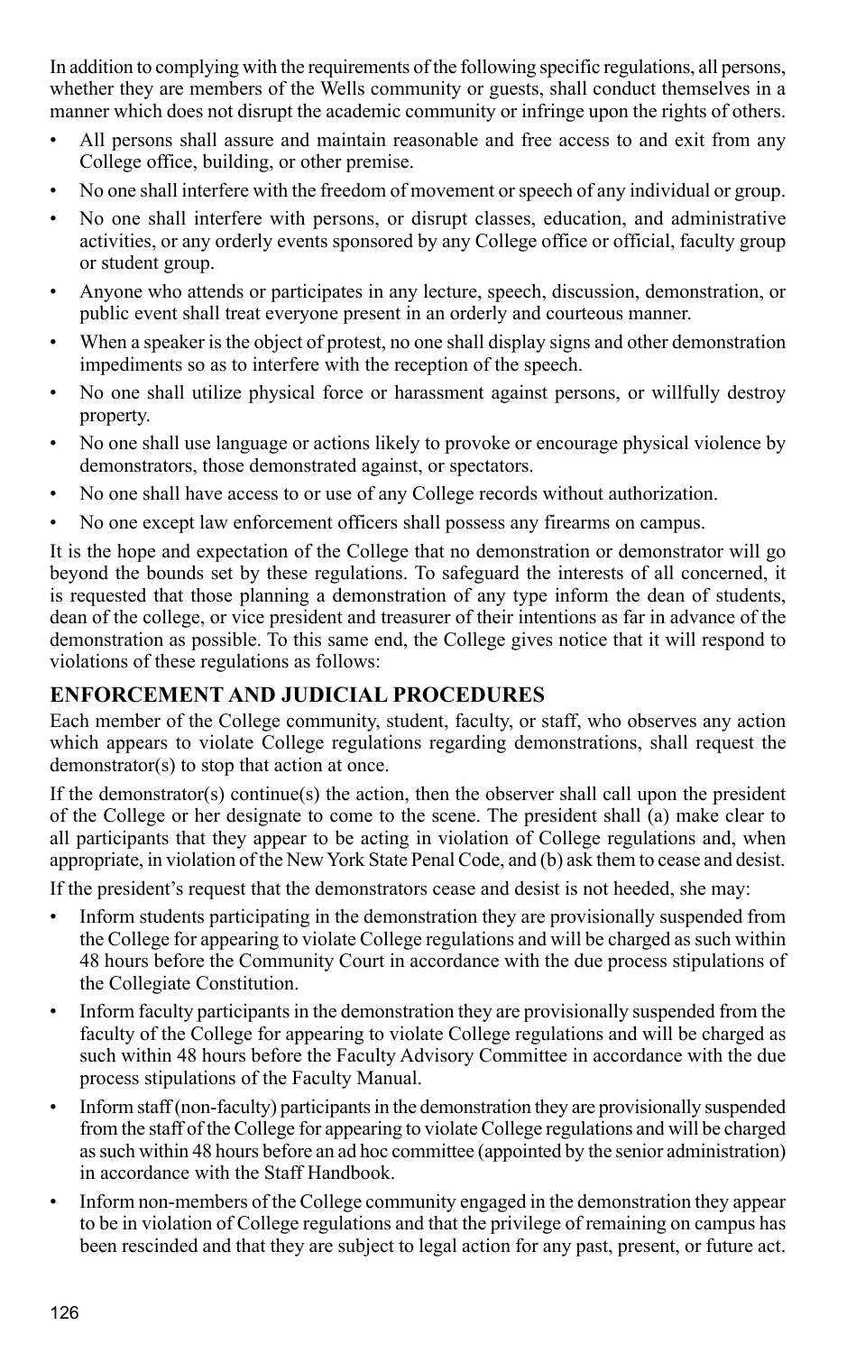In addition to complying with the requirements of the following specific regulations, all persons, whether they are members of the Wells community or guests, shall conduct themselves in a manner which does not disrupt the academic community or infringe upon the rights of others.

- All persons shall assure and maintain reasonable and free access to and exit from any College office, building, or other premise.
- No one shall interfere with the freedom of movement or speech of any individual or group.
- No one shall interfere with persons, or disrupt classes, education, and administrative activities, or any orderly events sponsored by any College office or official, faculty group or student group.
- Anyone who attends or participates in any lecture, speech, discussion, demonstration, or public event shall treat everyone present in an orderly and courteous manner.
- When a speaker is the object of protest, no one shall display signs and other demonstration impediments so as to interfere with the reception of the speech.
- No one shall utilize physical force or harassment against persons, or willfully destroy property.
- No one shall use language or actions likely to provoke or encourage physical violence by demonstrators, those demonstrated against, or spectators.
- No one shall have access to or use of any College records without authorization.
- No one except law enforcement officers shall possess any firearms on campus.

It is the hope and expectation of the College that no demonstration or demonstrator will go beyond the bounds set by these regulations. To safeguard the interests of all concerned, it is requested that those planning a demonstration of any type inform the dean of students, dean of the college, or vice president and treasurer of their intentions as far in advance of the demonstration as possible. To this same end, the College gives notice that it will respond to violations of these regulations as follows:

## ENFORCEMENT AND JUDICIAL PROCEDURES

Each member of the College community, student, faculty, or staff, who observes any action which appears to violate College regulations regarding demonstrations, shall request the demonstrator(s) to stop that action at once.

If the demonstrator(s) continue(s) the action, then the observer shall call upon the president of the College or her designate to come to the scene. The president shall (a) make clear to all participants that they appear to be acting in violation of College regulations and, when appropriate, in violation of the New York State Penal Code, and (b) ask them to cease and desist.

If the president's request that the demonstrators cease and desist is not heeded, she may:

- Inform students participating in the demonstration they are provisionally suspended from the College for appearing to violate College regulations and will be charged as such within 48 hours before the Community Court in accordance with the due process stipulations of the Collegiate Constitution.
- Inform faculty participants in the demonstration they are provisionally suspended from the faculty of the College for appearing to violate College regulations and will be charged as such within 48 hours before the Faculty Advisory Committee in accordance with the due process stipulations of the Faculty Manual.
- Inform staff (non-faculty) participants in the demonstration they are provisionally suspended from the staff of the College for appearing to violate College regulations and will be charged as such within 48 hours before an ad hoc committee (appointed by the senior administration) in accordance with the Staff Handbook.
- Inform non-members of the College community engaged in the demonstration they appear to be in violation of College regulations and that the privilege of remaining on campus has been rescinded and that they are subject to legal action for any past, present, or future act.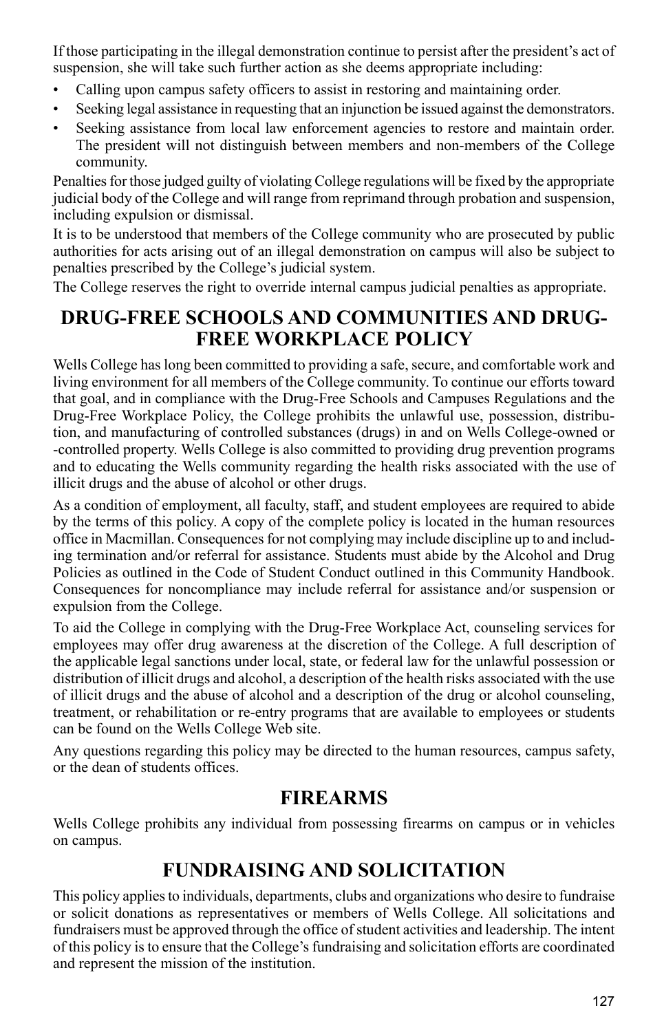If those participating in the illegal demonstration continue to persist after the president's act of suspension, she will take such further action as she deems appropriate including:

- Calling upon campus safety officers to assist in restoring and maintaining order.
- Seeking legal assistance in requesting that an injunction be issued against the demonstrators.
- Seeking assistance from local law enforcement agencies to restore and maintain order. The president will not distinguish between members and non-members of the College community.

Penalties for those judged guilty of violating College regulations will be fixed by the appropriate judicial body of the College and will range from reprimand through probation and suspension, including expulsion or dismissal.

It is to be understood that members of the College community who are prosecuted by public authorities for acts arising out of an illegal demonstration on campus will also be subject to penalties prescribed by the College's judicial system.

The College reserves the right to override internal campus judicial penalties as appropriate.

## DRUG-FREE SCHOOLS AND COMMUNITIES AND DRUG-FREE WORKPLACE POLICY

Wells College has long been committed to providing a safe, secure, and comfortable work and living environment for all members of the College community. To continue our efforts toward that goal, and in compliance with the Drug-Free Schools and Campuses Regulations and the Drug-Free Workplace Policy, the College prohibits the unlawful use, possession, distribution, and manufacturing of controlled substances (drugs) in and on Wells College-owned or -controlled property. Wells College is also committed to providing drug prevention programs and to educating the Wells community regarding the health risks associated with the use of illicit drugs and the abuse of alcohol or other drugs.

As a condition of employment, all faculty, staff, and student employees are required to abide by the terms of this policy. A copy of the complete policy is located in the human resources office in Macmillan. Consequences for not complying may include discipline up to and including termination and/or referral for assistance. Students must abide by the Alcohol and Drug Policies as outlined in the Code of Student Conduct outlined in this Community Handbook. Consequences for noncompliance may include referral for assistance and/or suspension or expulsion from the College.

To aid the College in complying with the Drug-Free Workplace Act, counseling services for employees may offer drug awareness at the discretion of the College. A full description of the applicable legal sanctions under local, state, or federal law for the unlawful possession or distribution of illicit drugs and alcohol, a description of the health risks associated with the use of illicit drugs and the abuse of alcohol and a description of the drug or alcohol counseling, treatment, or rehabilitation or re-entry programs that are available to employees or students can be found on the Wells College Web site.

Any questions regarding this policy may be directed to the human resources, campus safety, or the dean of students offices.

## FIREARMS

Wells College prohibits any individual from possessing firearms on campus or in vehicles on campus.

## FUNDRAISING AND SOLICITATION

This policy applies to individuals, departments, clubs and organizations who desire to fundraise or solicit donations as representatives or members of Wells College. All solicitations and fundraisers must be approved through the office of student activities and leadership. The intent of this policy is to ensure that the College's fundraising and solicitation efforts are coordinated and represent the mission of the institution.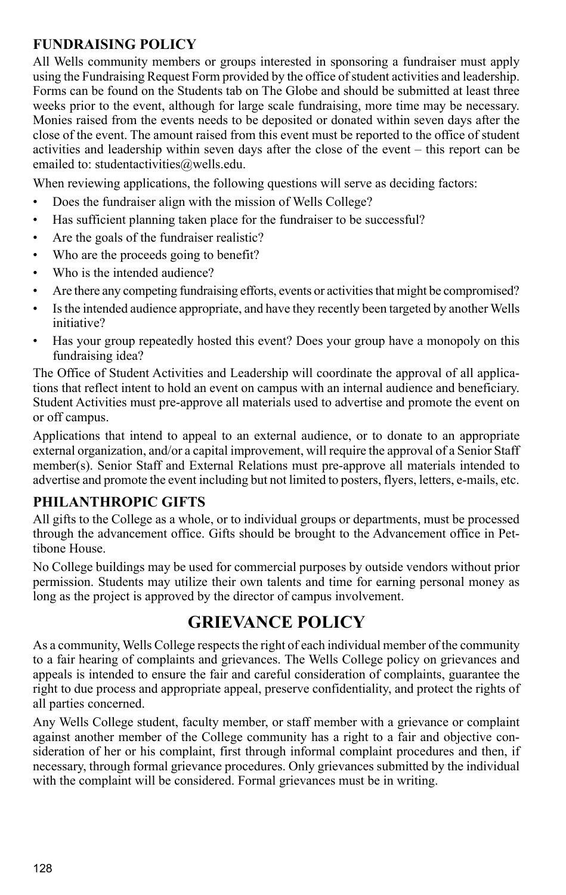### FUNDRAISING POLICY

All Wells community members or groups interested in sponsoring a fundraiser must apply using the Fundraising Request Form provided by the office of student activities and leadership. Forms can be found on the Students tab on The Globe and should be submitted at least three weeks prior to the event, although for large scale fundraising, more time may be necessary. Monies raised from the events needs to be deposited or donated within seven days after the close of the event. The amount raised from this event must be reported to the office of student activities and leadership within seven days after the close of the event – this report can be emailed to: studentactivities@wells.edu.

When reviewing applications, the following questions will serve as deciding factors:

- Does the fundraiser align with the mission of Wells College?
- Has sufficient planning taken place for the fundraiser to be successful?
- Are the goals of the fundraiser realistic?
- Who are the proceeds going to benefit?
- Who is the intended audience?
- Are there any competing fundraising efforts, events or activities that might be compromised?
- Is the intended audience appropriate, and have they recently been targeted by another Wells initiative?
- Has your group repeatedly hosted this event? Does your group have a monopoly on this fundraising idea?

The Office of Student Activities and Leadership will coordinate the approval of all applications that reflect intent to hold an event on campus with an internal audience and beneficiary. Student Activities must pre-approve all materials used to advertise and promote the event on or off campus.

Applications that intend to appeal to an external audience, or to donate to an appropriate external organization, and/or a capital improvement, will require the approval of a Senior Staff member(s). Senior Staff and External Relations must pre-approve all materials intended to advertise and promote the event including but not limited to posters, flyers, letters, e-mails, etc.

### PHILANTHROPIC GIFTS

All gifts to the College as a whole, or to individual groups or departments, must be processed through the advancement office. Gifts should be brought to the Advancement office in Pettibone House.

No College buildings may be used for commercial purposes by outside vendors without prior permission. Students may utilize their own talents and time for earning personal money as long as the project is approved by the director of campus involvement.

## GRIEVANCE POLICY

As a community, Wells College respects the right of each individual member of the community to a fair hearing of complaints and grievances. The Wells College policy on grievances and appeals is intended to ensure the fair and careful consideration of complaints, guarantee the right to due process and appropriate appeal, preserve confidentiality, and protect the rights of all parties concerned.

Any Wells College student, faculty member, or staff member with a grievance or complaint against another member of the College community has a right to a fair and objective consideration of her or his complaint, first through informal complaint procedures and then, if necessary, through formal grievance procedures. Only grievances submitted by the individual with the complaint will be considered. Formal grievances must be in writing.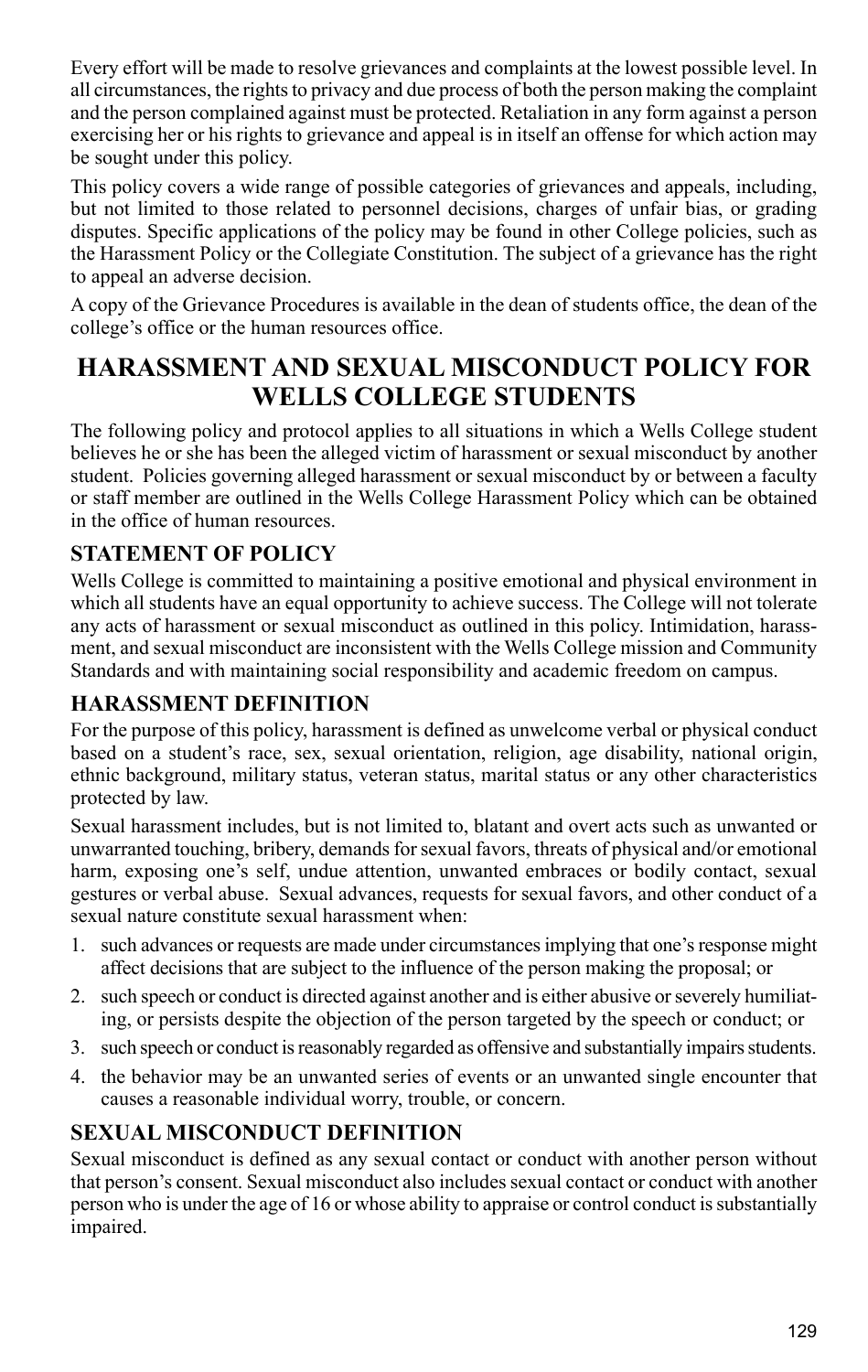Every effort will be made to resolve grievances and complaints at the lowest possible level. In all circumstances, the rights to privacy and due process of both the person making the complaint and the person complained against must be protected. Retaliation in any form against a person exercising her or his rights to grievance and appeal is in itself an offense for which action may be sought under this policy.

This policy covers a wide range of possible categories of grievances and appeals, including, but not limited to those related to personnel decisions, charges of unfair bias, or grading disputes. Specific applications of the policy may be found in other College policies, such as the Harassment Policy or the Collegiate Constitution. The subject of a grievance has the right to appeal an adverse decision.

A copy of the Grievance Procedures is available in the dean of students office, the dean of the college's office or the human resources office.

# HARASSMENT AND SEXUAL MISCONDUCT POLICY FOR WELLS COLLEGE STUDENTS

The following policy and protocol applies to all situations in which a Wells College student believes he or she has been the alleged victim of harassment or sexual misconduct by another student. Policies governing alleged harassment or sexual misconduct by or between a faculty or staff member are outlined in the Wells College Harassment Policy which can be obtained in the office of human resources.

## STATEMENT OF POLICY

Wells College is committed to maintaining a positive emotional and physical environment in which all students have an equal opportunity to achieve success. The College will not tolerate any acts of harassment or sexual misconduct as outlined in this policy. Intimidation, harassment, and sexual misconduct are inconsistent with the Wells College mission and Community Standards and with maintaining social responsibility and academic freedom on campus.

## HARASSMENT DEFINITION

For the purpose of this policy, harassment is defined as unwelcome verbal or physical conduct based on a student's race, sex, sexual orientation, religion, age disability, national origin, ethnic background, military status, veteran status, marital status or any other characteristics protected by law.

Sexual harassment includes, but is not limited to, blatant and overt acts such as unwanted or unwarranted touching, bribery, demands for sexual favors, threats of physical and/or emotional harm, exposing one's self, undue attention, unwanted embraces or bodily contact, sexual gestures or verbal abuse. Sexual advances, requests for sexual favors, and other conduct of a sexual nature constitute sexual harassment when:

1. such advances or requests are made under circumstances implying that one's response might affect decisions that are subject to the influence of the person making the proposal; or
2. such speech or conduct is directed against another and is either abusive or severely humiliating, or persists despite the objection of the person targeted by the speech or conduct; or
3. such speech or conduct is reasonably regarded as offensive and substantially impairs students.
4. the behavior may be an unwanted series of events or an unwanted single encounter that causes a reasonable individual worry, trouble, or concern.

## SEXUAL MISCONDUCT DEFINITION

Sexual misconduct is defined as any sexual contact or conduct with another person without that person's consent. Sexual misconduct also includes sexual contact or conduct with another person who is under the age of 16 or whose ability to appraise or control conduct is substantially impaired.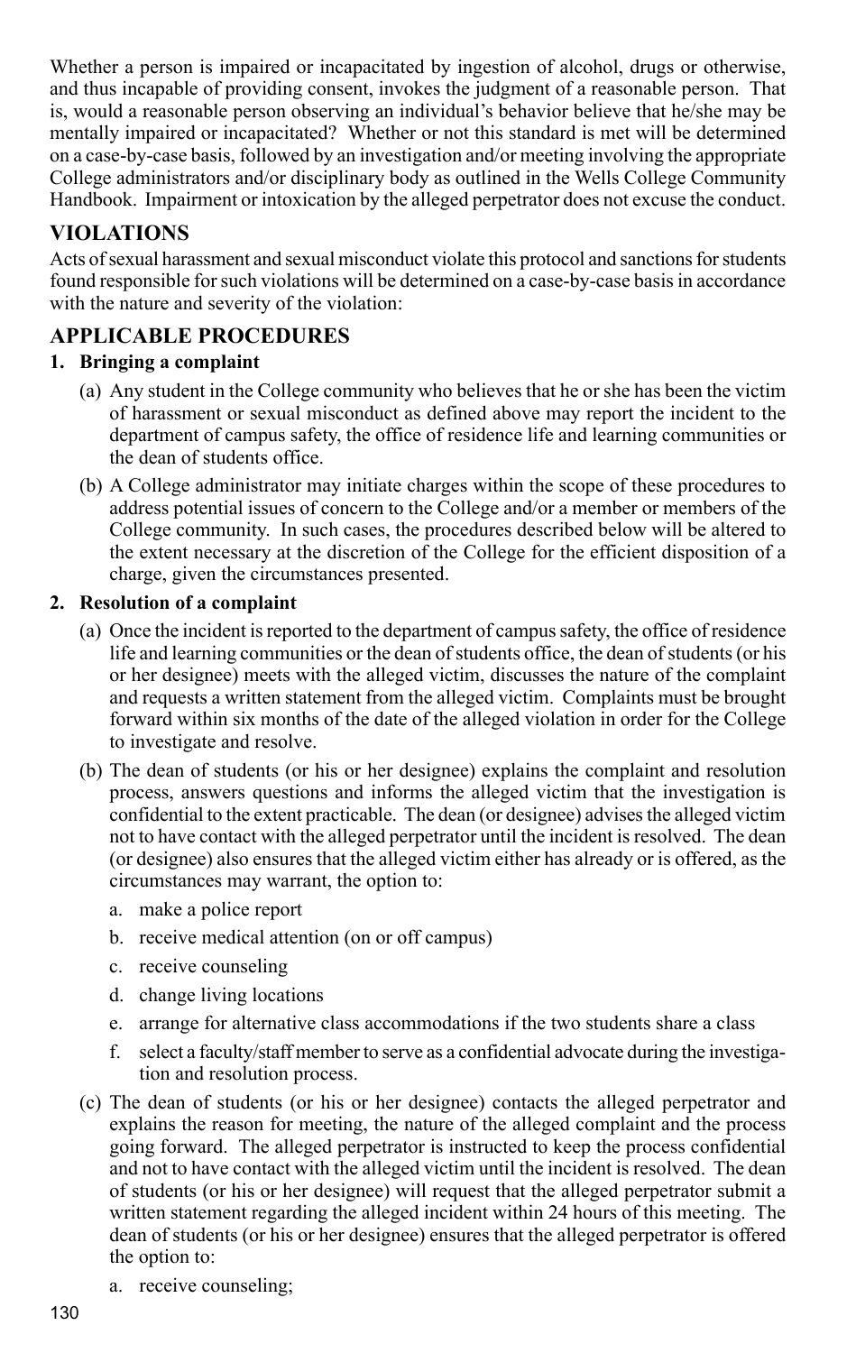Whether a person is impaired or incapacitated by ingestion of alcohol, drugs or otherwise, and thus incapable of providing consent, invokes the judgment of a reasonable person. That is, would a reasonable person observing an individual's behavior believe that he/she may be mentally impaired or incapacitated? Whether or not this standard is met will be determined on a case-by-case basis, followed by an investigation and/or meeting involving the appropriate College administrators and/or disciplinary body as outlined in the Wells College Community Handbook. Impairment or intoxication by the alleged perpetrator does not excuse the conduct.

## VIOLATIONS

Acts of sexual harassment and sexual misconduct violate this protocol and sanctions for students found responsible for such violations will be determined on a case-by-case basis in accordance with the nature and severity of the violation:

## APPLICABLE PROCEDURES

### 1. Bringing a complaint

(a) Any student in the College community who believes that he or she has been the victim of harassment or sexual misconduct as defined above may report the incident to the department of campus safety, the office of residence life and learning communities or the dean of students office.

(b) A College administrator may initiate charges within the scope of these procedures to address potential issues of concern to the College and/or a member or members of the College community. In such cases, the procedures described below will be altered to the extent necessary at the discretion of the College for the efficient disposition of a charge, given the circumstances presented.

### 2. Resolution of a complaint

(a) Once the incident is reported to the department of campus safety, the office of residence life and learning communities or the dean of students office, the dean of students (or his or her designee) meets with the alleged victim, discusses the nature of the complaint and requests a written statement from the alleged victim. Complaints must be brought forward within six months of the date of the alleged violation in order for the College to investigate and resolve.

(b) The dean of students (or his or her designee) explains the complaint and resolution process, answers questions and informs the alleged victim that the investigation is confidential to the extent practicable. The dean (or designee) advises the alleged victim not to have contact with the alleged perpetrator until the incident is resolved. The dean (or designee) also ensures that the alleged victim either has already or is offered, as the circumstances may warrant, the option to:

a. make a police report

b. receive medical attention (on or off campus)

c. receive counseling

d. change living locations

e. arrange for alternative class accommodations if the two students share a class

f. select a faculty/staff member to serve as a confidential advocate during the investigation and resolution process.

(c) The dean of students (or his or her designee) contacts the alleged perpetrator and explains the reason for meeting, the nature of the alleged complaint and the process going forward. The alleged perpetrator is instructed to keep the process confidential and not to have contact with the alleged victim until the incident is resolved. The dean of students (or his or her designee) will request that the alleged perpetrator submit a written statement regarding the alleged incident within 24 hours of this meeting. The dean of students (or his or her designee) ensures that the alleged perpetrator is offered the option to:

a. receive counseling;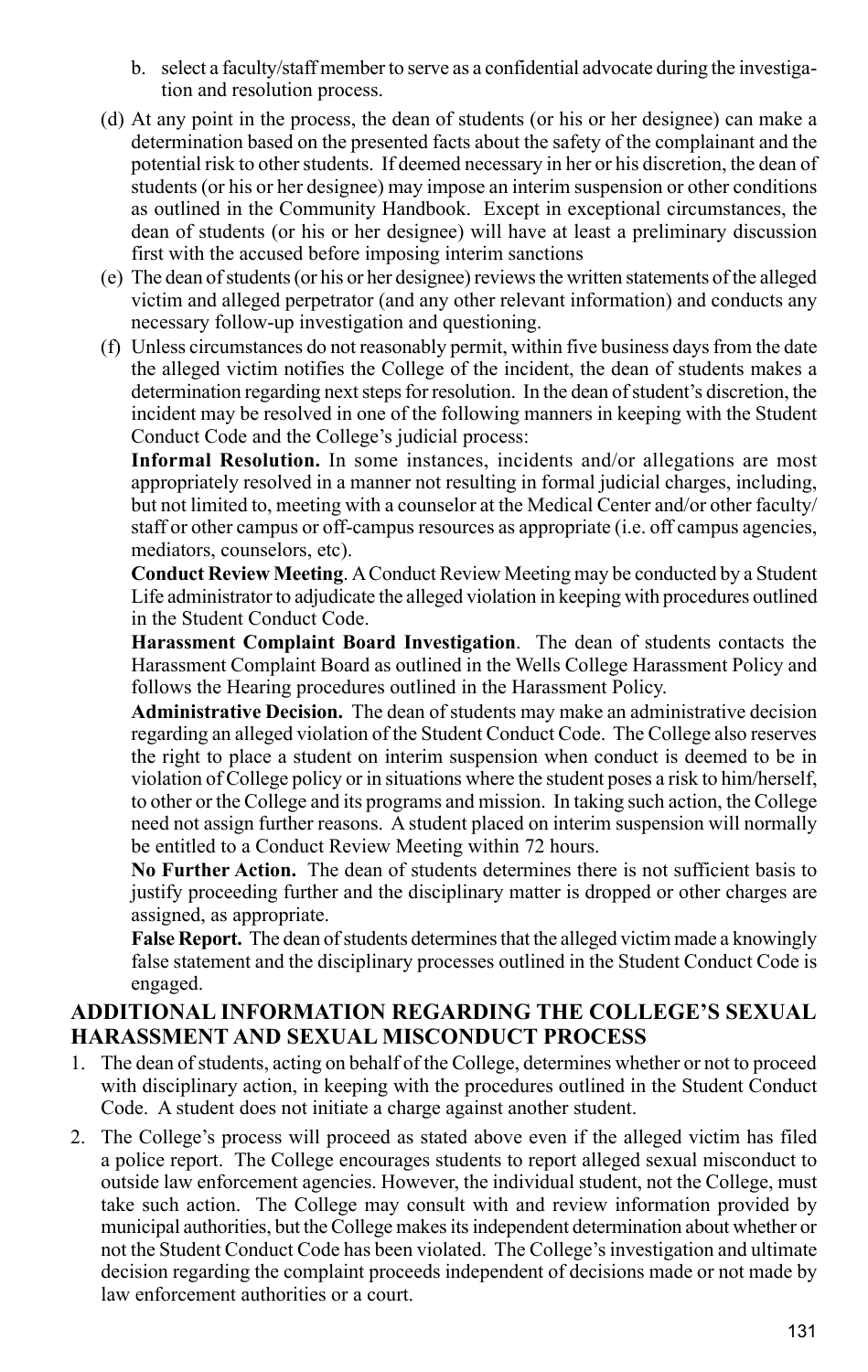b. select a faculty/staff member to serve as a confidential advocate during the investigation and resolution process.

(d) At any point in the process, the dean of students (or his or her designee) can make a determination based on the presented facts about the safety of the complainant and the potential risk to other students. If deemed necessary in her or his discretion, the dean of students (or his or her designee) may impose an interim suspension or other conditions as outlined in the Community Handbook. Except in exceptional circumstances, the dean of students (or his or her designee) will have at least a preliminary discussion first with the accused before imposing interim sanctions

(e) The dean of students (or his or her designee) reviews the written statements of the alleged victim and alleged perpetrator (and any other relevant information) and conducts any necessary follow-up investigation and questioning.

(f) Unless circumstances do not reasonably permit, within five business days from the date the alleged victim notifies the College of the incident, the dean of students makes a determination regarding next steps for resolution. In the dean of student's discretion, the incident may be resolved in one of the following manners in keeping with the Student Conduct Code and the College's judicial process:

**Informal Resolution.** In some instances, incidents and/or allegations are most appropriately resolved in a manner not resulting in formal judicial charges, including, but not limited to, meeting with a counselor at the Medical Center and/or other faculty/staff or other campus or off-campus resources as appropriate (i.e. off campus agencies, mediators, counselors, etc).

**Conduct Review Meeting**. A Conduct Review Meeting may be conducted by a Student Life administrator to adjudicate the alleged violation in keeping with procedures outlined in the Student Conduct Code.

**Harassment Complaint Board Investigation**. The dean of students contacts the Harassment Complaint Board as outlined in the Wells College Harassment Policy and follows the Hearing procedures outlined in the Harassment Policy.

**Administrative Decision.** The dean of students may make an administrative decision regarding an alleged violation of the Student Conduct Code. The College also reserves the right to place a student on interim suspension when conduct is deemed to be in violation of College policy or in situations where the student poses a risk to him/herself, to other or the College and its programs and mission. In taking such action, the College need not assign further reasons. A student placed on interim suspension will normally be entitled to a Conduct Review Meeting within 72 hours.

**No Further Action.** The dean of students determines there is not sufficient basis to justify proceeding further and the disciplinary matter is dropped or other charges are assigned, as appropriate.

**False Report.** The dean of students determines that the alleged victim made a knowingly false statement and the disciplinary processes outlined in the Student Conduct Code is engaged.

## ADDITIONAL INFORMATION REGARDING THE COLLEGE'S SEXUAL HARASSMENT AND SEXUAL MISCONDUCT PROCESS

1. The dean of students, acting on behalf of the College, determines whether or not to proceed with disciplinary action, in keeping with the procedures outlined in the Student Conduct Code. A student does not initiate a charge against another student.

2. The College's process will proceed as stated above even if the alleged victim has filed a police report. The College encourages students to report alleged sexual misconduct to outside law enforcement agencies. However, the individual student, not the College, must take such action. The College may consult with and review information provided by municipal authorities, but the College makes its independent determination about whether or not the Student Conduct Code has been violated. The College's investigation and ultimate decision regarding the complaint proceeds independent of decisions made or not made by law enforcement authorities or a court.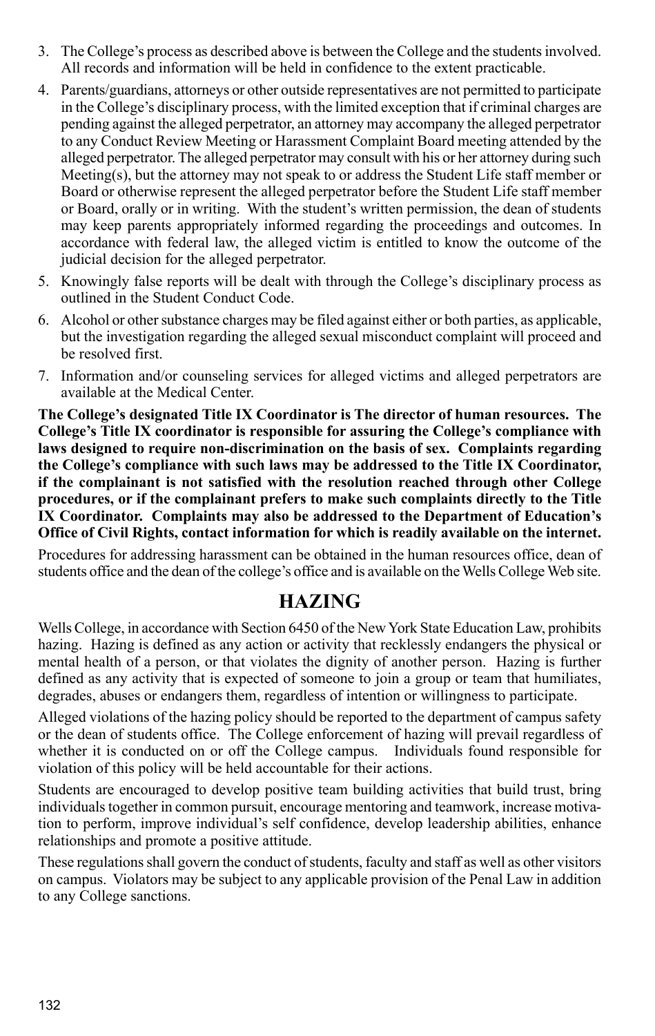3. The College's process as described above is between the College and the students involved. All records and information will be held in confidence to the extent practicable.
4. Parents/guardians, attorneys or other outside representatives are not permitted to participate in the College's disciplinary process, with the limited exception that if criminal charges are pending against the alleged perpetrator, an attorney may accompany the alleged perpetrator to any Conduct Review Meeting or Harassment Complaint Board meeting attended by the alleged perpetrator. The alleged perpetrator may consult with his or her attorney during such Meeting(s), but the attorney may not speak to or address the Student Life staff member or Board or otherwise represent the alleged perpetrator before the Student Life staff member or Board, orally or in writing. With the student's written permission, the dean of students may keep parents appropriately informed regarding the proceedings and outcomes. In accordance with federal law, the alleged victim is entitled to know the outcome of the judicial decision for the alleged perpetrator.
5. Knowingly false reports will be dealt with through the College's disciplinary process as outlined in the Student Conduct Code.
6. Alcohol or other substance charges may be filed against either or both parties, as applicable, but the investigation regarding the alleged sexual misconduct complaint will proceed and be resolved first.
7. Information and/or counseling services for alleged victims and alleged perpetrators are available at the Medical Center.

**The College's designated Title IX Coordinator is The director of human resources. The College's Title IX coordinator is responsible for assuring the College's compliance with laws designed to require non-discrimination on the basis of sex. Complaints regarding the College's compliance with such laws may be addressed to the Title IX Coordinator, if the complainant is not satisfied with the resolution reached through other College procedures, or if the complainant prefers to make such complaints directly to the Title IX Coordinator. Complaints may also be addressed to the Department of Education's Office of Civil Rights, contact information for which is readily available on the internet.**

Procedures for addressing harassment can be obtained in the human resources office, dean of students office and the dean of the college's office and is available on the Wells College Web site.

# HAZING

Wells College, in accordance with Section 6450 of the New York State Education Law, prohibits hazing. Hazing is defined as any action or activity that recklessly endangers the physical or mental health of a person, or that violates the dignity of another person. Hazing is further defined as any activity that is expected of someone to join a group or team that humiliates, degrades, abuses or endangers them, regardless of intention or willingness to participate.

Alleged violations of the hazing policy should be reported to the department of campus safety or the dean of students office. The College enforcement of hazing will prevail regardless of whether it is conducted on or off the College campus. Individuals found responsible for violation of this policy will be held accountable for their actions.

Students are encouraged to develop positive team building activities that build trust, bring individuals together in common pursuit, encourage mentoring and teamwork, increase motivation to perform, improve individual's self confidence, develop leadership abilities, enhance relationships and promote a positive attitude.

These regulations shall govern the conduct of students, faculty and staff as well as other visitors on campus. Violators may be subject to any applicable provision of the Penal Law in addition to any College sanctions.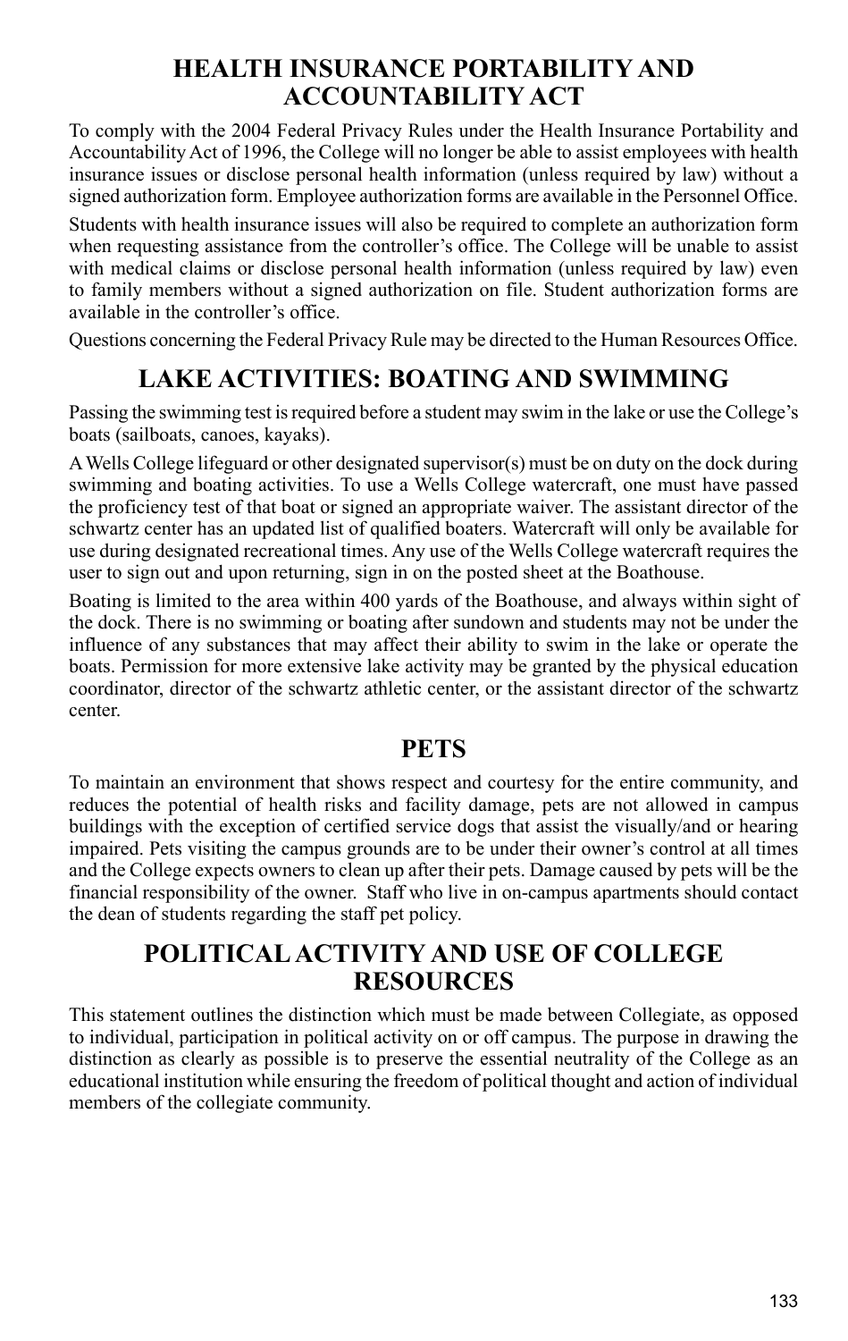## HEALTH INSURANCE PORTABILITY AND ACCOUNTABILITY ACT

To comply with the 2004 Federal Privacy Rules under the Health Insurance Portability and Accountability Act of 1996, the College will no longer be able to assist employees with health insurance issues or disclose personal health information (unless required by law) without a signed authorization form. Employee authorization forms are available in the Personnel Office.

Students with health insurance issues will also be required to complete an authorization form when requesting assistance from the controller's office. The College will be unable to assist with medical claims or disclose personal health information (unless required by law) even to family members without a signed authorization on file. Student authorization forms are available in the controller's office.

Questions concerning the Federal Privacy Rule may be directed to the Human Resources Office.

## LAKE ACTIVITIES: BOATING AND SWIMMING

Passing the swimming test is required before a student may swim in the lake or use the College's boats (sailboats, canoes, kayaks).

A Wells College lifeguard or other designated supervisor(s) must be on duty on the dock during swimming and boating activities. To use a Wells College watercraft, one must have passed the proficiency test of that boat or signed an appropriate waiver. The assistant director of the schwartz center has an updated list of qualified boaters. Watercraft will only be available for use during designated recreational times. Any use of the Wells College watercraft requires the user to sign out and upon returning, sign in on the posted sheet at the Boathouse.

Boating is limited to the area within 400 yards of the Boathouse, and always within sight of the dock. There is no swimming or boating after sundown and students may not be under the influence of any substances that may affect their ability to swim in the lake or operate the boats. Permission for more extensive lake activity may be granted by the physical education coordinator, director of the schwartz athletic center, or the assistant director of the schwartz center.

## PETS

To maintain an environment that shows respect and courtesy for the entire community, and reduces the potential of health risks and facility damage, pets are not allowed in campus buildings with the exception of certified service dogs that assist the visually/and or hearing impaired. Pets visiting the campus grounds are to be under their owner's control at all times and the College expects owners to clean up after their pets. Damage caused by pets will be the financial responsibility of the owner. Staff who live in on-campus apartments should contact the dean of students regarding the staff pet policy.

## POLITICAL ACTIVITY AND USE OF COLLEGE RESOURCES

This statement outlines the distinction which must be made between Collegiate, as opposed to individual, participation in political activity on or off campus. The purpose in drawing the distinction as clearly as possible is to preserve the essential neutrality of the College as an educational institution while ensuring the freedom of political thought and action of individual members of the collegiate community.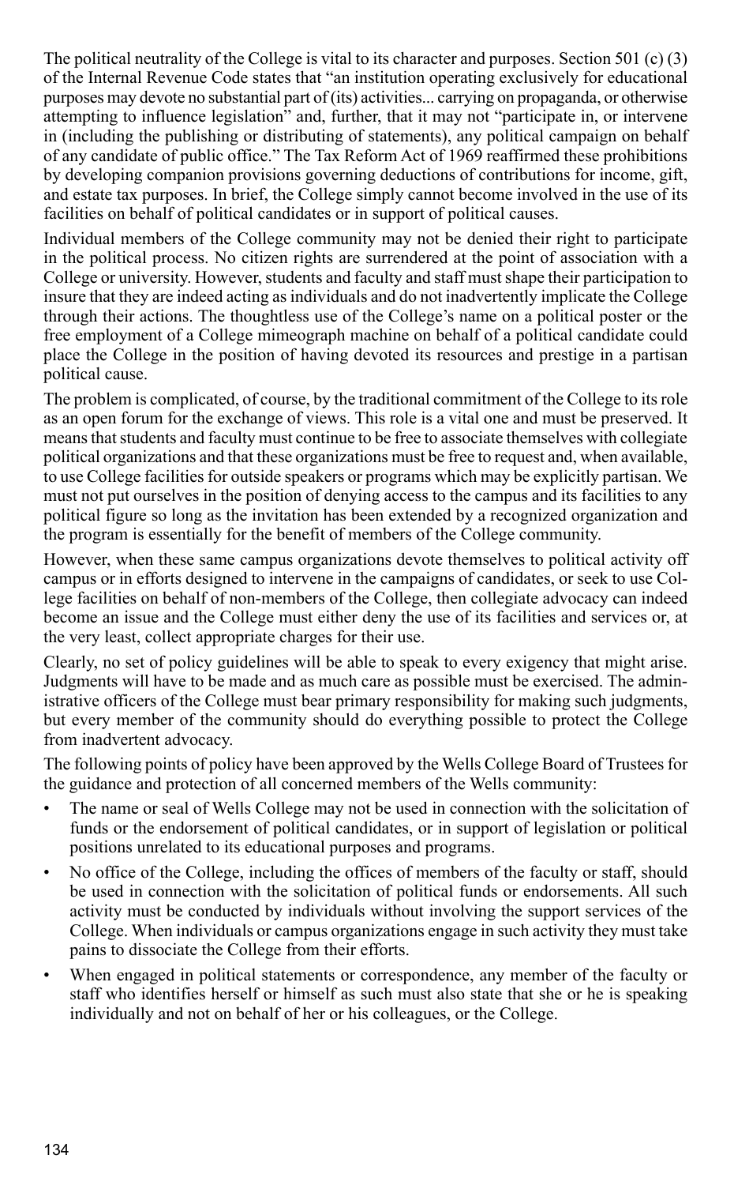The political neutrality of the College is vital to its character and purposes. Section 501 (c) (3) of the Internal Revenue Code states that "an institution operating exclusively for educational purposes may devote no substantial part of (its) activities... carrying on propaganda, or otherwise attempting to influence legislation" and, further, that it may not "participate in, or intervene in (including the publishing or distributing of statements), any political campaign on behalf of any candidate of public office." The Tax Reform Act of 1969 reaffirmed these prohibitions by developing companion provisions governing deductions of contributions for income, gift, and estate tax purposes. In brief, the College simply cannot become involved in the use of its facilities on behalf of political candidates or in support of political causes.

Individual members of the College community may not be denied their right to participate in the political process. No citizen rights are surrendered at the point of association with a College or university. However, students and faculty and staff must shape their participation to insure that they are indeed acting as individuals and do not inadvertently implicate the College through their actions. The thoughtless use of the College's name on a political poster or the free employment of a College mimeograph machine on behalf of a political candidate could place the College in the position of having devoted its resources and prestige in a partisan political cause.

The problem is complicated, of course, by the traditional commitment of the College to its role as an open forum for the exchange of views. This role is a vital one and must be preserved. It means that students and faculty must continue to be free to associate themselves with collegiate political organizations and that these organizations must be free to request and, when available, to use College facilities for outside speakers or programs which may be explicitly partisan. We must not put ourselves in the position of denying access to the campus and its facilities to any political figure so long as the invitation has been extended by a recognized organization and the program is essentially for the benefit of members of the College community.

However, when these same campus organizations devote themselves to political activity off campus or in efforts designed to intervene in the campaigns of candidates, or seek to use College facilities on behalf of non-members of the College, then collegiate advocacy can indeed become an issue and the College must either deny the use of its facilities and services or, at the very least, collect appropriate charges for their use.

Clearly, no set of policy guidelines will be able to speak to every exigency that might arise. Judgments will have to be made and as much care as possible must be exercised. The administrative officers of the College must bear primary responsibility for making such judgments, but every member of the community should do everything possible to protect the College from inadvertent advocacy.

The following points of policy have been approved by the Wells College Board of Trustees for the guidance and protection of all concerned members of the Wells community:

- The name or seal of Wells College may not be used in connection with the solicitation of funds or the endorsement of political candidates, or in support of legislation or political positions unrelated to its educational purposes and programs.
- No office of the College, including the offices of members of the faculty or staff, should be used in connection with the solicitation of political funds or endorsements. All such activity must be conducted by individuals without involving the support services of the College. When individuals or campus organizations engage in such activity they must take pains to dissociate the College from their efforts.
- When engaged in political statements or correspondence, any member of the faculty or staff who identifies herself or himself as such must also state that she or he is speaking individually and not on behalf of her or his colleagues, or the College.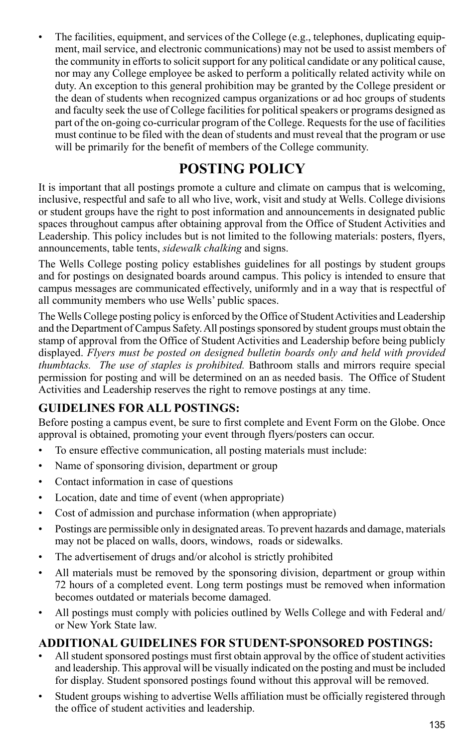- The facilities, equipment, and services of the College (e.g., telephones, duplicating equipment, mail service, and electronic communications) may not be used to assist members of the community in efforts to solicit support for any political candidate or any political cause, nor may any College employee be asked to perform a politically related activity while on duty. An exception to this general prohibition may be granted by the College president or the dean of students when recognized campus organizations or ad hoc groups of students and faculty seek the use of College facilities for political speakers or programs designed as part of the on-going co-curricular program of the College. Requests for the use of facilities must continue to be filed with the dean of students and must reveal that the program or use will be primarily for the benefit of members of the College community.

# POSTING POLICY

It is important that all postings promote a culture and climate on campus that is welcoming, inclusive, respectful and safe to all who live, work, visit and study at Wells. College divisions or student groups have the right to post information and announcements in designated public spaces throughout campus after obtaining approval from the Office of Student Activities and Leadership. This policy includes but is not limited to the following materials: posters, flyers, announcements, table tents, *sidewalk chalking* and signs.

The Wells College posting policy establishes guidelines for all postings by student groups and for postings on designated boards around campus. This policy is intended to ensure that campus messages are communicated effectively, uniformly and in a way that is respectful of all community members who use Wells' public spaces.

The Wells College posting policy is enforced by the Office of Student Activities and Leadership and the Department of Campus Safety. All postings sponsored by student groups must obtain the stamp of approval from the Office of Student Activities and Leadership before being publicly displayed. *Flyers must be posted on designed bulletin boards only and held with provided thumbtacks. The use of staples is prohibited.* Bathroom stalls and mirrors require special permission for posting and will be determined on an as needed basis. The Office of Student Activities and Leadership reserves the right to remove postings at any time.

## GUIDELINES FOR ALL POSTINGS:

Before posting a campus event, be sure to first complete and Event Form on the Globe. Once approval is obtained, promoting your event through flyers/posters can occur.

- To ensure effective communication, all posting materials must include:
- Name of sponsoring division, department or group
- Contact information in case of questions
- Location, date and time of event (when appropriate)
- Cost of admission and purchase information (when appropriate)
- Postings are permissible only in designated areas. To prevent hazards and damage, materials may not be placed on walls, doors, windows, roads or sidewalks.
- The advertisement of drugs and/or alcohol is strictly prohibited
- All materials must be removed by the sponsoring division, department or group within 72 hours of a completed event. Long term postings must be removed when information becomes outdated or materials become damaged.
- All postings must comply with policies outlined by Wells College and with Federal and/or New York State law.

## ADDITIONAL GUIDELINES FOR STUDENT-SPONSORED POSTINGS:

- All student sponsored postings must first obtain approval by the office of student activities and leadership. This approval will be visually indicated on the posting and must be included for display. Student sponsored postings found without this approval will be removed.
- Student groups wishing to advertise Wells affiliation must be officially registered through the office of student activities and leadership.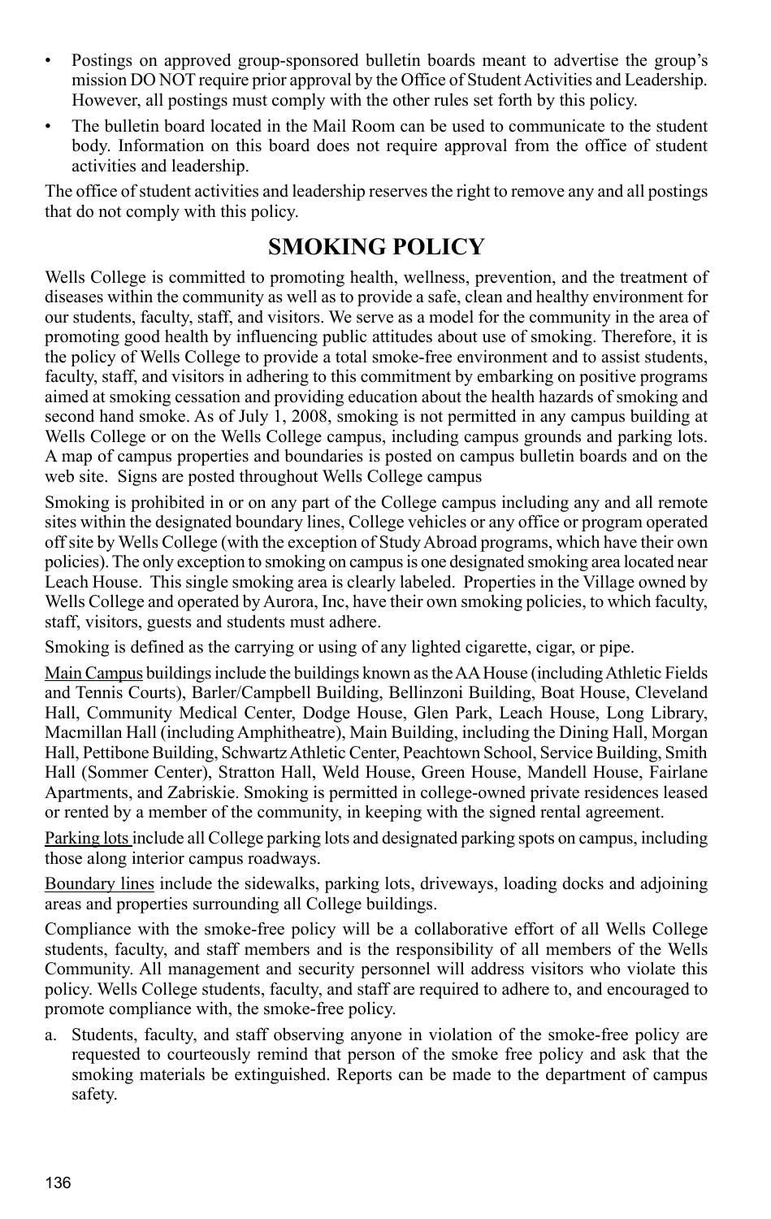- Postings on approved group-sponsored bulletin boards meant to advertise the group's mission DO NOT require prior approval by the Office of Student Activities and Leadership. However, all postings must comply with the other rules set forth by this policy.
- The bulletin board located in the Mail Room can be used to communicate to the student body. Information on this board does not require approval from the office of student activities and leadership.

The office of student activities and leadership reserves the right to remove any and all postings that do not comply with this policy.

## SMOKING POLICY

Wells College is committed to promoting health, wellness, prevention, and the treatment of diseases within the community as well as to provide a safe, clean and healthy environment for our students, faculty, staff, and visitors. We serve as a model for the community in the area of promoting good health by influencing public attitudes about use of smoking. Therefore, it is the policy of Wells College to provide a total smoke-free environment and to assist students, faculty, staff, and visitors in adhering to this commitment by embarking on positive programs aimed at smoking cessation and providing education about the health hazards of smoking and second hand smoke. As of July 1, 2008, smoking is not permitted in any campus building at Wells College or on the Wells College campus, including campus grounds and parking lots. A map of campus properties and boundaries is posted on campus bulletin boards and on the web site. Signs are posted throughout Wells College campus

Smoking is prohibited in or on any part of the College campus including any and all remote sites within the designated boundary lines, College vehicles or any office or program operated off site by Wells College (with the exception of Study Abroad programs, which have their own policies). The only exception to smoking on campus is one designated smoking area located near Leach House. This single smoking area is clearly labeled. Properties in the Village owned by Wells College and operated by Aurora, Inc, have their own smoking policies, to which faculty, staff, visitors, guests and students must adhere.

Smoking is defined as the carrying or using of any lighted cigarette, cigar, or pipe.

Main Campus buildings include the buildings known as the AA House (including Athletic Fields and Tennis Courts), Barler/Campbell Building, Bellinzoni Building, Boat House, Cleveland Hall, Community Medical Center, Dodge House, Glen Park, Leach House, Long Library, Macmillan Hall (including Amphitheatre), Main Building, including the Dining Hall, Morgan Hall, Pettibone Building, Schwartz Athletic Center, Peachtown School, Service Building, Smith Hall (Sommer Center), Stratton Hall, Weld House, Green House, Mandell House, Fairlane Apartments, and Zabriskie. Smoking is permitted in college-owned private residences leased or rented by a member of the community, in keeping with the signed rental agreement.

Parking lots include all College parking lots and designated parking spots on campus, including those along interior campus roadways.

Boundary lines include the sidewalks, parking lots, driveways, loading docks and adjoining areas and properties surrounding all College buildings.

Compliance with the smoke-free policy will be a collaborative effort of all Wells College students, faculty, and staff members and is the responsibility of all members of the Wells Community. All management and security personnel will address visitors who violate this policy. Wells College students, faculty, and staff are required to adhere to, and encouraged to promote compliance with, the smoke-free policy.

a. Students, faculty, and staff observing anyone in violation of the smoke-free policy are requested to courteously remind that person of the smoke free policy and ask that the smoking materials be extinguished. Reports can be made to the department of campus safety.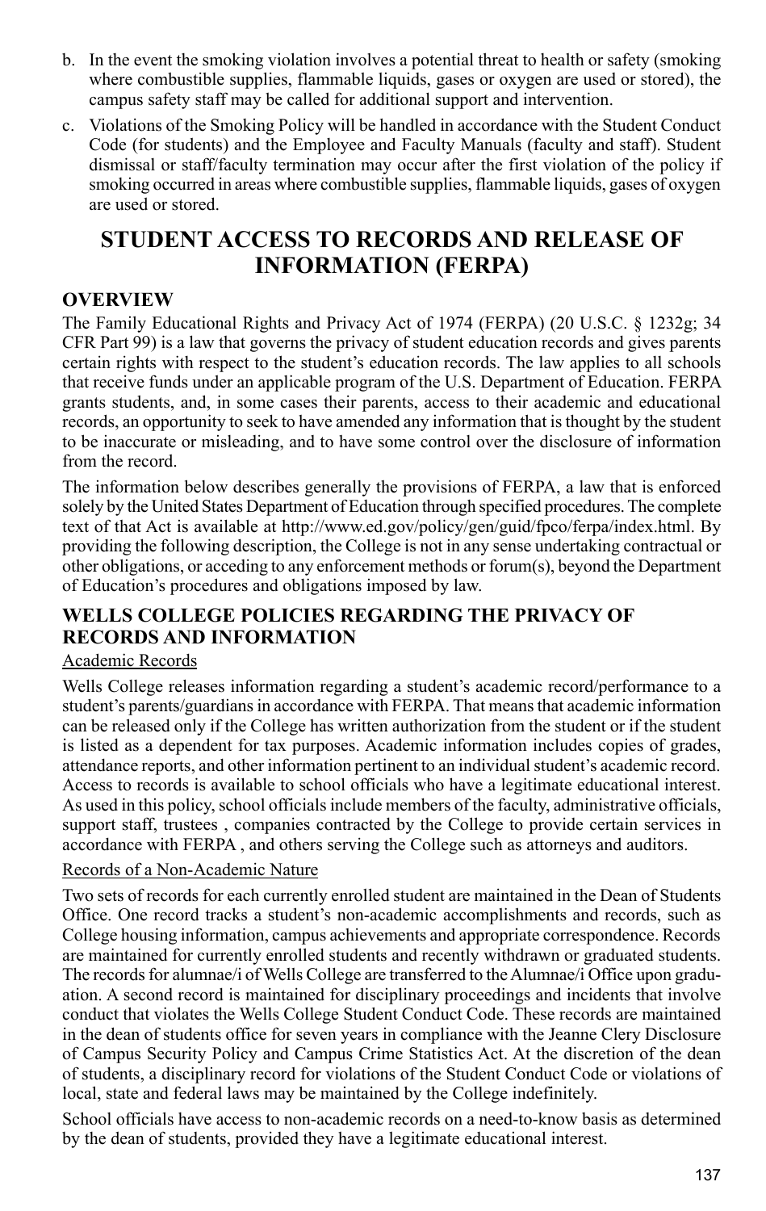b. In the event the smoking violation involves a potential threat to health or safety (smoking where combustible supplies, flammable liquids, gases or oxygen are used or stored), the campus safety staff may be called for additional support and intervention.

c. Violations of the Smoking Policy will be handled in accordance with the Student Conduct Code (for students) and the Employee and Faculty Manuals (faculty and staff). Student dismissal or staff/faculty termination may occur after the first violation of the policy if smoking occurred in areas where combustible supplies, flammable liquids, gases of oxygen are used or stored.

# STUDENT ACCESS TO RECORDS AND RELEASE OF INFORMATION (FERPA)

## OVERVIEW

The Family Educational Rights and Privacy Act of 1974 (FERPA) (20 U.S.C. § 1232g; 34 CFR Part 99) is a law that governs the privacy of student education records and gives parents certain rights with respect to the student's education records. The law applies to all schools that receive funds under an applicable program of the U.S. Department of Education. FERPA grants students, and, in some cases their parents, access to their academic and educational records, an opportunity to seek to have amended any information that is thought by the student to be inaccurate or misleading, and to have some control over the disclosure of information from the record.

The information below describes generally the provisions of FERPA, a law that is enforced solely by the United States Department of Education through specified procedures. The complete text of that Act is available at http://www.ed.gov/policy/gen/guid/fpco/ferpa/index.html. By providing the following description, the College is not in any sense undertaking contractual or other obligations, or acceding to any enforcement methods or forum(s), beyond the Department of Education's procedures and obligations imposed by law.

## WELLS COLLEGE POLICIES REGARDING THE PRIVACY OF RECORDS AND INFORMATION

<u>Academic Records</u>

Wells College releases information regarding a student's academic record/performance to a student's parents/guardians in accordance with FERPA. That means that academic information can be released only if the College has written authorization from the student or if the student is listed as a dependent for tax purposes. Academic information includes copies of grades, attendance reports, and other information pertinent to an individual student's academic record. Access to records is available to school officials who have a legitimate educational interest. As used in this policy, school officials include members of the faculty, administrative officials, support staff, trustees , companies contracted by the College to provide certain services in accordance with FERPA , and others serving the College such as attorneys and auditors.

<u>Records of a Non-Academic Nature</u>

Two sets of records for each currently enrolled student are maintained in the Dean of Students Office. One record tracks a student's non-academic accomplishments and records, such as College housing information, campus achievements and appropriate correspondence. Records are maintained for currently enrolled students and recently withdrawn or graduated students. The records for alumnae/i of Wells College are transferred to the Alumnae/i Office upon graduation. A second record is maintained for disciplinary proceedings and incidents that involve conduct that violates the Wells College Student Conduct Code. These records are maintained in the dean of students office for seven years in compliance with the Jeanne Clery Disclosure of Campus Security Policy and Campus Crime Statistics Act. At the discretion of the dean of students, a disciplinary record for violations of the Student Conduct Code or violations of local, state and federal laws may be maintained by the College indefinitely.

School officials have access to non-academic records on a need-to-know basis as determined by the dean of students, provided they have a legitimate educational interest.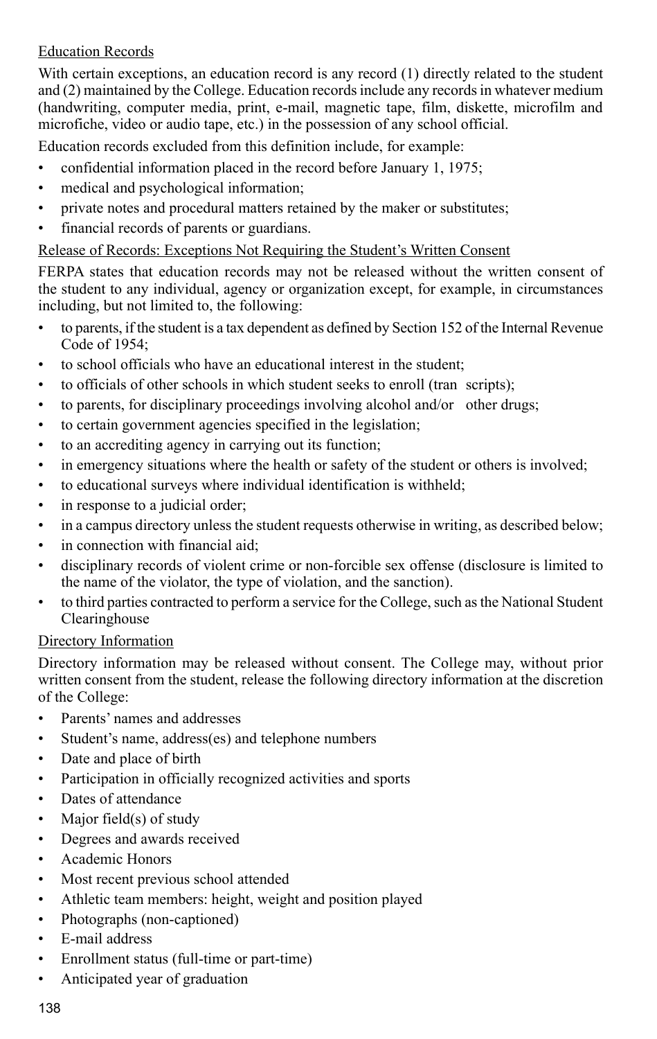Education Records

With certain exceptions, an education record is any record (1) directly related to the student and (2) maintained by the College. Education records include any records in whatever medium (handwriting, computer media, print, e-mail, magnetic tape, film, diskette, microfilm and microfiche, video or audio tape, etc.) in the possession of any school official.

Education records excluded from this definition include, for example:

- confidential information placed in the record before January 1, 1975;
- medical and psychological information;
- private notes and procedural matters retained by the maker or substitutes;
- financial records of parents or guardians.

Release of Records: Exceptions Not Requiring the Student's Written Consent

FERPA states that education records may not be released without the written consent of the student to any individual, agency or organization except, for example, in circumstances including, but not limited to, the following:

- to parents, if the student is a tax dependent as defined by Section 152 of the Internal Revenue Code of 1954;
- to school officials who have an educational interest in the student;
- to officials of other schools in which student seeks to enroll (tran scripts);
- to parents, for disciplinary proceedings involving alcohol and/or other drugs;
- to certain government agencies specified in the legislation;
- to an accrediting agency in carrying out its function;
- in emergency situations where the health or safety of the student or others is involved;
- to educational surveys where individual identification is withheld;
- in response to a judicial order;
- in a campus directory unless the student requests otherwise in writing, as described below;
- in connection with financial aid;
- disciplinary records of violent crime or non-forcible sex offense (disclosure is limited to the name of the violator, the type of violation, and the sanction).
- to third parties contracted to perform a service for the College, such as the National Student Clearinghouse

Directory Information

Directory information may be released without consent. The College may, without prior written consent from the student, release the following directory information at the discretion of the College:

- Parents' names and addresses
- Student's name, address(es) and telephone numbers
- Date and place of birth
- Participation in officially recognized activities and sports
- Dates of attendance
- Major field(s) of study
- Degrees and awards received
- Academic Honors
- Most recent previous school attended
- Athletic team members: height, weight and position played
- Photographs (non-captioned)
- E-mail address
- Enrollment status (full-time or part-time)
- Anticipated year of graduation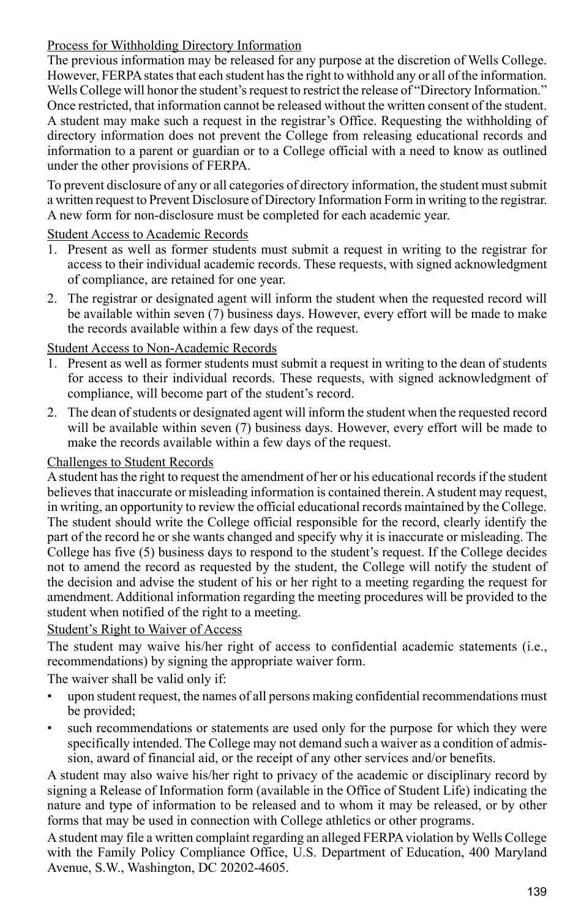### Process for Withholding Directory Information

The previous information may be released for any purpose at the discretion of Wells College. However, FERPA states that each student has the right to withhold any or all of the information. Wells College will honor the student's request to restrict the release of "Directory Information." Once restricted, that information cannot be released without the written consent of the student. A student may make such a request in the registrar's Office. Requesting the withholding of directory information does not prevent the College from releasing educational records and information to a parent or guardian or to a College official with a need to know as outlined under the other provisions of FERPA.

To prevent disclosure of any or all categories of directory information, the student must submit a written request to Prevent Disclosure of Directory Information Form in writing to the registrar. A new form for non-disclosure must be completed for each academic year.

### Student Access to Academic Records

1. Present as well as former students must submit a request in writing to the registrar for access to their individual academic records. These requests, with signed acknowledgment of compliance, are retained for one year.
2. The registrar or designated agent will inform the student when the requested record will be available within seven (7) business days. However, every effort will be made to make the records available within a few days of the request.

### Student Access to Non-Academic Records

1. Present as well as former students must submit a request in writing to the dean of students for access to their individual records. These requests, with signed acknowledgment of compliance, will become part of the student's record.
2. The dean of students or designated agent will inform the student when the requested record will be available within seven (7) business days. However, every effort will be made to make the records available within a few days of the request.

### Challenges to Student Records

A student has the right to request the amendment of her or his educational records if the student believes that inaccurate or misleading information is contained therein. A student may request, in writing, an opportunity to review the official educational records maintained by the College. The student should write the College official responsible for the record, clearly identify the part of the record he or she wants changed and specify why it is inaccurate or misleading. The College has five (5) business days to respond to the student's request. If the College decides not to amend the record as requested by the student, the College will notify the student of the decision and advise the student of his or her right to a meeting regarding the request for amendment. Additional information regarding the meeting procedures will be provided to the student when notified of the right to a meeting.

### Student's Right to Waiver of Access

The student may waive his/her right of access to confidential academic statements (i.e., recommendations) by signing the appropriate waiver form.

The waiver shall be valid only if:

- upon student request, the names of all persons making confidential recommendations must be provided;
- such recommendations or statements are used only for the purpose for which they were specifically intended. The College may not demand such a waiver as a condition of admission, award of financial aid, or the receipt of any other services and/or benefits.

A student may also waive his/her right to privacy of the academic or disciplinary record by signing a Release of Information form (available in the Office of Student Life) indicating the nature and type of information to be released and to whom it may be released, or by other forms that may be used in connection with College athletics or other programs.

A student may file a written complaint regarding an alleged FERPA violation by Wells College with the Family Policy Compliance Office, U.S. Department of Education, 400 Maryland Avenue, S.W., Washington, DC 20202-4605.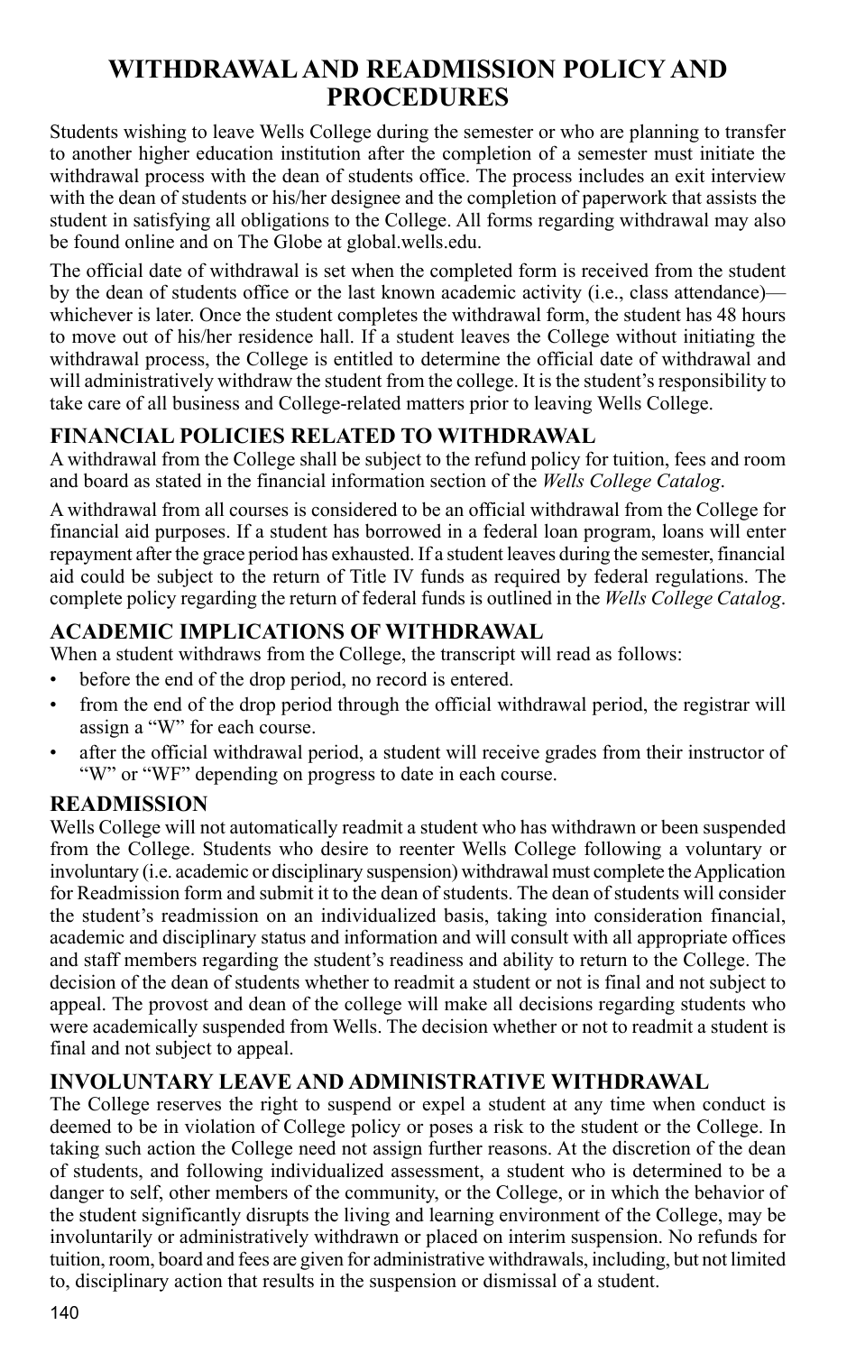# WITHDRAWAL AND READMISSION POLICY AND PROCEDURES

Students wishing to leave Wells College during the semester or who are planning to transfer to another higher education institution after the completion of a semester must initiate the withdrawal process with the dean of students office. The process includes an exit interview with the dean of students or his/her designee and the completion of paperwork that assists the student in satisfying all obligations to the College. All forms regarding withdrawal may also be found online and on The Globe at global.wells.edu.

The official date of withdrawal is set when the completed form is received from the student by the dean of students office or the last known academic activity (i.e., class attendance)—whichever is later. Once the student completes the withdrawal form, the student has 48 hours to move out of his/her residence hall. If a student leaves the College without initiating the withdrawal process, the College is entitled to determine the official date of withdrawal and will administratively withdraw the student from the college. It is the student's responsibility to take care of all business and College-related matters prior to leaving Wells College.

## FINANCIAL POLICIES RELATED TO WITHDRAWAL

A withdrawal from the College shall be subject to the refund policy for tuition, fees and room and board as stated in the financial information section of the *Wells College Catalog*.

A withdrawal from all courses is considered to be an official withdrawal from the College for financial aid purposes. If a student has borrowed in a federal loan program, loans will enter repayment after the grace period has exhausted. If a student leaves during the semester, financial aid could be subject to the return of Title IV funds as required by federal regulations. The complete policy regarding the return of federal funds is outlined in the *Wells College Catalog*.

## ACADEMIC IMPLICATIONS OF WITHDRAWAL

When a student withdraws from the College, the transcript will read as follows:

- before the end of the drop period, no record is entered.
- from the end of the drop period through the official withdrawal period, the registrar will assign a "W" for each course.
- after the official withdrawal period, a student will receive grades from their instructor of "W" or "WF" depending on progress to date in each course.

## READMISSION

Wells College will not automatically readmit a student who has withdrawn or been suspended from the College. Students who desire to reenter Wells College following a voluntary or involuntary (i.e. academic or disciplinary suspension) withdrawal must complete the Application for Readmission form and submit it to the dean of students. The dean of students will consider the student's readmission on an individualized basis, taking into consideration financial, academic and disciplinary status and information and will consult with all appropriate offices and staff members regarding the student's readiness and ability to return to the College. The decision of the dean of students whether to readmit a student or not is final and not subject to appeal. The provost and dean of the college will make all decisions regarding students who were academically suspended from Wells. The decision whether or not to readmit a student is final and not subject to appeal.

## INVOLUNTARY LEAVE AND ADMINISTRATIVE WITHDRAWAL

The College reserves the right to suspend or expel a student at any time when conduct is deemed to be in violation of College policy or poses a risk to the student or the College. In taking such action the College need not assign further reasons. At the discretion of the dean of students, and following individualized assessment, a student who is determined to be a danger to self, other members of the community, or the College, or in which the behavior of the student significantly disrupts the living and learning environment of the College, may be involuntarily or administratively withdrawn or placed on interim suspension. No refunds for tuition, room, board and fees are given for administrative withdrawals, including, but not limited to, disciplinary action that results in the suspension or dismissal of a student.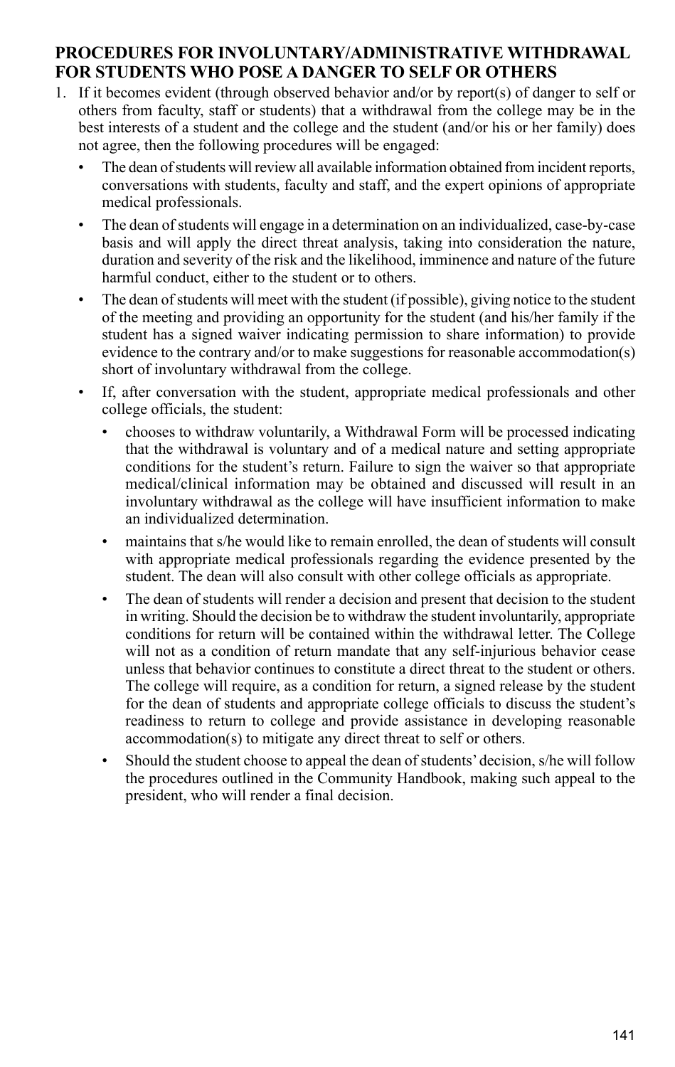## PROCEDURES FOR INVOLUNTARY/ADMINISTRATIVE WITHDRAWAL FOR STUDENTS WHO POSE A DANGER TO SELF OR OTHERS

1. If it becomes evident (through observed behavior and/or by report(s) of danger to self or others from faculty, staff or students) that a withdrawal from the college may be in the best interests of a student and the college and the student (and/or his or her family) does not agree, then the following procedures will be engaged:
   - The dean of students will review all available information obtained from incident reports, conversations with students, faculty and staff, and the expert opinions of appropriate medical professionals.
   - The dean of students will engage in a determination on an individualized, case-by-case basis and will apply the direct threat analysis, taking into consideration the nature, duration and severity of the risk and the likelihood, imminence and nature of the future harmful conduct, either to the student or to others.
   - The dean of students will meet with the student (if possible), giving notice to the student of the meeting and providing an opportunity for the student (and his/her family if the student has a signed waiver indicating permission to share information) to provide evidence to the contrary and/or to make suggestions for reasonable accommodation(s) short of involuntary withdrawal from the college.
   - If, after conversation with the student, appropriate medical professionals and other college officials, the student:
     - chooses to withdraw voluntarily, a Withdrawal Form will be processed indicating that the withdrawal is voluntary and of a medical nature and setting appropriate conditions for the student's return. Failure to sign the waiver so that appropriate medical/clinical information may be obtained and discussed will result in an involuntary withdrawal as the college will have insufficient information to make an individualized determination.
     - maintains that s/he would like to remain enrolled, the dean of students will consult with appropriate medical professionals regarding the evidence presented by the student. The dean will also consult with other college officials as appropriate.
     - The dean of students will render a decision and present that decision to the student in writing. Should the decision be to withdraw the student involuntarily, appropriate conditions for return will be contained within the withdrawal letter. The College will not as a condition of return mandate that any self-injurious behavior cease unless that behavior continues to constitute a direct threat to the student or others. The college will require, as a condition for return, a signed release by the student for the dean of students and appropriate college officials to discuss the student's readiness to return to college and provide assistance in developing reasonable accommodation(s) to mitigate any direct threat to self or others.
     - Should the student choose to appeal the dean of students' decision, s/he will follow the procedures outlined in the Community Handbook, making such appeal to the president, who will render a final decision.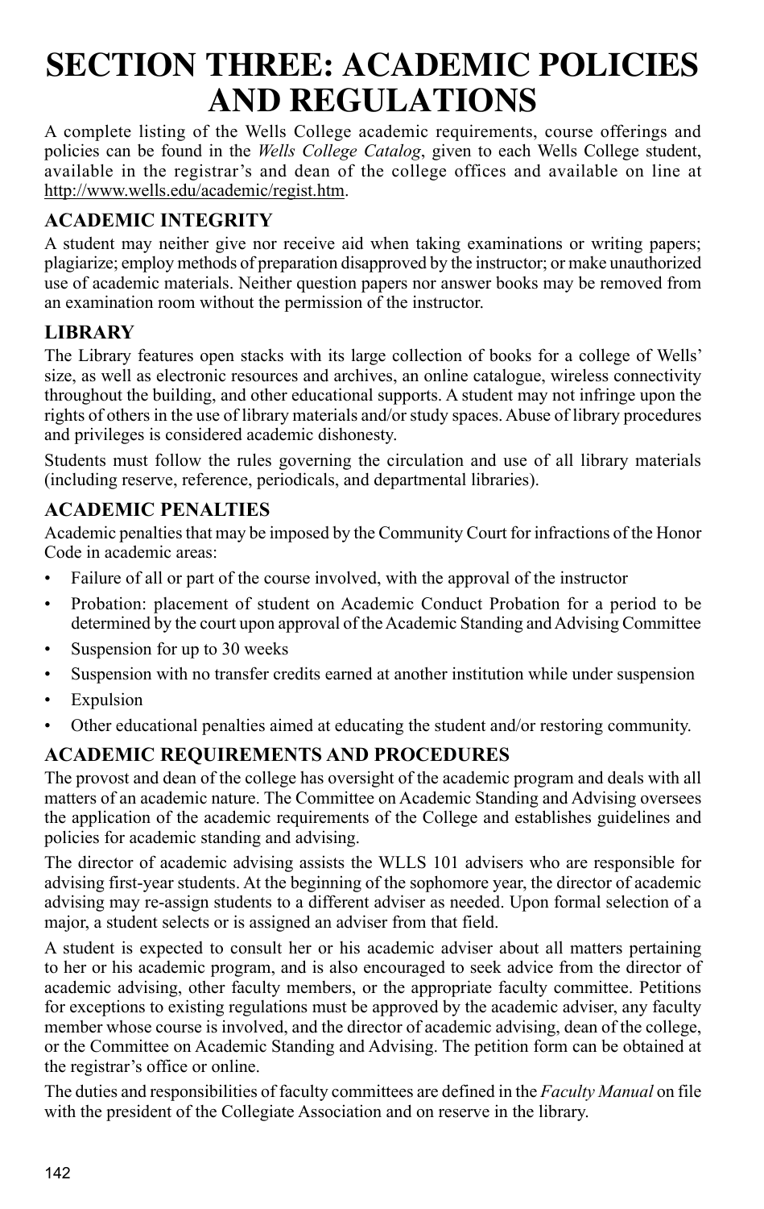# SECTION THREE: ACADEMIC POLICIES AND REGULATIONS

A complete listing of the Wells College academic requirements, course offerings and policies can be found in the *Wells College Catalog*, given to each Wells College student, available in the registrar's and dean of the college offices and available on line at http://www.wells.edu/academic/regist.htm.

## ACADEMIC INTEGRITY

A student may neither give nor receive aid when taking examinations or writing papers; plagiarize; employ methods of preparation disapproved by the instructor; or make unauthorized use of academic materials. Neither question papers nor answer books may be removed from an examination room without the permission of the instructor.

## LIBRARY

The Library features open stacks with its large collection of books for a college of Wells' size, as well as electronic resources and archives, an online catalogue, wireless connectivity throughout the building, and other educational supports. A student may not infringe upon the rights of others in the use of library materials and/or study spaces. Abuse of library procedures and privileges is considered academic dishonesty.

Students must follow the rules governing the circulation and use of all library materials (including reserve, reference, periodicals, and departmental libraries).

## ACADEMIC PENALTIES

Academic penalties that may be imposed by the Community Court for infractions of the Honor Code in academic areas:

- Failure of all or part of the course involved, with the approval of the instructor
- Probation: placement of student on Academic Conduct Probation for a period to be determined by the court upon approval of the Academic Standing and Advising Committee
- Suspension for up to 30 weeks
- Suspension with no transfer credits earned at another institution while under suspension
- Expulsion
- Other educational penalties aimed at educating the student and/or restoring community.

## ACADEMIC REQUIREMENTS AND PROCEDURES

The provost and dean of the college has oversight of the academic program and deals with all matters of an academic nature. The Committee on Academic Standing and Advising oversees the application of the academic requirements of the College and establishes guidelines and policies for academic standing and advising.

The director of academic advising assists the WLLS 101 advisers who are responsible for advising first-year students. At the beginning of the sophomore year, the director of academic advising may re-assign students to a different adviser as needed. Upon formal selection of a major, a student selects or is assigned an adviser from that field.

A student is expected to consult her or his academic adviser about all matters pertaining to her or his academic program, and is also encouraged to seek advice from the director of academic advising, other faculty members, or the appropriate faculty committee. Petitions for exceptions to existing regulations must be approved by the academic adviser, any faculty member whose course is involved, and the director of academic advising, dean of the college, or the Committee on Academic Standing and Advising. The petition form can be obtained at the registrar's office or online.

The duties and responsibilities of faculty committees are defined in the *Faculty Manual* on file with the president of the Collegiate Association and on reserve in the library.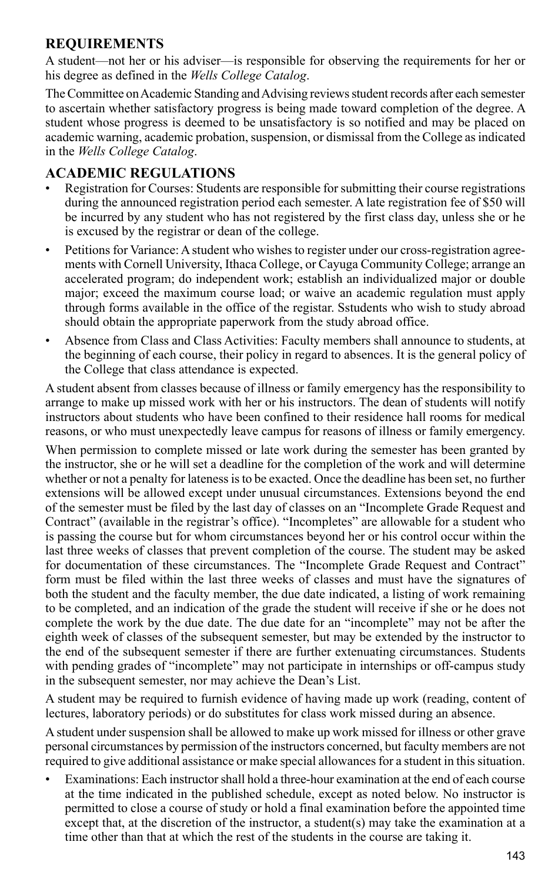## REQUIREMENTS

A student—not her or his adviser—is responsible for observing the requirements for her or his degree as defined in the *Wells College Catalog*.

The Committee on Academic Standing and Advising reviews student records after each semester to ascertain whether satisfactory progress is being made toward completion of the degree. A student whose progress is deemed to be unsatisfactory is so notified and may be placed on academic warning, academic probation, suspension, or dismissal from the College as indicated in the *Wells College Catalog*.

## ACADEMIC REGULATIONS

- Registration for Courses: Students are responsible for submitting their course registrations during the announced registration period each semester. A late registration fee of $50 will be incurred by any student who has not registered by the first class day, unless she or he is excused by the registrar or dean of the college.
- Petitions for Variance: A student who wishes to register under our cross-registration agreements with Cornell University, Ithaca College, or Cayuga Community College; arrange an accelerated program; do independent work; establish an individualized major or double major; exceed the maximum course load; or waive an academic regulation must apply through forms available in the office of the registar. Sstudents who wish to study abroad should obtain the appropriate paperwork from the study abroad office.
- Absence from Class and Class Activities: Faculty members shall announce to students, at the beginning of each course, their policy in regard to absences. It is the general policy of the College that class attendance is expected.

A student absent from classes because of illness or family emergency has the responsibility to arrange to make up missed work with her or his instructors. The dean of students will notify instructors about students who have been confined to their residence hall rooms for medical reasons, or who must unexpectedly leave campus for reasons of illness or family emergency.

When permission to complete missed or late work during the semester has been granted by the instructor, she or he will set a deadline for the completion of the work and will determine whether or not a penalty for lateness is to be exacted. Once the deadline has been set, no further extensions will be allowed except under unusual circumstances. Extensions beyond the end of the semester must be filed by the last day of classes on an "Incomplete Grade Request and Contract" (available in the registrar's office). "Incompletes" are allowable for a student who is passing the course but for whom circumstances beyond her or his control occur within the last three weeks of classes that prevent completion of the course. The student may be asked for documentation of these circumstances. The "Incomplete Grade Request and Contract" form must be filed within the last three weeks of classes and must have the signatures of both the student and the faculty member, the due date indicated, a listing of work remaining to be completed, and an indication of the grade the student will receive if she or he does not complete the work by the due date. The due date for an "incomplete" may not be after the eighth week of classes of the subsequent semester, but may be extended by the instructor to the end of the subsequent semester if there are further extenuating circumstances. Students with pending grades of "incomplete" may not participate in internships or off-campus study in the subsequent semester, nor may achieve the Dean's List.

A student may be required to furnish evidence of having made up work (reading, content of lectures, laboratory periods) or do substitutes for class work missed during an absence.

A student under suspension shall be allowed to make up work missed for illness or other grave personal circumstances by permission of the instructors concerned, but faculty members are not required to give additional assistance or make special allowances for a student in this situation.

- Examinations: Each instructor shall hold a three-hour examination at the end of each course at the time indicated in the published schedule, except as noted below. No instructor is permitted to close a course of study or hold a final examination before the appointed time except that, at the discretion of the instructor, a student(s) may take the examination at a time other than that at which the rest of the students in the course are taking it.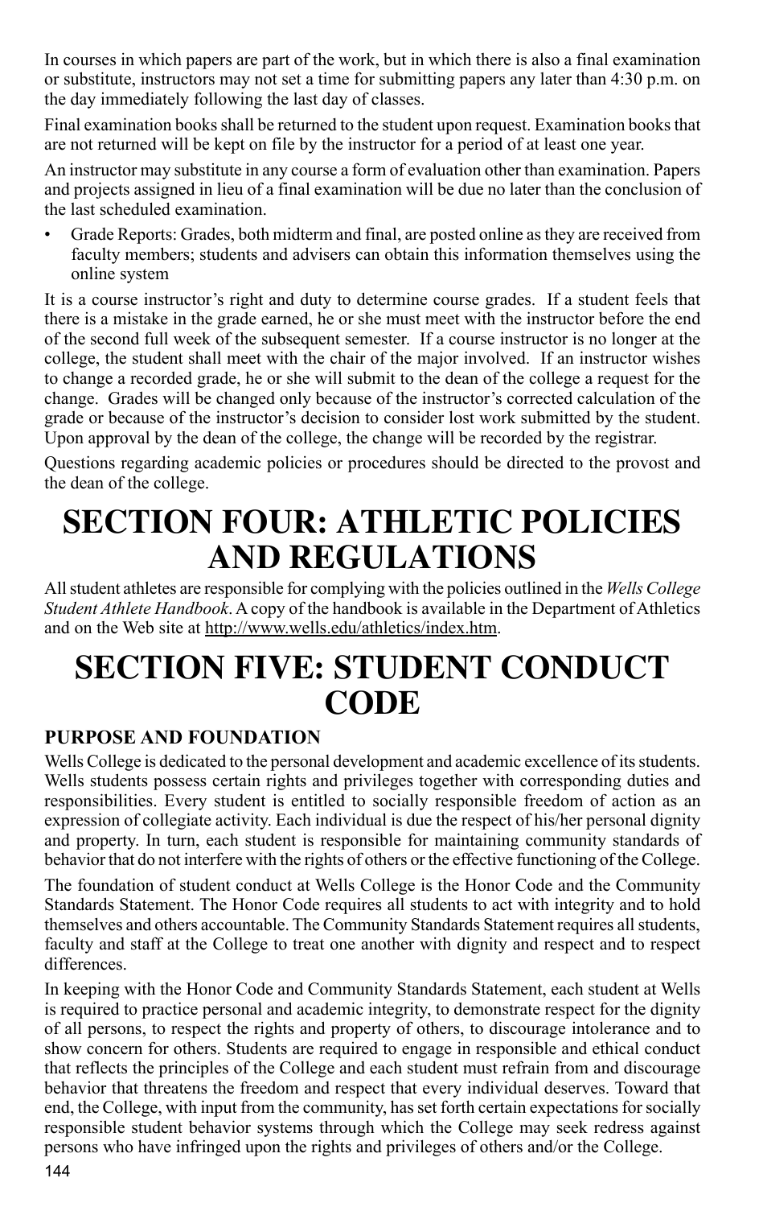In courses in which papers are part of the work, but in which there is also a final examination or substitute, instructors may not set a time for submitting papers any later than 4:30 p.m. on the day immediately following the last day of classes.

Final examination books shall be returned to the student upon request. Examination books that are not returned will be kept on file by the instructor for a period of at least one year.

An instructor may substitute in any course a form of evaluation other than examination. Papers and projects assigned in lieu of a final examination will be due no later than the conclusion of the last scheduled examination.

- Grade Reports: Grades, both midterm and final, are posted online as they are received from faculty members; students and advisers can obtain this information themselves using the online system

It is a course instructor's right and duty to determine course grades. If a student feels that there is a mistake in the grade earned, he or she must meet with the instructor before the end of the second full week of the subsequent semester. If a course instructor is no longer at the college, the student shall meet with the chair of the major involved. If an instructor wishes to change a recorded grade, he or she will submit to the dean of the college a request for the change. Grades will be changed only because of the instructor's corrected calculation of the grade or because of the instructor's decision to consider lost work submitted by the student. Upon approval by the dean of the college, the change will be recorded by the registrar.

Questions regarding academic policies or procedures should be directed to the provost and the dean of the college.

# SECTION FOUR: ATHLETIC POLICIES AND REGULATIONS

All student athletes are responsible for complying with the policies outlined in the *Wells College Student Athlete Handbook*. A copy of the handbook is available in the Department of Athletics and on the Web site at http://www.wells.edu/athletics/index.htm.

# SECTION FIVE: STUDENT CONDUCT CODE

### PURPOSE AND FOUNDATION

Wells College is dedicated to the personal development and academic excellence of its students. Wells students possess certain rights and privileges together with corresponding duties and responsibilities. Every student is entitled to socially responsible freedom of action as an expression of collegiate activity. Each individual is due the respect of his/her personal dignity and property. In turn, each student is responsible for maintaining community standards of behavior that do not interfere with the rights of others or the effective functioning of the College.

The foundation of student conduct at Wells College is the Honor Code and the Community Standards Statement. The Honor Code requires all students to act with integrity and to hold themselves and others accountable. The Community Standards Statement requires all students, faculty and staff at the College to treat one another with dignity and respect and to respect differences.

In keeping with the Honor Code and Community Standards Statement, each student at Wells is required to practice personal and academic integrity, to demonstrate respect for the dignity of all persons, to respect the rights and property of others, to discourage intolerance and to show concern for others. Students are required to engage in responsible and ethical conduct that reflects the principles of the College and each student must refrain from and discourage behavior that threatens the freedom and respect that every individual deserves. Toward that end, the College, with input from the community, has set forth certain expectations for socially responsible student behavior systems through which the College may seek redress against persons who have infringed upon the rights and privileges of others and/or the College.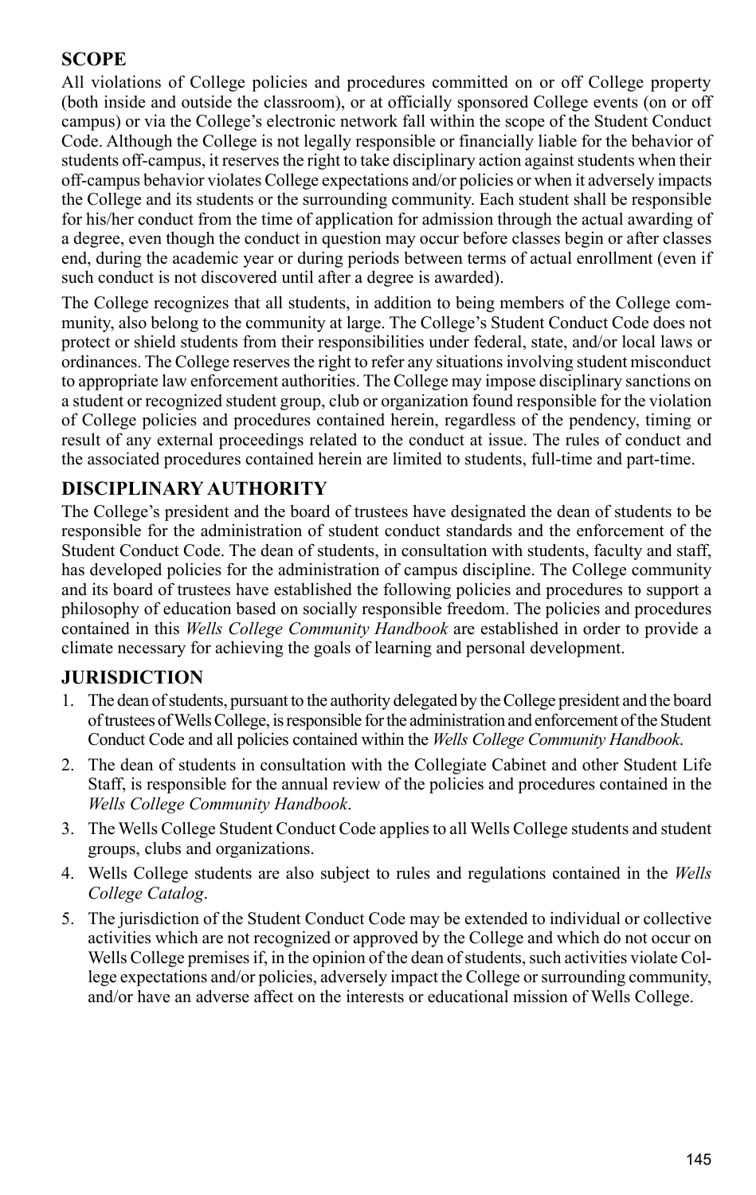## SCOPE

All violations of College policies and procedures committed on or off College property (both inside and outside the classroom), or at officially sponsored College events (on or off campus) or via the College's electronic network fall within the scope of the Student Conduct Code. Although the College is not legally responsible or financially liable for the behavior of students off-campus, it reserves the right to take disciplinary action against students when their off-campus behavior violates College expectations and/or policies or when it adversely impacts the College and its students or the surrounding community. Each student shall be responsible for his/her conduct from the time of application for admission through the actual awarding of a degree, even though the conduct in question may occur before classes begin or after classes end, during the academic year or during periods between terms of actual enrollment (even if such conduct is not discovered until after a degree is awarded).

The College recognizes that all students, in addition to being members of the College community, also belong to the community at large. The College's Student Conduct Code does not protect or shield students from their responsibilities under federal, state, and/or local laws or ordinances. The College reserves the right to refer any situations involving student misconduct to appropriate law enforcement authorities. The College may impose disciplinary sanctions on a student or recognized student group, club or organization found responsible for the violation of College policies and procedures contained herein, regardless of the pendency, timing or result of any external proceedings related to the conduct at issue. The rules of conduct and the associated procedures contained herein are limited to students, full-time and part-time.

## DISCIPLINARY AUTHORITY

The College's president and the board of trustees have designated the dean of students to be responsible for the administration of student conduct standards and the enforcement of the Student Conduct Code. The dean of students, in consultation with students, faculty and staff, has developed policies for the administration of campus discipline. The College community and its board of trustees have established the following policies and procedures to support a philosophy of education based on socially responsible freedom. The policies and procedures contained in this *Wells College Community Handbook* are established in order to provide a climate necessary for achieving the goals of learning and personal development.

## JURISDICTION

1. The dean of students, pursuant to the authority delegated by the College president and the board of trustees of Wells College, is responsible for the administration and enforcement of the Student Conduct Code and all policies contained within the *Wells College Community Handbook*.
2. The dean of students in consultation with the Collegiate Cabinet and other Student Life Staff, is responsible for the annual review of the policies and procedures contained in the *Wells College Community Handbook*.
3. The Wells College Student Conduct Code applies to all Wells College students and student groups, clubs and organizations.
4. Wells College students are also subject to rules and regulations contained in the *Wells College Catalog*.
5. The jurisdiction of the Student Conduct Code may be extended to individual or collective activities which are not recognized or approved by the College and which do not occur on Wells College premises if, in the opinion of the dean of students, such activities violate College expectations and/or policies, adversely impact the College or surrounding community, and/or have an adverse affect on the interests or educational mission of Wells College.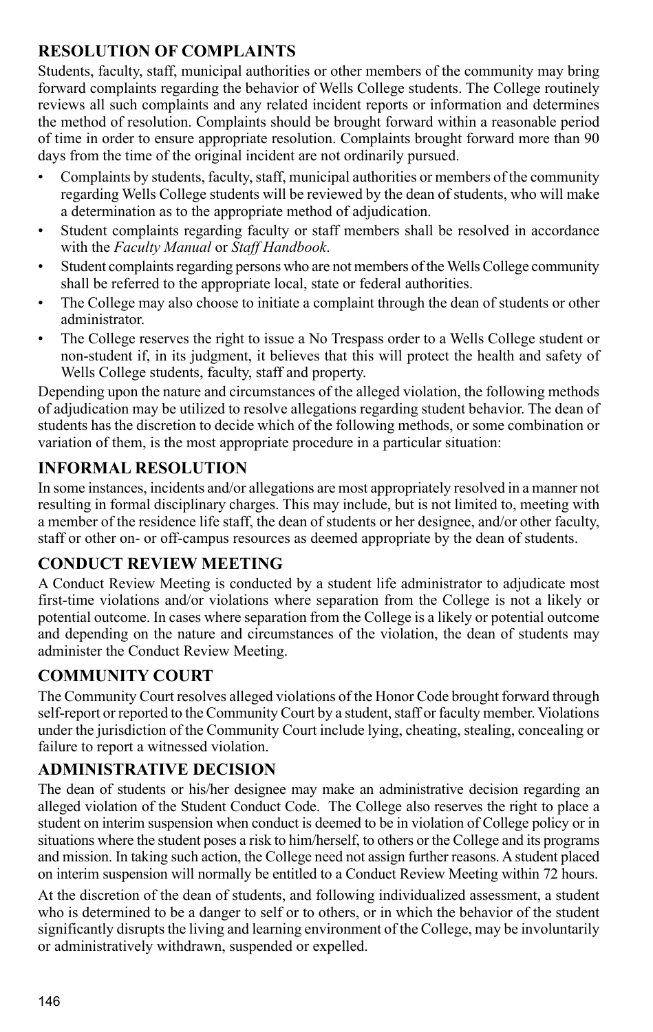## RESOLUTION OF COMPLAINTS

Students, faculty, staff, municipal authorities or other members of the community may bring forward complaints regarding the behavior of Wells College students. The College routinely reviews all such complaints and any related incident reports or information and determines the method of resolution. Complaints should be brought forward within a reasonable period of time in order to ensure appropriate resolution. Complaints brought forward more than 90 days from the time of the original incident are not ordinarily pursued.

- Complaints by students, faculty, staff, municipal authorities or members of the community regarding Wells College students will be reviewed by the dean of students, who will make a determination as to the appropriate method of adjudication.
- Student complaints regarding faculty or staff members shall be resolved in accordance with the *Faculty Manual* or *Staff Handbook*.
- Student complaints regarding persons who are not members of the Wells College community shall be referred to the appropriate local, state or federal authorities.
- The College may also choose to initiate a complaint through the dean of students or other administrator.
- The College reserves the right to issue a No Trespass order to a Wells College student or non-student if, in its judgment, it believes that this will protect the health and safety of Wells College students, faculty, staff and property.

Depending upon the nature and circumstances of the alleged violation, the following methods of adjudication may be utilized to resolve allegations regarding student behavior. The dean of students has the discretion to decide which of the following methods, or some combination or variation of them, is the most appropriate procedure in a particular situation:

## INFORMAL RESOLUTION

In some instances, incidents and/or allegations are most appropriately resolved in a manner not resulting in formal disciplinary charges. This may include, but is not limited to, meeting with a member of the residence life staff, the dean of students or her designee, and/or other faculty, staff or other on- or off-campus resources as deemed appropriate by the dean of students.

## CONDUCT REVIEW MEETING

A Conduct Review Meeting is conducted by a student life administrator to adjudicate most first-time violations and/or violations where separation from the College is not a likely or potential outcome. In cases where separation from the College is a likely or potential outcome and depending on the nature and circumstances of the violation, the dean of students may administer the Conduct Review Meeting.

## COMMUNITY COURT

The Community Court resolves alleged violations of the Honor Code brought forward through self-report or reported to the Community Court by a student, staff or faculty member. Violations under the jurisdiction of the Community Court include lying, cheating, stealing, concealing or failure to report a witnessed violation.

## ADMINISTRATIVE DECISION

The dean of students or his/her designee may make an administrative decision regarding an alleged violation of the Student Conduct Code. The College also reserves the right to place a student on interim suspension when conduct is deemed to be in violation of College policy or in situations where the student poses a risk to him/herself, to others or the College and its programs and mission. In taking such action, the College need not assign further reasons. A student placed on interim suspension will normally be entitled to a Conduct Review Meeting within 72 hours.

At the discretion of the dean of students, and following individualized assessment, a student who is determined to be a danger to self or to others, or in which the behavior of the student significantly disrupts the living and learning environment of the College, may be involuntarily or administratively withdrawn, suspended or expelled.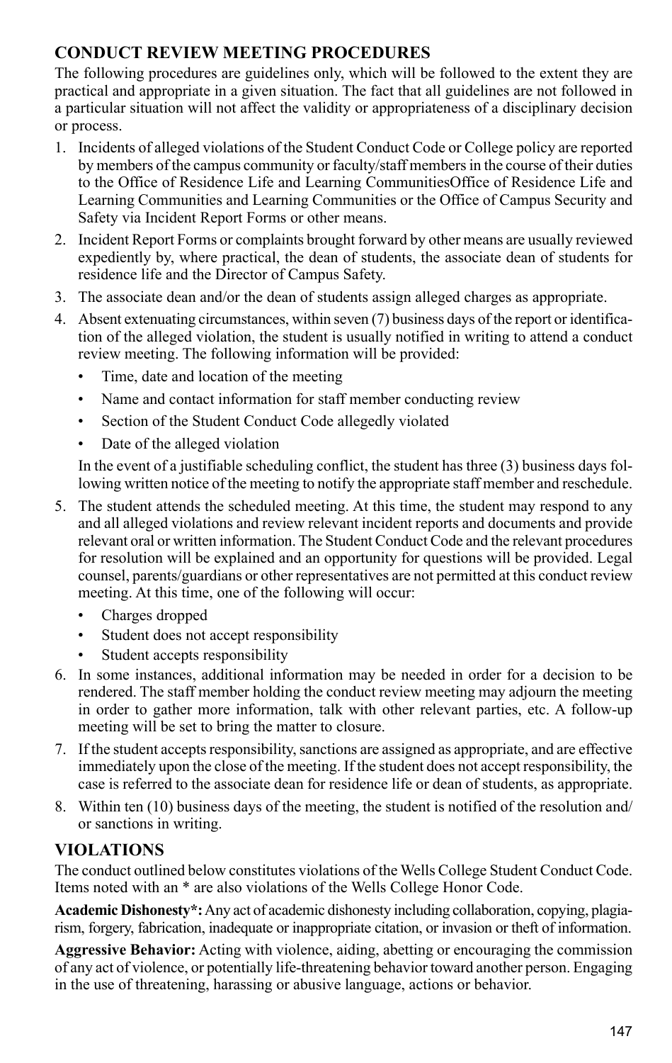## CONDUCT REVIEW MEETING PROCEDURES

The following procedures are guidelines only, which will be followed to the extent they are practical and appropriate in a given situation. The fact that all guidelines are not followed in a particular situation will not affect the validity or appropriateness of a disciplinary decision or process.

1. Incidents of alleged violations of the Student Conduct Code or College policy are reported by members of the campus community or faculty/staff members in the course of their duties to the Office of Residence Life and Learning CommunitiesOffice of Residence Life and Learning Communities and Learning Communities or the Office of Campus Security and Safety via Incident Report Forms or other means.
2. Incident Report Forms or complaints brought forward by other means are usually reviewed expediently by, where practical, the dean of students, the associate dean of students for residence life and the Director of Campus Safety.
3. The associate dean and/or the dean of students assign alleged charges as appropriate.
4. Absent extenuating circumstances, within seven (7) business days of the report or identification of the alleged violation, the student is usually notified in writing to attend a conduct review meeting. The following information will be provided:
   - Time, date and location of the meeting
   - Name and contact information for staff member conducting review
   - Section of the Student Conduct Code allegedly violated
   - Date of the alleged violation

   In the event of a justifiable scheduling conflict, the student has three (3) business days following written notice of the meeting to notify the appropriate staff member and reschedule.
5. The student attends the scheduled meeting. At this time, the student may respond to any and all alleged violations and review relevant incident reports and documents and provide relevant oral or written information. The Student Conduct Code and the relevant procedures for resolution will be explained and an opportunity for questions will be provided. Legal counsel, parents/guardians or other representatives are not permitted at this conduct review meeting. At this time, one of the following will occur:
   - Charges dropped
   - Student does not accept responsibility
   - Student accepts responsibility
6. In some instances, additional information may be needed in order for a decision to be rendered. The staff member holding the conduct review meeting may adjourn the meeting in order to gather more information, talk with other relevant parties, etc. A follow-up meeting will be set to bring the matter to closure.
7. If the student accepts responsibility, sanctions are assigned as appropriate, and are effective immediately upon the close of the meeting. If the student does not accept responsibility, the case is referred to the associate dean for residence life or dean of students, as appropriate.
8. Within ten (10) business days of the meeting, the student is notified of the resolution and/or sanctions in writing.

## VIOLATIONS

The conduct outlined below constitutes violations of the Wells College Student Conduct Code. Items noted with an * are also violations of the Wells College Honor Code.

**Academic Dishonesty*:** Any act of academic dishonesty including collaboration, copying, plagiarism, forgery, fabrication, inadequate or inappropriate citation, or invasion or theft of information.

**Aggressive Behavior:** Acting with violence, aiding, abetting or encouraging the commission of any act of violence, or potentially life-threatening behavior toward another person. Engaging in the use of threatening, harassing or abusive language, actions or behavior.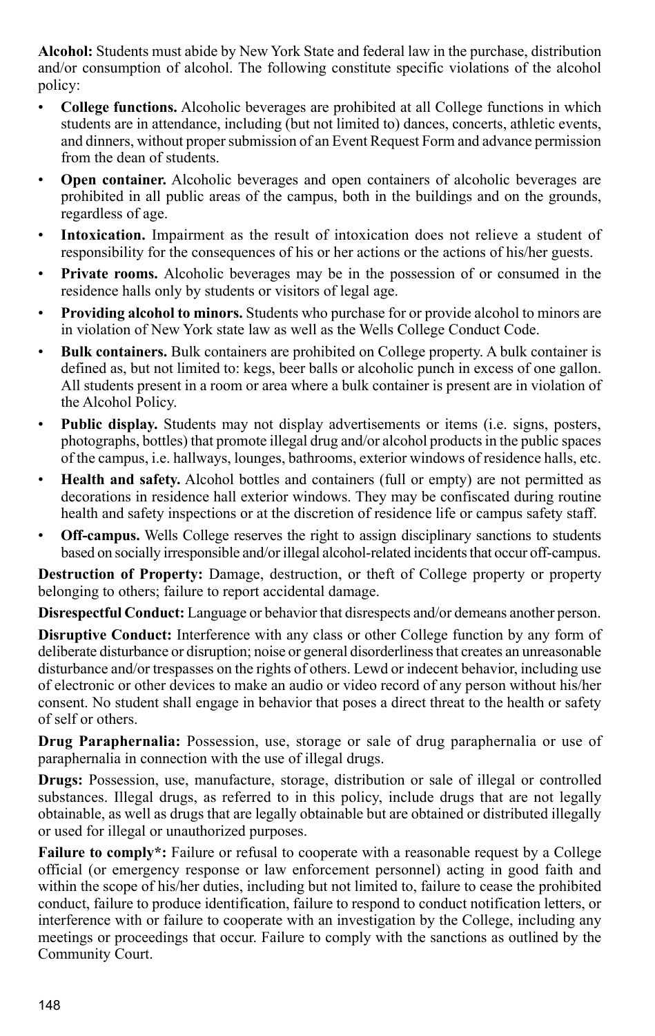**Alcohol:** Students must abide by New York State and federal law in the purchase, distribution and/or consumption of alcohol. The following constitute specific violations of the alcohol policy:

- **College functions.** Alcoholic beverages are prohibited at all College functions in which students are in attendance, including (but not limited to) dances, concerts, athletic events, and dinners, without proper submission of an Event Request Form and advance permission from the dean of students.
- **Open container.** Alcoholic beverages and open containers of alcoholic beverages are prohibited in all public areas of the campus, both in the buildings and on the grounds, regardless of age.
- **Intoxication.** Impairment as the result of intoxication does not relieve a student of responsibility for the consequences of his or her actions or the actions of his/her guests.
- **Private rooms.** Alcoholic beverages may be in the possession of or consumed in the residence halls only by students or visitors of legal age.
- **Providing alcohol to minors.** Students who purchase for or provide alcohol to minors are in violation of New York state law as well as the Wells College Conduct Code.
- **Bulk containers.** Bulk containers are prohibited on College property. A bulk container is defined as, but not limited to: kegs, beer balls or alcoholic punch in excess of one gallon. All students present in a room or area where a bulk container is present are in violation of the Alcohol Policy.
- **Public display.** Students may not display advertisements or items (i.e. signs, posters, photographs, bottles) that promote illegal drug and/or alcohol products in the public spaces of the campus, i.e. hallways, lounges, bathrooms, exterior windows of residence halls, etc.
- **Health and safety.** Alcohol bottles and containers (full or empty) are not permitted as decorations in residence hall exterior windows. They may be confiscated during routine health and safety inspections or at the discretion of residence life or campus safety staff.
- **Off-campus.** Wells College reserves the right to assign disciplinary sanctions to students based on socially irresponsible and/or illegal alcohol-related incidents that occur off-campus.

**Destruction of Property:** Damage, destruction, or theft of College property or property belonging to others; failure to report accidental damage.

**Disrespectful Conduct:** Language or behavior that disrespects and/or demeans another person.

**Disruptive Conduct:** Interference with any class or other College function by any form of deliberate disturbance or disruption; noise or general disorderliness that creates an unreasonable disturbance and/or trespasses on the rights of others. Lewd or indecent behavior, including use of electronic or other devices to make an audio or video record of any person without his/her consent. No student shall engage in behavior that poses a direct threat to the health or safety of self or others.

**Drug Paraphernalia:** Possession, use, storage or sale of drug paraphernalia or use of paraphernalia in connection with the use of illegal drugs.

**Drugs:** Possession, use, manufacture, storage, distribution or sale of illegal or controlled substances. Illegal drugs, as referred to in this policy, include drugs that are not legally obtainable, as well as drugs that are legally obtainable but are obtained or distributed illegally or used for illegal or unauthorized purposes.

**Failure to comply*:** Failure or refusal to cooperate with a reasonable request by a College official (or emergency response or law enforcement personnel) acting in good faith and within the scope of his/her duties, including but not limited to, failure to cease the prohibited conduct, failure to produce identification, failure to respond to conduct notification letters, or interference with or failure to cooperate with an investigation by the College, including any meetings or proceedings that occur. Failure to comply with the sanctions as outlined by the Community Court.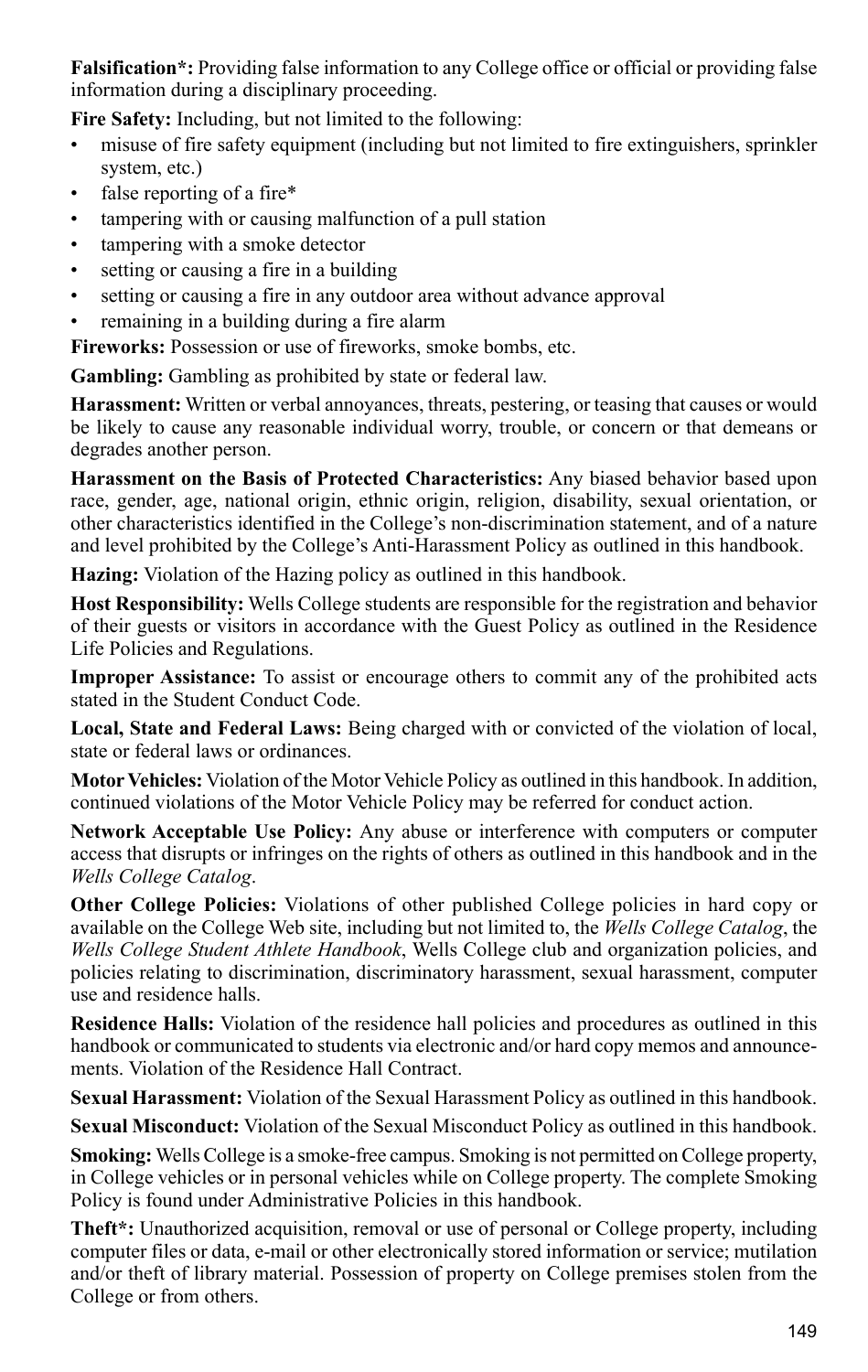**Falsification*:** Providing false information to any College office or official or providing false information during a disciplinary proceeding.

**Fire Safety:** Including, but not limited to the following:

- misuse of fire safety equipment (including but not limited to fire extinguishers, sprinkler system, etc.)
- false reporting of a fire*
- tampering with or causing malfunction of a pull station
- tampering with a smoke detector
- setting or causing a fire in a building
- setting or causing a fire in any outdoor area without advance approval
- remaining in a building during a fire alarm

**Fireworks:** Possession or use of fireworks, smoke bombs, etc.

**Gambling:** Gambling as prohibited by state or federal law.

**Harassment:** Written or verbal annoyances, threats, pestering, or teasing that causes or would be likely to cause any reasonable individual worry, trouble, or concern or that demeans or degrades another person.

**Harassment on the Basis of Protected Characteristics:** Any biased behavior based upon race, gender, age, national origin, ethnic origin, religion, disability, sexual orientation, or other characteristics identified in the College's non-discrimination statement, and of a nature and level prohibited by the College's Anti-Harassment Policy as outlined in this handbook.

**Hazing:** Violation of the Hazing policy as outlined in this handbook.

**Host Responsibility:** Wells College students are responsible for the registration and behavior of their guests or visitors in accordance with the Guest Policy as outlined in the Residence Life Policies and Regulations.

**Improper Assistance:** To assist or encourage others to commit any of the prohibited acts stated in the Student Conduct Code.

**Local, State and Federal Laws:** Being charged with or convicted of the violation of local, state or federal laws or ordinances.

**Motor Vehicles:** Violation of the Motor Vehicle Policy as outlined in this handbook. In addition, continued violations of the Motor Vehicle Policy may be referred for conduct action.

**Network Acceptable Use Policy:** Any abuse or interference with computers or computer access that disrupts or infringes on the rights of others as outlined in this handbook and in the *Wells College Catalog*.

**Other College Policies:** Violations of other published College policies in hard copy or available on the College Web site, including but not limited to, the *Wells College Catalog*, the *Wells College Student Athlete Handbook*, Wells College club and organization policies, and policies relating to discrimination, discriminatory harassment, sexual harassment, computer use and residence halls.

**Residence Halls:** Violation of the residence hall policies and procedures as outlined in this handbook or communicated to students via electronic and/or hard copy memos and announcements. Violation of the Residence Hall Contract.

**Sexual Harassment:** Violation of the Sexual Harassment Policy as outlined in this handbook.

**Sexual Misconduct:** Violation of the Sexual Misconduct Policy as outlined in this handbook.

**Smoking:** Wells College is a smoke-free campus. Smoking is not permitted on College property, in College vehicles or in personal vehicles while on College property. The complete Smoking Policy is found under Administrative Policies in this handbook.

**Theft*:** Unauthorized acquisition, removal or use of personal or College property, including computer files or data, e-mail or other electronically stored information or service; mutilation and/or theft of library material. Possession of property on College premises stolen from the College or from others.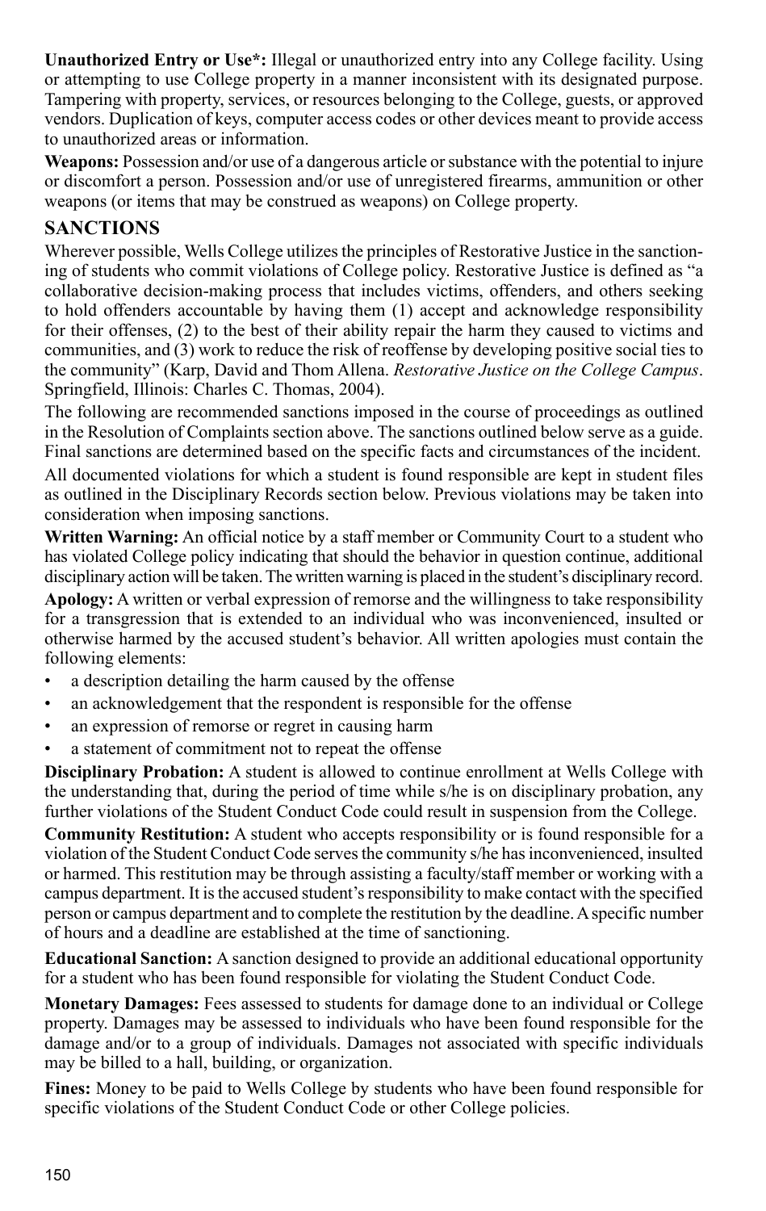**Unauthorized Entry or Use*:** Illegal or unauthorized entry into any College facility. Using or attempting to use College property in a manner inconsistent with its designated purpose. Tampering with property, services, or resources belonging to the College, guests, or approved vendors. Duplication of keys, computer access codes or other devices meant to provide access to unauthorized areas or information.

**Weapons:** Possession and/or use of a dangerous article or substance with the potential to injure or discomfort a person. Possession and/or use of unregistered firearms, ammunition or other weapons (or items that may be construed as weapons) on College property.

## SANCTIONS

Wherever possible, Wells College utilizes the principles of Restorative Justice in the sanctioning of students who commit violations of College policy. Restorative Justice is defined as "a collaborative decision-making process that includes victims, offenders, and others seeking to hold offenders accountable by having them (1) accept and acknowledge responsibility for their offenses, (2) to the best of their ability repair the harm they caused to victims and communities, and (3) work to reduce the risk of reoffense by developing positive social ties to the community" (Karp, David and Thom Allena. *Restorative Justice on the College Campus*. Springfield, Illinois: Charles C. Thomas, 2004).

The following are recommended sanctions imposed in the course of proceedings as outlined in the Resolution of Complaints section above. The sanctions outlined below serve as a guide. Final sanctions are determined based on the specific facts and circumstances of the incident.

All documented violations for which a student is found responsible are kept in student files as outlined in the Disciplinary Records section below. Previous violations may be taken into consideration when imposing sanctions.

**Written Warning:** An official notice by a staff member or Community Court to a student who has violated College policy indicating that should the behavior in question continue, additional disciplinary action will be taken. The written warning is placed in the student's disciplinary record.

**Apology:** A written or verbal expression of remorse and the willingness to take responsibility for a transgression that is extended to an individual who was inconvenienced, insulted or otherwise harmed by the accused student's behavior. All written apologies must contain the following elements:

- a description detailing the harm caused by the offense
- an acknowledgement that the respondent is responsible for the offense
- an expression of remorse or regret in causing harm
- a statement of commitment not to repeat the offense

**Disciplinary Probation:** A student is allowed to continue enrollment at Wells College with the understanding that, during the period of time while s/he is on disciplinary probation, any further violations of the Student Conduct Code could result in suspension from the College.

**Community Restitution:** A student who accepts responsibility or is found responsible for a violation of the Student Conduct Code serves the community s/he has inconvenienced, insulted or harmed. This restitution may be through assisting a faculty/staff member or working with a campus department. It is the accused student's responsibility to make contact with the specified person or campus department and to complete the restitution by the deadline. A specific number of hours and a deadline are established at the time of sanctioning.

**Educational Sanction:** A sanction designed to provide an additional educational opportunity for a student who has been found responsible for violating the Student Conduct Code.

**Monetary Damages:** Fees assessed to students for damage done to an individual or College property. Damages may be assessed to individuals who have been found responsible for the damage and/or to a group of individuals. Damages not associated with specific individuals may be billed to a hall, building, or organization.

**Fines:** Money to be paid to Wells College by students who have been found responsible for specific violations of the Student Conduct Code or other College policies.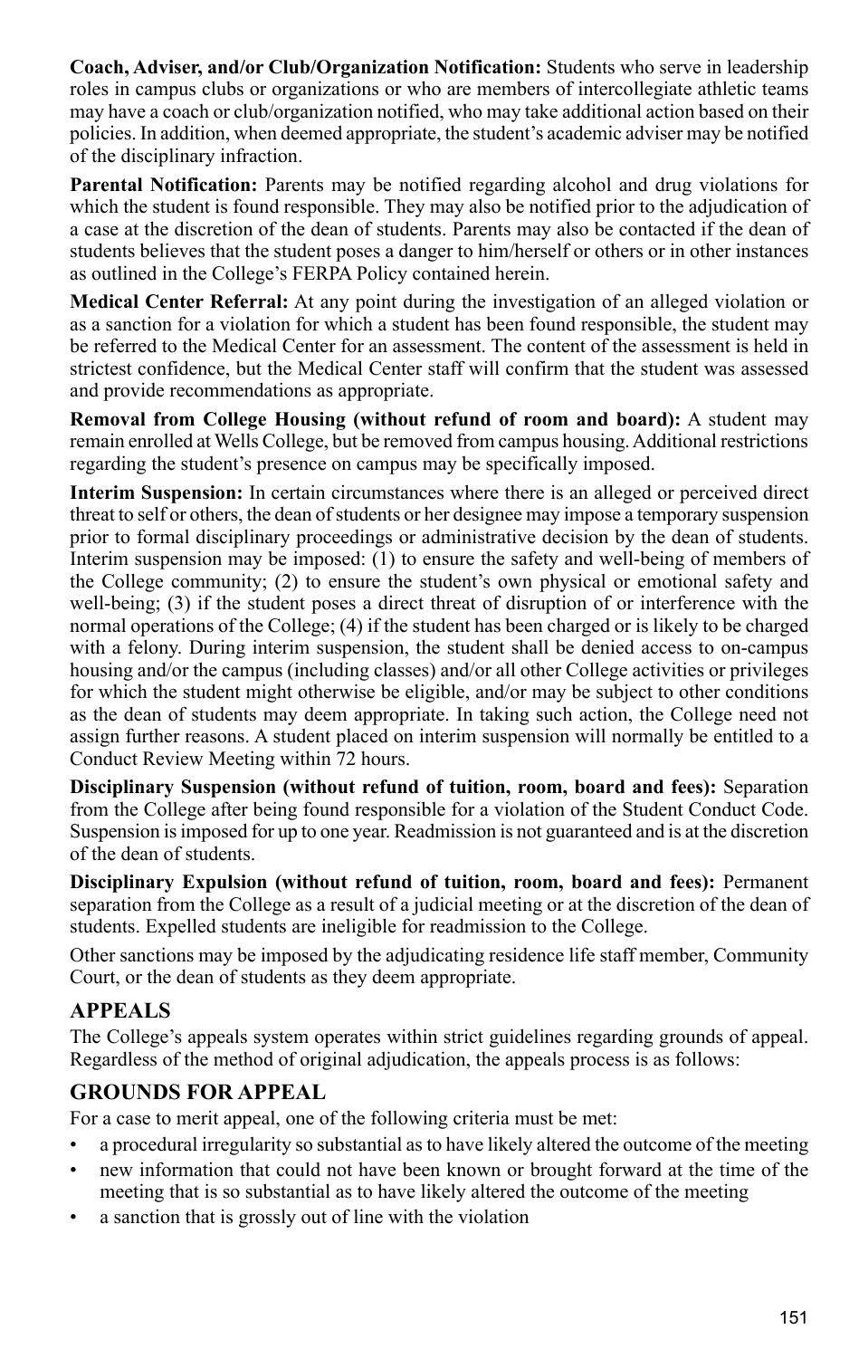**Coach, Adviser, and/or Club/Organization Notification:** Students who serve in leadership roles in campus clubs or organizations or who are members of intercollegiate athletic teams may have a coach or club/organization notified, who may take additional action based on their policies. In addition, when deemed appropriate, the student's academic adviser may be notified of the disciplinary infraction.

**Parental Notification:** Parents may be notified regarding alcohol and drug violations for which the student is found responsible. They may also be notified prior to the adjudication of a case at the discretion of the dean of students. Parents may also be contacted if the dean of students believes that the student poses a danger to him/herself or others or in other instances as outlined in the College's FERPA Policy contained herein.

**Medical Center Referral:** At any point during the investigation of an alleged violation or as a sanction for a violation for which a student has been found responsible, the student may be referred to the Medical Center for an assessment. The content of the assessment is held in strictest confidence, but the Medical Center staff will confirm that the student was assessed and provide recommendations as appropriate.

**Removal from College Housing (without refund of room and board):** A student may remain enrolled at Wells College, but be removed from campus housing. Additional restrictions regarding the student's presence on campus may be specifically imposed.

**Interim Suspension:** In certain circumstances where there is an alleged or perceived direct threat to self or others, the dean of students or her designee may impose a temporary suspension prior to formal disciplinary proceedings or administrative decision by the dean of students. Interim suspension may be imposed: (1) to ensure the safety and well-being of members of the College community; (2) to ensure the student's own physical or emotional safety and well-being; (3) if the student poses a direct threat of disruption of or interference with the normal operations of the College; (4) if the student has been charged or is likely to be charged with a felony. During interim suspension, the student shall be denied access to on-campus housing and/or the campus (including classes) and/or all other College activities or privileges for which the student might otherwise be eligible, and/or may be subject to other conditions as the dean of students may deem appropriate. In taking such action, the College need not assign further reasons. A student placed on interim suspension will normally be entitled to a Conduct Review Meeting within 72 hours.

**Disciplinary Suspension (without refund of tuition, room, board and fees):** Separation from the College after being found responsible for a violation of the Student Conduct Code. Suspension is imposed for up to one year. Readmission is not guaranteed and is at the discretion of the dean of students.

**Disciplinary Expulsion (without refund of tuition, room, board and fees):** Permanent separation from the College as a result of a judicial meeting or at the discretion of the dean of students. Expelled students are ineligible for readmission to the College.

Other sanctions may be imposed by the adjudicating residence life staff member, Community Court, or the dean of students as they deem appropriate.

## APPEALS

The College's appeals system operates within strict guidelines regarding grounds of appeal. Regardless of the method of original adjudication, the appeals process is as follows:

## GROUNDS FOR APPEAL

For a case to merit appeal, one of the following criteria must be met:

- a procedural irregularity so substantial as to have likely altered the outcome of the meeting
- new information that could not have been known or brought forward at the time of the meeting that is so substantial as to have likely altered the outcome of the meeting
- a sanction that is grossly out of line with the violation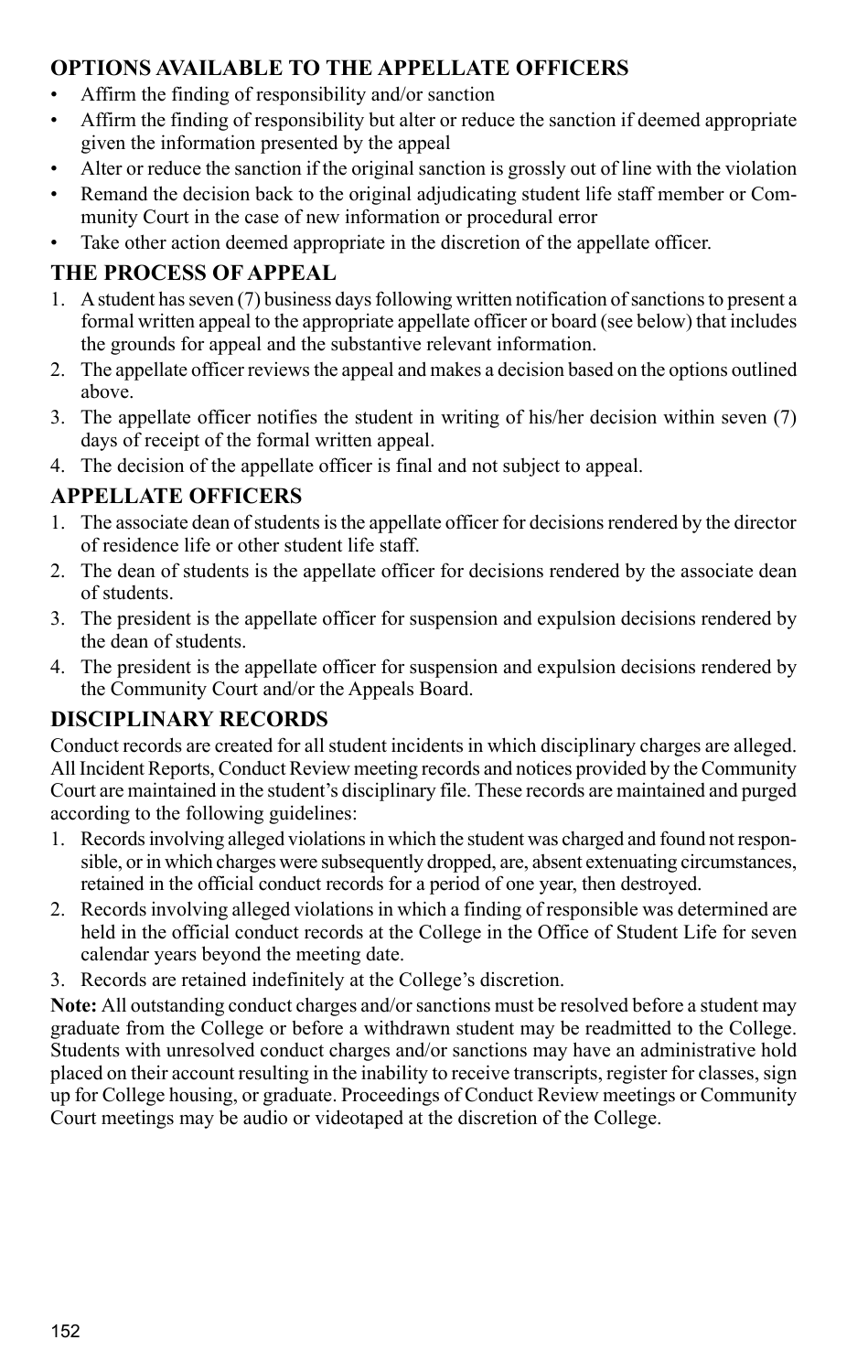## OPTIONS AVAILABLE TO THE APPELLATE OFFICERS

- Affirm the finding of responsibility and/or sanction
- Affirm the finding of responsibility but alter or reduce the sanction if deemed appropriate given the information presented by the appeal
- Alter or reduce the sanction if the original sanction is grossly out of line with the violation
- Remand the decision back to the original adjudicating student life staff member or Community Court in the case of new information or procedural error
- Take other action deemed appropriate in the discretion of the appellate officer.

## THE PROCESS OF APPEAL

1. A student has seven (7) business days following written notification of sanctions to present a formal written appeal to the appropriate appellate officer or board (see below) that includes the grounds for appeal and the substantive relevant information.
2. The appellate officer reviews the appeal and makes a decision based on the options outlined above.
3. The appellate officer notifies the student in writing of his/her decision within seven (7) days of receipt of the formal written appeal.
4. The decision of the appellate officer is final and not subject to appeal.

## APPELLATE OFFICERS

1. The associate dean of students is the appellate officer for decisions rendered by the director of residence life or other student life staff.
2. The dean of students is the appellate officer for decisions rendered by the associate dean of students.
3. The president is the appellate officer for suspension and expulsion decisions rendered by the dean of students.
4. The president is the appellate officer for suspension and expulsion decisions rendered by the Community Court and/or the Appeals Board.

## DISCIPLINARY RECORDS

Conduct records are created for all student incidents in which disciplinary charges are alleged. All Incident Reports, Conduct Review meeting records and notices provided by the Community Court are maintained in the student's disciplinary file. These records are maintained and purged according to the following guidelines:

1. Records involving alleged violations in which the student was charged and found not responsible, or in which charges were subsequently dropped, are, absent extenuating circumstances, retained in the official conduct records for a period of one year, then destroyed.
2. Records involving alleged violations in which a finding of responsible was determined are held in the official conduct records at the College in the Office of Student Life for seven calendar years beyond the meeting date.
3. Records are retained indefinitely at the College's discretion.

**Note:** All outstanding conduct charges and/or sanctions must be resolved before a student may graduate from the College or before a withdrawn student may be readmitted to the College. Students with unresolved conduct charges and/or sanctions may have an administrative hold placed on their account resulting in the inability to receive transcripts, register for classes, sign up for College housing, or graduate. Proceedings of Conduct Review meetings or Community Court meetings may be audio or videotaped at the discretion of the College.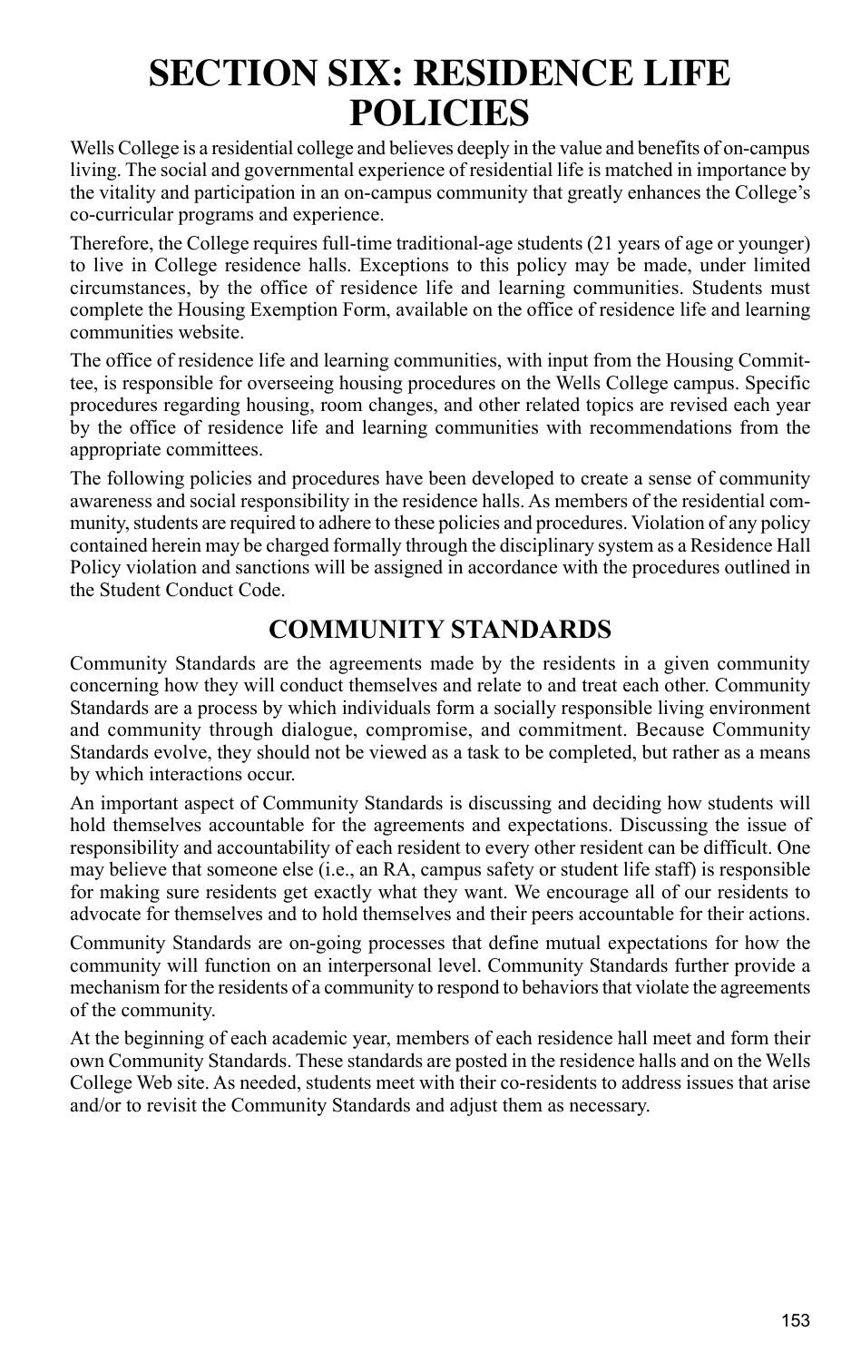# SECTION SIX: RESIDENCE LIFE POLICIES

Wells College is a residential college and believes deeply in the value and benefits of on-campus living. The social and governmental experience of residential life is matched in importance by the vitality and participation in an on-campus community that greatly enhances the College's co-curricular programs and experience.

Therefore, the College requires full-time traditional-age students (21 years of age or younger) to live in College residence halls. Exceptions to this policy may be made, under limited circumstances, by the office of residence life and learning communities. Students must complete the Housing Exemption Form, available on the office of residence life and learning communities website.

The office of residence life and learning communities, with input from the Housing Committee, is responsible for overseeing housing procedures on the Wells College campus. Specific procedures regarding housing, room changes, and other related topics are revised each year by the office of residence life and learning communities with recommendations from the appropriate committees.

The following policies and procedures have been developed to create a sense of community awareness and social responsibility in the residence halls. As members of the residential community, students are required to adhere to these policies and procedures. Violation of any policy contained herein may be charged formally through the disciplinary system as a Residence Hall Policy violation and sanctions will be assigned in accordance with the procedures outlined in the Student Conduct Code.

## COMMUNITY STANDARDS

Community Standards are the agreements made by the residents in a given community concerning how they will conduct themselves and relate to and treat each other. Community Standards are a process by which individuals form a socially responsible living environment and community through dialogue, compromise, and commitment. Because Community Standards evolve, they should not be viewed as a task to be completed, but rather as a means by which interactions occur.

An important aspect of Community Standards is discussing and deciding how students will hold themselves accountable for the agreements and expectations. Discussing the issue of responsibility and accountability of each resident to every other resident can be difficult. One may believe that someone else (i.e., an RA, campus safety or student life staff) is responsible for making sure residents get exactly what they want. We encourage all of our residents to advocate for themselves and to hold themselves and their peers accountable for their actions.

Community Standards are on-going processes that define mutual expectations for how the community will function on an interpersonal level. Community Standards further provide a mechanism for the residents of a community to respond to behaviors that violate the agreements of the community.

At the beginning of each academic year, members of each residence hall meet and form their own Community Standards. These standards are posted in the residence halls and on the Wells College Web site. As needed, students meet with their co-residents to address issues that arise and/or to revisit the Community Standards and adjust them as necessary.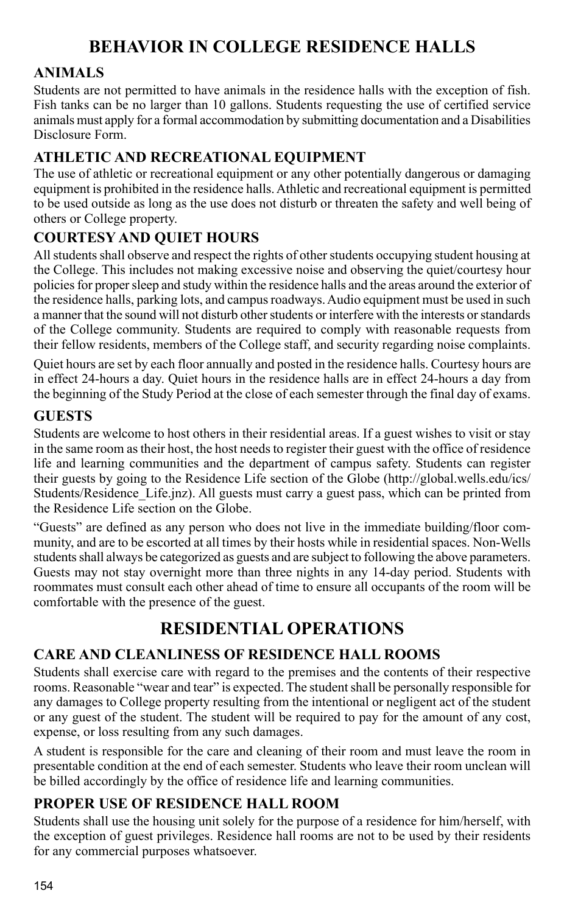# BEHAVIOR IN COLLEGE RESIDENCE HALLS

### ANIMALS

Students are not permitted to have animals in the residence halls with the exception of fish. Fish tanks can be no larger than 10 gallons. Students requesting the use of certified service animals must apply for a formal accommodation by submitting documentation and a Disabilities Disclosure Form.

### ATHLETIC AND RECREATIONAL EQUIPMENT

The use of athletic or recreational equipment or any other potentially dangerous or damaging equipment is prohibited in the residence halls. Athletic and recreational equipment is permitted to be used outside as long as the use does not disturb or threaten the safety and well being of others or College property.

### COURTESY AND QUIET HOURS

All students shall observe and respect the rights of other students occupying student housing at the College. This includes not making excessive noise and observing the quiet/courtesy hour policies for proper sleep and study within the residence halls and the areas around the exterior of the residence halls, parking lots, and campus roadways. Audio equipment must be used in such a manner that the sound will not disturb other students or interfere with the interests or standards of the College community. Students are required to comply with reasonable requests from their fellow residents, members of the College staff, and security regarding noise complaints.

Quiet hours are set by each floor annually and posted in the residence halls. Courtesy hours are in effect 24-hours a day. Quiet hours in the residence halls are in effect 24-hours a day from the beginning of the Study Period at the close of each semester through the final day of exams.

### GUESTS

Students are welcome to host others in their residential areas. If a guest wishes to visit or stay in the same room as their host, the host needs to register their guest with the office of residence life and learning communities and the department of campus safety. Students can register their guests by going to the Residence Life section of the Globe (http://global.wells.edu/ics/Students/Residence_Life.jnz). All guests must carry a guest pass, which can be printed from the Residence Life section on the Globe.

"Guests" are defined as any person who does not live in the immediate building/floor community, and are to be escorted at all times by their hosts while in residential spaces. Non-Wells students shall always be categorized as guests and are subject to following the above parameters. Guests may not stay overnight more than three nights in any 14-day period. Students with roommates must consult each other ahead of time to ensure all occupants of the room will be comfortable with the presence of the guest.

# RESIDENTIAL OPERATIONS

### CARE AND CLEANLINESS OF RESIDENCE HALL ROOMS

Students shall exercise care with regard to the premises and the contents of their respective rooms. Reasonable "wear and tear" is expected. The student shall be personally responsible for any damages to College property resulting from the intentional or negligent act of the student or any guest of the student. The student will be required to pay for the amount of any cost, expense, or loss resulting from any such damages.

A student is responsible for the care and cleaning of their room and must leave the room in presentable condition at the end of each semester. Students who leave their room unclean will be billed accordingly by the office of residence life and learning communities.

### PROPER USE OF RESIDENCE HALL ROOM

Students shall use the housing unit solely for the purpose of a residence for him/herself, with the exception of guest privileges. Residence hall rooms are not to be used by their residents for any commercial purposes whatsoever.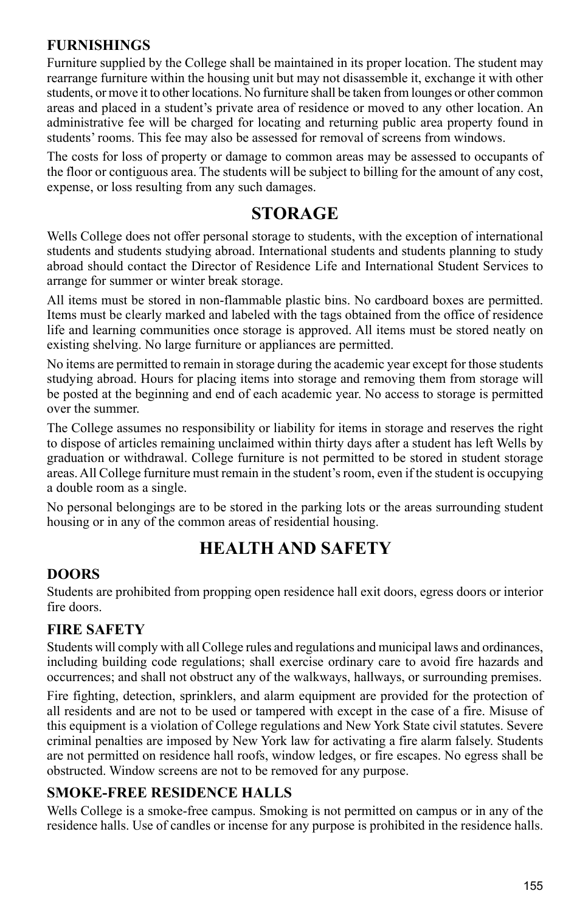### FURNISHINGS

Furniture supplied by the College shall be maintained in its proper location. The student may rearrange furniture within the housing unit but may not disassemble it, exchange it with other students, or move it to other locations. No furniture shall be taken from lounges or other common areas and placed in a student's private area of residence or moved to any other location. An administrative fee will be charged for locating and returning public area property found in students' rooms. This fee may also be assessed for removal of screens from windows.

The costs for loss of property or damage to common areas may be assessed to occupants of the floor or contiguous area. The students will be subject to billing for the amount of any cost, expense, or loss resulting from any such damages.

## STORAGE

Wells College does not offer personal storage to students, with the exception of international students and students studying abroad. International students and students planning to study abroad should contact the Director of Residence Life and International Student Services to arrange for summer or winter break storage.

All items must be stored in non-flammable plastic bins. No cardboard boxes are permitted. Items must be clearly marked and labeled with the tags obtained from the office of residence life and learning communities once storage is approved. All items must be stored neatly on existing shelving. No large furniture or appliances are permitted.

No items are permitted to remain in storage during the academic year except for those students studying abroad. Hours for placing items into storage and removing them from storage will be posted at the beginning and end of each academic year. No access to storage is permitted over the summer.

The College assumes no responsibility or liability for items in storage and reserves the right to dispose of articles remaining unclaimed within thirty days after a student has left Wells by graduation or withdrawal. College furniture is not permitted to be stored in student storage areas. All College furniture must remain in the student's room, even if the student is occupying a double room as a single.

No personal belongings are to be stored in the parking lots or the areas surrounding student housing or in any of the common areas of residential housing.

## HEALTH AND SAFETY

### DOORS

Students are prohibited from propping open residence hall exit doors, egress doors or interior fire doors.

### FIRE SAFETY

Students will comply with all College rules and regulations and municipal laws and ordinances, including building code regulations; shall exercise ordinary care to avoid fire hazards and occurrences; and shall not obstruct any of the walkways, hallways, or surrounding premises.

Fire fighting, detection, sprinklers, and alarm equipment are provided for the protection of all residents and are not to be used or tampered with except in the case of a fire. Misuse of this equipment is a violation of College regulations and New York State civil statutes. Severe criminal penalties are imposed by New York law for activating a fire alarm falsely. Students are not permitted on residence hall roofs, window ledges, or fire escapes. No egress shall be obstructed. Window screens are not to be removed for any purpose.

### SMOKE-FREE RESIDENCE HALLS

Wells College is a smoke-free campus. Smoking is not permitted on campus or in any of the residence halls. Use of candles or incense for any purpose is prohibited in the residence halls.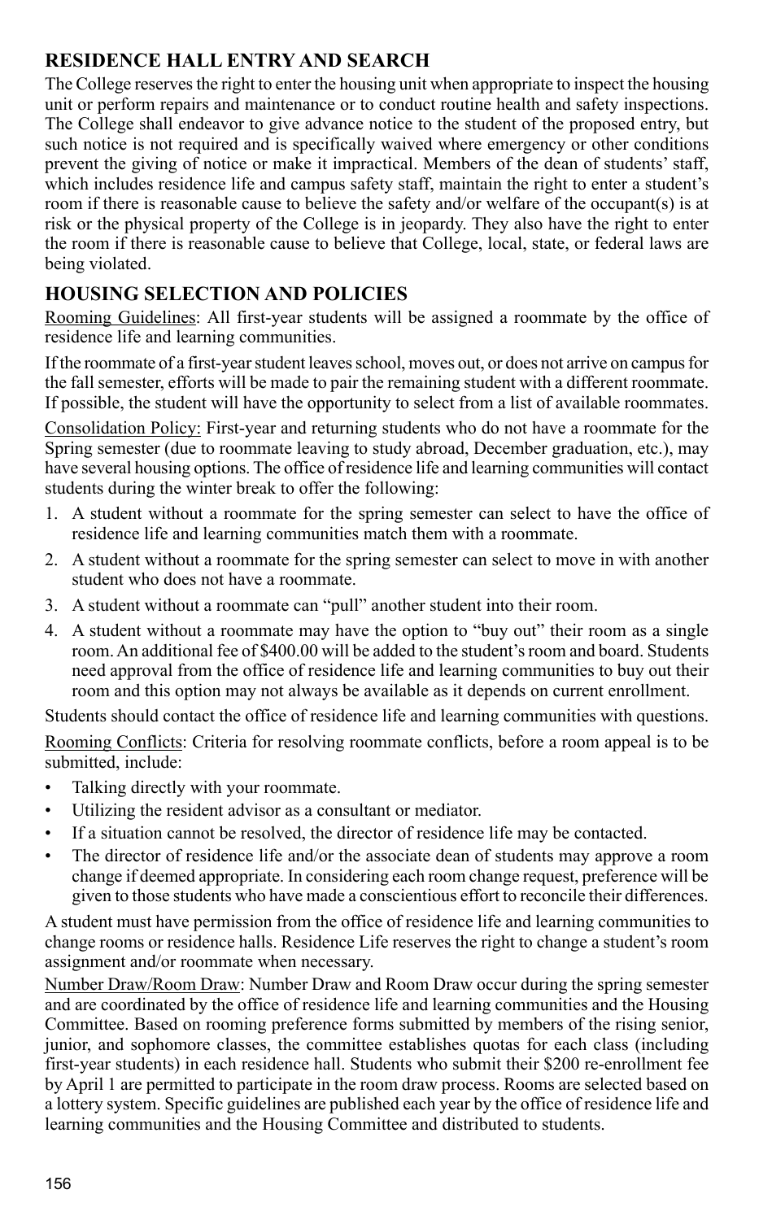## RESIDENCE HALL ENTRY AND SEARCH

The College reserves the right to enter the housing unit when appropriate to inspect the housing unit or perform repairs and maintenance or to conduct routine health and safety inspections. The College shall endeavor to give advance notice to the student of the proposed entry, but such notice is not required and is specifically waived where emergency or other conditions prevent the giving of notice or make it impractical. Members of the dean of students' staff, which includes residence life and campus safety staff, maintain the right to enter a student's room if there is reasonable cause to believe the safety and/or welfare of the occupant(s) is at risk or the physical property of the College is in jeopardy. They also have the right to enter the room if there is reasonable cause to believe that College, local, state, or federal laws are being violated.

## HOUSING SELECTION AND POLICIES

<u>Rooming Guidelines</u>: All first-year students will be assigned a roommate by the office of residence life and learning communities.

If the roommate of a first-year student leaves school, moves out, or does not arrive on campus for the fall semester, efforts will be made to pair the remaining student with a different roommate. If possible, the student will have the opportunity to select from a list of available roommates.

<u>Consolidation Policy:</u> First-year and returning students who do not have a roommate for the Spring semester (due to roommate leaving to study abroad, December graduation, etc.), may have several housing options. The office of residence life and learning communities will contact students during the winter break to offer the following:

1. A student without a roommate for the spring semester can select to have the office of residence life and learning communities match them with a roommate.
2. A student without a roommate for the spring semester can select to move in with another student who does not have a roommate.
3. A student without a roommate can "pull" another student into their room.
4. A student without a roommate may have the option to "buy out" their room as a single room. An additional fee of $400.00 will be added to the student's room and board. Students need approval from the office of residence life and learning communities to buy out their room and this option may not always be available as it depends on current enrollment.

Students should contact the office of residence life and learning communities with questions.

<u>Rooming Conflicts</u>: Criteria for resolving roommate conflicts, before a room appeal is to be submitted, include:

- Talking directly with your roommate.
- Utilizing the resident advisor as a consultant or mediator.
- If a situation cannot be resolved, the director of residence life may be contacted.
- The director of residence life and/or the associate dean of students may approve a room change if deemed appropriate. In considering each room change request, preference will be given to those students who have made a conscientious effort to reconcile their differences.

A student must have permission from the office of residence life and learning communities to change rooms or residence halls. Residence Life reserves the right to change a student's room assignment and/or roommate when necessary.

<u>Number Draw/Room Draw</u>: Number Draw and Room Draw occur during the spring semester and are coordinated by the office of residence life and learning communities and the Housing Committee. Based on rooming preference forms submitted by members of the rising senior, junior, and sophomore classes, the committee establishes quotas for each class (including first-year students) in each residence hall. Students who submit their $200 re-enrollment fee by April 1 are permitted to participate in the room draw process. Rooms are selected based on a lottery system. Specific guidelines are published each year by the office of residence life and learning communities and the Housing Committee and distributed to students.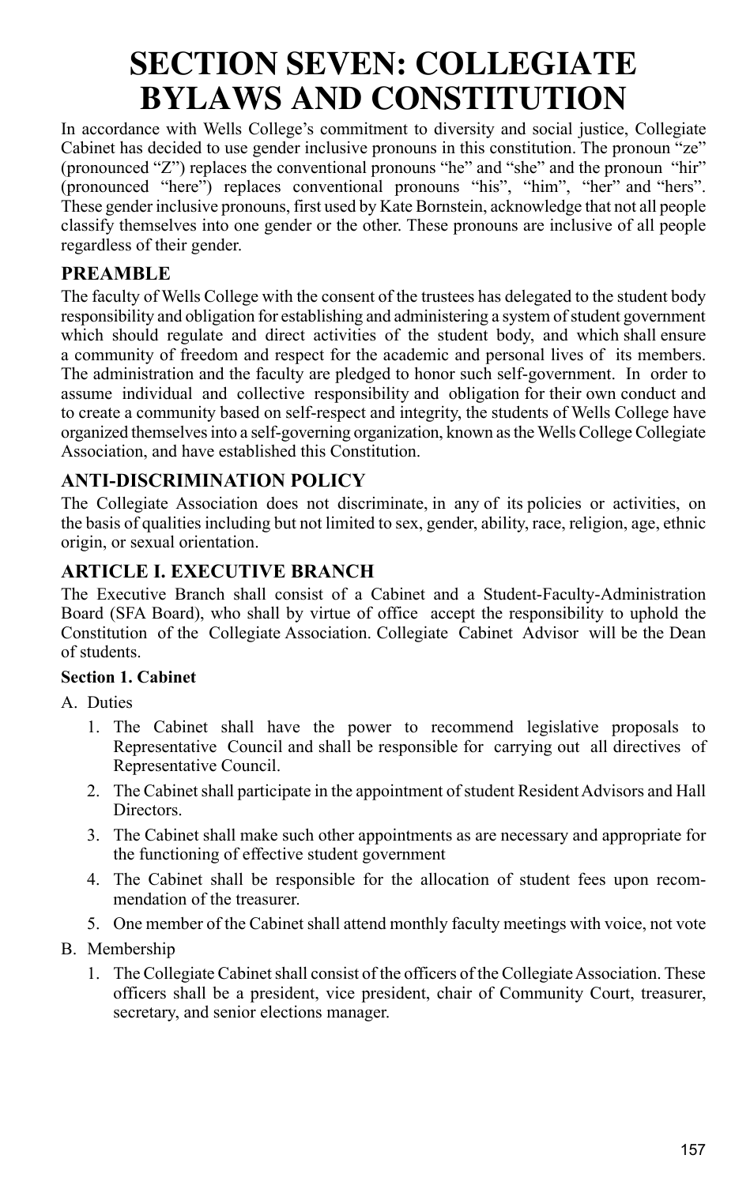# SECTION SEVEN: COLLEGIATE BYLAWS AND CONSTITUTION

In accordance with Wells College's commitment to diversity and social justice, Collegiate Cabinet has decided to use gender inclusive pronouns in this constitution. The pronoun "ze" (pronounced "Z") replaces the conventional pronouns "he" and "she" and the pronoun "hir" (pronounced "here") replaces conventional pronouns "his", "him", "her" and "hers". These gender inclusive pronouns, first used by Kate Bornstein, acknowledge that not all people classify themselves into one gender or the other. These pronouns are inclusive of all people regardless of their gender.

## PREAMBLE

The faculty of Wells College with the consent of the trustees has delegated to the student body responsibility and obligation for establishing and administering a system of student government which should regulate and direct activities of the student body, and which shall ensure a community of freedom and respect for the academic and personal lives of its members. The administration and the faculty are pledged to honor such self-government. In order to assume individual and collective responsibility and obligation for their own conduct and to create a community based on self-respect and integrity, the students of Wells College have organized themselves into a self-governing organization, known as the Wells College Collegiate Association, and have established this Constitution.

## ANTI-DISCRIMINATION POLICY

The Collegiate Association does not discriminate, in any of its policies or activities, on the basis of qualities including but not limited to sex, gender, ability, race, religion, age, ethnic origin, or sexual orientation.

## ARTICLE I. EXECUTIVE BRANCH

The Executive Branch shall consist of a Cabinet and a Student-Faculty-Administration Board (SFA Board), who shall by virtue of office accept the responsibility to uphold the Constitution of the Collegiate Association. Collegiate Cabinet Advisor will be the Dean of students.

### Section 1. Cabinet

A. Duties

1. The Cabinet shall have the power to recommend legislative proposals to Representative Council and shall be responsible for carrying out all directives of Representative Council.
2. The Cabinet shall participate in the appointment of student Resident Advisors and Hall Directors.
3. The Cabinet shall make such other appointments as are necessary and appropriate for the functioning of effective student government
4. The Cabinet shall be responsible for the allocation of student fees upon recommendation of the treasurer.
5. One member of the Cabinet shall attend monthly faculty meetings with voice, not vote

B. Membership

1. The Collegiate Cabinet shall consist of the officers of the Collegiate Association. These officers shall be a president, vice president, chair of Community Court, treasurer, secretary, and senior elections manager.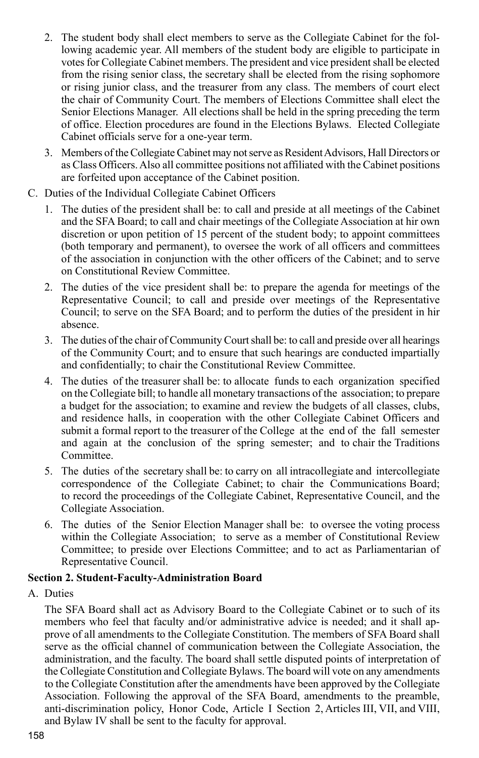2. The student body shall elect members to serve as the Collegiate Cabinet for the following academic year. All members of the student body are eligible to participate in votes for Collegiate Cabinet members. The president and vice president shall be elected from the rising senior class, the secretary shall be elected from the rising sophomore or rising junior class, and the treasurer from any class. The members of court elect the chair of Community Court. The members of Elections Committee shall elect the Senior Elections Manager. All elections shall be held in the spring preceding the term of office. Election procedures are found in the Elections Bylaws. Elected Collegiate Cabinet officials serve for a one-year term.
3. Members of the Collegiate Cabinet may not serve as Resident Advisors, Hall Directors or as Class Officers. Also all committee positions not affiliated with the Cabinet positions are forfeited upon acceptance of the Cabinet position.

C. Duties of the Individual Collegiate Cabinet Officers

1. The duties of the president shall be: to call and preside at all meetings of the Cabinet and the SFA Board; to call and chair meetings of the Collegiate Association at hir own discretion or upon petition of 15 percent of the student body; to appoint committees (both temporary and permanent), to oversee the work of all officers and committees of the association in conjunction with the other officers of the Cabinet; and to serve on Constitutional Review Committee.
2. The duties of the vice president shall be: to prepare the agenda for meetings of the Representative Council; to call and preside over meetings of the Representative Council; to serve on the SFA Board; and to perform the duties of the president in hir absence.
3. The duties of the chair of Community Court shall be: to call and preside over all hearings of the Community Court; and to ensure that such hearings are conducted impartially and confidentially; to chair the Constitutional Review Committee.
4. The duties of the treasurer shall be: to allocate funds to each organization specified on the Collegiate bill; to handle all monetary transactions of the association; to prepare a budget for the association; to examine and review the budgets of all classes, clubs, and residence halls, in cooperation with the other Collegiate Cabinet Officers and submit a formal report to the treasurer of the College at the end of the fall semester and again at the conclusion of the spring semester; and to chair the Traditions Committee.
5. The duties of the secretary shall be: to carry on all intracollegiate and intercollegiate correspondence of the Collegiate Cabinet; to chair the Communications Board; to record the proceedings of the Collegiate Cabinet, Representative Council, and the Collegiate Association.
6. The duties of the Senior Election Manager shall be: to oversee the voting process within the Collegiate Association; to serve as a member of Constitutional Review Committee; to preside over Elections Committee; and to act as Parliamentarian of Representative Council.

**Section 2. Student-Faculty-Administration Board**

A. Duties

The SFA Board shall act as Advisory Board to the Collegiate Cabinet or to such of its members who feel that faculty and/or administrative advice is needed; and it shall approve of all amendments to the Collegiate Constitution. The members of SFA Board shall serve as the official channel of communication between the Collegiate Association, the administration, and the faculty. The board shall settle disputed points of interpretation of the Collegiate Constitution and Collegiate Bylaws. The board will vote on any amendments to the Collegiate Constitution after the amendments have been approved by the Collegiate Association. Following the approval of the SFA Board, amendments to the preamble, anti-discrimination policy, Honor Code, Article I Section 2, Articles III, VII, and VIII, and Bylaw IV shall be sent to the faculty for approval.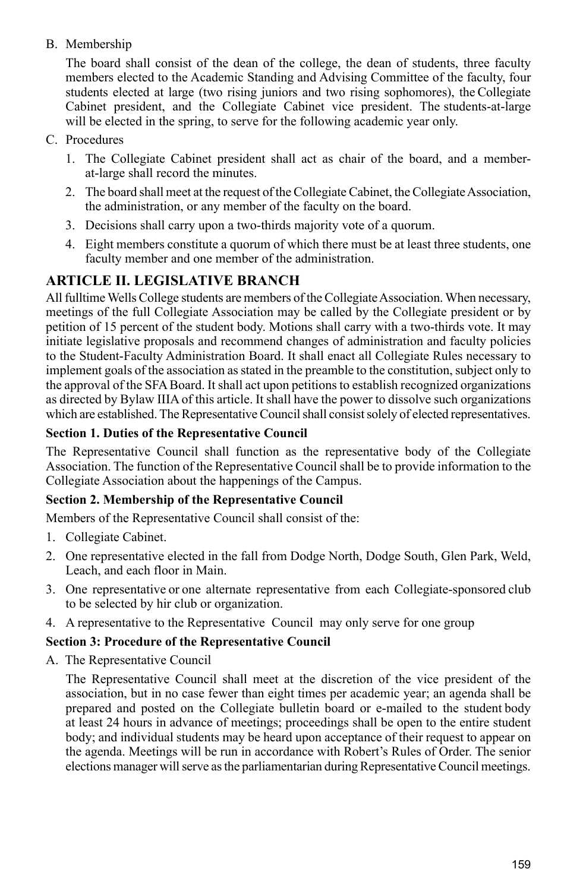B. Membership

   The board shall consist of the dean of the college, the dean of students, three faculty members elected to the Academic Standing and Advising Committee of the faculty, four students elected at large (two rising juniors and two rising sophomores), the Collegiate Cabinet president, and the Collegiate Cabinet vice president. The students-at-large will be elected in the spring, to serve for the following academic year only.

C. Procedures

   1. The Collegiate Cabinet president shall act as chair of the board, and a member-at-large shall record the minutes.
   2. The board shall meet at the request of the Collegiate Cabinet, the Collegiate Association, the administration, or any member of the faculty on the board.
   3. Decisions shall carry upon a two-thirds majority vote of a quorum.
   4. Eight members constitute a quorum of which there must be at least three students, one faculty member and one member of the administration.

## ARTICLE II. LEGISLATIVE BRANCH

All fulltime Wells College students are members of the Collegiate Association. When necessary, meetings of the full Collegiate Association may be called by the Collegiate president or by petition of 15 percent of the student body. Motions shall carry with a two-thirds vote. It may initiate legislative proposals and recommend changes of administration and faculty policies to the Student-Faculty Administration Board. It shall enact all Collegiate Rules necessary to implement goals of the association as stated in the preamble to the constitution, subject only to the approval of the SFA Board. It shall act upon petitions to establish recognized organizations as directed by Bylaw IIIA of this article. It shall have the power to dissolve such organizations which are established. The Representative Council shall consist solely of elected representatives.

### Section 1. Duties of the Representative Council

The Representative Council shall function as the representative body of the Collegiate Association. The function of the Representative Council shall be to provide information to the Collegiate Association about the happenings of the Campus.

### Section 2. Membership of the Representative Council

Members of the Representative Council shall consist of the:

1. Collegiate Cabinet.
2. One representative elected in the fall from Dodge North, Dodge South, Glen Park, Weld, Leach, and each floor in Main.
3. One representative or one alternate representative from each Collegiate-sponsored club to be selected by hir club or organization.
4. A representative to the Representative Council may only serve for one group

### Section 3: Procedure of the Representative Council

A. The Representative Council

   The Representative Council shall meet at the discretion of the vice president of the association, but in no case fewer than eight times per academic year; an agenda shall be prepared and posted on the Collegiate bulletin board or e-mailed to the student body at least 24 hours in advance of meetings; proceedings shall be open to the entire student body; and individual students may be heard upon acceptance of their request to appear on the agenda. Meetings will be run in accordance with Robert's Rules of Order. The senior elections manager will serve as the parliamentarian during Representative Council meetings.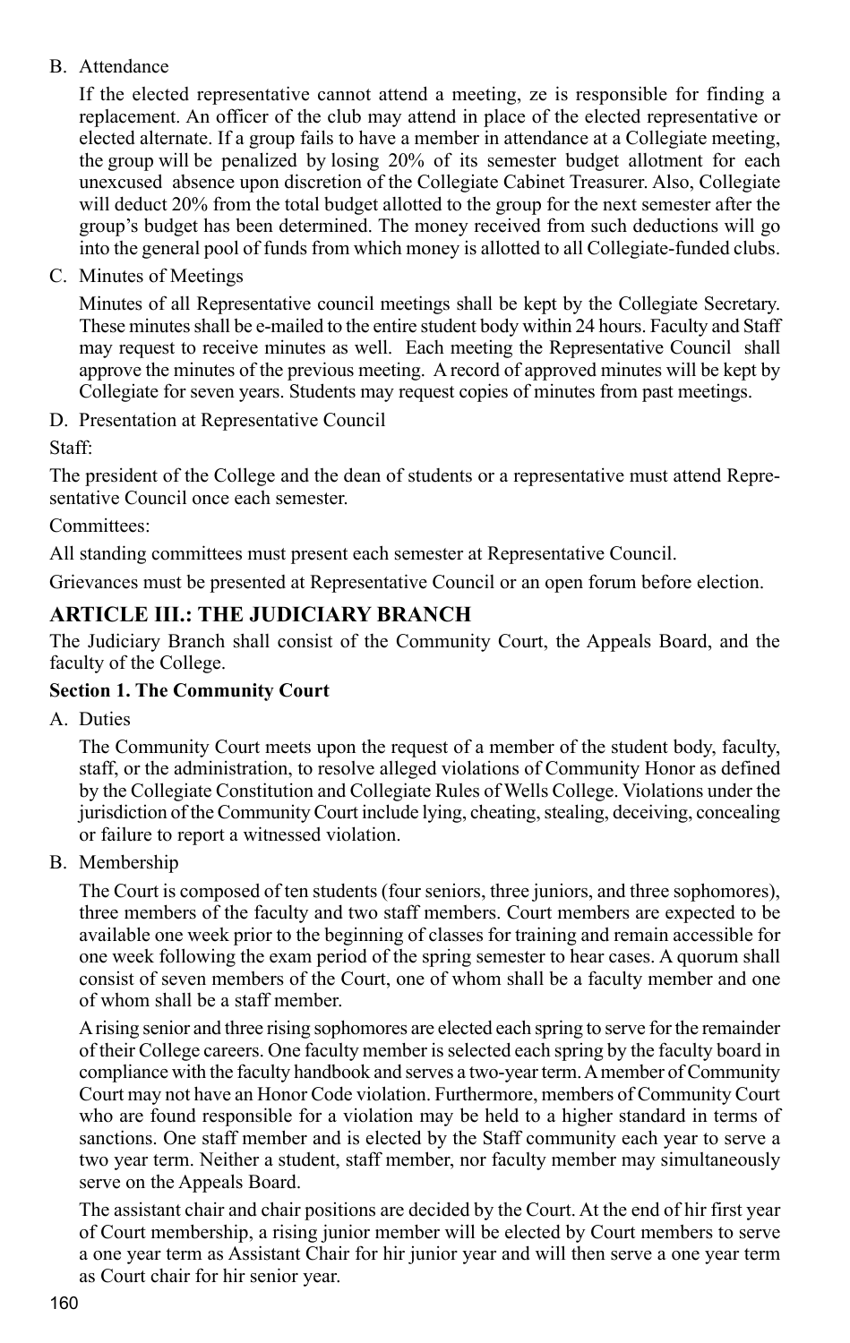B. Attendance

If the elected representative cannot attend a meeting, ze is responsible for finding a replacement. An officer of the club may attend in place of the elected representative or elected alternate. If a group fails to have a member in attendance at a Collegiate meeting, the group will be penalized by losing 20% of its semester budget allotment for each unexcused absence upon discretion of the Collegiate Cabinet Treasurer. Also, Collegiate will deduct 20% from the total budget allotted to the group for the next semester after the group's budget has been determined. The money received from such deductions will go into the general pool of funds from which money is allotted to all Collegiate-funded clubs.

C. Minutes of Meetings

Minutes of all Representative council meetings shall be kept by the Collegiate Secretary. These minutes shall be e-mailed to the entire student body within 24 hours. Faculty and Staff may request to receive minutes as well. Each meeting the Representative Council shall approve the minutes of the previous meeting. A record of approved minutes will be kept by Collegiate for seven years. Students may request copies of minutes from past meetings.

D. Presentation at Representative Council

Staff:

The president of the College and the dean of students or a representative must attend Representative Council once each semester.

Committees:

All standing committees must present each semester at Representative Council.

Grievances must be presented at Representative Council or an open forum before election.

## ARTICLE III.: THE JUDICIARY BRANCH

The Judiciary Branch shall consist of the Community Court, the Appeals Board, and the faculty of the College.

### Section 1. The Community Court

A. Duties

The Community Court meets upon the request of a member of the student body, faculty, staff, or the administration, to resolve alleged violations of Community Honor as defined by the Collegiate Constitution and Collegiate Rules of Wells College. Violations under the jurisdiction of the Community Court include lying, cheating, stealing, deceiving, concealing or failure to report a witnessed violation.

B. Membership

The Court is composed of ten students (four seniors, three juniors, and three sophomores), three members of the faculty and two staff members. Court members are expected to be available one week prior to the beginning of classes for training and remain accessible for one week following the exam period of the spring semester to hear cases. A quorum shall consist of seven members of the Court, one of whom shall be a faculty member and one of whom shall be a staff member.

A rising senior and three rising sophomores are elected each spring to serve for the remainder of their College careers. One faculty member is selected each spring by the faculty board in compliance with the faculty handbook and serves a two-year term. A member of Community Court may not have an Honor Code violation. Furthermore, members of Community Court who are found responsible for a violation may be held to a higher standard in terms of sanctions. One staff member and is elected by the Staff community each year to serve a two year term. Neither a student, staff member, nor faculty member may simultaneously serve on the Appeals Board.

The assistant chair and chair positions are decided by the Court. At the end of hir first year of Court membership, a rising junior member will be elected by Court members to serve a one year term as Assistant Chair for hir junior year and will then serve a one year term as Court chair for hir senior year.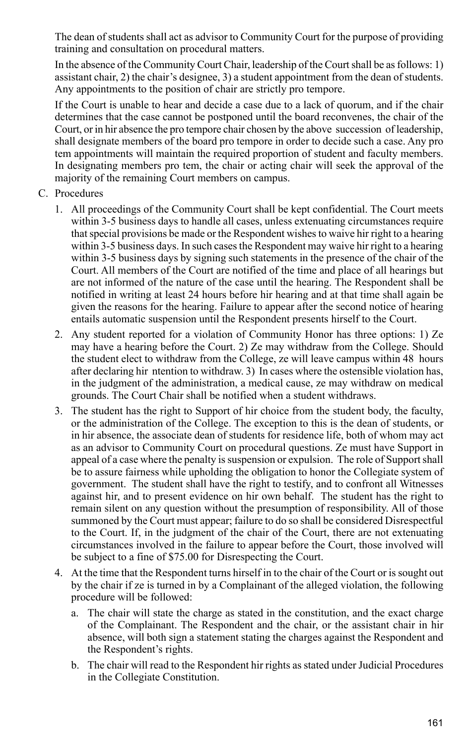The dean of students shall act as advisor to Community Court for the purpose of providing training and consultation on procedural matters.

In the absence of the Community Court Chair, leadership of the Court shall be as follows: 1) assistant chair, 2) the chair's designee, 3) a student appointment from the dean of students. Any appointments to the position of chair are strictly pro tempore.

If the Court is unable to hear and decide a case due to a lack of quorum, and if the chair determines that the case cannot be postponed until the board reconvenes, the chair of the Court, or in hir absence the pro tempore chair chosen by the above succession of leadership, shall designate members of the board pro tempore in order to decide such a case. Any pro tem appointments will maintain the required proportion of student and faculty members. In designating members pro tem, the chair or acting chair will seek the approval of the majority of the remaining Court members on campus.

C. Procedures

1. All proceedings of the Community Court shall be kept confidential. The Court meets within 3-5 business days to handle all cases, unless extenuating circumstances require that special provisions be made or the Respondent wishes to waive hir right to a hearing within 3-5 business days. In such cases the Respondent may waive hir right to a hearing within 3-5 business days by signing such statements in the presence of the chair of the Court. All members of the Court are notified of the time and place of all hearings but are not informed of the nature of the case until the hearing. The Respondent shall be notified in writing at least 24 hours before hir hearing and at that time shall again be given the reasons for the hearing. Failure to appear after the second notice of hearing entails automatic suspension until the Respondent presents hirself to the Court.
2. Any student reported for a violation of Community Honor has three options: 1) Ze may have a hearing before the Court. 2) Ze may withdraw from the College. Should the student elect to withdraw from the College, ze will leave campus within 48 hours after declaring hir ntention to withdraw. 3) In cases where the ostensible violation has, in the judgment of the administration, a medical cause, ze may withdraw on medical grounds. The Court Chair shall be notified when a student withdraws.
3. The student has the right to Support of hir choice from the student body, the faculty, or the administration of the College. The exception to this is the dean of students, or in hir absence, the associate dean of students for residence life, both of whom may act as an advisor to Community Court on procedural questions. Ze must have Support in appeal of a case where the penalty is suspension or expulsion. The role of Support shall be to assure fairness while upholding the obligation to honor the Collegiate system of government. The student shall have the right to testify, and to confront all Witnesses against hir, and to present evidence on hir own behalf. The student has the right to remain silent on any question without the presumption of responsibility. All of those summoned by the Court must appear; failure to do so shall be considered Disrespectful to the Court. If, in the judgment of the chair of the Court, there are not extenuating circumstances involved in the failure to appear before the Court, those involved will be subject to a fine of $75.00 for Disrespecting the Court.
4. At the time that the Respondent turns hirself in to the chair of the Court or is sought out by the chair if ze is turned in by a Complainant of the alleged violation, the following procedure will be followed:
   a. The chair will state the charge as stated in the constitution, and the exact charge of the Complainant. The Respondent and the chair, or the assistant chair in hir absence, will both sign a statement stating the charges against the Respondent and the Respondent's rights.
   b. The chair will read to the Respondent hir rights as stated under Judicial Procedures in the Collegiate Constitution.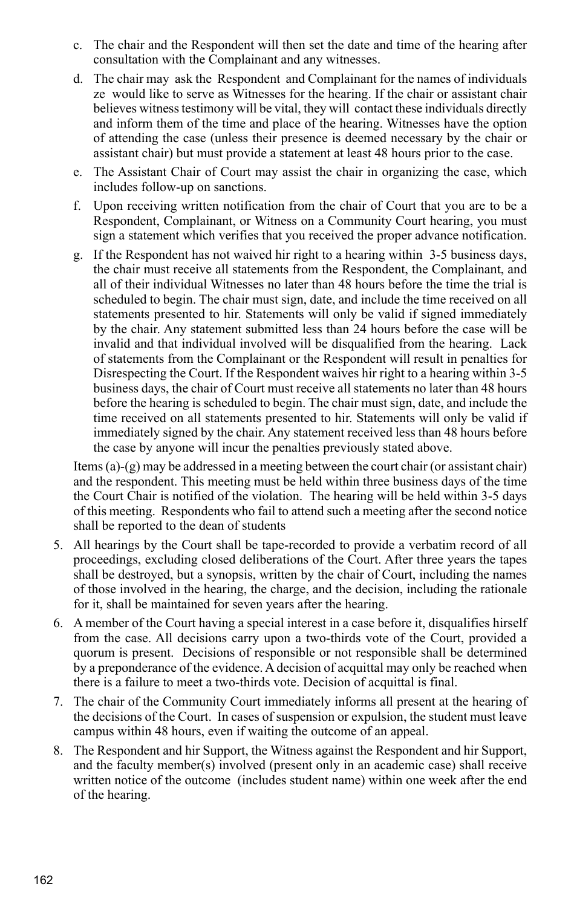c. The chair and the Respondent will then set the date and time of the hearing after consultation with the Complainant and any witnesses.

d. The chair may ask the Respondent and Complainant for the names of individuals ze would like to serve as Witnesses for the hearing. If the chair or assistant chair believes witness testimony will be vital, they will contact these individuals directly and inform them of the time and place of the hearing. Witnesses have the option of attending the case (unless their presence is deemed necessary by the chair or assistant chair) but must provide a statement at least 48 hours prior to the case.

e. The Assistant Chair of Court may assist the chair in organizing the case, which includes follow-up on sanctions.

f. Upon receiving written notification from the chair of Court that you are to be a Respondent, Complainant, or Witness on a Community Court hearing, you must sign a statement which verifies that you received the proper advance notification.

g. If the Respondent has not waived hir right to a hearing within 3-5 business days, the chair must receive all statements from the Respondent, the Complainant, and all of their individual Witnesses no later than 48 hours before the time the trial is scheduled to begin. The chair must sign, date, and include the time received on all statements presented to hir. Statements will only be valid if signed immediately by the chair. Any statement submitted less than 24 hours before the case will be invalid and that individual involved will be disqualified from the hearing. Lack of statements from the Complainant or the Respondent will result in penalties for Disrespecting the Court. If the Respondent waives hir right to a hearing within 3-5 business days, the chair of Court must receive all statements no later than 48 hours before the hearing is scheduled to begin. The chair must sign, date, and include the time received on all statements presented to hir. Statements will only be valid if immediately signed by the chair. Any statement received less than 48 hours before the case by anyone will incur the penalties previously stated above.

Items (a)-(g) may be addressed in a meeting between the court chair (or assistant chair) and the respondent. This meeting must be held within three business days of the time the Court Chair is notified of the violation. The hearing will be held within 3-5 days of this meeting. Respondents who fail to attend such a meeting after the second notice shall be reported to the dean of students

5. All hearings by the Court shall be tape-recorded to provide a verbatim record of all proceedings, excluding closed deliberations of the Court. After three years the tapes shall be destroyed, but a synopsis, written by the chair of Court, including the names of those involved in the hearing, the charge, and the decision, including the rationale for it, shall be maintained for seven years after the hearing.

6. A member of the Court having a special interest in a case before it, disqualifies hirself from the case. All decisions carry upon a two-thirds vote of the Court, provided a quorum is present. Decisions of responsible or not responsible shall be determined by a preponderance of the evidence. A decision of acquittal may only be reached when there is a failure to meet a two-thirds vote. Decision of acquittal is final.

7. The chair of the Community Court immediately informs all present at the hearing of the decisions of the Court. In cases of suspension or expulsion, the student must leave campus within 48 hours, even if waiting the outcome of an appeal.

8. The Respondent and hir Support, the Witness against the Respondent and hir Support, and the faculty member(s) involved (present only in an academic case) shall receive written notice of the outcome (includes student name) within one week after the end of the hearing.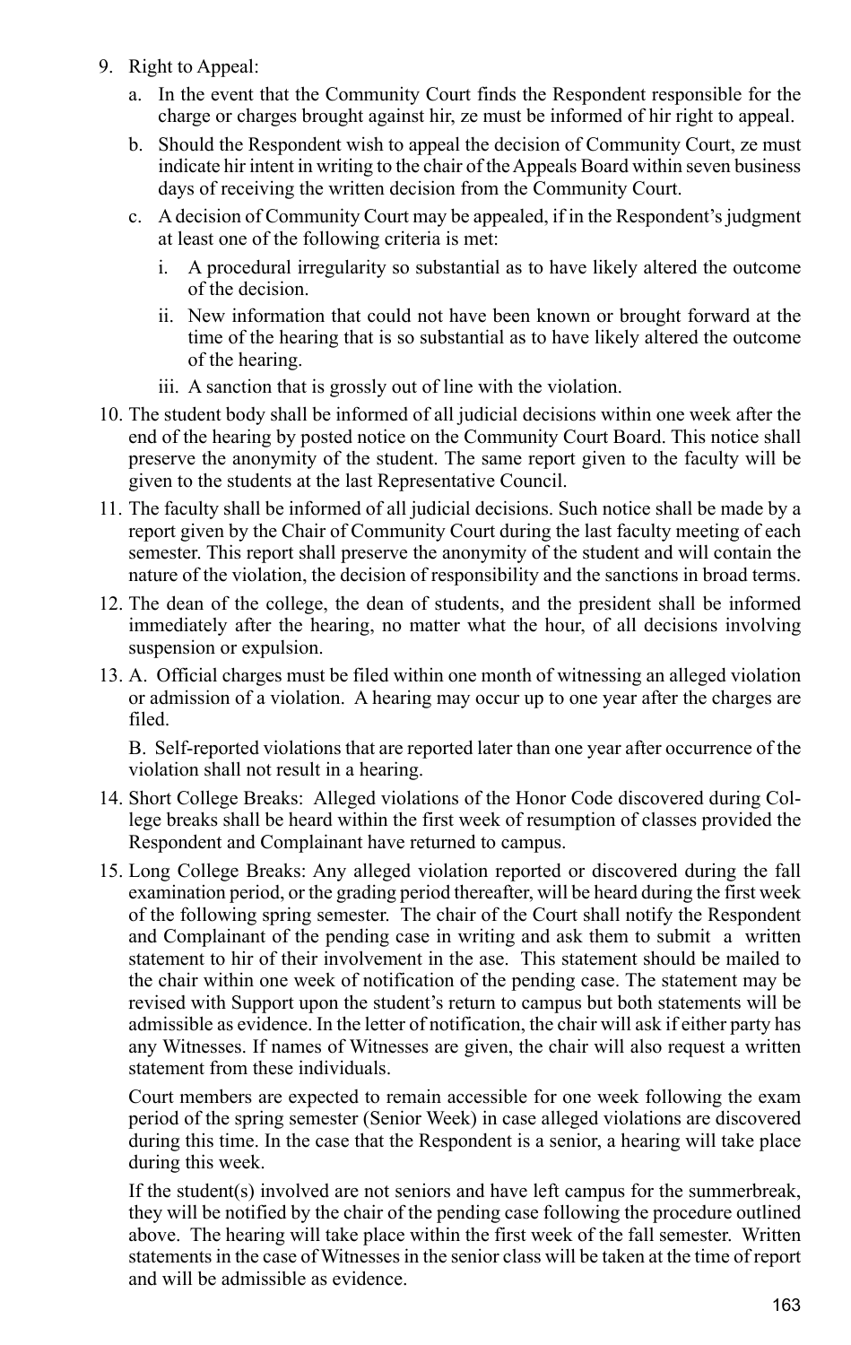9. Right to Appeal:
   a. In the event that the Community Court finds the Respondent responsible for the charge or charges brought against hir, ze must be informed of hir right to appeal.
   b. Should the Respondent wish to appeal the decision of Community Court, ze must indicate hir intent in writing to the chair of the Appeals Board within seven business days of receiving the written decision from the Community Court.
   c. A decision of Community Court may be appealed, if in the Respondent's judgment at least one of the following criteria is met:
      i. A procedural irregularity so substantial as to have likely altered the outcome of the decision.
      ii. New information that could not have been known or brought forward at the time of the hearing that is so substantial as to have likely altered the outcome of the hearing.
      iii. A sanction that is grossly out of line with the violation.
10. The student body shall be informed of all judicial decisions within one week after the end of the hearing by posted notice on the Community Court Board. This notice shall preserve the anonymity of the student. The same report given to the faculty will be given to the students at the last Representative Council.
11. The faculty shall be informed of all judicial decisions. Such notice shall be made by a report given by the Chair of Community Court during the last faculty meeting of each semester. This report shall preserve the anonymity of the student and will contain the nature of the violation, the decision of responsibility and the sanctions in broad terms.
12. The dean of the college, the dean of students, and the president shall be informed immediately after the hearing, no matter what the hour, of all decisions involving suspension or expulsion.
13. A. Official charges must be filed within one month of witnessing an alleged violation or admission of a violation. A hearing may occur up to one year after the charges are filed.

    B. Self-reported violations that are reported later than one year after occurrence of the violation shall not result in a hearing.
14. Short College Breaks: Alleged violations of the Honor Code discovered during College breaks shall be heard within the first week of resumption of classes provided the Respondent and Complainant have returned to campus.
15. Long College Breaks: Any alleged violation reported or discovered during the fall examination period, or the grading period thereafter, will be heard during the first week of the following spring semester. The chair of the Court shall notify the Respondent and Complainant of the pending case in writing and ask them to submit a written statement to hir of their involvement in the ase. This statement should be mailed to the chair within one week of notification of the pending case. The statement may be revised with Support upon the student's return to campus but both statements will be admissible as evidence. In the letter of notification, the chair will ask if either party has any Witnesses. If names of Witnesses are given, the chair will also request a written statement from these individuals.

    Court members are expected to remain accessible for one week following the exam period of the spring semester (Senior Week) in case alleged violations are discovered during this time. In the case that the Respondent is a senior, a hearing will take place during this week.

    If the student(s) involved are not seniors and have left campus for the summerbreak, they will be notified by the chair of the pending case following the procedure outlined above. The hearing will take place within the first week of the fall semester. Written statements in the case of Witnesses in the senior class will be taken at the time of report and will be admissible as evidence.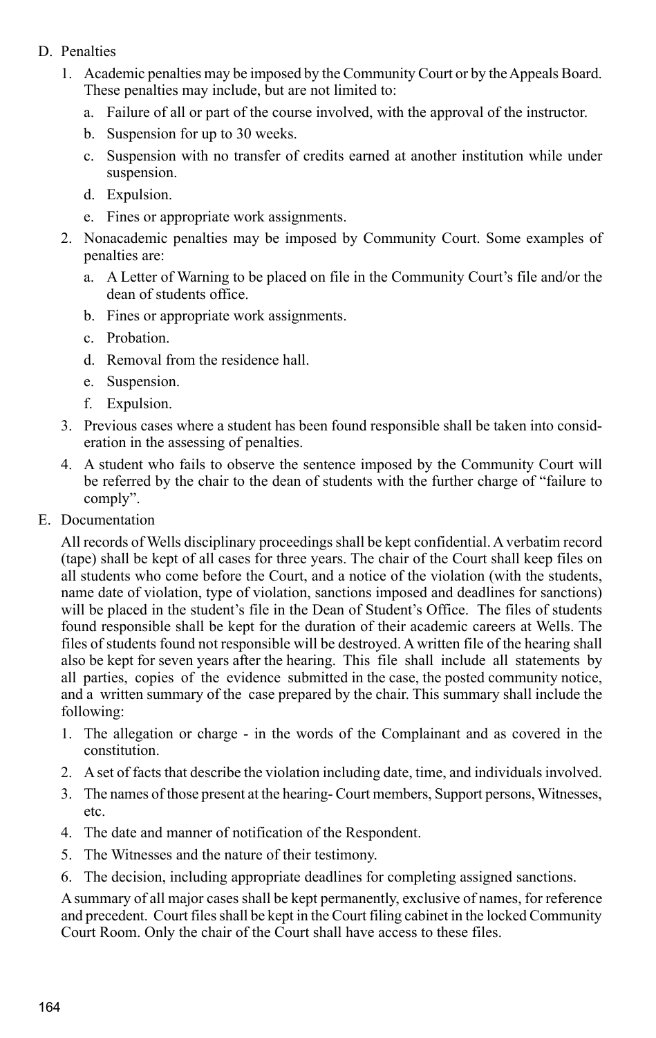D. Penalties

1. Academic penalties may be imposed by the Community Court or by the Appeals Board. These penalties may include, but are not limited to:
   a. Failure of all or part of the course involved, with the approval of the instructor.
   b. Suspension for up to 30 weeks.
   c. Suspension with no transfer of credits earned at another institution while under suspension.
   d. Expulsion.
   e. Fines or appropriate work assignments.
2. Nonacademic penalties may be imposed by Community Court. Some examples of penalties are:
   a. A Letter of Warning to be placed on file in the Community Court's file and/or the dean of students office.
   b. Fines or appropriate work assignments.
   c. Probation.
   d. Removal from the residence hall.
   e. Suspension.
   f. Expulsion.
3. Previous cases where a student has been found responsible shall be taken into consideration in the assessing of penalties.
4. A student who fails to observe the sentence imposed by the Community Court will be referred by the chair to the dean of students with the further charge of "failure to comply".

E. Documentation

All records of Wells disciplinary proceedings shall be kept confidential. A verbatim record (tape) shall be kept of all cases for three years. The chair of the Court shall keep files on all students who come before the Court, and a notice of the violation (with the students, name date of violation, type of violation, sanctions imposed and deadlines for sanctions) will be placed in the student's file in the Dean of Student's Office. The files of students found responsible shall be kept for the duration of their academic careers at Wells. The files of students found not responsible will be destroyed. A written file of the hearing shall also be kept for seven years after the hearing. This file shall include all statements by all parties, copies of the evidence submitted in the case, the posted community notice, and a written summary of the case prepared by the chair. This summary shall include the following:

1. The allegation or charge - in the words of the Complainant and as covered in the constitution.
2. A set of facts that describe the violation including date, time, and individuals involved.
3. The names of those present at the hearing- Court members, Support persons, Witnesses, etc.
4. The date and manner of notification of the Respondent.
5. The Witnesses and the nature of their testimony.
6. The decision, including appropriate deadlines for completing assigned sanctions.

A summary of all major cases shall be kept permanently, exclusive of names, for reference and precedent. Court files shall be kept in the Court filing cabinet in the locked Community Court Room. Only the chair of the Court shall have access to these files.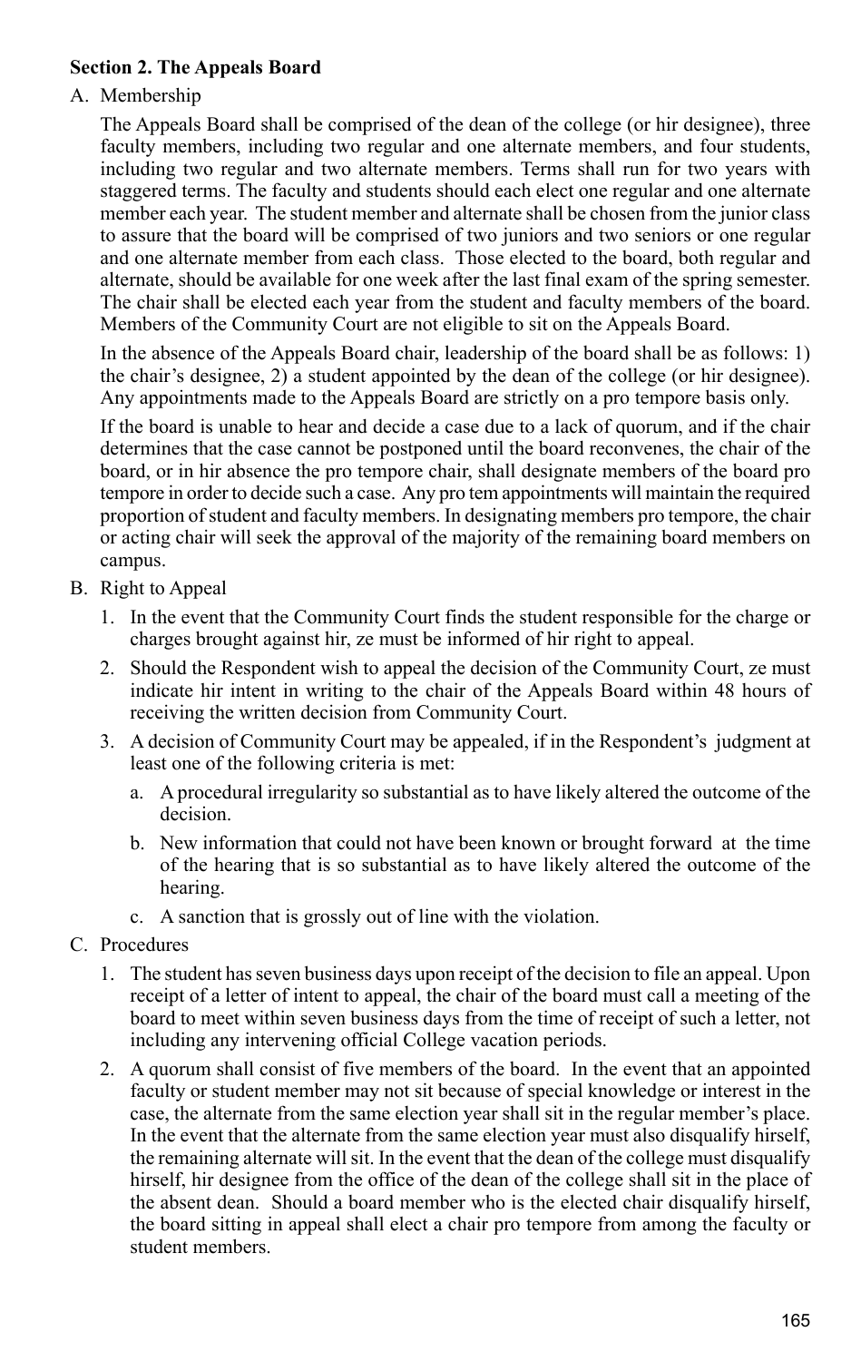**Section 2. The Appeals Board**

A. Membership

The Appeals Board shall be comprised of the dean of the college (or hir designee), three faculty members, including two regular and one alternate members, and four students, including two regular and two alternate members. Terms shall run for two years with staggered terms. The faculty and students should each elect one regular and one alternate member each year. The student member and alternate shall be chosen from the junior class to assure that the board will be comprised of two juniors and two seniors or one regular and one alternate member from each class. Those elected to the board, both regular and alternate, should be available for one week after the last final exam of the spring semester. The chair shall be elected each year from the student and faculty members of the board. Members of the Community Court are not eligible to sit on the Appeals Board.

In the absence of the Appeals Board chair, leadership of the board shall be as follows: 1) the chair's designee, 2) a student appointed by the dean of the college (or hir designee). Any appointments made to the Appeals Board are strictly on a pro tempore basis only.

If the board is unable to hear and decide a case due to a lack of quorum, and if the chair determines that the case cannot be postponed until the board reconvenes, the chair of the board, or in hir absence the pro tempore chair, shall designate members of the board pro tempore in order to decide such a case. Any pro tem appointments will maintain the required proportion of student and faculty members. In designating members pro tempore, the chair or acting chair will seek the approval of the majority of the remaining board members on campus.

B. Right to Appeal

1. In the event that the Community Court finds the student responsible for the charge or charges brought against hir, ze must be informed of hir right to appeal.
2. Should the Respondent wish to appeal the decision of the Community Court, ze must indicate hir intent in writing to the chair of the Appeals Board within 48 hours of receiving the written decision from Community Court.
3. A decision of Community Court may be appealed, if in the Respondent's judgment at least one of the following criteria is met:
   a. A procedural irregularity so substantial as to have likely altered the outcome of the decision.
   b. New information that could not have been known or brought forward at the time of the hearing that is so substantial as to have likely altered the outcome of the hearing.
   c. A sanction that is grossly out of line with the violation.

C. Procedures

1. The student has seven business days upon receipt of the decision to file an appeal. Upon receipt of a letter of intent to appeal, the chair of the board must call a meeting of the board to meet within seven business days from the time of receipt of such a letter, not including any intervening official College vacation periods.
2. A quorum shall consist of five members of the board. In the event that an appointed faculty or student member may not sit because of special knowledge or interest in the case, the alternate from the same election year shall sit in the regular member's place. In the event that the alternate from the same election year must also disqualify hirself, the remaining alternate will sit. In the event that the dean of the college must disqualify hirself, hir designee from the office of the dean of the college shall sit in the place of the absent dean. Should a board member who is the elected chair disqualify hirself, the board sitting in appeal shall elect a chair pro tempore from among the faculty or student members.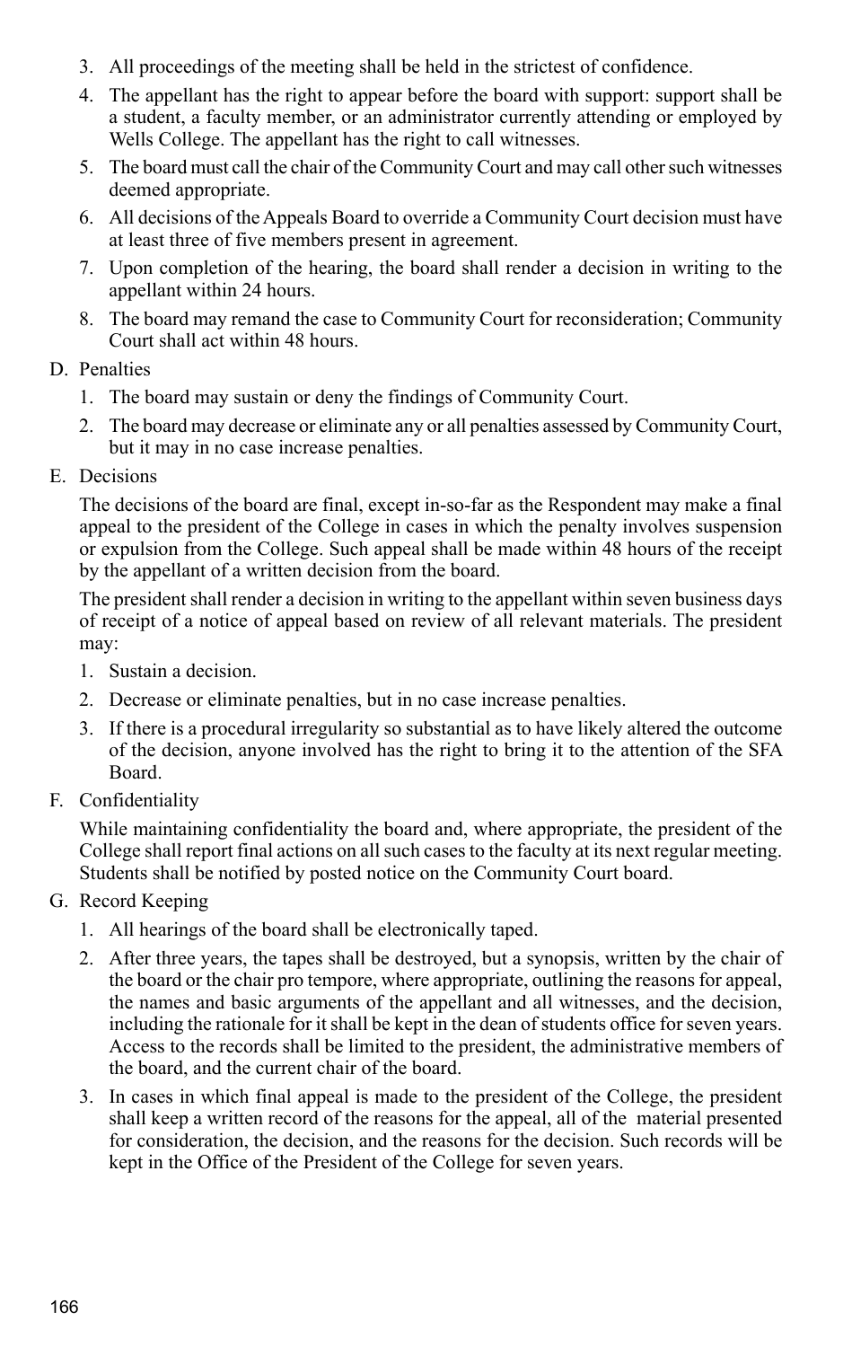3. All proceedings of the meeting shall be held in the strictest of confidence.
4. The appellant has the right to appear before the board with support: support shall be a student, a faculty member, or an administrator currently attending or employed by Wells College. The appellant has the right to call witnesses.
5. The board must call the chair of the Community Court and may call other such witnesses deemed appropriate.
6. All decisions of the Appeals Board to override a Community Court decision must have at least three of five members present in agreement.
7. Upon completion of the hearing, the board shall render a decision in writing to the appellant within 24 hours.
8. The board may remand the case to Community Court for reconsideration; Community Court shall act within 48 hours.

D. Penalties

1. The board may sustain or deny the findings of Community Court.
2. The board may decrease or eliminate any or all penalties assessed by Community Court, but it may in no case increase penalties.

E. Decisions

The decisions of the board are final, except in-so-far as the Respondent may make a final appeal to the president of the College in cases in which the penalty involves suspension or expulsion from the College. Such appeal shall be made within 48 hours of the receipt by the appellant of a written decision from the board.

The president shall render a decision in writing to the appellant within seven business days of receipt of a notice of appeal based on review of all relevant materials. The president may:

1. Sustain a decision.
2. Decrease or eliminate penalties, but in no case increase penalties.
3. If there is a procedural irregularity so substantial as to have likely altered the outcome of the decision, anyone involved has the right to bring it to the attention of the SFA Board.

F. Confidentiality

While maintaining confidentiality the board and, where appropriate, the president of the College shall report final actions on all such cases to the faculty at its next regular meeting. Students shall be notified by posted notice on the Community Court board.

G. Record Keeping

1. All hearings of the board shall be electronically taped.
2. After three years, the tapes shall be destroyed, but a synopsis, written by the chair of the board or the chair pro tempore, where appropriate, outlining the reasons for appeal, the names and basic arguments of the appellant and all witnesses, and the decision, including the rationale for it shall be kept in the dean of students office for seven years. Access to the records shall be limited to the president, the administrative members of the board, and the current chair of the board.
3. In cases in which final appeal is made to the president of the College, the president shall keep a written record of the reasons for the appeal, all of the material presented for consideration, the decision, and the reasons for the decision. Such records will be kept in the Office of the President of the College for seven years.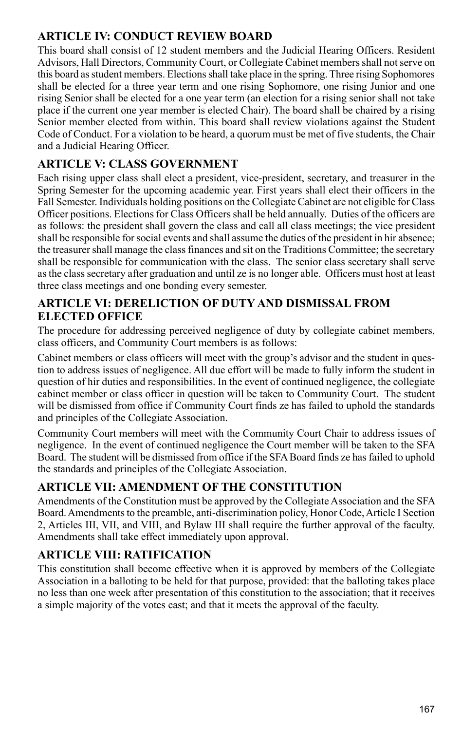## ARTICLE IV: CONDUCT REVIEW BOARD

This board shall consist of 12 student members and the Judicial Hearing Officers. Resident Advisors, Hall Directors, Community Court, or Collegiate Cabinet members shall not serve on this board as student members. Elections shall take place in the spring. Three rising Sophomores shall be elected for a three year term and one rising Sophomore, one rising Junior and one rising Senior shall be elected for a one year term (an election for a rising senior shall not take place if the current one year member is elected Chair). The board shall be chaired by a rising Senior member elected from within. This board shall review violations against the Student Code of Conduct. For a violation to be heard, a quorum must be met of five students, the Chair and a Judicial Hearing Officer.

## ARTICLE V: CLASS GOVERNMENT

Each rising upper class shall elect a president, vice-president, secretary, and treasurer in the Spring Semester for the upcoming academic year. First years shall elect their officers in the Fall Semester. Individuals holding positions on the Collegiate Cabinet are not eligible for Class Officer positions. Elections for Class Officers shall be held annually. Duties of the officers are as follows: the president shall govern the class and call all class meetings; the vice president shall be responsible for social events and shall assume the duties of the president in hir absence; the treasurer shall manage the class finances and sit on the Traditions Committee; the secretary shall be responsible for communication with the class. The senior class secretary shall serve as the class secretary after graduation and until ze is no longer able. Officers must host at least three class meetings and one bonding every semester.

## ARTICLE VI: DERELICTION OF DUTY AND DISMISSAL FROM ELECTED OFFICE

The procedure for addressing perceived negligence of duty by collegiate cabinet members, class officers, and Community Court members is as follows:

Cabinet members or class officers will meet with the group's advisor and the student in question to address issues of negligence. All due effort will be made to fully inform the student in question of hir duties and responsibilities. In the event of continued negligence, the collegiate cabinet member or class officer in question will be taken to Community Court. The student will be dismissed from office if Community Court finds ze has failed to uphold the standards and principles of the Collegiate Association.

Community Court members will meet with the Community Court Chair to address issues of negligence. In the event of continued negligence the Court member will be taken to the SFA Board. The student will be dismissed from office if the SFA Board finds ze has failed to uphold the standards and principles of the Collegiate Association.

## ARTICLE VII: AMENDMENT OF THE CONSTITUTION

Amendments of the Constitution must be approved by the Collegiate Association and the SFA Board. Amendments to the preamble, anti-discrimination policy, Honor Code, Article I Section 2, Articles III, VII, and VIII, and Bylaw III shall require the further approval of the faculty. Amendments shall take effect immediately upon approval.

## ARTICLE VIII: RATIFICATION

This constitution shall become effective when it is approved by members of the Collegiate Association in a balloting to be held for that purpose, provided: that the balloting takes place no less than one week after presentation of this constitution to the association; that it receives a simple majority of the votes cast; and that it meets the approval of the faculty.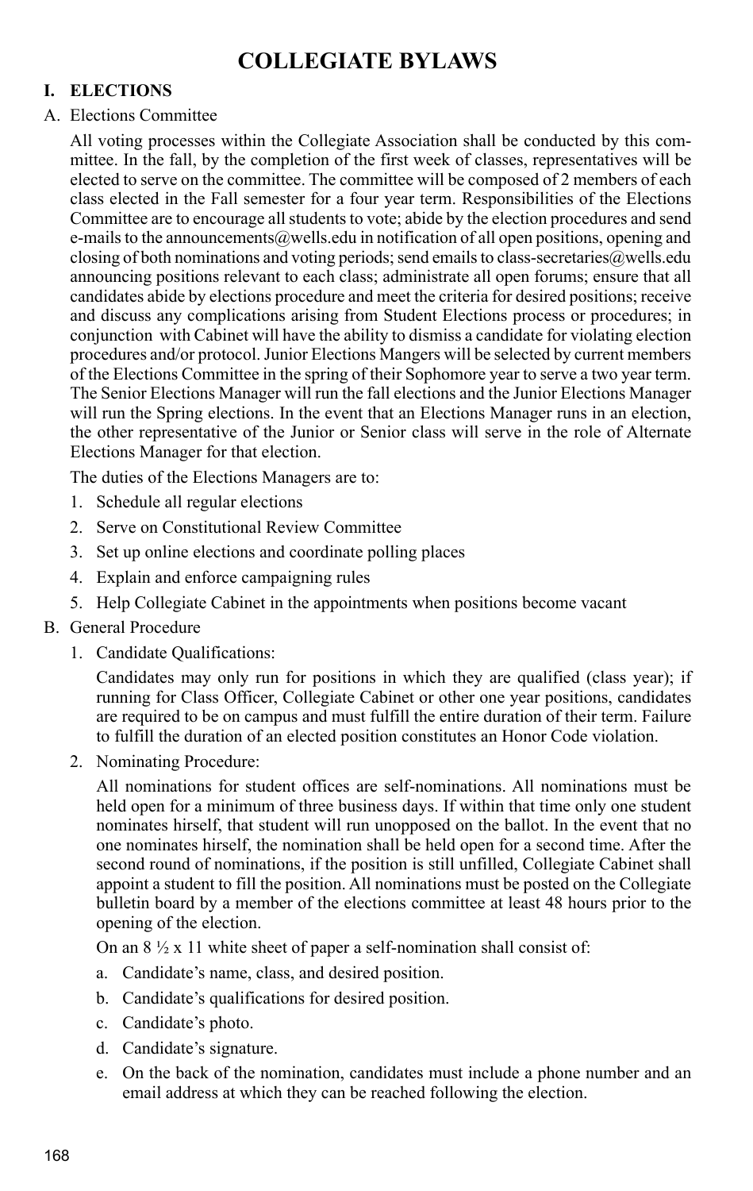# COLLEGIATE BYLAWS

## I. ELECTIONS

A. Elections Committee

All voting processes within the Collegiate Association shall be conducted by this committee. In the fall, by the completion of the first week of classes, representatives will be elected to serve on the committee. The committee is composed of 2 members of each class elected in the Fall semester for a four year term. Responsibilities of the Elections Committee are to encourage all students to vote; abide by the election procedures and send e-mails to the announcements@wells.edu in notification of all open positions, opening and closing of both nominations and voting periods; send emails to class-secretaries@wells.edu announcing positions relevant to each class; administrate all open forums; ensure that all candidates abide by elections procedure and meet the criteria for desired positions; receive and discuss any complications arising from Student Elections process or procedures; in conjunction with Cabinet will have the ability to dismiss a candidate for violating election procedures and/or protocol. Junior Elections Mangers will be selected by current members of the Elections Committee in the spring of their Sophomore year to serve a two year term. The Senior Elections Manager will run the fall elections and the Junior Elections Manager will run the Spring elections. In the event that an Elections Manager runs in an election, the other representative of the Junior or Senior class will serve in the role of Alternate Elections Manager for that election.

The duties of the Elections Managers are to:

1. Schedule all regular elections
2. Serve on Constitutional Review Committee
3. Set up online elections and coordinate polling places
4. Explain and enforce campaigning rules
5. Help Collegiate Cabinet in the appointments when positions become vacant

B. General Procedure

1. Candidate Qualifications:

   Candidates may only run for positions in which they are qualified (class year); if running for Class Officer, Collegiate Cabinet or other one year positions, candidates are required to be on campus and must fulfill the entire duration of their term. Failure to fulfill the duration of an elected position constitutes an Honor Code violation.

2. Nominating Procedure:

   All nominations for student offices are self-nominations. All nominations must be held open for a minimum of three business days. If within that time only one student nominates hirself, that student will run unopposed on the ballot. In the event that no one nominates hirself, the nomination shall be held open for a second time. After the second round of nominations, if the position is still unfilled, Collegiate Cabinet shall appoint a student to fill the position. All nominations must be posted on the Collegiate bulletin board by a member of the elections committee at least 48 hours prior to the opening of the election.

   On an 8 ½ x 11 white sheet of paper a self-nomination shall consist of:

   a. Candidate's name, class, and desired position.
   b. Candidate's qualifications for desired position.
   c. Candidate's photo.
   d. Candidate's signature.
   e. On the back of the nomination, candidates must include a phone number and an email address at which they can be reached following the election.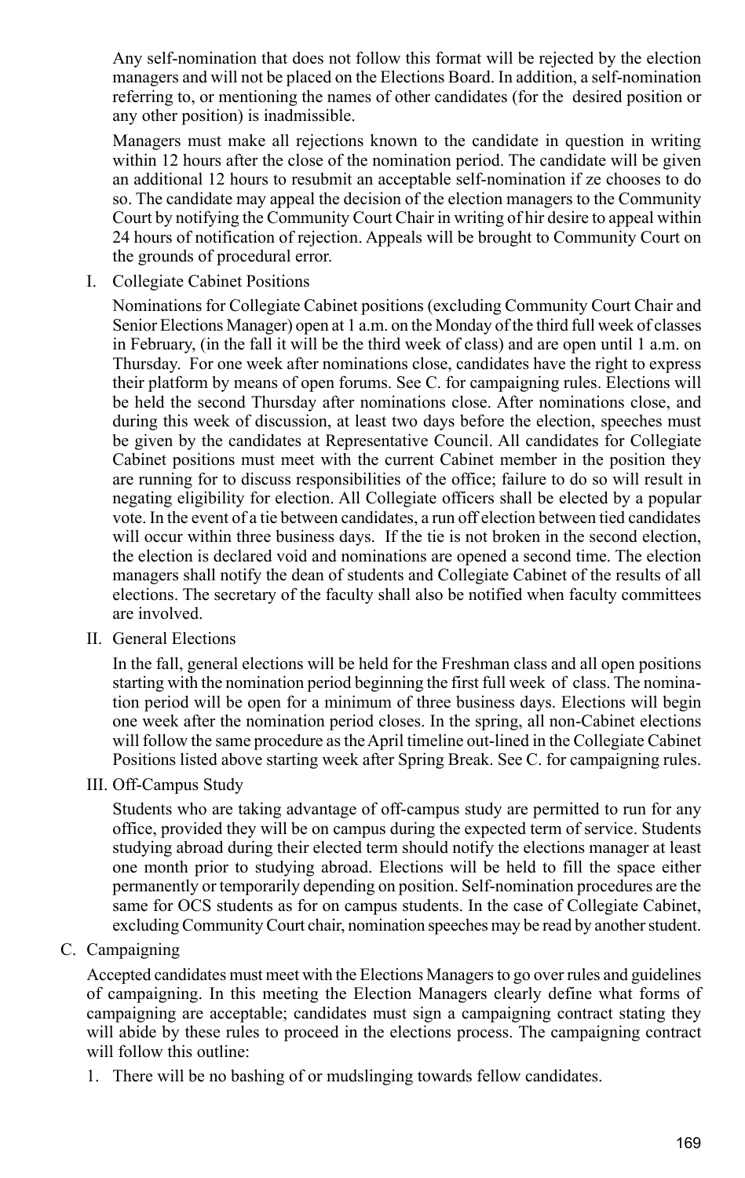Any self-nomination that does not follow this format will be rejected by the election managers and will not be placed on the Elections Board. In addition, a self-nomination referring to, or mentioning the names of other candidates (for the desired position or any other position) is inadmissible.

Managers must make all rejections known to the candidate in question in writing within 12 hours after the close of the nomination period. The candidate will be given an additional 12 hours to resubmit an acceptable self-nomination if ze chooses to do so. The candidate may appeal the decision of the election managers to the Community Court by notifying the Community Court Chair in writing of hir desire to appeal within 24 hours of notification of rejection. Appeals will be brought to Community Court on the grounds of procedural error.

I. Collegiate Cabinet Positions

Nominations for Collegiate Cabinet positions (excluding Community Court Chair and Senior Elections Manager) open at 1 a.m. on the Monday of the third full week of classes in February, (in the fall it will be the third week of class) and are open until 1 a.m. on Thursday. For one week after nominations close, candidates have the right to express their platform by means of open forums. See C. for campaigning rules. Elections will be held the second Thursday after nominations close. After nominations close, and during this week of discussion, at least two days before the election, speeches must be given by the candidates at Representative Council. All candidates for Collegiate Cabinet positions must meet with the current Cabinet member in the position they are running for to discuss responsibilities of the office; failure to do so will result in negating eligibility for election. All Collegiate officers shall be elected by a popular vote. In the event of a tie between candidates, a run off election between tied candidates will occur within three business days. If the tie is not broken in the second election, the election is declared void and nominations are opened a second time. The election managers shall notify the dean of students and Collegiate Cabinet of the results of all elections. The secretary of the faculty shall also be notified when faculty committees are involved.

II. General Elections

In the fall, general elections will be held for the Freshman class and all open positions starting with the nomination period beginning the first full week of class. The nomination period will be open for a minimum of three business days. Elections will begin one week after the nomination period closes. In the spring, all non-Cabinet elections will follow the same procedure as the April timeline out-lined in the Collegiate Cabinet Positions listed above starting week after Spring Break. See C. for campaigning rules.

III. Off-Campus Study

Students who are taking advantage of off-campus study are permitted to run for any office, provided they will be on campus during the expected term of service. Students studying abroad during their elected term should notify the elections manager at least one month prior to studying abroad. Elections will be held to fill the space either permanently or temporarily depending on position. Self-nomination procedures are the same for OCS students as for on campus students. In the case of Collegiate Cabinet, excluding Community Court chair, nomination speeches may be read by another student.

C. Campaigning

Accepted candidates must meet with the Elections Managers to go over rules and guidelines of campaigning. In this meeting the Election Managers clearly define what forms of campaigning are acceptable; candidates must sign a campaigning contract stating they will abide by these rules to proceed in the elections process. The campaigning contract will follow this outline:

1. There will be no bashing of or mudslinging towards fellow candidates.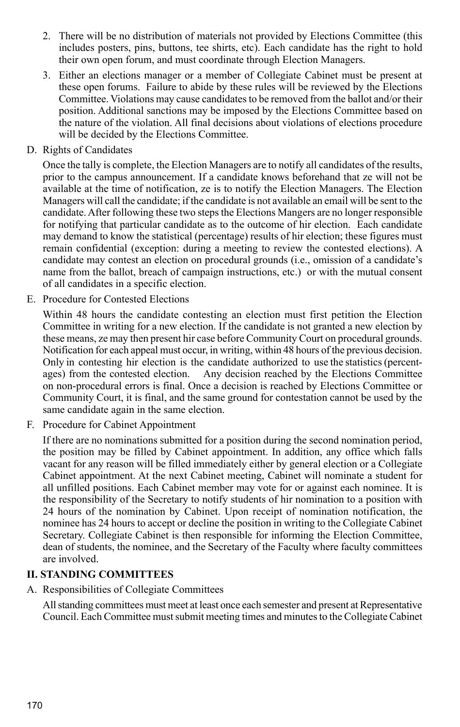2. There will be no distribution of materials not provided by Elections Committee (this includes posters, pins, buttons, tee shirts, etc). Each candidate has the right to hold their own open forum, and must coordinate through Election Managers.

3. Either an elections manager or a member of Collegiate Cabinet must be present at these open forums. Failure to abide by these rules will be reviewed by the Elections Committee. Violations may cause candidates to be removed from the ballot and/or their position. Additional sanctions may be imposed by the Elections Committee based on the nature of the violation. All final decisions about violations of elections procedure will be decided by the Elections Committee.

D. Rights of Candidates

Once the tally is complete, the Election Managers are to notify all candidates of the results, prior to the campus announcement. If a candidate knows beforehand that ze will not be available at the time of notification, ze is to notify the Election Managers. The Election Managers will call the candidate; if the candidate is not available an email will be sent to the candidate. After following these two steps the Elections Mangers are no longer responsible for notifying that particular candidate as to the outcome of hir election. Each candidate may demand to know the statistical (percentage) results of hir election; these figures must remain confidential (exception: during a meeting to review the contested elections). A candidate may contest an election on procedural grounds (i.e., omission of a candidate's name from the ballot, breach of campaign instructions, etc.) or with the mutual consent of all candidates in a specific election.

E. Procedure for Contested Elections

Within 48 hours the candidate contesting an election must first petition the Election Committee in writing for a new election. If the candidate is not granted a new election by these means, ze may then present hir case before Community Court on procedural grounds. Notification for each appeal must occur, in writing, within 48 hours of the previous decision. Only in contesting hir election is the candidate authorized to use the statistics (percentages) from the contested election. Any decision reached by the Elections Committee on non-procedural errors is final. Once a decision is reached by Elections Committee or Community Court, it is final, and the same ground for contestation cannot be used by the same candidate again in the same election.

F. Procedure for Cabinet Appointment

If there are no nominations submitted for a position during the second nomination period, the position may be filled by Cabinet appointment. In addition, any office which falls vacant for any reason will be filled immediately either by general election or a Collegiate Cabinet appointment. At the next Cabinet meeting, Cabinet will nominate a student for all unfilled positions. Each Cabinet member may vote for or against each nominee. It is the responsibility of the Secretary to notify students of hir nomination to a position with 24 hours of the nomination by Cabinet. Upon receipt of nomination notification, the nominee has 24 hours to accept or decline the position in writing to the Collegiate Cabinet Secretary. Collegiate Cabinet is then responsible for informing the Election Committee, dean of students, the nominee, and the Secretary of the Faculty where faculty committees are involved.

## II. STANDING COMMITTEES

A. Responsibilities of Collegiate Committees

All standing committees must meet at least once each semester and present at Representative Council. Each Committee must submit meeting times and minutes to the Collegiate Cabinet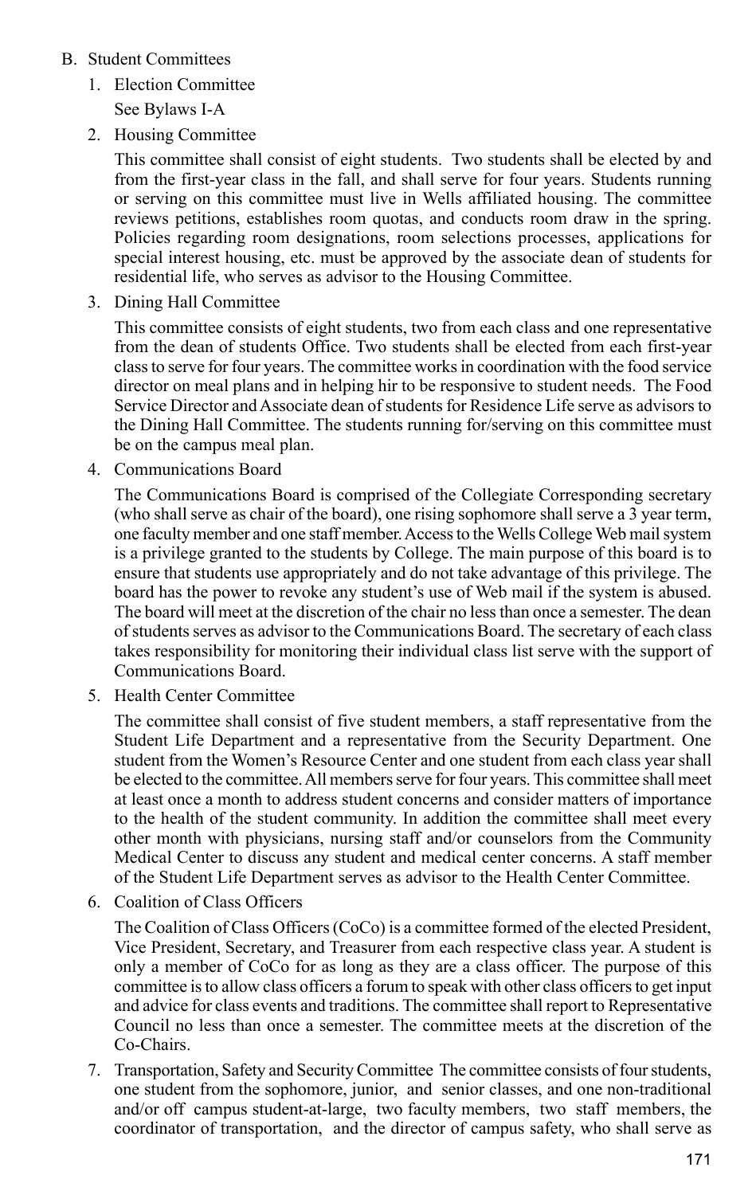B. Student Committees

1. Election Committee

   See Bylaws I-A

2. Housing Committee

   This committee shall consist of eight students. Two students shall be elected by and from the first-year class in the fall, and shall serve for four years. Students running or serving on this committee must live in Wells affiliated housing. The committee reviews petitions, establishes room quotas, and conducts room draw in the spring. Policies regarding room designations, room selections processes, applications for special interest housing, etc. must be approved by the associate dean of students for residential life, who serves as advisor to the Housing Committee.

3. Dining Hall Committee

   This committee consists of eight students, two from each class and one representative from the dean of students Office. Two students shall be elected from each first-year class to serve for four years. The committee works in coordination with the food service director on meal plans and in helping hir to be responsive to student needs. The Food Service Director and Associate dean of students for Residence Life serve as advisors to the Dining Hall Committee. The students running for/serving on this committee must be on the campus meal plan.

4. Communications Board

   The Communications Board is comprised of the Collegiate Corresponding secretary (who shall serve as chair of the board), one rising sophomore shall serve a 3 year term, one faculty member and one staff member. Access to the Wells College Web mail system is a privilege granted to the students by College. The main purpose of this board is to ensure that students use appropriately and do not take advantage of this privilege. The board has the power to revoke any student's use of Web mail if the system is abused. The board will meet at the discretion of the chair no less than once a semester. The dean of students serves as advisor to the Communications Board. The secretary of each class takes responsibility for monitoring their individual class list serve with the support of Communications Board.

5. Health Center Committee

   The committee shall consist of five student members, a staff representative from the Student Life Department and a representative from the Security Department. One student from the Women's Resource Center and one student from each class year shall be elected to the committee. All members serve for four years. This committee shall meet at least once a month to address student concerns and consider matters of importance to the health of the student community. In addition the committee shall meet every other month with physicians, nursing staff and/or counselors from the Community Medical Center to discuss any student and medical center concerns. A staff member of the Student Life Department serves as advisor to the Health Center Committee.

6. Coalition of Class Officers

   The Coalition of Class Officers (CoCo) is a committee formed of the elected President, Vice President, Secretary, and Treasurer from each respective class year. A student is only a member of CoCo for as long as they are a class officer. The purpose of this committee is to allow class officers a forum to speak with other class officers to get input and advice for class events and traditions. The committee shall report to Representative Council no less than once a semester. The committee meets at the discretion of the Co-Chairs.

7. Transportation, Safety and Security Committee The committee consists of four students, one student from the sophomore, junior, and senior classes, and one non-traditional and/or off campus student-at-large, two faculty members, two staff members, the coordinator of transportation, and the director of campus safety, who shall serve as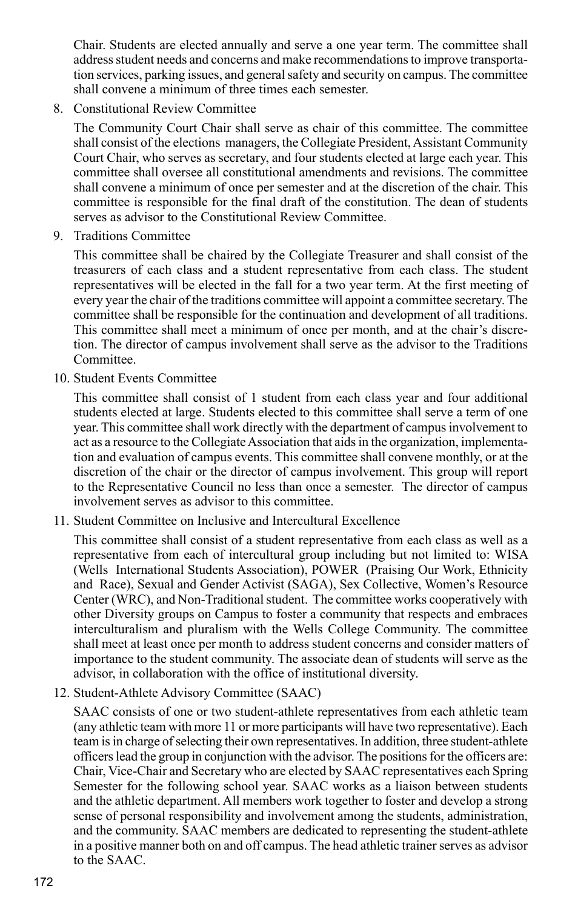Chair. Students are elected annually and serve a one year term. The committee shall address student needs and concerns and make recommendations to improve transportation services, parking issues, and general safety and security on campus. The committee shall convene a minimum of three times each semester.

8. Constitutional Review Committee

   The Community Court Chair shall serve as chair of this committee. The committee shall consist of the elections managers, the Collegiate President, Assistant Community Court Chair, who serves as secretary, and four students elected at large each year. This committee shall oversee all constitutional amendments and revisions. The committee shall convene a minimum of once per semester and at the discretion of the chair. This committee is responsible for the final draft of the constitution. The dean of students serves as advisor to the Constitutional Review Committee.

9. Traditions Committee

   This committee shall be chaired by the Collegiate Treasurer and shall consist of the treasurers of each class and a student representative from each class. The student representatives will be elected in the fall for a two year term. At the first meeting of every year the chair of the traditions committee will appoint a committee secretary. The committee shall be responsible for the continuation and development of all traditions. This committee shall meet a minimum of once per month, and at the chair's discretion. The director of campus involvement shall serve as the advisor to the Traditions Committee.

10. Student Events Committee

    This committee shall consist of 1 student from each class year and four additional students elected at large. Students elected to this committee shall serve a term of one year. This committee shall work directly with the department of campus involvement to act as a resource to the Collegiate Association that aids in the organization, implementation and evaluation of campus events. This committee shall convene monthly, or at the discretion of the chair or the director of campus involvement. This group will report to the Representative Council no less than once a semester. The director of campus involvement serves as advisor to this committee.

11. Student Committee on Inclusive and Intercultural Excellence

    This committee shall consist of a student representative from each class as well as a representative from each of intercultural group including but not limited to: WISA (Wells International Students Association), POWER (Praising Our Work, Ethnicity and Race), Sexual and Gender Activist (SAGA), Sex Collective, Women's Resource Center (WRC), and Non-Traditional student. The committee works cooperatively with other Diversity groups on Campus to foster a community that respects and embraces interculturalism and pluralism with the Wells College Community. The committee shall meet at least once per month to address student concerns and consider matters of importance to the student community. The associate dean of students will serve as the advisor, in collaboration with the office of institutional diversity.

12. Student-Athlete Advisory Committee (SAAC)

    SAAC consists of one or two student-athlete representatives from each athletic team (any athletic team with more 11 or more participants will have two representative). Each team is in charge of selecting their own representatives. In addition, three student-athlete officers lead the group in conjunction with the advisor. The positions for the officers are: Chair, Vice-Chair and Secretary who are elected by SAAC representatives each Spring Semester for the following school year. SAAC works as a liaison between students and the athletic department. All members work together to foster and develop a strong sense of personal responsibility and involvement among the students, administration, and the community. SAAC members are dedicated to representing the student-athlete in a positive manner both on and off campus. The head athletic trainer serves as advisor to the SAAC.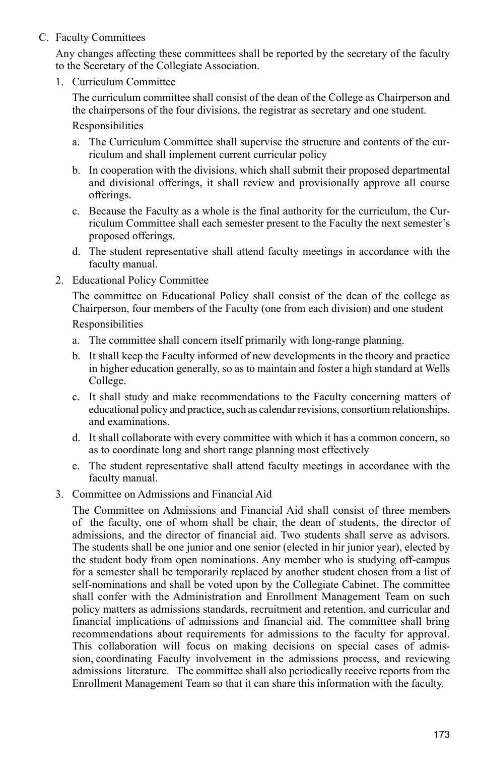C. Faculty Committees

Any changes affecting these committees shall be reported by the secretary of the faculty to the Secretary of the Collegiate Association.

1. Curriculum Committee

   The curriculum committee shall consist of the dean of the College as Chairperson and the chairpersons of the four divisions, the registrar as secretary and one student.

   Responsibilities

   a. The Curriculum Committee shall supervise the structure and contents of the curriculum and shall implement current curricular policy

   b. In cooperation with the divisions, which shall submit their proposed departmental and divisional offerings, it shall review and provisionally approve all course offerings.

   c. Because the Faculty as a whole is the final authority for the curriculum, the Curriculum Committee shall each semester present to the Faculty the next semester's proposed offerings.

   d. The student representative shall attend faculty meetings in accordance with the faculty manual.

2. Educational Policy Committee

   The committee on Educational Policy shall consist of the dean of the college as Chairperson, four members of the Faculty (one from each division) and one student

   Responsibilities

   a. The committee shall concern itself primarily with long-range planning.

   b. It shall keep the Faculty informed of new developments in the theory and practice in higher education generally, so as to maintain and foster a high standard at Wells College.

   c. It shall study and make recommendations to the Faculty concerning matters of educational policy and practice, such as calendar revisions, consortium relationships, and examinations.

   d. It shall collaborate with every committee with which it has a common concern, so as to coordinate long and short range planning most effectively

   e. The student representative shall attend faculty meetings in accordance with the faculty manual.

3. Committee on Admissions and Financial Aid

   The Committee on Admissions and Financial Aid shall consist of three members of the faculty, one of whom shall be chair, the dean of students, the director of admissions, and the director of financial aid. Two students shall serve as advisors. The students shall be one junior and one senior (elected in hir junior year), elected by the student body from open nominations. Any member who is studying off-campus for a semester shall be temporarily replaced by another student chosen from a list of self-nominations and shall be voted upon by the Collegiate Cabinet. The committee shall confer with the Administration and Enrollment Management Team on such policy matters as admissions standards, recruitment and retention, and curricular and financial implications of admissions and financial aid. The committee shall bring recommendations about requirements for admissions to the faculty for approval. This collaboration will focus on making decisions on special cases of admission, coordinating Faculty involvement in the admissions process, and reviewing admissions literature. The committee shall also periodically receive reports from the Enrollment Management Team so that it can share this information with the faculty.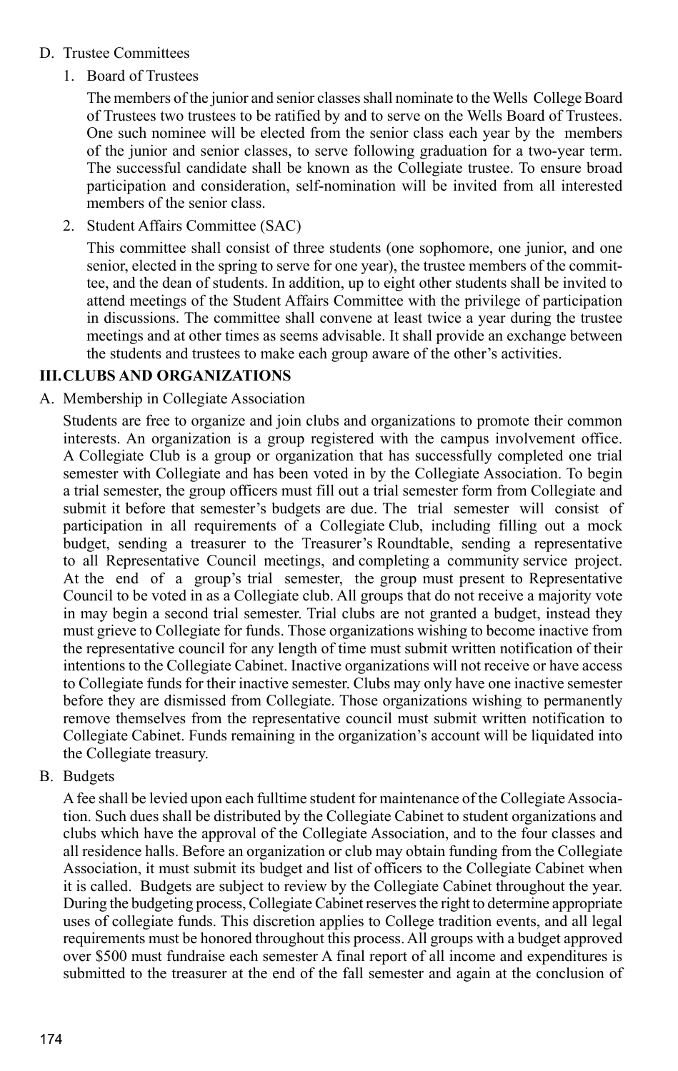D. Trustee Committees

1. Board of Trustees

   The members of the junior and senior classes shall nominate to the Wells College Board of Trustees two trustees to be ratified by and to serve on the Wells Board of Trustees. One such nominee will be elected from the senior class each year by the members of the junior and senior classes, to serve following graduation for a two-year term. The successful candidate shall be known as the Collegiate trustee. To ensure broad participation and consideration, self-nomination will be invited from all interested members of the senior class.

2. Student Affairs Committee (SAC)

   This committee shall consist of three students (one sophomore, one junior, and one senior, elected in the spring to serve for one year), the trustee members of the committee, and the dean of students. In addition, up to eight other students shall be invited to attend meetings of the Student Affairs Committee with the privilege of participation in discussions. The committee shall convene at least twice a year during the trustee meetings and at other times as seems advisable. It shall provide an exchange between the students and trustees to make each group aware of the other's activities.

## III. CLUBS AND ORGANIZATIONS

A. Membership in Collegiate Association

Students are free to organize and join clubs and organizations to promote their common interests. An organization is a group registered with the campus involvement office. A Collegiate Club is a group or organization that has successfully completed one trial semester with Collegiate and has been voted in by the Collegiate Association. To begin a trial semester, the group officers must fill out a trial semester form from Collegiate and submit it before that semester's budgets are due. The trial semester will consist of participation in all requirements of a Collegiate Club, including filling out a mock budget, sending a treasurer to the Treasurer's Roundtable, sending a representative to all Representative Council meetings, and completing a community service project. At the end of a group's trial semester, the group must present to Representative Council to be voted in as a Collegiate club. All groups that do not receive a majority vote in may begin a second trial semester. Trial clubs are not granted a budget, instead they must grieve to Collegiate for funds. Those organizations wishing to become inactive from the representative council for any length of time must submit written notification of their intentions to the Collegiate Cabinet. Inactive organizations will not receive or have access to Collegiate funds for their inactive semester. Clubs may only have one inactive semester before they are dismissed from Collegiate. Those organizations wishing to permanently remove themselves from the representative council must submit written notification to Collegiate Cabinet. Funds remaining in the organization's account will be liquidated into the Collegiate treasury.

B. Budgets

A fee shall be levied upon each fulltime student for maintenance of the Collegiate Association. Such dues shall be distributed by the Collegiate Cabinet to student organizations and clubs which have the approval of the Collegiate Association, and to the four classes and all residence halls. Before an organization or club may obtain funding from the Collegiate Association, it must submit its budget and list of officers to the Collegiate Cabinet when it is called. Budgets are subject to review by the Collegiate Cabinet throughout the year. During the budgeting process, Collegiate Cabinet reserves the right to determine appropriate uses of collegiate funds. This discretion applies to College tradition events, and all legal requirements must be honored throughout this process. All groups with a budget approved over $500 must fundraise each semester A final report of all income and expenditures is submitted to the treasurer at the end of the fall semester and again at the conclusion of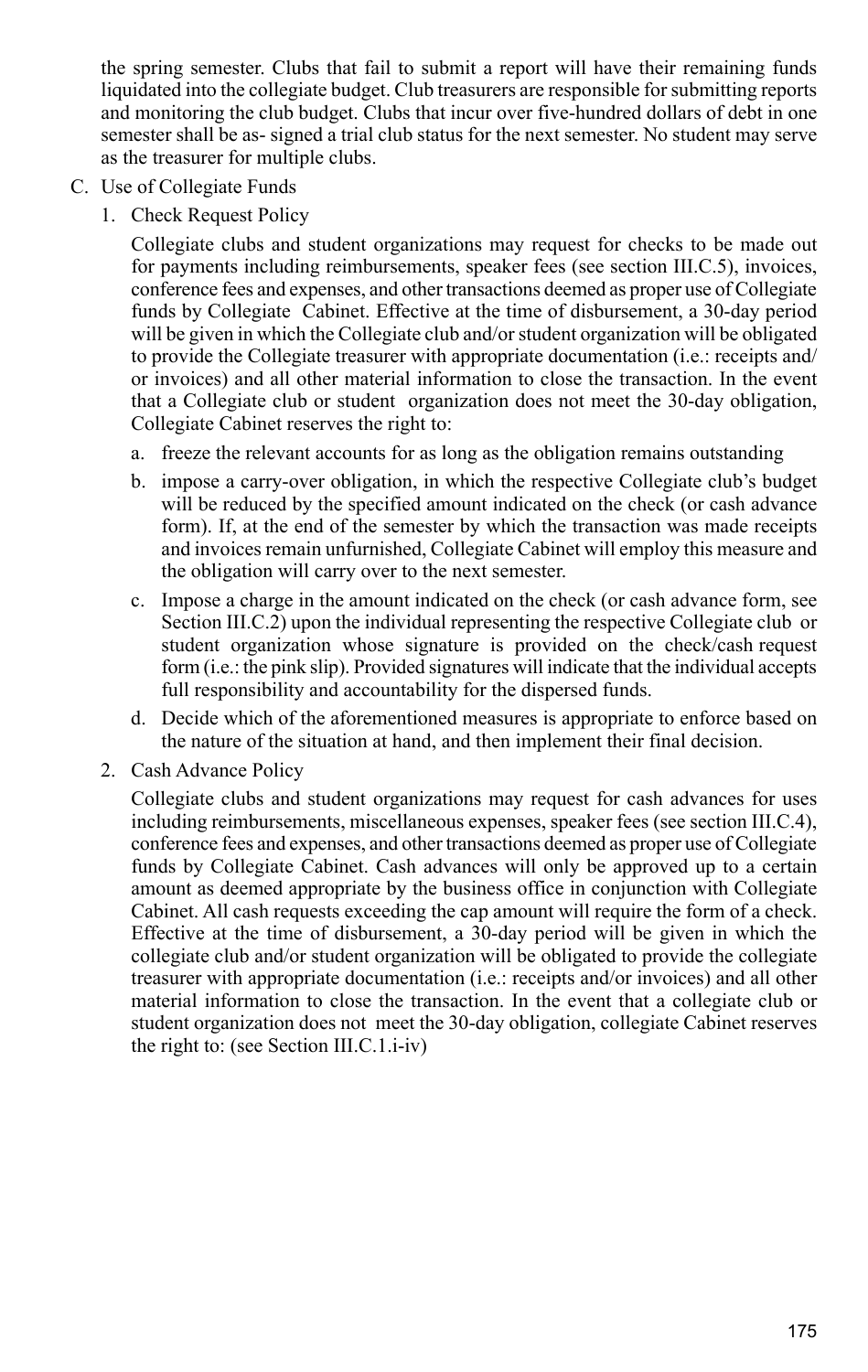the spring semester. Clubs that fail to submit a report will have their remaining funds liquidated into the collegiate budget. Club treasurers are responsible for submitting reports and monitoring the club budget. Clubs that incur over five-hundred dollars of debt in one semester shall be as- signed a trial club status for the next semester. No student may serve as the treasurer for multiple clubs.

C. Use of Collegiate Funds

   1. Check Request Policy

      Collegiate clubs and student organizations may request for checks to be made out for payments including reimbursements, speaker fees (see section III.C.5), invoices, conference fees and expenses, and other transactions deemed as proper use of Collegiate funds by Collegiate Cabinet. Effective at the time of disbursement, a 30-day period will be given in which the Collegiate club and/or student organization will be obligated to provide the Collegiate treasurer with appropriate documentation (i.e.: receipts and/or invoices) and all other material information to close the transaction. In the event that a Collegiate club or student organization does not meet the 30-day obligation, Collegiate Cabinet reserves the right to:

      a. freeze the relevant accounts for as long as the obligation remains outstanding

      b. impose a carry-over obligation, in which the respective Collegiate club's budget will be reduced by the specified amount indicated on the check (or cash advance form). If, at the end of the semester by which the transaction was made receipts and invoices remain unfurnished, Collegiate Cabinet will employ this measure and the obligation will carry over to the next semester.

      c. Impose a charge in the amount indicated on the check (or cash advance form, see Section III.C.2) upon the individual representing the respective Collegiate club or student organization whose signature is provided on the check/cash request form (i.e.: the pink slip). Provided signatures will indicate that the individual accepts full responsibility and accountability for the dispersed funds.

      d. Decide which of the aforementioned measures is appropriate to enforce based on the nature of the situation at hand, and then implement their final decision.

   2. Cash Advance Policy

      Collegiate clubs and student organizations may request for cash advances for uses including reimbursements, miscellaneous expenses, speaker fees (see section III.C.4), conference fees and expenses, and other transactions deemed as proper use of Collegiate funds by Collegiate Cabinet. Cash advances will only be approved up to a certain amount as deemed appropriate by the business office in conjunction with Collegiate Cabinet. All cash requests exceeding the cap amount will require the form of a check. Effective at the time of disbursement, a 30-day period will be given in which the collegiate club and/or student organization will be obligated to provide the collegiate treasurer with appropriate documentation (i.e.: receipts and/or invoices) and all other material information to close the transaction. In the event that a collegiate club or student organization does not meet the 30-day obligation, collegiate Cabinet reserves the right to: (see Section III.C.1.i-iv)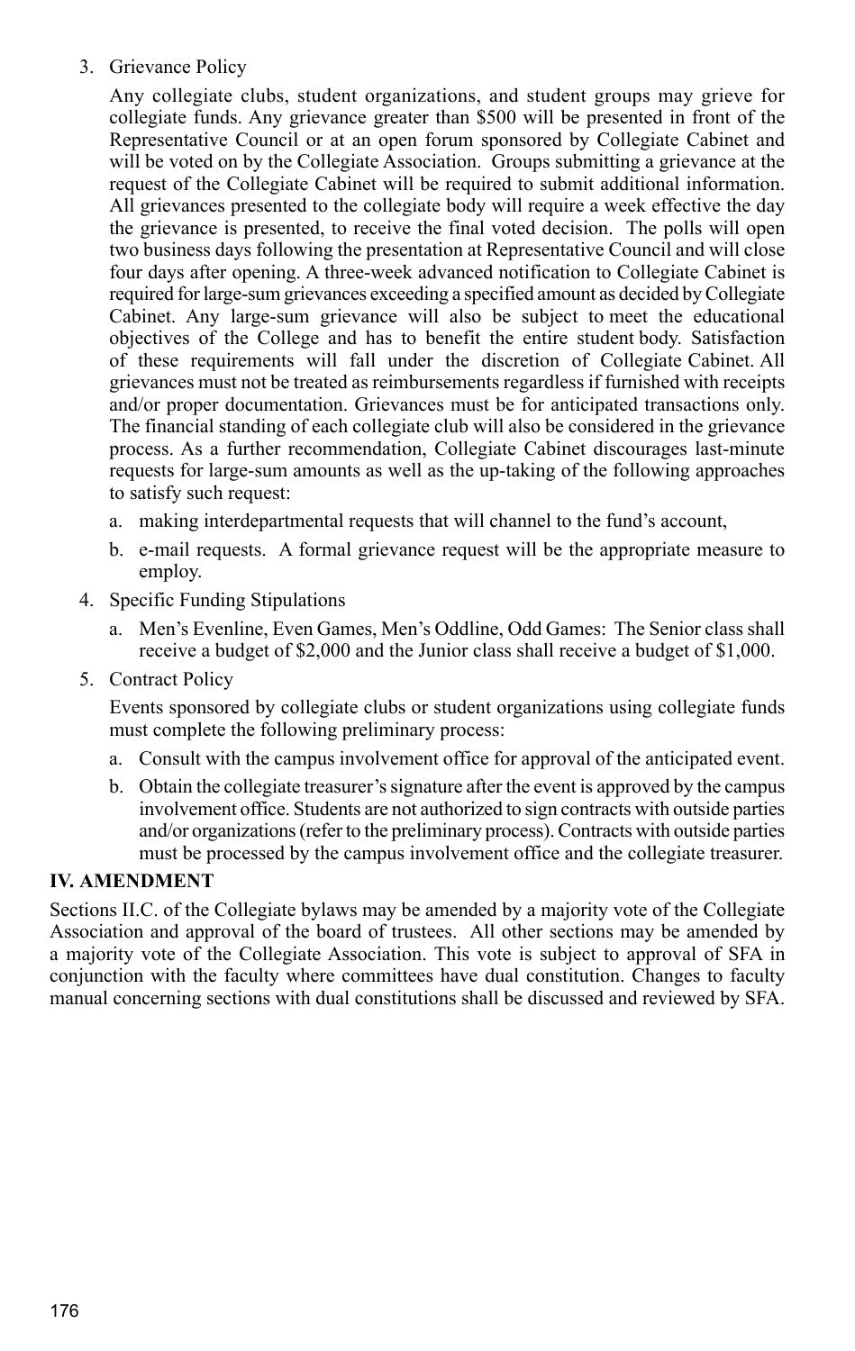3. Grievance Policy

   Any collegiate clubs, student organizations, and student groups may grieve for collegiate funds. Any grievance greater than $500 will be presented in front of the Representative Council or at an open forum sponsored by Collegiate Cabinet and will be voted on by the Collegiate Association. Groups submitting a grievance at the request of the Collegiate Cabinet will be required to submit additional information. All grievances presented to the collegiate body will require a week effective the day the grievance is presented, to receive the final voted decision. The polls will open two business days following the presentation at Representative Council and will close four days after opening. A three-week advanced notification to Collegiate Cabinet is required for large-sum grievances exceeding a specified amount as decided by Collegiate Cabinet. Any large-sum grievance will also be subject to meet the educational objectives of the College and has to benefit the entire student body. Satisfaction of these requirements will fall under the discretion of Collegiate Cabinet. All grievances must not be treated as reimbursements regardless if furnished with receipts and/or proper documentation. Grievances must be for anticipated transactions only. The financial standing of each collegiate club will also be considered in the grievance process. As a further recommendation, Collegiate Cabinet discourages last-minute requests for large-sum amounts as well as the up-taking of the following approaches to satisfy such request:

   a. making interdepartmental requests that will channel to the fund's account,
   b. e-mail requests. A formal grievance request will be the appropriate measure to employ.

4. Specific Funding Stipulations

   a. Men's Evenline, Even Games, Men's Oddline, Odd Games: The Senior class shall receive a budget of $2,000 and the Junior class shall receive a budget of $1,000.

5. Contract Policy

   Events sponsored by collegiate clubs or student organizations using collegiate funds must complete the following preliminary process:

   a. Consult with the campus involvement office for approval of the anticipated event.
   b. Obtain the collegiate treasurer's signature after the event is approved by the campus involvement office. Students are not authorized to sign contracts with outside parties and/or organizations (refer to the preliminary process). Contracts with outside parties must be processed by the campus involvement office and the collegiate treasurer.

## IV. AMENDMENT

Sections II.C. of the Collegiate bylaws may be amended by a majority vote of the Collegiate Association and approval of the board of trustees. All other sections may be amended by a majority vote of the Collegiate Association. This vote is subject to approval of SFA in conjunction with the faculty where committees have dual constitution. Changes to faculty manual concerning sections with dual constitutions shall be discussed and reviewed by SFA.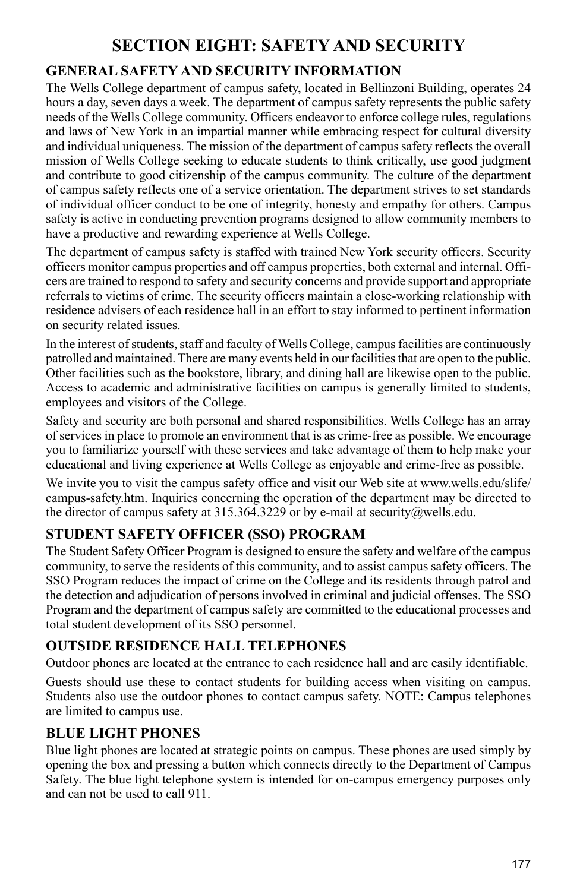# SECTION EIGHT: SAFETY AND SECURITY

## GENERAL SAFETY AND SECURITY INFORMATION

The Wells College department of campus safety, located in Bellinzoni Building, operates 24 hours a day, seven days a week. The department of campus safety represents the public safety needs of the Wells College community. Officers endeavor to enforce college rules, regulations and laws of New York in an impartial manner while embracing respect for cultural diversity and individual uniqueness. The mission of the department of campus safety reflects the overall mission of Wells College seeking to educate students to think critically, use good judgment and contribute to good citizenship of the campus community. The culture of the department of campus safety reflects one of a service orientation. The department strives to set standards of individual officer conduct to be one of integrity, honesty and empathy for others. Campus safety is active in conducting prevention programs designed to allow community members to have a productive and rewarding experience at Wells College.

The department of campus safety is staffed with trained New York security officers. Security officers monitor campus properties and off campus properties, both external and internal. Officers are trained to respond to safety and security concerns and provide support and appropriate referrals to victims of crime. The security officers maintain a close-working relationship with residence advisers of each residence hall in an effort to stay informed to pertinent information on security related issues.

In the interest of students, staff and faculty of Wells College, campus facilities are continuously patrolled and maintained. There are many events held in our facilities that are open to the public. Other facilities such as the bookstore, library, and dining hall are likewise open to the public. Access to academic and administrative facilities on campus is generally limited to students, employees and visitors of the College.

Safety and security are both personal and shared responsibilities. Wells College has an array of services in place to promote an environment that is as crime-free as possible. We encourage you to familiarize yourself with these services and take advantage of them to help make your educational and living experience at Wells College as enjoyable and crime-free as possible.

We invite you to visit the campus safety office and visit our Web site at www.wells.edu/slife/campus-safety.htm. Inquiries concerning the operation of the department may be directed to the director of campus safety at 315.364.3229 or by e-mail at security@wells.edu.

## STUDENT SAFETY OFFICER (SSO) PROGRAM

The Student Safety Officer Program is designed to ensure the safety and welfare of the campus community, to serve the residents of this community, and to assist campus safety officers. The SSO Program reduces the impact of crime on the College and its residents through patrol and the detection and adjudication of persons involved in criminal and judicial offenses. The SSO Program and the department of campus safety are committed to the educational processes and total student development of its SSO personnel.

## OUTSIDE RESIDENCE HALL TELEPHONES

Outdoor phones are located at the entrance to each residence hall and are easily identifiable.

Guests should use these to contact students for building access when visiting on campus. Students also use the outdoor phones to contact campus safety. NOTE: Campus telephones are limited to campus use.

## BLUE LIGHT PHONES

Blue light phones are located at strategic points on campus. These phones are used simply by opening the box and pressing a button which connects directly to the Department of Campus Safety. The blue light telephone system is intended for on-campus emergency purposes only and can not be used to call 911.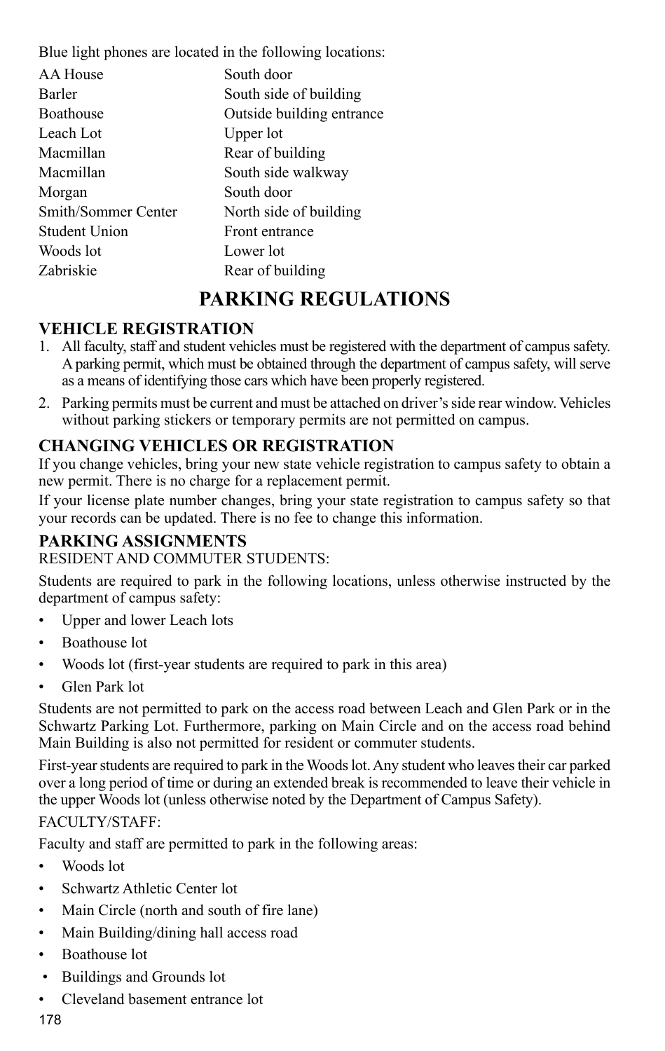Blue light phones are located in the following locations:

| | |
|---|---|
| AA House | South door |
| Barler | South side of building |
| Boathouse | Outside building entrance |
| Leach Lot | Upper lot |
| Macmillan | Rear of building |
| Macmillan | South side walkway |
| Morgan | South door |
| Smith/Sommer Center | North side of building |
| Student Union | Front entrance |
| Woods lot | Lower lot |
| Zabriskie | Rear of building |

# PARKING REGULATIONS

## VEHICLE REGISTRATION

1. All faculty, staff and student vehicles must be registered with the department of campus safety. A parking permit, which must be obtained through the department of campus safety, will serve as a means of identifying those cars which have been properly registered.
2. Parking permits must be current and must be attached on driver's side rear window. Vehicles without parking stickers or temporary permits are not permitted on campus.

## CHANGING VEHICLES OR REGISTRATION

If you change vehicles, bring your new state vehicle registration to campus safety to obtain a new permit. There is no charge for a replacement permit.

If your license plate number changes, bring your state registration to campus safety so that your records can be updated. There is no fee to change this information.

## PARKING ASSIGNMENTS

RESIDENT AND COMMUTER STUDENTS:

Students are required to park in the following locations, unless otherwise instructed by the department of campus safety:

- Upper and lower Leach lots
- Boathouse lot
- Woods lot (first-year students are required to park in this area)
- Glen Park lot

Students are not permitted to park on the access road between Leach and Glen Park or in the Schwartz Parking Lot. Furthermore, parking on Main Circle and on the access road behind Main Building is also not permitted for resident or commuter students.

First-year students are required to park in the Woods lot. Any student who leaves their car parked over a long period of time or during an extended break is recommended to leave their vehicle in the upper Woods lot (unless otherwise noted by the Department of Campus Safety).

FACULTY/STAFF:

Faculty and staff are permitted to park in the following areas:

- Woods lot
- Schwartz Athletic Center lot
- Main Circle (north and south of fire lane)
- Main Building/dining hall access road
- Boathouse lot
- Buildings and Grounds lot
- Cleveland basement entrance lot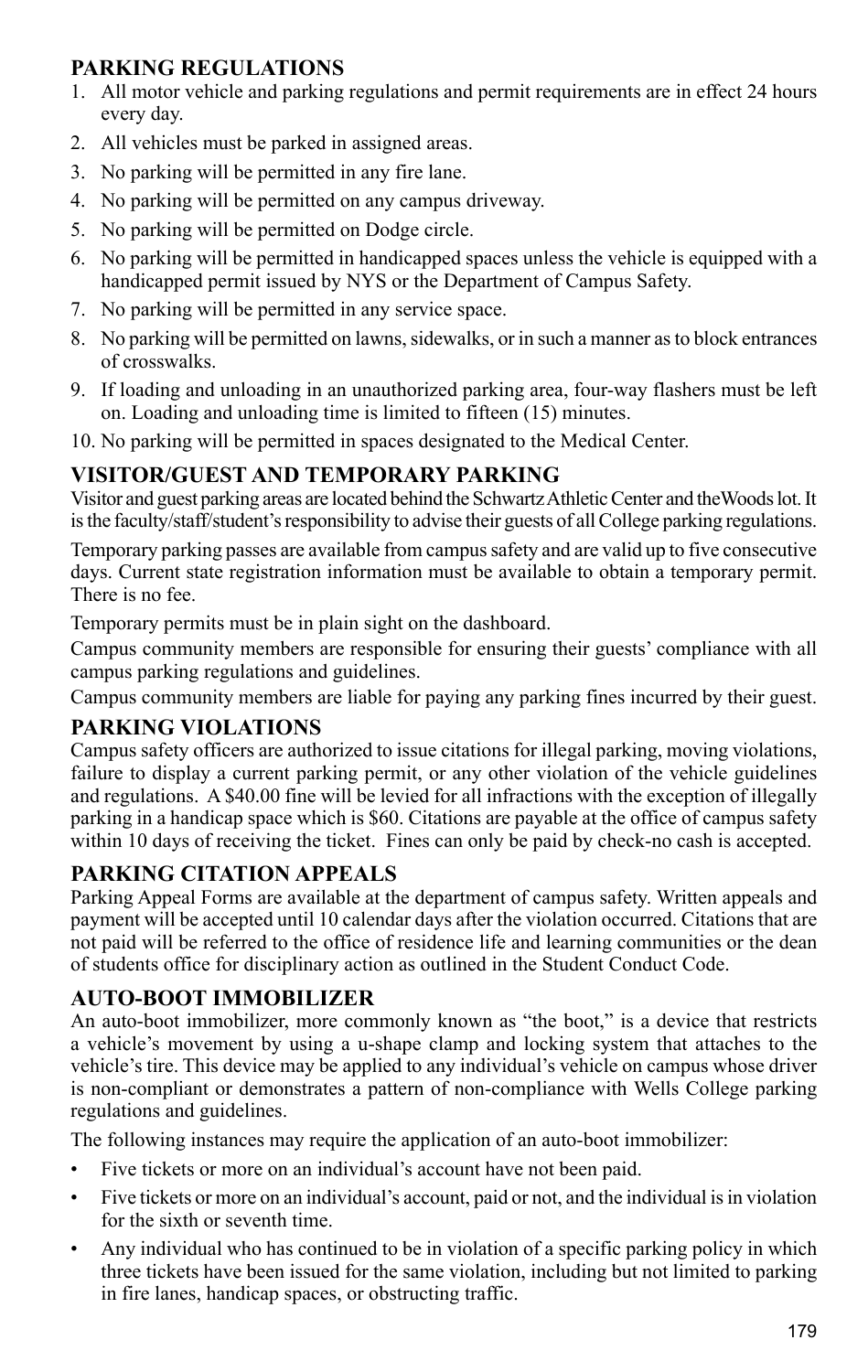### PARKING REGULATIONS

1. All motor vehicle and parking regulations and permit requirements are in effect 24 hours every day.
2. All vehicles must be parked in assigned areas.
3. No parking will be permitted in any fire lane.
4. No parking will be permitted on any campus driveway.
5. No parking will be permitted on Dodge circle.
6. No parking will be permitted in handicapped spaces unless the vehicle is equipped with a handicapped permit issued by NYS or the Department of Campus Safety.
7. No parking will be permitted in any service space.
8. No parking will be permitted on lawns, sidewalks, or in such a manner as to block entrances of crosswalks.
9. If loading and unloading in an unauthorized parking area, four-way flashers must be left on. Loading and unloading time is limited to fifteen (15) minutes.
10. No parking will be permitted in spaces designated to the Medical Center.

### VISITOR/GUEST AND TEMPORARY PARKING

Visitor and guest parking areas are located behind the Schwartz Athletic Center and theWoods lot. It is the faculty/staff/student's responsibility to advise their guests of all College parking regulations.

Temporary parking passes are available from campus safety and are valid up to five consecutive days. Current state registration information must be available to obtain a temporary permit. There is no fee.

Temporary permits must be in plain sight on the dashboard.

Campus community members are responsible for ensuring their guests' compliance with all campus parking regulations and guidelines.

Campus community members are liable for paying any parking fines incurred by their guest.

### PARKING VIOLATIONS

Campus safety officers are authorized to issue citations for illegal parking, moving violations, failure to display a current parking permit, or any other violation of the vehicle guidelines and regulations. A $40.00 fine will be levied for all infractions with the exception of illegally parking in a handicap space which is $60. Citations are payable at the office of campus safety within 10 days of receiving the ticket. Fines can only be paid by check-no cash is accepted.

### PARKING CITATION APPEALS

Parking Appeal Forms are available at the department of campus safety. Written appeals and payment will be accepted until 10 calendar days after the violation occurred. Citations that are not paid will be referred to the office of residence life and learning communities or the dean of students office for disciplinary action as outlined in the Student Conduct Code.

### AUTO-BOOT IMMOBILIZER

An auto-boot immobilizer, more commonly known as "the boot," is a device that restricts a vehicle's movement by using a u-shape clamp and locking system that attaches to the vehicle's tire. This device may be applied to any individual's vehicle on campus whose driver is non-compliant or demonstrates a pattern of non-compliance with Wells College parking regulations and guidelines.

The following instances may require the application of an auto-boot immobilizer:

- Five tickets or more on an individual's account have not been paid.
- Five tickets or more on an individual's account, paid or not, and the individual is in violation for the sixth or seventh time.
- Any individual who has continued to be in violation of a specific parking policy in which three tickets have been issued for the same violation, including but not limited to parking in fire lanes, handicap spaces, or obstructing traffic.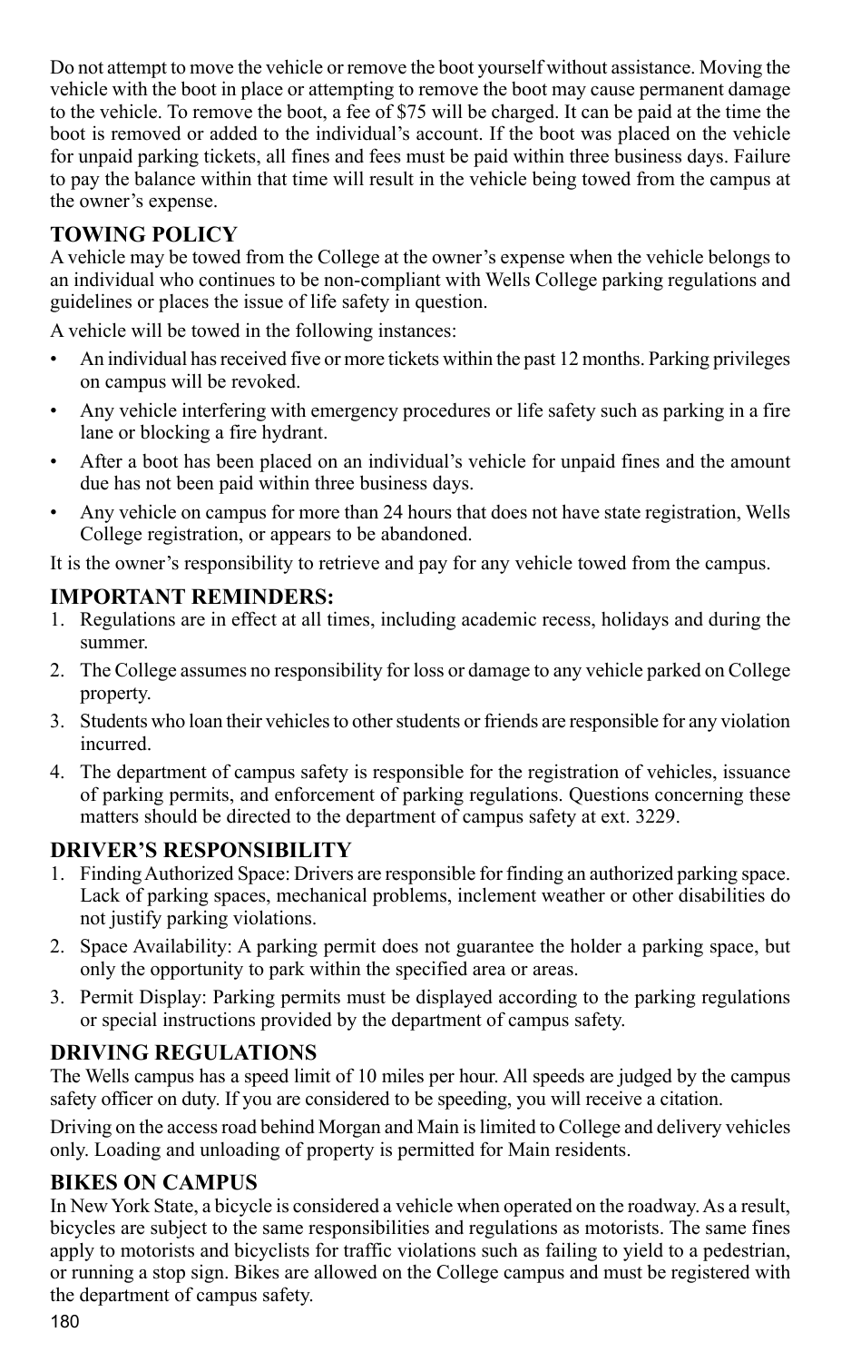Do not attempt to move the vehicle or remove the boot yourself without assistance. Moving the vehicle with the boot in place or attempting to remove the boot may cause permanent damage to the vehicle. To remove the boot, a fee of $75 will be charged. It can be paid at the time the boot is removed or added to the individual's account. If the boot was placed on the vehicle for unpaid parking tickets, all fines and fees must be paid within three business days. Failure to pay the balance within that time will result in the vehicle being towed from the campus at the owner's expense.

## TOWING POLICY

A vehicle may be towed from the College at the owner's expense when the vehicle belongs to an individual who continues to be non-compliant with Wells College parking regulations and guidelines or places the issue of life safety in question.

A vehicle will be towed in the following instances:

- An individual has received five or more tickets within the past 12 months. Parking privileges on campus will be revoked.
- Any vehicle interfering with emergency procedures or life safety such as parking in a fire lane or blocking a fire hydrant.
- After a boot has been placed on an individual's vehicle for unpaid fines and the amount due has not been paid within three business days.
- Any vehicle on campus for more than 24 hours that does not have state registration, Wells College registration, or appears to be abandoned.

It is the owner's responsibility to retrieve and pay for any vehicle towed from the campus.

## IMPORTANT REMINDERS:

1. Regulations are in effect at all times, including academic recess, holidays and during the summer.
2. The College assumes no responsibility for loss or damage to any vehicle parked on College property.
3. Students who loan their vehicles to other students or friends are responsible for any violation incurred.
4. The department of campus safety is responsible for the registration of vehicles, issuance of parking permits, and enforcement of parking regulations. Questions concerning these matters should be directed to the department of campus safety at ext. 3229.

## DRIVER'S RESPONSIBILITY

1. Finding Authorized Space: Drivers are responsible for finding an authorized parking space. Lack of parking spaces, mechanical problems, inclement weather or other disabilities do not justify parking violations.
2. Space Availability: A parking permit does not guarantee the holder a parking space, but only the opportunity to park within the specified area or areas.
3. Permit Display: Parking permits must be displayed according to the parking regulations or special instructions provided by the department of campus safety.

## DRIVING REGULATIONS

The Wells campus has a speed limit of 10 miles per hour. All speeds are judged by the campus safety officer on duty. If you are considered to be speeding, you will receive a citation.

Driving on the access road behind Morgan and Main is limited to College and delivery vehicles only. Loading and unloading of property is permitted for Main residents.

## BIKES ON CAMPUS

In New York State, a bicycle is considered a vehicle when operated on the roadway. As a result, bicycles are subject to the same responsibilities and regulations as motorists. The same fines apply to motorists and bicyclists for traffic violations such as failing to yield to a pedestrian, or running a stop sign. Bikes are allowed on the College campus and must be registered with the department of campus safety.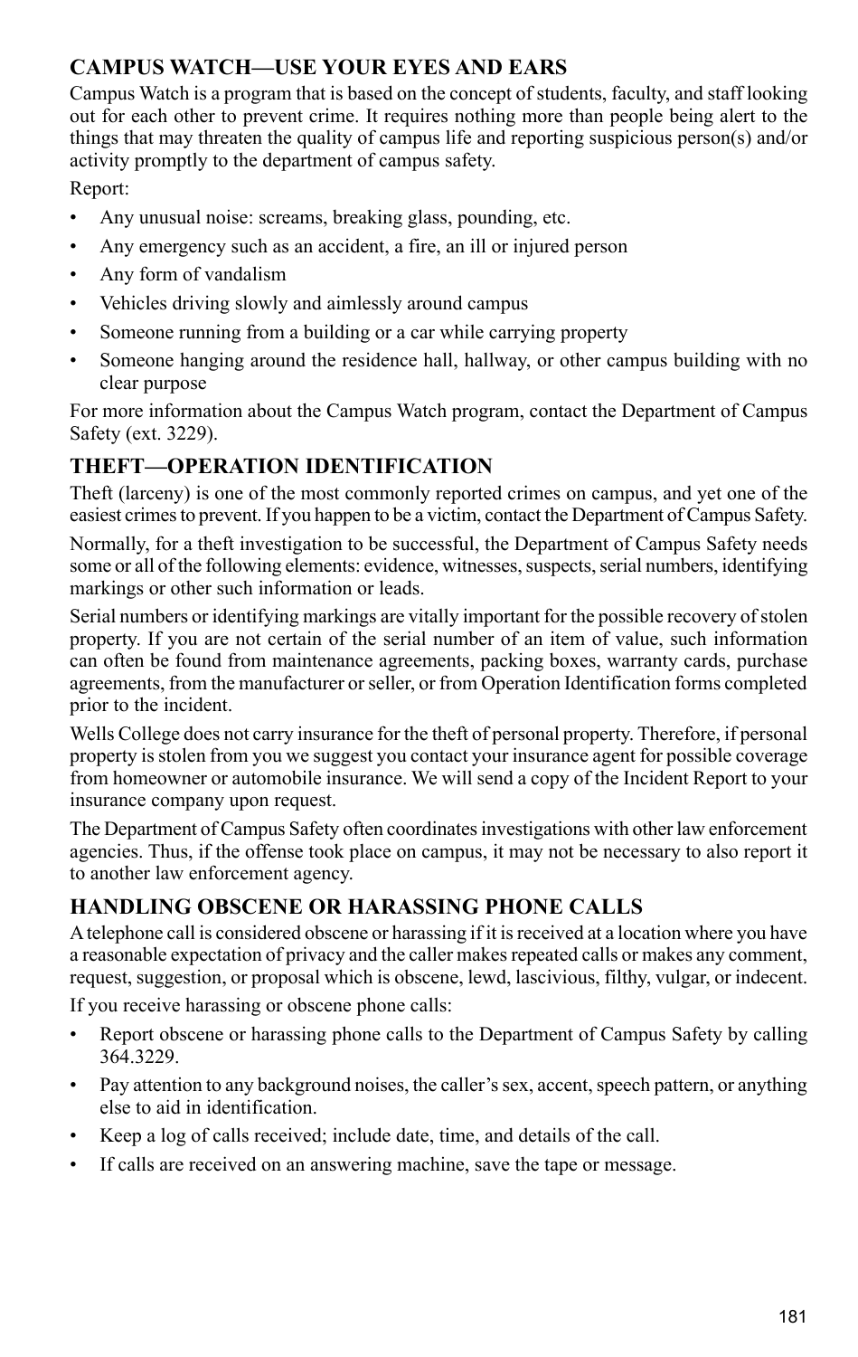### CAMPUS WATCH—USE YOUR EYES AND EARS

Campus Watch is a program that is based on the concept of students, faculty, and staff looking out for each other to prevent crime. It requires nothing more than people being alert to the things that may threaten the quality of campus life and reporting suspicious person(s) and/or activity promptly to the department of campus safety.

Report:

- Any unusual noise: screams, breaking glass, pounding, etc.
- Any emergency such as an accident, a fire, an ill or injured person
- Any form of vandalism
- Vehicles driving slowly and aimlessly around campus
- Someone running from a building or a car while carrying property
- Someone hanging around the residence hall, hallway, or other campus building with no clear purpose

For more information about the Campus Watch program, contact the Department of Campus Safety (ext. 3229).

### THEFT—OPERATION IDENTIFICATION

Theft (larceny) is one of the most commonly reported crimes on campus, and yet one of the easiest crimes to prevent. If you happen to be a victim, contact the Department of Campus Safety.

Normally, for a theft investigation to be successful, the Department of Campus Safety needs some or all of the following elements: evidence, witnesses, suspects, serial numbers, identifying markings or other such information or leads.

Serial numbers or identifying markings are vitally important for the possible recovery of stolen property. If you are not certain of the serial number of an item of value, such information can often be found from maintenance agreements, packing boxes, warranty cards, purchase agreements, from the manufacturer or seller, or from Operation Identification forms completed prior to the incident.

Wells College does not carry insurance for the theft of personal property. Therefore, if personal property is stolen from you we suggest you contact your insurance agent for possible coverage from homeowner or automobile insurance. We will send a copy of the Incident Report to your insurance company upon request.

The Department of Campus Safety often coordinates investigations with other law enforcement agencies. Thus, if the offense took place on campus, it may not be necessary to also report it to another law enforcement agency.

### HANDLING OBSCENE OR HARASSING PHONE CALLS

A telephone call is considered obscene or harassing if it is received at a location where you have a reasonable expectation of privacy and the caller makes repeated calls or makes any comment, request, suggestion, or proposal which is obscene, lewd, lascivious, filthy, vulgar, or indecent.

If you receive harassing or obscene phone calls:

- Report obscene or harassing phone calls to the Department of Campus Safety by calling 364.3229.
- Pay attention to any background noises, the caller's sex, accent, speech pattern, or anything else to aid in identification.
- Keep a log of calls received; include date, time, and details of the call.
- If calls are received on an answering machine, save the tape or message.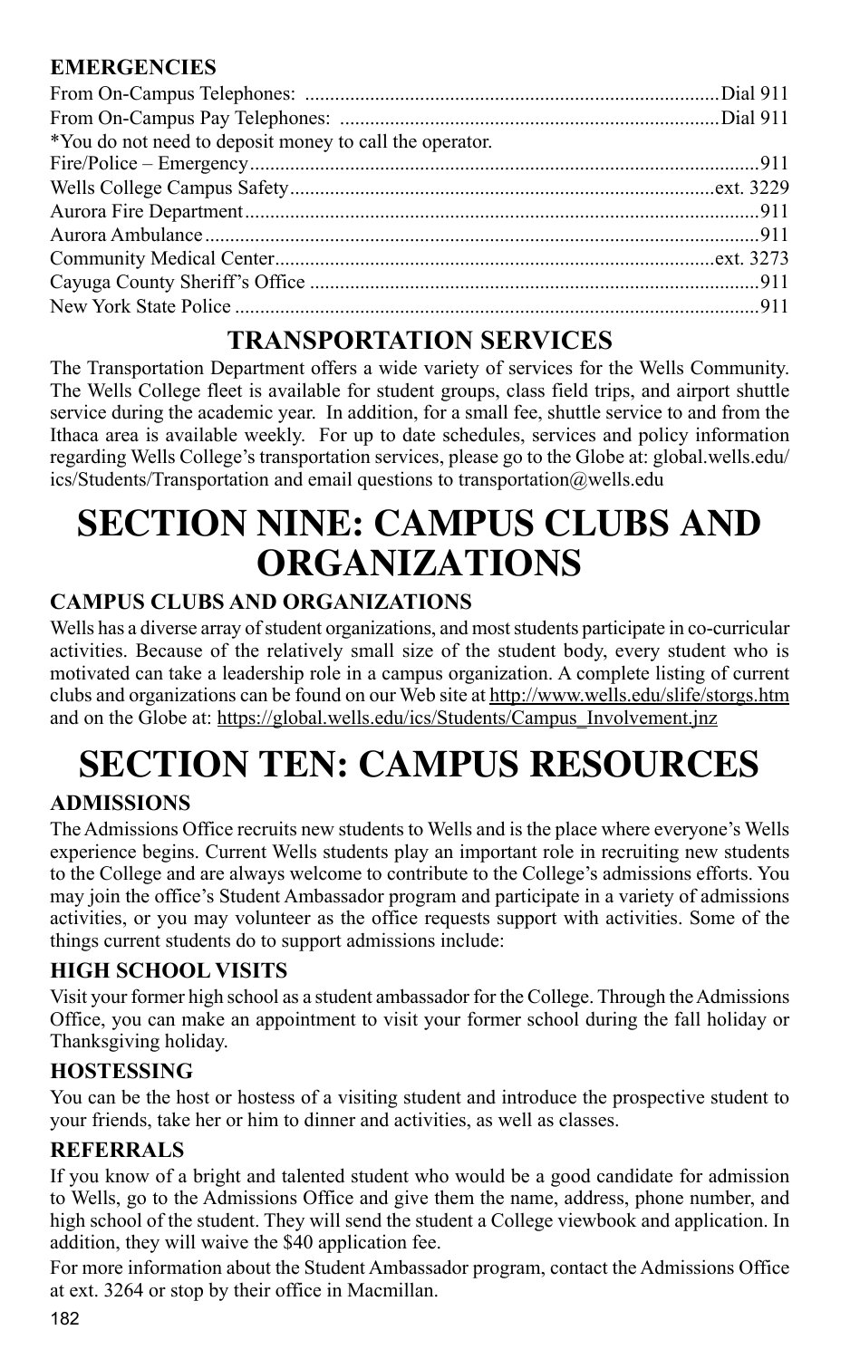### EMERGENCIES

From On-Campus Telephones: ..................................................................................Dial 911
From On-Campus Pay Telephones: ...........................................................................Dial 911
*You do not need to deposit money to call the operator.
Fire/Police – Emergency.....................................................................................................911
Wells College Campus Safety....................................................................................ext. 3229
Aurora Fire Department.......................................................................................................911
Aurora Ambulance...............................................................................................................911
Community Medical Center........................................................................................ext. 3273
Cayuga County Sheriff's Office ..........................................................................................911
New York State Police .........................................................................................................911

## TRANSPORTATION SERVICES

The Transportation Department offers a wide variety of services for the Wells Community. The Wells College fleet is available for student groups, class field trips, and airport shuttle service during the academic year. In addition, for a small fee, shuttle service to and from the Ithaca area is available weekly. For up to date schedules, services and policy information regarding Wells College's transportation services, please go to the Globe at: global.wells.edu/ics/Students/Transportation and email questions to transportation@wells.edu

# SECTION NINE: CAMPUS CLUBS AND ORGANIZATIONS

### CAMPUS CLUBS AND ORGANIZATIONS

Wells has a diverse array of student organizations, and most students participate in co-curricular activities. Because of the relatively small size of the student body, every student who is motivated can take a leadership role in a campus organization. A complete listing of current clubs and organizations can be found on our Web site at http://www.wells.edu/slife/storgs.htm and on the Globe at: https://global.wells.edu/ics/Students/Campus_Involvement.jnz

# SECTION TEN: CAMPUS RESOURCES

### ADMISSIONS

The Admissions Office recruits new students to Wells and is the place where everyone's Wells experience begins. Current Wells students play an important role in recruiting new students to the College and are always welcome to contribute to the College's admissions efforts. You may join the office's Student Ambassador program and participate in a variety of admissions activities, or you may volunteer as the office requests support with activities. Some of the things current students do to support admissions include:

### HIGH SCHOOL VISITS

Visit your former high school as a student ambassador for the College. Through the Admissions Office, you can make an appointment to visit your former school during the fall holiday or Thanksgiving holiday.

### HOSTESSING

You can be the host or hostess of a visiting student and introduce the prospective student to your friends, take her or him to dinner and activities, as well as classes.

### REFERRALS

If you know of a bright and talented student who would be a good candidate for admission to Wells, go to the Admissions Office and give them the name, address, phone number, and high school of the student. They will send the student a College viewbook and application. In addition, they will waive the $40 application fee.

For more information about the Student Ambassador program, contact the Admissions Office at ext. 3264 or stop by their office in Macmillan.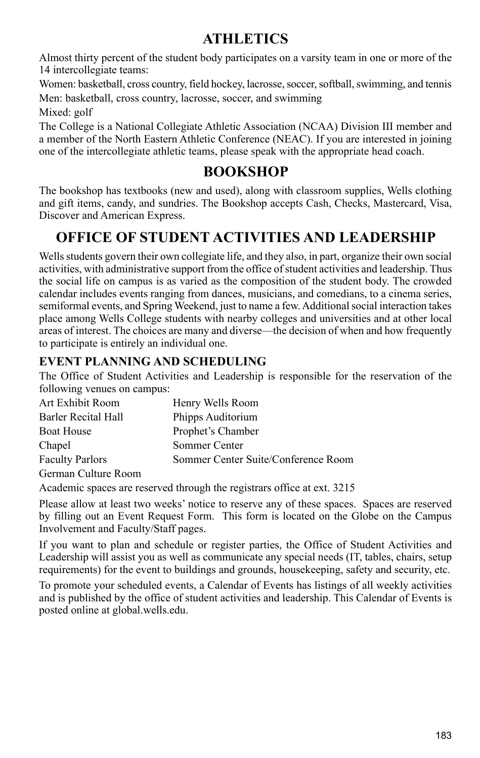# ATHLETICS

Almost thirty percent of the student body participates on a varsity team in one or more of the 14 intercollegiate teams:

Women: basketball, cross country, field hockey, lacrosse, soccer, softball, swimming, and tennis

Men: basketball, cross country, lacrosse, soccer, and swimming

Mixed: golf

The College is a National Collegiate Athletic Association (NCAA) Division III member and a member of the North Eastern Athletic Conference (NEAC). If you are interested in joining one of the intercollegiate athletic teams, please speak with the appropriate head coach.

# BOOKSHOP

The bookshop has textbooks (new and used), along with classroom supplies, Wells clothing and gift items, candy, and sundries. The Bookshop accepts Cash, Checks, Mastercard, Visa, Discover and American Express.

# OFFICE OF STUDENT ACTIVITIES AND LEADERSHIP

Wells students govern their own collegiate life, and they also, in part, organize their own social activities, with administrative support from the office of student activities and leadership. Thus the social life on campus is as varied as the composition of the student body. The crowded calendar includes events ranging from dances, musicians, and comedians, to a cinema series, semiformal events, and Spring Weekend, just to name a few. Additional social interaction takes place among Wells College students with nearby colleges and universities and at other local areas of interest. The choices are many and diverse—the decision of when and how frequently to participate is entirely an individual one.

### EVENT PLANNING AND SCHEDULING

The Office of Student Activities and Leadership is responsible for the reservation of the following venues on campus:

| | |
|---|---|
| Art Exhibit Room | Henry Wells Room |
| Barler Recital Hall | Phipps Auditorium |
| Boat House | Prophet's Chamber |
| Chapel | Sommer Center |
| Faculty Parlors | Sommer Center Suite/Conference Room |
| German Culture Room | |

Academic spaces are reserved through the registrars office at ext. 3215

Please allow at least two weeks' notice to reserve any of these spaces. Spaces are reserved by filling out an Event Request Form. This form is located on the Globe on the Campus Involvement and Faculty/Staff pages.

If you want to plan and schedule or register parties, the Office of Student Activities and Leadership will assist you as well as communicate any special needs (IT, tables, chairs, setup requirements) for the event to buildings and grounds, housekeeping, safety and security, etc.

To promote your scheduled events, a Calendar of Events has listings of all weekly activities and is published by the office of student activities and leadership. This Calendar of Events is posted online at global.wells.edu.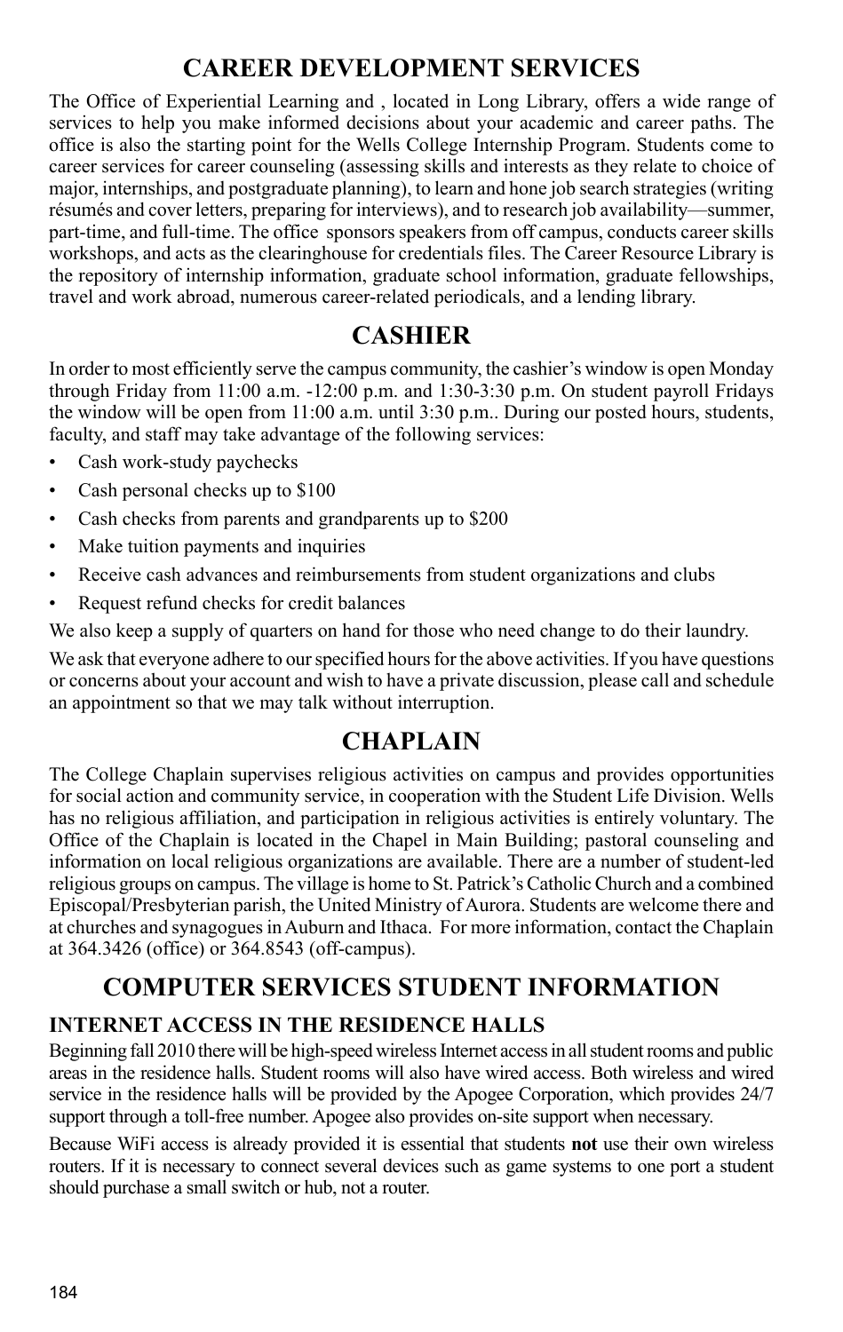# CAREER DEVELOPMENT SERVICES

The Office of Experiential Learning and , located in Long Library, offers a wide range of services to help you make informed decisions about your academic and career paths. The office is also the starting point for the Wells College Internship Program. Students come to career services for career counseling (assessing skills and interests as they relate to choice of major, internships, and postgraduate planning), to learn and hone job search strategies (writing résumés and cover letters, preparing for interviews), and to research job availability—summer, part-time, and full-time. The office sponsors speakers from off campus, conducts career skills workshops, and acts as the clearinghouse for credentials files. The Career Resource Library is the repository of internship information, graduate school information, graduate fellowships, travel and work abroad, numerous career-related periodicals, and a lending library.

# CASHIER

In order to most efficiently serve the campus community, the cashier's window is open Monday through Friday from 11:00 a.m. -12:00 p.m. and 1:30-3:30 p.m. On student payroll Fridays the window will be open from 11:00 a.m. until 3:30 p.m.. During our posted hours, students, faculty, and staff may take advantage of the following services:

- Cash work-study paychecks
- Cash personal checks up to $100
- Cash checks from parents and grandparents up to $200
- Make tuition payments and inquiries
- Receive cash advances and reimbursements from student organizations and clubs
- Request refund checks for credit balances

We also keep a supply of quarters on hand for those who need change to do their laundry.

We ask that everyone adhere to our specified hours for the above activities. If you have questions or concerns about your account and wish to have a private discussion, please call and schedule an appointment so that we may talk without interruption.

# CHAPLAIN

The College Chaplain supervises religious activities on campus and provides opportunities for social action and community service, in cooperation with the Student Life Division. Wells has no religious affiliation, and participation in religious activities is entirely voluntary. The Office of the Chaplain is located in the Chapel in Main Building; pastoral counseling and information on local religious organizations are available. There are a number of student-led religious groups on campus. The village is home to St. Patrick's Catholic Church and a combined Episcopal/Presbyterian parish, the United Ministry of Aurora. Students are welcome there and at churches and synagogues in Auburn and Ithaca. For more information, contact the Chaplain at 364.3426 (office) or 364.8543 (off-campus).

# COMPUTER SERVICES STUDENT INFORMATION

## INTERNET ACCESS IN THE RESIDENCE HALLS

Beginning fall 2010 there will be high-speed wireless Internet access in all student rooms and public areas in the residence halls. Student rooms will also have wired access. Both wireless and wired service in the residence halls will be provided by the Apogee Corporation, which provides 24/7 support through a toll-free number. Apogee also provides on-site support when necessary.

Because WiFi access is already provided it is essential that students **not** use their own wireless routers. If it is necessary to connect several devices such as game systems to one port a student should purchase a small switch or hub, not a router.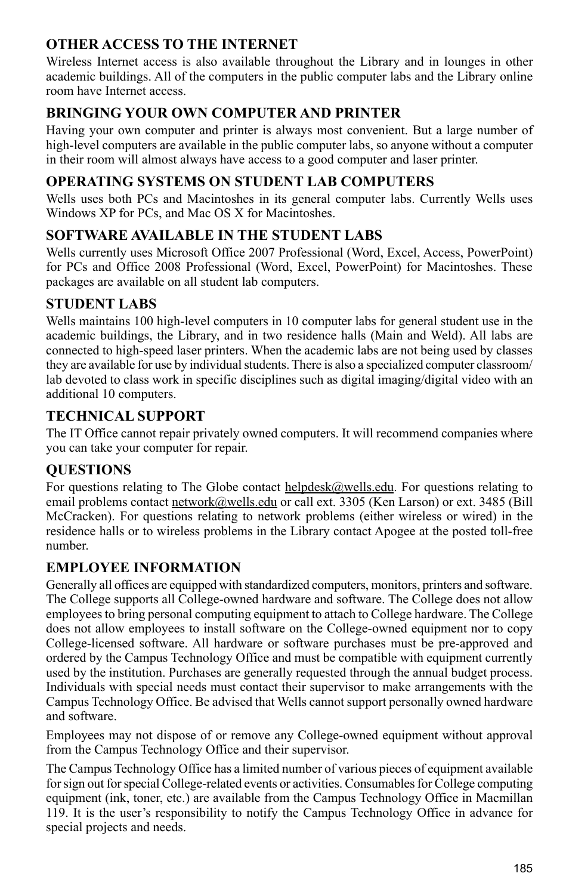### OTHER ACCESS TO THE INTERNET

Wireless Internet access is also available throughout the Library and in lounges in other academic buildings. All of the computers in the public computer labs and the Library online room have Internet access.

### BRINGING YOUR OWN COMPUTER AND PRINTER

Having your own computer and printer is always most convenient. But a large number of high-level computers are available in the public computer labs, so anyone without a computer in their room will almost always have access to a good computer and laser printer.

### OPERATING SYSTEMS ON STUDENT LAB COMPUTERS

Wells uses both PCs and Macintoshes in its general computer labs. Currently Wells uses Windows XP for PCs, and Mac OS X for Macintoshes.

### SOFTWARE AVAILABLE IN THE STUDENT LABS

Wells currently uses Microsoft Office 2007 Professional (Word, Excel, Access, PowerPoint) for PCs and Office 2008 Professional (Word, Excel, PowerPoint) for Macintoshes. These packages are available on all student lab computers.

### STUDENT LABS

Wells maintains 100 high-level computers in 10 computer labs for general student use in the academic buildings, the Library, and in two residence halls (Main and Weld). All labs are connected to high-speed laser printers. When the academic labs are not being used by classes they are available for use by individual students. There is also a specialized computer classroom/lab devoted to class work in specific disciplines such as digital imaging/digital video with an additional 10 computers.

### TECHNICAL SUPPORT

The IT Office cannot repair privately owned computers. It will recommend companies where you can take your computer for repair.

### QUESTIONS

For questions relating to The Globe contact helpdesk@wells.edu. For questions relating to email problems contact network@wells.edu or call ext. 3305 (Ken Larson) or ext. 3485 (Bill McCracken). For questions relating to network problems (either wireless or wired) in the residence halls or to wireless problems in the Library contact Apogee at the posted toll-free number.

### EMPLOYEE INFORMATION

Generally all offices are equipped with standardized computers, monitors, printers and software. The College supports all College-owned hardware and software. The College does not allow employees to bring personal computing equipment to attach to College hardware. The College does not allow employees to install software on the College-owned equipment nor to copy College-licensed software. All hardware or software purchases must be pre-approved and ordered by the Campus Technology Office and must be compatible with equipment currently used by the institution. Purchases are generally requested through the annual budget process. Individuals with special needs must contact their supervisor to make arrangements with the Campus Technology Office. Be advised that Wells cannot support personally owned hardware and software.

Employees may not dispose of or remove any College-owned equipment without approval from the Campus Technology Office and their supervisor.

The Campus Technology Office has a limited number of various pieces of equipment available for sign out for special College-related events or activities. Consumables for College computing equipment (ink, toner, etc.) are available from the Campus Technology Office in Macmillan 119. It is the user's responsibility to notify the Campus Technology Office in advance for special projects and needs.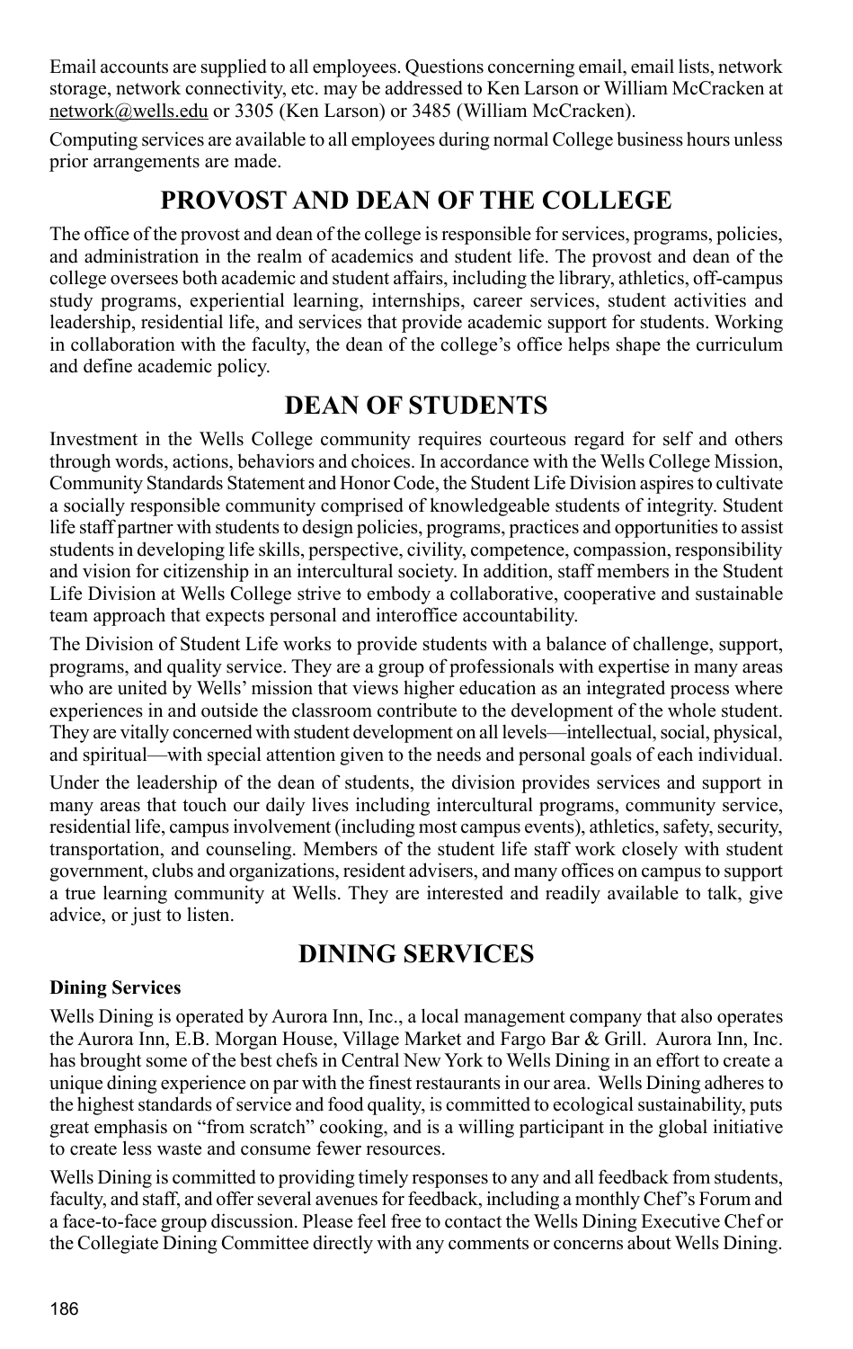Email accounts are supplied to all employees. Questions concerning email, email lists, network storage, network connectivity, etc. may be addressed to Ken Larson or William McCracken at network@wells.edu or 3305 (Ken Larson) or 3485 (William McCracken).

Computing services are available to all employees during normal College business hours unless prior arrangements are made.

## PROVOST AND DEAN OF THE COLLEGE

The office of the provost and dean of the college is responsible for services, programs, policies, and administration in the realm of academics and student life. The provost and dean of the college oversees both academic and student affairs, including the library, athletics, off-campus study programs, experiential learning, internships, career services, student activities and leadership, residential life, and services that provide academic support for students. Working in collaboration with the faculty, the dean of the college's office helps shape the curriculum and define academic policy.

## DEAN OF STUDENTS

Investment in the Wells College community requires courteous regard for self and others through words, actions, behaviors and choices. In accordance with the Wells College Mission, Community Standards Statement and Honor Code, the Student Life Division aspires to cultivate a socially responsible community comprised of knowledgeable students of integrity. Student life staff partner with students to design policies, programs, practices and opportunities to assist students in developing life skills, perspective, civility, competence, compassion, responsibility and vision for citizenship in an intercultural society. In addition, staff members in the Student Life Division at Wells College strive to embody a collaborative, cooperative and sustainable team approach that expects personal and interoffice accountability.

The Division of Student Life works to provide students with a balance of challenge, support, programs, and quality service. They are a group of professionals with expertise in many areas who are united by Wells' mission that views higher education as an integrated process where experiences in and outside the classroom contribute to the development of the whole student. They are vitally concerned with student development on all levels—intellectual, social, physical, and spiritual—with special attention given to the needs and personal goals of each individual.

Under the leadership of the dean of students, the division provides services and support in many areas that touch our daily lives including intercultural programs, community service, residential life, campus involvement (including most campus events), athletics, safety, security, transportation, and counseling. Members of the student life staff work closely with student government, clubs and organizations, resident advisers, and many offices on campus to support a true learning community at Wells. They are interested and readily available to talk, give advice, or just to listen.

## DINING SERVICES

**Dining Services**

Wells Dining is operated by Aurora Inn, Inc., a local management company that also operates the Aurora Inn, E.B. Morgan House, Village Market and Fargo Bar & Grill. Aurora Inn, Inc. has brought some of the best chefs in Central New York to Wells Dining in an effort to create a unique dining experience on par with the finest restaurants in our area. Wells Dining adheres to the highest standards of service and food quality, is committed to ecological sustainability, puts great emphasis on "from scratch" cooking, and is a willing participant in the global initiative to create less waste and consume fewer resources.

Wells Dining is committed to providing timely responses to any and all feedback from students, faculty, and staff, and offer several avenues for feedback, including a monthly Chef's Forum and a face-to-face group discussion. Please feel free to contact the Wells Dining Executive Chef or the Collegiate Dining Committee directly with any comments or concerns about Wells Dining.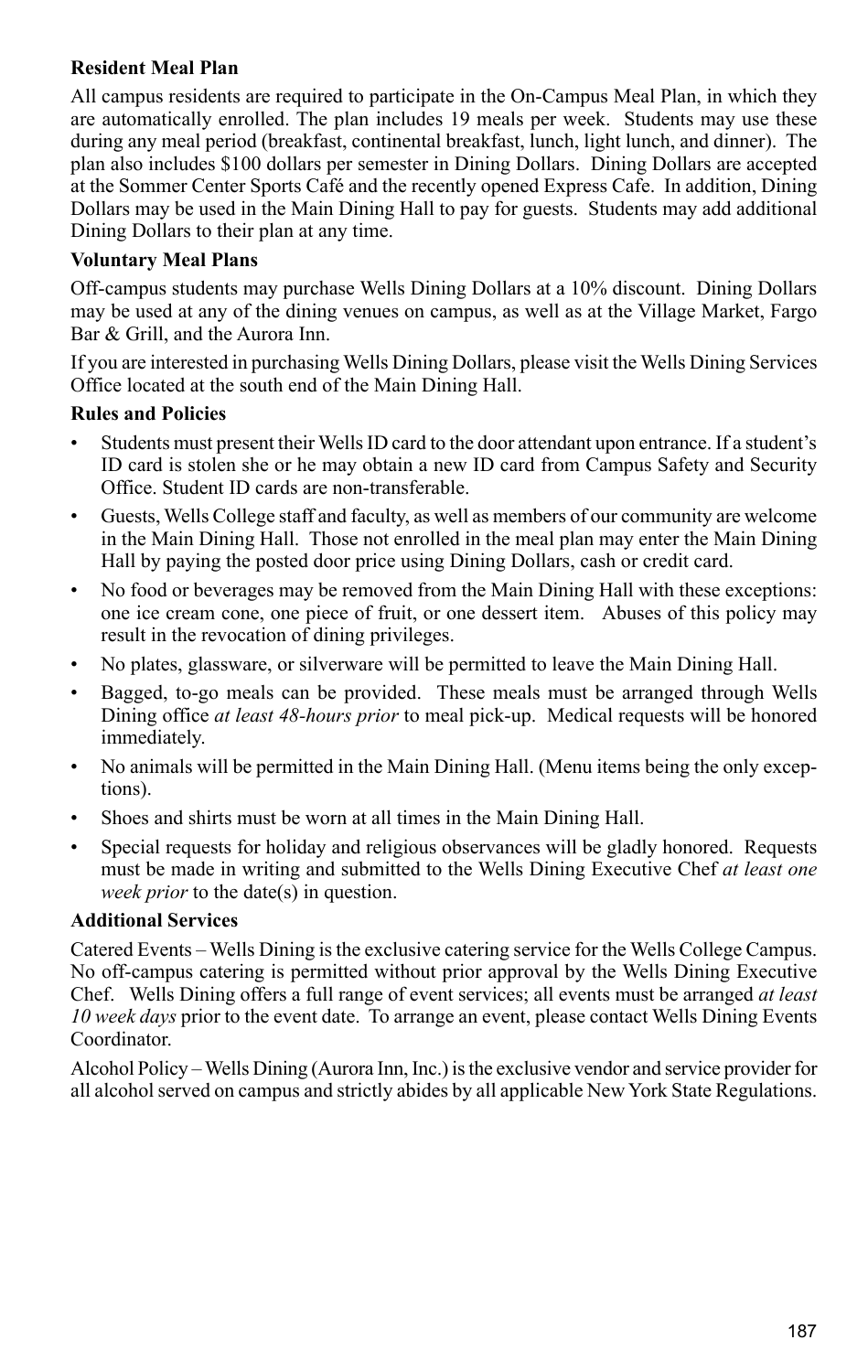**Resident Meal Plan**

All campus residents are required to participate in the On-Campus Meal Plan, in which they are automatically enrolled. The plan includes 19 meals per week. Students may use these during any meal period (breakfast, continental breakfast, lunch, light lunch, and dinner). The plan also includes $100 dollars per semester in Dining Dollars. Dining Dollars are accepted at the Sommer Center Sports Café and the recently opened Express Cafe. In addition, Dining Dollars may be used in the Main Dining Hall to pay for guests. Students may add additional Dining Dollars to their plan at any time.

**Voluntary Meal Plans**

Off-campus students may purchase Wells Dining Dollars at a 10% discount. Dining Dollars may be used at any of the dining venues on campus, as well as at the Village Market, Fargo Bar & Grill, and the Aurora Inn.

If you are interested in purchasing Wells Dining Dollars, please visit the Wells Dining Services Office located at the south end of the Main Dining Hall.

**Rules and Policies**

- Students must present their Wells ID card to the door attendant upon entrance. If a student's ID card is stolen she or he may obtain a new ID card from Campus Safety and Security Office. Student ID cards are non-transferable.
- Guests, Wells College staff and faculty, as well as members of our community are welcome in the Main Dining Hall. Those not enrolled in the meal plan may enter the Main Dining Hall by paying the posted door price using Dining Dollars, cash or credit card.
- No food or beverages may be removed from the Main Dining Hall with these exceptions: one ice cream cone, one piece of fruit, or one dessert item. Abuses of this policy may result in the revocation of dining privileges.
- No plates, glassware, or silverware will be permitted to leave the Main Dining Hall.
- Bagged, to-go meals can be provided. These meals must be arranged through Wells Dining office *at least 48-hours prior* to meal pick-up. Medical requests will be honored immediately.
- No animals will be permitted in the Main Dining Hall. (Menu items being the only exceptions).
- Shoes and shirts must be worn at all times in the Main Dining Hall.
- Special requests for holiday and religious observances will be gladly honored. Requests must be made in writing and submitted to the Wells Dining Executive Chef *at least one week prior* to the date(s) in question.

**Additional Services**

Catered Events – Wells Dining is the exclusive catering service for the Wells College Campus. No off-campus catering is permitted without prior approval by the Wells Dining Executive Chef. Wells Dining offers a full range of event services; all events must be arranged *at least 10 week days* prior to the event date. To arrange an event, please contact Wells Dining Events Coordinator.

Alcohol Policy – Wells Dining (Aurora Inn, Inc.) is the exclusive vendor and service provider for all alcohol served on campus and strictly abides by all applicable New York State Regulations.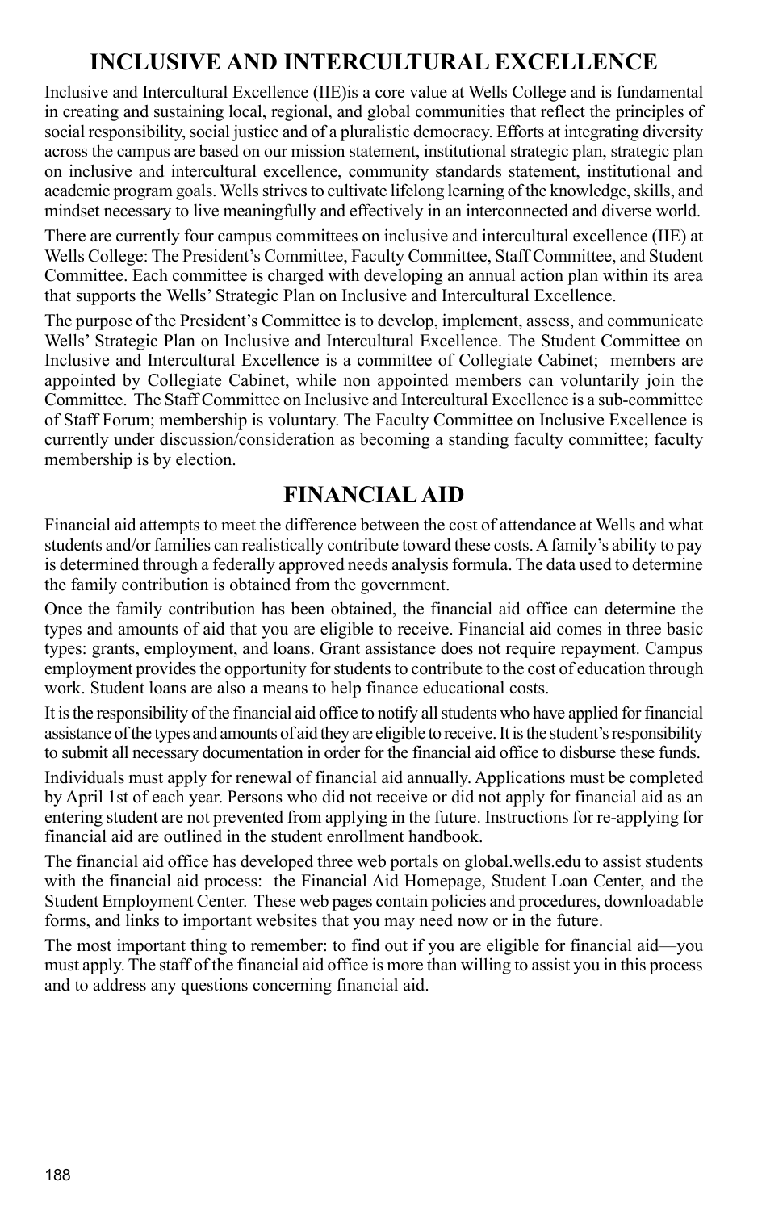## INCLUSIVE AND INTERCULTURAL EXCELLENCE

Inclusive and Intercultural Excellence (IIE)is a core value at Wells College and is fundamental in creating and sustaining local, regional, and global communities that reflect the principles of social responsibility, social justice and of a pluralistic democracy. Efforts at integrating diversity across the campus are based on our mission statement, institutional strategic plan, strategic plan on inclusive and intercultural excellence, community standards statement, institutional and academic program goals. Wells strives to cultivate lifelong learning of the knowledge, skills, and mindset necessary to live meaningfully and effectively in an interconnected and diverse world.

There are currently four campus committees on inclusive and intercultural excellence (IIE) at Wells College: The President's Committee, Faculty Committee, Staff Committee, and Student Committee. Each committee is charged with developing an annual action plan within its area that supports the Wells' Strategic Plan on Inclusive and Intercultural Excellence.

The purpose of the President's Committee is to develop, implement, assess, and communicate Wells' Strategic Plan on Inclusive and Intercultural Excellence. The Student Committee on Inclusive and Intercultural Excellence is a committee of Collegiate Cabinet; members are appointed by Collegiate Cabinet, while non appointed members can voluntarily join the Committee. The Staff Committee on Inclusive and Intercultural Excellence is a sub-committee of Staff Forum; membership is voluntary. The Faculty Committee on Inclusive Excellence is currently under discussion/consideration as becoming a standing faculty committee; faculty membership is by election.

## FINANCIAL AID

Financial aid attempts to meet the difference between the cost of attendance at Wells and what students and/or families can realistically contribute toward these costs. A family's ability to pay is determined through a federally approved needs analysis formula. The data used to determine the family contribution is obtained from the government.

Once the family contribution has been obtained, the financial aid office can determine the types and amounts of aid that you are eligible to receive. Financial aid comes in three basic types: grants, employment, and loans. Grant assistance does not require repayment. Campus employment provides the opportunity for students to contribute to the cost of education through work. Student loans are also a means to help finance educational costs.

It is the responsibility of the financial aid office to notify all students who have applied for financial assistance of the types and amounts of aid they are eligible to receive. It is the student's responsibility to submit all necessary documentation in order for the financial aid office to disburse these funds.

Individuals must apply for renewal of financial aid annually. Applications must be completed by April 1st of each year. Persons who did not receive or did not apply for financial aid as an entering student are not prevented from applying in the future. Instructions for re-applying for financial aid are outlined in the student enrollment handbook.

The financial aid office has developed three web portals on global.wells.edu to assist students with the financial aid process: the Financial Aid Homepage, Student Loan Center, and the Student Employment Center. These web pages contain policies and procedures, downloadable forms, and links to important websites that you may need now or in the future.

The most important thing to remember: to find out if you are eligible for financial aid—you must apply. The staff of the financial aid office is more than willing to assist you in this process and to address any questions concerning financial aid.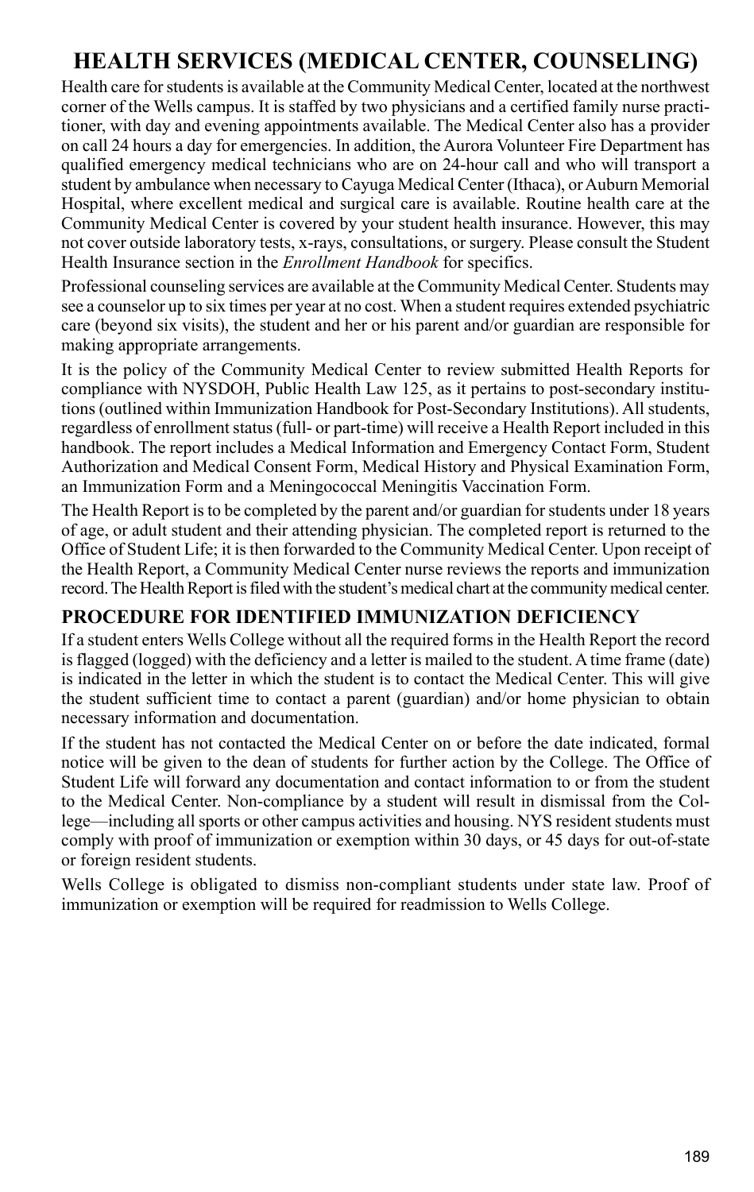# HEALTH SERVICES (MEDICAL CENTER, COUNSELING)

Health care for students is available at the Community Medical Center, located at the northwest corner of the Wells campus. It is staffed by two physicians and a certified family nurse practitioner, with day and evening appointments available. The Medical Center also has a provider on call 24 hours a day for emergencies. In addition, the Aurora Volunteer Fire Department has qualified emergency medical technicians who are on 24-hour call and who will transport a student by ambulance when necessary to Cayuga Medical Center (Ithaca), or Auburn Memorial Hospital, where excellent medical and surgical care is available. Routine health care at the Community Medical Center is covered by your student health insurance. However, this may not cover outside laboratory tests, x-rays, consultations, or surgery. Please consult the Student Health Insurance section in the *Enrollment Handbook* for specifics.

Professional counseling services are available at the Community Medical Center. Students may see a counselor up to six times per year at no cost. When a student requires extended psychiatric care (beyond six visits), the student and her or his parent and/or guardian are responsible for making appropriate arrangements.

It is the policy of the Community Medical Center to review submitted Health Reports for compliance with NYSDOH, Public Health Law 125, as it pertains to post-secondary institutions (outlined within Immunization Handbook for Post-Secondary Institutions). All students, regardless of enrollment status (full- or part-time) will receive a Health Report included in this handbook. The report includes a Medical Information and Emergency Contact Form, Student Authorization and Medical Consent Form, Medical History and Physical Examination Form, an Immunization Form and a Meningococcal Meningitis Vaccination Form.

The Health Report is to be completed by the parent and/or guardian for students under 18 years of age, or adult student and their attending physician. The completed report is returned to the Office of Student Life; it is then forwarded to the Community Medical Center. Upon receipt of the Health Report, a Community Medical Center nurse reviews the reports and immunization record. The Health Report is filed with the student's medical chart at the community medical center.

## PROCEDURE FOR IDENTIFIED IMMUNIZATION DEFICIENCY

If a student enters Wells College without all the required forms in the Health Report the record is flagged (logged) with the deficiency and a letter is mailed to the student. A time frame (date) is indicated in the letter in which the student is to contact the Medical Center. This will give the student sufficient time to contact a parent (guardian) and/or home physician to obtain necessary information and documentation.

If the student has not contacted the Medical Center on or before the date indicated, formal notice will be given to the dean of students for further action by the College. The Office of Student Life will forward any documentation and contact information to or from the student to the Medical Center. Non-compliance by a student will result in dismissal from the College—including all sports or other campus activities and housing. NYS resident students must comply with proof of immunization or exemption within 30 days, or 45 days for out-of-state or foreign resident students.

Wells College is obligated to dismiss non-compliant students under state law. Proof of immunization or exemption will be required for readmission to Wells College.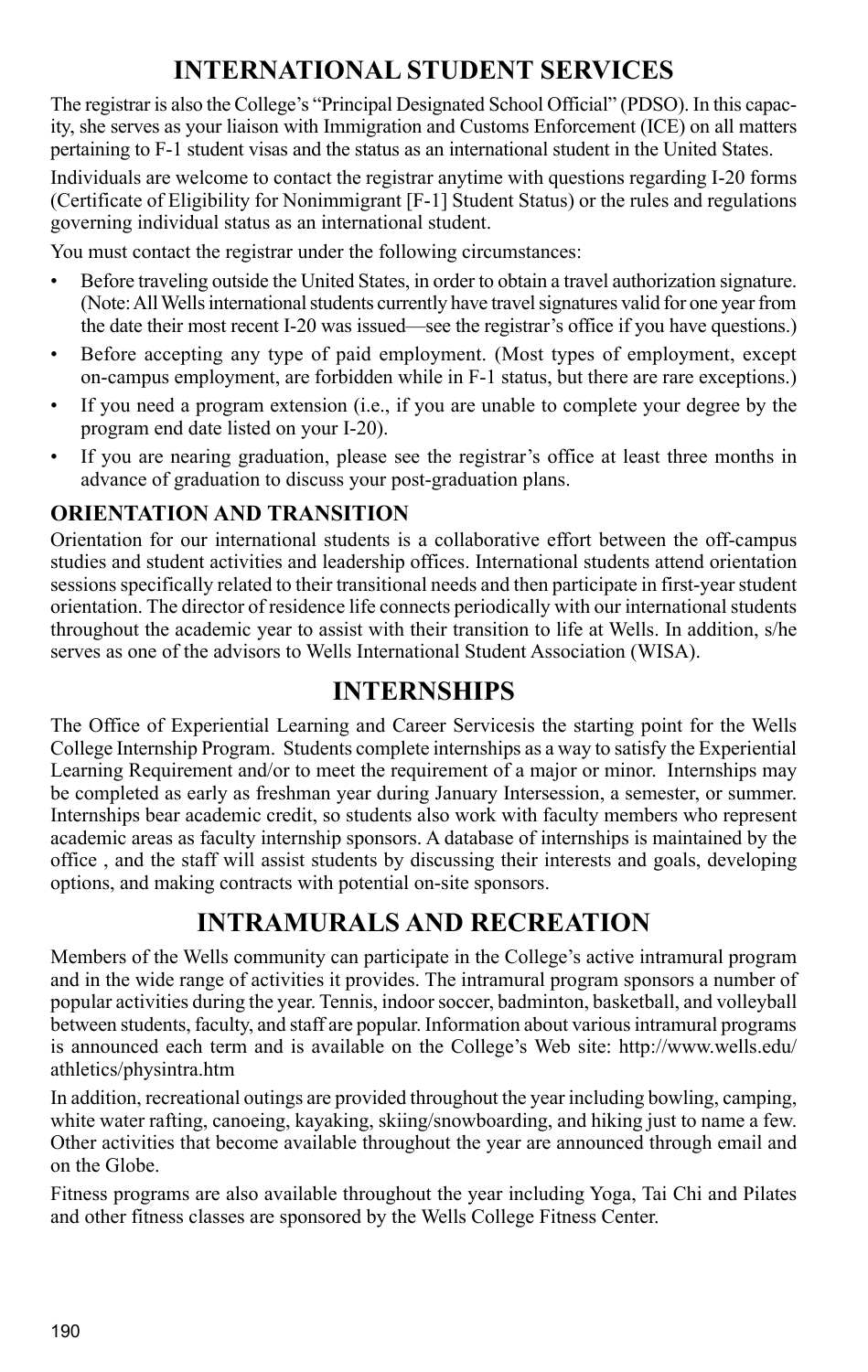# INTERNATIONAL STUDENT SERVICES

The registrar is also the College's "Principal Designated School Official" (PDSO). In this capacity, she serves as your liaison with Immigration and Customs Enforcement (ICE) on all matters pertaining to F-1 student visas and the status as an international student in the United States.

Individuals are welcome to contact the registrar anytime with questions regarding I-20 forms (Certificate of Eligibility for Nonimmigrant [F-1] Student Status) or the rules and regulations governing individual status as an international student.

You must contact the registrar under the following circumstances:

- Before traveling outside the United States, in order to obtain a travel authorization signature. (Note: All Wells international students currently have travel signatures valid for one year from the date their most recent I-20 was issued—see the registrar's office if you have questions.)
- Before accepting any type of paid employment. (Most types of employment, except on-campus employment, are forbidden while in F-1 status, but there are rare exceptions.)
- If you need a program extension (i.e., if you are unable to complete your degree by the program end date listed on your I-20).
- If you are nearing graduation, please see the registrar's office at least three months in advance of graduation to discuss your post-graduation plans.

### ORIENTATION AND TRANSITION

Orientation for our international students is a collaborative effort between the off-campus studies and student activities and leadership offices. International students attend orientation sessions specifically related to their transitional needs and then participate in first-year student orientation. The director of residence life connects periodically with our international students throughout the academic year to assist with their transition to life at Wells. In addition, s/he serves as one of the advisors to Wells International Student Association (WISA).

# INTERNSHIPS

The Office of Experiential Learning and Career Servicesis the starting point for the Wells College Internship Program. Students complete internships as a way to satisfy the Experiential Learning Requirement and/or to meet the requirement of a major or minor. Internships may be completed as early as freshman year during January Intersession, a semester, or summer. Internships bear academic credit, so students also work with faculty members who represent academic areas as faculty internship sponsors. A database of internships is maintained by the office , and the staff will assist students by discussing their interests and goals, developing options, and making contracts with potential on-site sponsors.

# INTRAMURALS AND RECREATION

Members of the Wells community can participate in the College's active intramural program and in the wide range of activities it provides. The intramural program sponsors a number of popular activities during the year. Tennis, indoor soccer, badminton, basketball, and volleyball between students, faculty, and staff are popular. Information about various intramural programs is announced each term and is available on the College's Web site: http://www.wells.edu/athletics/physintra.htm

In addition, recreational outings are provided throughout the year including bowling, camping, white water rafting, canoeing, kayaking, skiing/snowboarding, and hiking just to name a few. Other activities that become available throughout the year are announced through email and on the Globe.

Fitness programs are also available throughout the year including Yoga, Tai Chi and Pilates and other fitness classes are sponsored by the Wells College Fitness Center.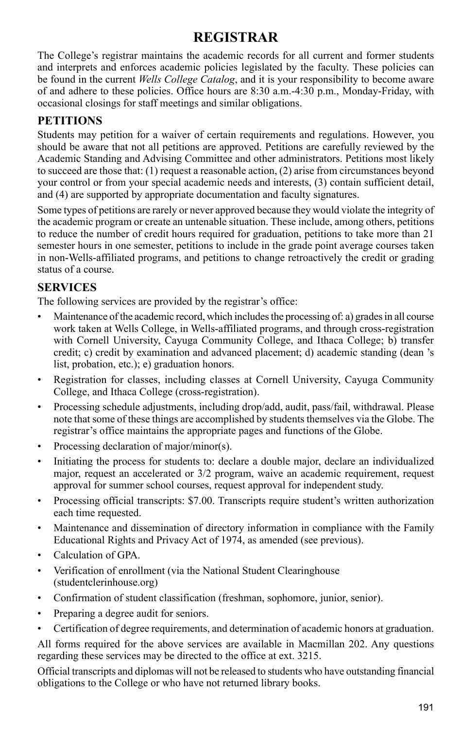# REGISTRAR

The College's registrar maintains the academic records for all current and former students and interprets and enforces academic policies legislated by the faculty. These policies can be found in the current *Wells College Catalog*, and it is your responsibility to become aware of and adhere to these policies. Office hours are 8:30 a.m.-4:30 p.m., Monday-Friday, with occasional closings for staff meetings and similar obligations.

## PETITIONS

Students may petition for a waiver of certain requirements and regulations. However, you should be aware that not all petitions are approved. Petitions are carefully reviewed by the Academic Standing and Advising Committee and other administrators. Petitions most likely to succeed are those that: (1) request a reasonable action, (2) arise from circumstances beyond your control or from your special academic needs and interests, (3) contain sufficient detail, and (4) are supported by appropriate documentation and faculty signatures.

Some types of petitions are rarely or never approved because they would violate the integrity of the academic program or create an untenable situation. These include, among others, petitions to reduce the number of credit hours required for graduation, petitions to take more than 21 semester hours in one semester, petitions to include in the grade point average courses taken in non-Wells-affiliated programs, and petitions to change retroactively the credit or grading status of a course.

## SERVICES

The following services are provided by the registrar's office:

- Maintenance of the academic record, which includes the processing of: a) grades in all course work taken at Wells College, in Wells-affiliated programs, and through cross-registration with Cornell University, Cayuga Community College, and Ithaca College; b) transfer credit; c) credit by examination and advanced placement; d) academic standing (dean 's list, probation, etc.); e) graduation honors.
- Registration for classes, including classes at Cornell University, Cayuga Community College, and Ithaca College (cross-registration).
- Processing schedule adjustments, including drop/add, audit, pass/fail, withdrawal. Please note that some of these things are accomplished by students themselves via the Globe. The registrar's office maintains the appropriate pages and functions of the Globe.
- Processing declaration of major/minor(s).
- Initiating the process for students to: declare a double major, declare an individualized major, request an accelerated or 3/2 program, waive an academic requirement, request approval for summer school courses, request approval for independent study.
- Processing official transcripts: $7.00. Transcripts require student's written authorization each time requested.
- Maintenance and dissemination of directory information in compliance with the Family Educational Rights and Privacy Act of 1974, as amended (see previous).
- Calculation of GPA.
- Verification of enrollment (via the National Student Clearinghouse (studentclerinhouse.org)
- Confirmation of student classification (freshman, sophomore, junior, senior).
- Preparing a degree audit for seniors.
- Certification of degree requirements, and determination of academic honors at graduation.

All forms required for the above services are available in Macmillan 202. Any questions regarding these services may be directed to the office at ext. 3215.

Official transcripts and diplomas will not be released to students who have outstanding financial obligations to the College or who have not returned library books.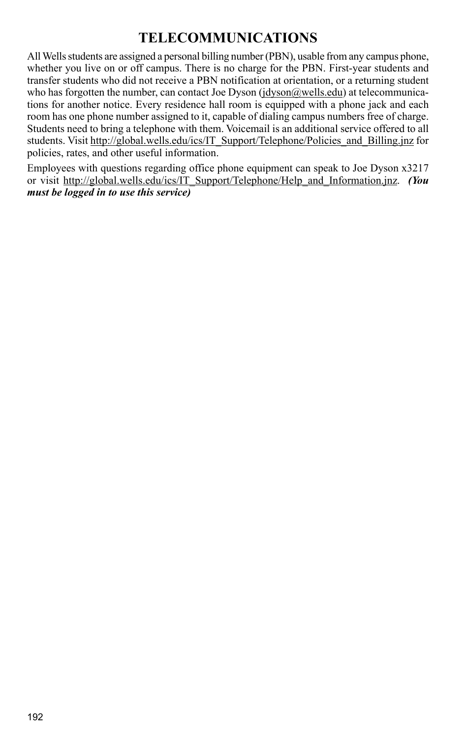# TELECOMMUNICATIONS

All Wells students are assigned a personal billing number (PBN), usable from any campus phone, whether you live on or off campus. There is no charge for the PBN. First-year students and transfer students who did not receive a PBN notification at orientation, or a returning student who has forgotten the number, can contact Joe Dyson (jdyson@wells.edu) at telecommunications for another notice. Every residence hall room is equipped with a phone jack and each room has one phone number assigned to it, capable of dialing campus numbers free of charge. Students need to bring a telephone with them. Voicemail is an additional service offered to all students. Visit http://global.wells.edu/ics/IT_Support/Telephone/Policies_and_Billing.jnz for policies, rates, and other useful information.

Employees with questions regarding office phone equipment can speak to Joe Dyson x3217 or visit http://global.wells.edu/ics/IT_Support/Telephone/Help_and_Information.jnz. ***(You must be logged in to use this service)***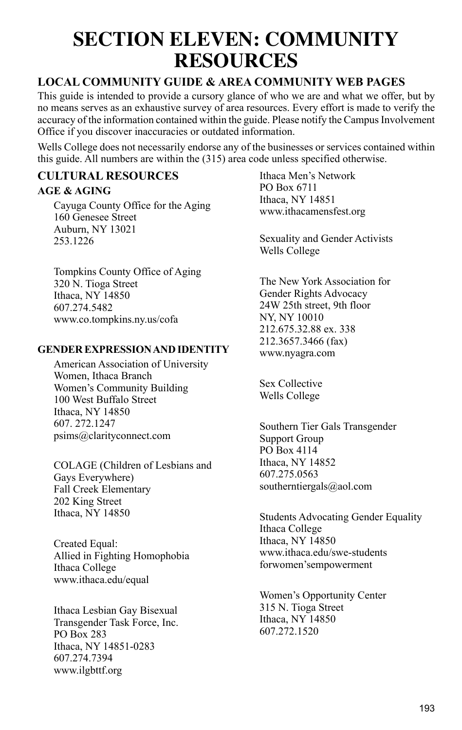# SECTION ELEVEN: COMMUNITY RESOURCES

## LOCAL COMMUNITY GUIDE & AREA COMMUNITY WEB PAGES

This guide is intended to provide a cursory glance of who we are and what we offer, but by no means serves as an exhaustive survey of area resources. Every effort is made to verify the accuracy of the information contained within the guide. Please notify the Campus Involvement Office if you discover inaccuracies or outdated information.

Wells College does not necessarily endorse any of the businesses or services contained within this guide. All numbers are within the (315) area code unless specified otherwise.

## CULTURAL RESOURCES

### AGE & AGING

Cayuga County Office for the Aging
160 Genesee Street
Auburn, NY 13021
253.1226

Tompkins County Office of Aging
320 N. Tioga Street
Ithaca, NY 14850
607.274.5482
www.co.tompkins.ny.us/cofa

### GENDER EXPRESSION AND IDENTITY

American Association of University Women, Ithaca Branch
Women's Community Building
100 West Buffalo Street
Ithaca, NY 14850
607. 272.1247
psims@clarityconnect.com

COLAGE (Children of Lesbians and Gays Everywhere)
Fall Creek Elementary
202 King Street
Ithaca, NY 14850

Created Equal:
Allied in Fighting Homophobia
Ithaca College
www.ithaca.edu/equal

Ithaca Lesbian Gay Bisexual Transgender Task Force, Inc.
PO Box 283
Ithaca, NY 14851-0283
607.274.7394
www.ilgbttf.org

Ithaca Men's Network
PO Box 6711
Ithaca, NY 14851
www.ithacamensfest.org

Sexuality and Gender Activists
Wells College

The New York Association for Gender Rights Advocacy
24W 25th street, 9th floor
NY, NY 10010
212.675.32.88 ex. 338
212.3657.3466 (fax)
www.nyagra.com

Sex Collective
Wells College

Southern Tier Gals Transgender Support Group
PO Box 4114
Ithaca, NY 14852
607.275.0563
southerntiergals@aol.com

Students Advocating Gender Equality
Ithaca College
Ithaca, NY 14850
www.ithaca.edu/swe-students forwomen'sempowerment

Women's Opportunity Center
315 N. Tioga Street
Ithaca, NY 14850
607.272.1520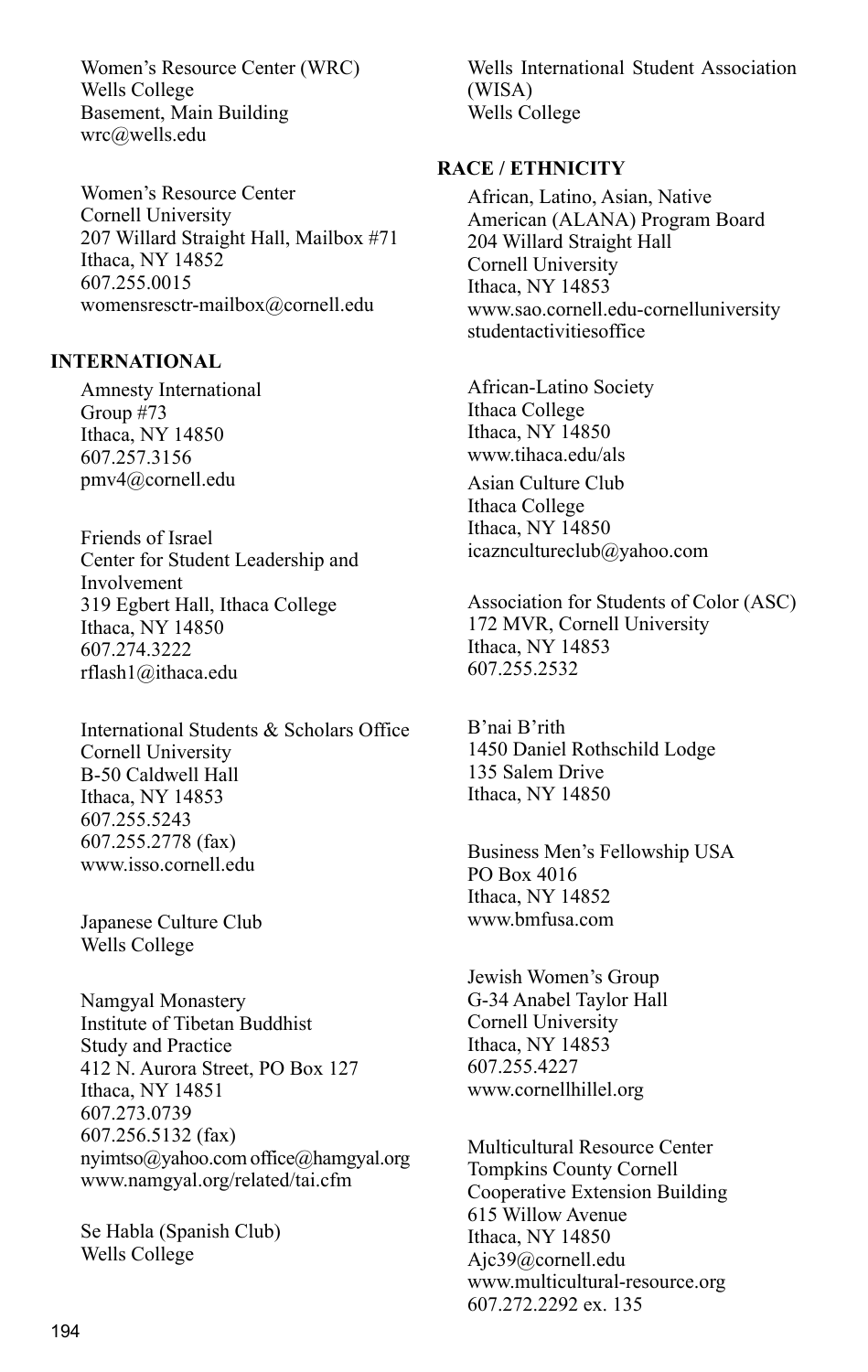Women's Resource Center (WRC)
Wells College
Basement, Main Building
wrc@wells.edu

Women's Resource Center
Cornell University
207 Willard Straight Hall, Mailbox #71
Ithaca, NY 14852
607.255.0015
womensresctr-mailbox@cornell.edu

**INTERNATIONAL**

Amnesty International
Group #73
Ithaca, NY 14850
607.257.3156
pmv4@cornell.edu

Friends of Israel
Center for Student Leadership and Involvement
319 Egbert Hall, Ithaca College
Ithaca, NY 14850
607.274.3222
rflash1@ithaca.edu

International Students & Scholars Office
Cornell University
B-50 Caldwell Hall
Ithaca, NY 14853
607.255.5243
607.255.2778 (fax)
www.isso.cornell.edu

Japanese Culture Club
Wells College

Namgyal Monastery
Institute of Tibetan Buddhist Study and Practice
412 N. Aurora Street, PO Box 127
Ithaca, NY 14851
607.273.0739
607.256.5132 (fax)
nyimtso@yahoo.com office@hamgyal.org
www.namgyal.org/related/tai.cfm

Se Habla (Spanish Club)
Wells College

Wells International Student Association (WISA)
Wells College

**RACE / ETHNICITY**

African, Latino, Asian, Native American (ALANA) Program Board
204 Willard Straight Hall
Cornell University
Ithaca, NY 14853
www.sao.cornell.edu-cornelluniversity studentactivitiesoffice

African-Latino Society
Ithaca College
Ithaca, NY 14850
www.tihaca.edu/als

Asian Culture Club
Ithaca College
Ithaca, NY 14850
icaznclutureclub@yahoo.com

Association for Students of Color (ASC)
172 MVR, Cornell University
Ithaca, NY 14853
607.255.2532

B'nai B'rith
1450 Daniel Rothschild Lodge
135 Salem Drive
Ithaca, NY 14850

Business Men's Fellowship USA
PO Box 4016
Ithaca, NY 14852
www.bmfusa.com

Jewish Women's Group
G-34 Anabel Taylor Hall
Cornell University
Ithaca, NY 14853
607.255.4227
www.cornellhillel.org

Multicultural Resource Center
Tompkins County Cornell Cooperative Extension Building
615 Willow Avenue
Ithaca, NY 14850
Ajc39@cornell.edu
www.multicultural-resource.org
607.272.2292 ex. 135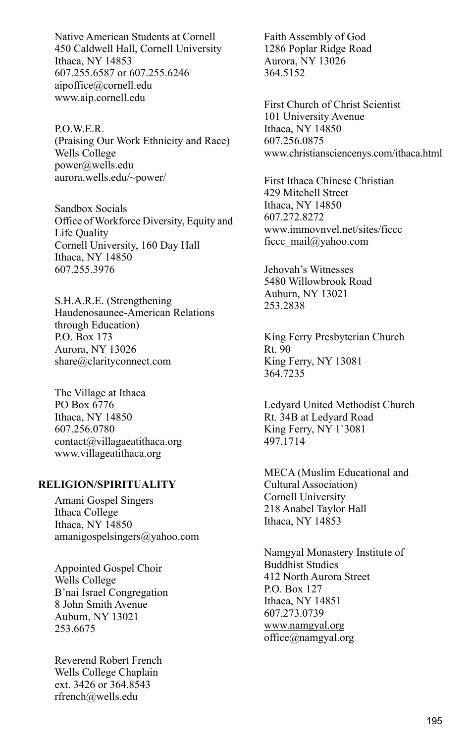Native American Students at Cornell
450 Caldwell Hall, Cornell University
Ithaca, NY 14853
607.255.6587 or 607.255.6246
aipoffice@cornell.edu
www.aip.cornell.edu

P.O.W.E.R.
(Praising Our Work Ethnicity and Race)
Wells College
power@wells.edu
aurora.wells.edu/~power/

Sandbox Socials
Office of Workforce Diversity, Equity and Life Quality
Cornell University, 160 Day Hall
Ithaca, NY 14850
607.255.3976

S.H.A.R.E. (Strengthening Haudenosaunee-American Relations through Education)
P.O. Box 173
Aurora, NY 13026
share@clarityconnect.com

The Village at Ithaca
PO Box 6776
Ithaca, NY 14850
607.256.0780
contact@villagaeatithaca.org
www.villageatithaca.org

**RELIGION/SPIRITUALITY**

Amani Gospel Singers
Ithaca College
Ithaca, NY 14850
amanigospelsingers@yahoo.com

Appointed Gospel Choir
Wells College
B'nai Israel Congregation
8 John Smith Avenue
Auburn, NY 13021
253.6675

Reverend Robert French
Wells College Chaplain
ext. 3426 or 364.8543
rfrench@wells.edu

Faith Assembly of God
1286 Poplar Ridge Road
Aurora, NY 13026
364.5152

First Church of Christ Scientist
101 University Avenue
Ithaca, NY 14850
607.256.0875
www.christiansciencenys.com/ithaca.html

First Ithaca Chinese Christian
429 Mitchell Street
Ithaca, NY 14850
607.272.8272
www.immovnvel.net/sites/ficcc
ficcc_mail@yahoo.com

Jehovah's Witnesses
5480 Willowbrook Road
Auburn, NY 13021
253.2838

King Ferry Presbyterian Church
Rt. 90
King Ferry, NY 13081
364.7235

Ledyard United Methodist Church
Rt. 34B at Ledyard Road
King Ferry, NY 1`3081
497.1714

MECA (Muslim Educational and Cultural Association)
Cornell University
218 Anabel Taylor Hall
Ithaca, NY 14853

Namgyal Monastery Institute of Buddhist Studies
412 North Aurora Street
P.O. Box 127
Ithaca, NY 14851
607.273.0739
www.namgyal.org
office@namgyal.org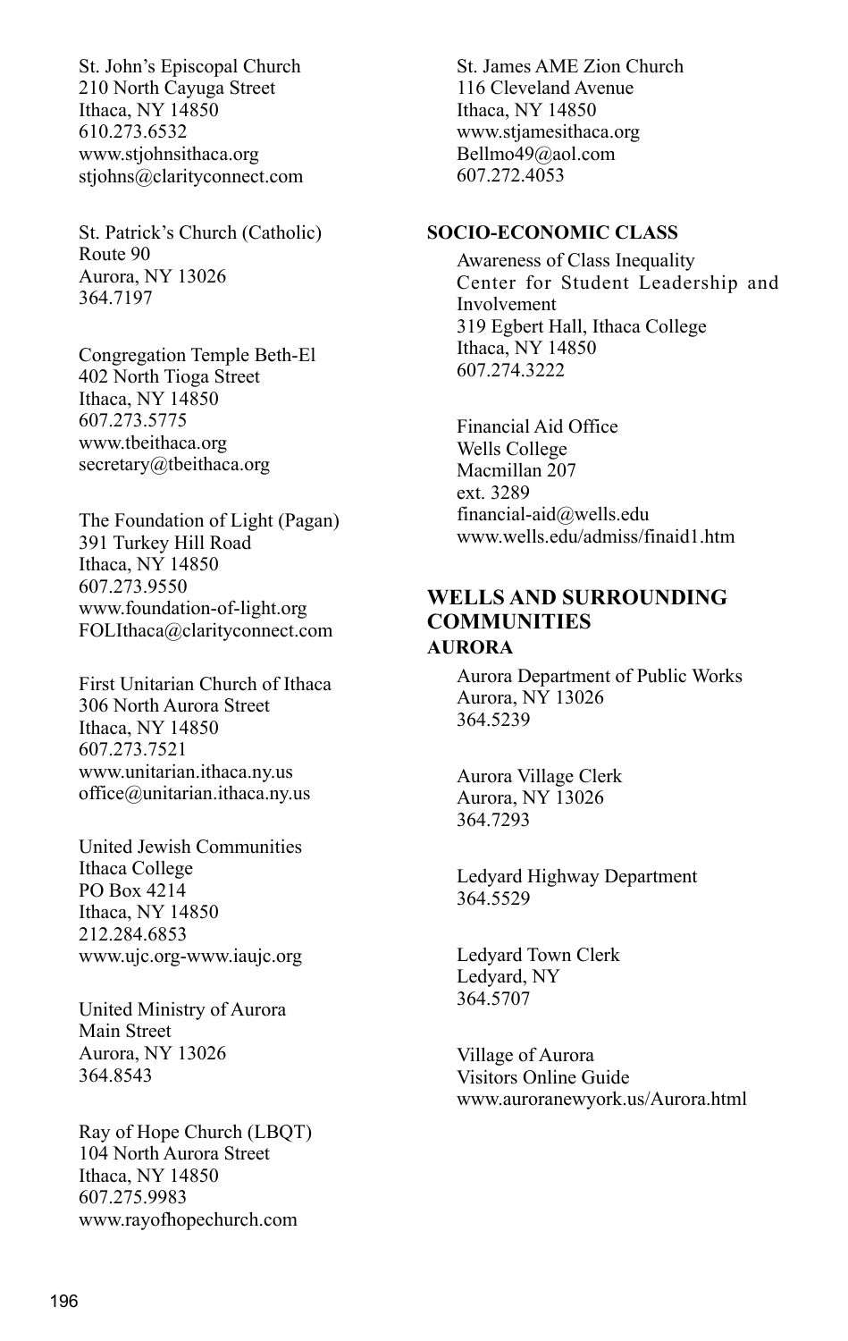St. John's Episcopal Church
210 North Cayuga Street
Ithaca, NY 14850
610.273.6532
www.stjohnsithaca.org
stjohns@clarityconnect.com

St. Patrick's Church (Catholic)
Route 90
Aurora, NY 13026
364.7197

Congregation Temple Beth-El
402 North Tioga Street
Ithaca, NY 14850
607.273.5775
www.tbeithaca.org
secretary@tbeithaca.org

The Foundation of Light (Pagan)
391 Turkey Hill Road
Ithaca, NY 14850
607.273.9550
www.foundation-of-light.org
FOLIthaca@clarityconnect.com

First Unitarian Church of Ithaca
306 North Aurora Street
Ithaca, NY 14850
607.273.7521
www.unitarian.ithaca.ny.us
office@unitarian.ithaca.ny.us

United Jewish Communities
Ithaca College
PO Box 4214
Ithaca, NY 14850
212.284.6853
www.ujc.org-www.iaujc.org

United Ministry of Aurora
Main Street
Aurora, NY 13026
364.8543

Ray of Hope Church (LBQT)
104 North Aurora Street
Ithaca, NY 14850
607.275.9983
www.rayofhopechurch.com

St. James AME Zion Church
116 Cleveland Avenue
Ithaca, NY 14850
www.stjamesithaca.org
Bellmo49@aol.com
607.272.4053

### SOCIO-ECONOMIC CLASS

Awareness of Class Inequality
Center for Student Leadership and Involvement
319 Egbert Hall, Ithaca College
Ithaca, NY 14850
607.274.3222

Financial Aid Office
Wells College
Macmillan 207
ext. 3289
financial-aid@wells.edu
www.wells.edu/admiss/finaid1.htm

## WELLS AND SURROUNDING COMMUNITIES

### AURORA

Aurora Department of Public Works
Aurora, NY 13026
364.5239

Aurora Village Clerk
Aurora, NY 13026
364.7293

Ledyard Highway Department
364.5529

Ledyard Town Clerk
Ledyard, NY
364.5707

Village of Aurora
Visitors Online Guide
www.auroranewyork.us/Aurora.html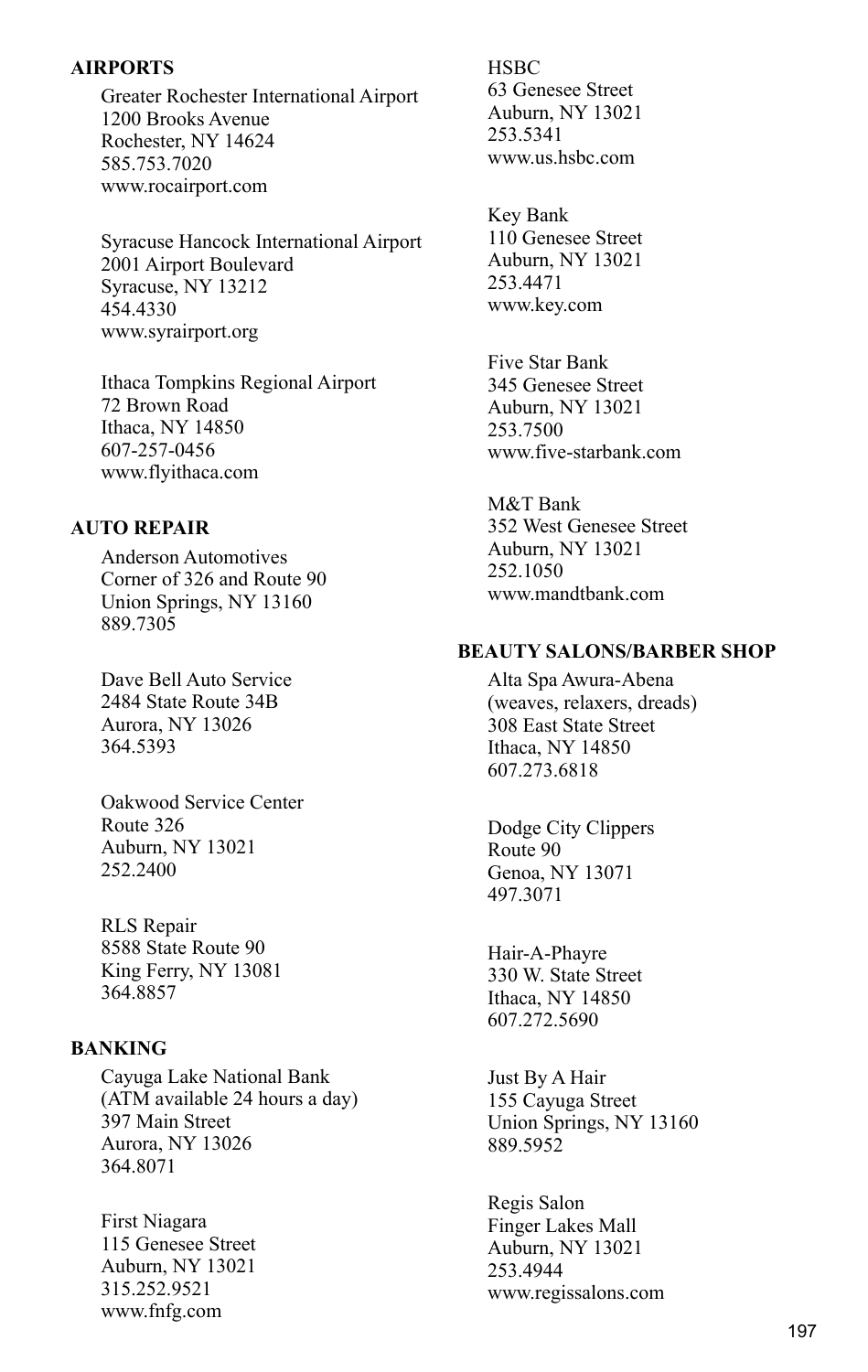**AIRPORTS**

Greater Rochester International Airport
1200 Brooks Avenue
Rochester, NY 14624
585.753.7020
www.rocairport.com

Syracuse Hancock International Airport
2001 Airport Boulevard
Syracuse, NY 13212
454.4330
www.syrairport.org

Ithaca Tompkins Regional Airport
72 Brown Road
Ithaca, NY 14850
607-257-0456
www.flyithaca.com

**AUTO REPAIR**

Anderson Automotives
Corner of 326 and Route 90
Union Springs, NY 13160
889.7305

Dave Bell Auto Service
2484 State Route 34B
Aurora, NY 13026
364.5393

Oakwood Service Center
Route 326
Auburn, NY 13021
252.2400

RLS Repair
8588 State Route 90
King Ferry, NY 13081
364.8857

**BANKING**

Cayuga Lake National Bank
(ATM available 24 hours a day)
397 Main Street
Aurora, NY 13026
364.8071

First Niagara
115 Genesee Street
Auburn, NY 13021
315.252.9521
www.fnfg.com

HSBC
63 Genesee Street
Auburn, NY 13021
253.5341
www.us.hsbc.com

Key Bank
110 Genesee Street
Auburn, NY 13021
253.4471
www.key.com

Five Star Bank
345 Genesee Street
Auburn, NY 13021
253.7500
www.five-starbank.com

M&T Bank
352 West Genesee Street
Auburn, NY 13021
252.1050
www.mandtbank.com

**BEAUTY SALONS/BARBER SHOP**

Alta Spa Awura-Abena
(weaves, relaxers, dreads)
308 East State Street
Ithaca, NY 14850
607.273.6818

Dodge City Clippers
Route 90
Genoa, NY 13071
497.3071

Hair-A-Phayre
330 W. State Street
Ithaca, NY 14850
607.272.5690

Just By A Hair
155 Cayuga Street
Union Springs, NY 13160
889.5952

Regis Salon
Finger Lakes Mall
Auburn, NY 13021
253.4944
www.regissalons.com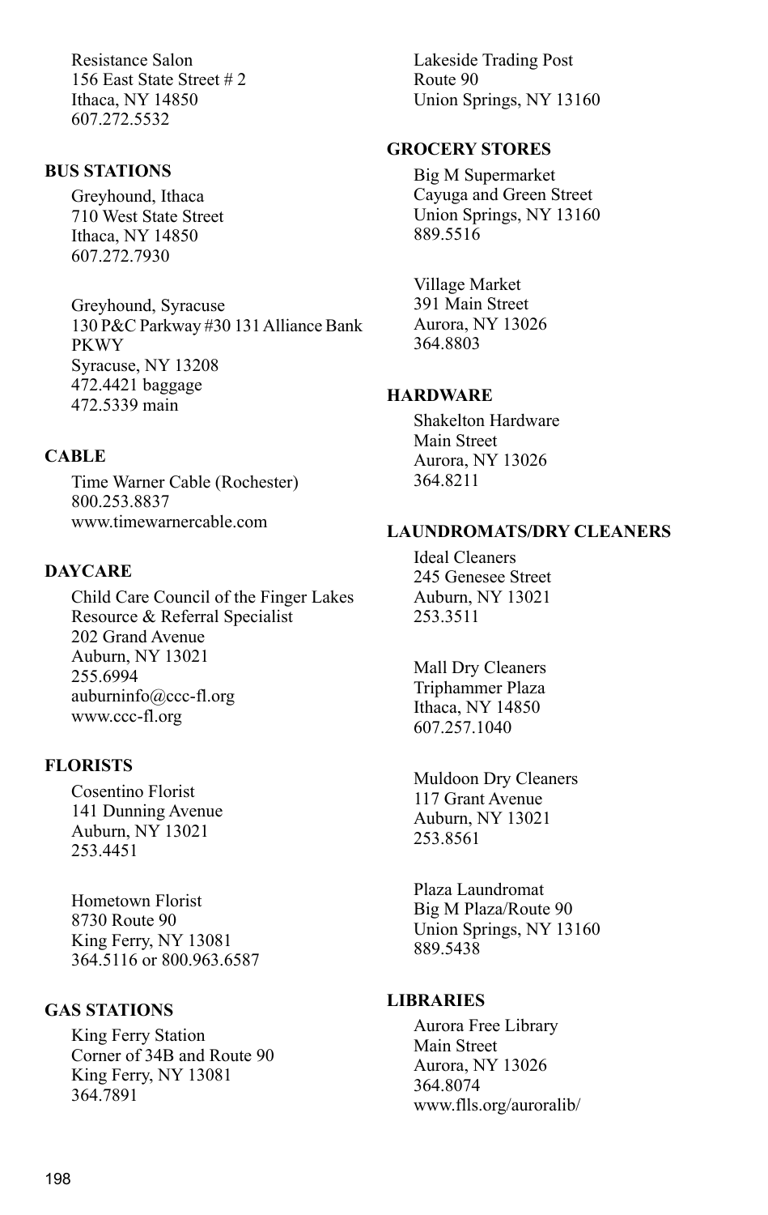Resistance Salon
156 East State Street # 2
Ithaca, NY 14850
607.272.5532

## BUS STATIONS

Greyhound, Ithaca
710 West State Street
Ithaca, NY 14850
607.272.7930

Greyhound, Syracuse
130 P&C Parkway #30 131 Alliance Bank PKWY
Syracuse, NY 13208
472.4421 baggage
472.5339 main

## CABLE

Time Warner Cable (Rochester)
800.253.8837
www.timewarnercable.com

## DAYCARE

Child Care Council of the Finger Lakes
Resource & Referral Specialist
202 Grand Avenue
Auburn, NY 13021
255.6994
auburninfo@ccc-fl.org
www.ccc-fl.org

## FLORISTS

Cosentino Florist
141 Dunning Avenue
Auburn, NY 13021
253.4451

Hometown Florist
8730 Route 90
King Ferry, NY 13081
364.5116 or 800.963.6587

## GAS STATIONS

King Ferry Station
Corner of 34B and Route 90
King Ferry, NY 13081
364.7891

Lakeside Trading Post
Route 90
Union Springs, NY 13160

## GROCERY STORES

Big M Supermarket
Cayuga and Green Street
Union Springs, NY 13160
889.5516

Village Market
391 Main Street
Aurora, NY 13026
364.8803

## HARDWARE

Shakelton Hardware
Main Street
Aurora, NY 13026
364.8211

## LAUNDROMATS/DRY CLEANERS

Ideal Cleaners
245 Genesee Street
Auburn, NY 13021
253.3511

Mall Dry Cleaners
Triphammer Plaza
Ithaca, NY 14850
607.257.1040

Muldoon Dry Cleaners
117 Grant Avenue
Auburn, NY 13021
253.8561

Plaza Laundromat
Big M Plaza/Route 90
Union Springs, NY 13160
889.5438

## LIBRARIES

Aurora Free Library
Main Street
Aurora, NY 13026
364.8074
www.flls.org/auroralib/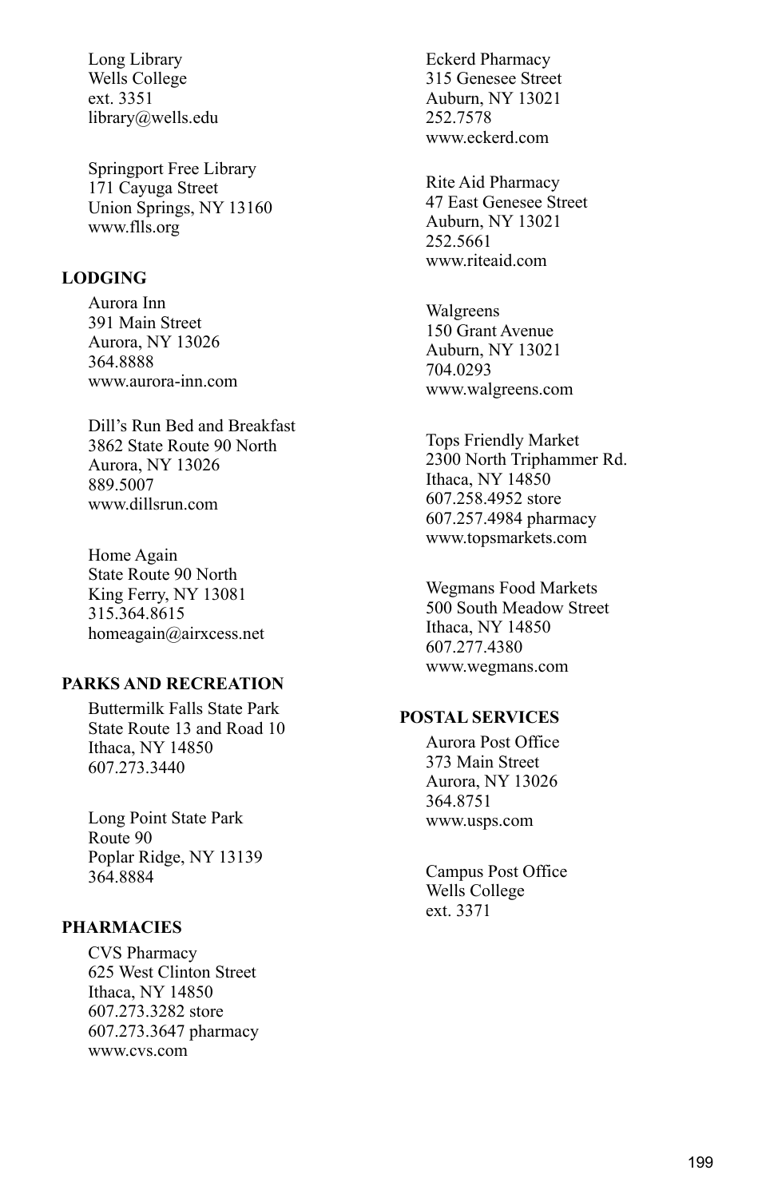Long Library
Wells College
ext. 3351
library@wells.edu

Springport Free Library
171 Cayuga Street
Union Springs, NY 13160
www.flls.org

## LODGING

Aurora Inn
391 Main Street
Aurora, NY 13026
364.8888
www.aurora-inn.com

Dill's Run Bed and Breakfast
3862 State Route 90 North
Aurora, NY 13026
889.5007
www.dillsrun.com

Home Again
State Route 90 North
King Ferry, NY 13081
315.364.8615
homeagain@airxcess.net

## PARKS AND RECREATION

Buttermilk Falls State Park
State Route 13 and Road 10
Ithaca, NY 14850
607.273.3440

Long Point State Park
Route 90
Poplar Ridge, NY 13139
364.8884

## PHARMACIES

CVS Pharmacy
625 West Clinton Street
Ithaca, NY 14850
607.273.3282 store
607.273.3647 pharmacy
www.cvs.com

Eckerd Pharmacy
315 Genesee Street
Auburn, NY 13021
252.7578
www.eckerd.com

Rite Aid Pharmacy
47 East Genesee Street
Auburn, NY 13021
252.5661
www.riteaid.com

Walgreens
150 Grant Avenue
Auburn, NY 13021
704.0293
www.walgreens.com

Tops Friendly Market
2300 North Triphammer Rd.
Ithaca, NY 14850
607.258.4952 store
607.257.4984 pharmacy
www.topsmarkets.com

Wegmans Food Markets
500 South Meadow Street
Ithaca, NY 14850
607.277.4380
www.wegmans.com

## POSTAL SERVICES

Aurora Post Office
373 Main Street
Aurora, NY 13026
364.8751
www.usps.com

Campus Post Office
Wells College
ext. 3371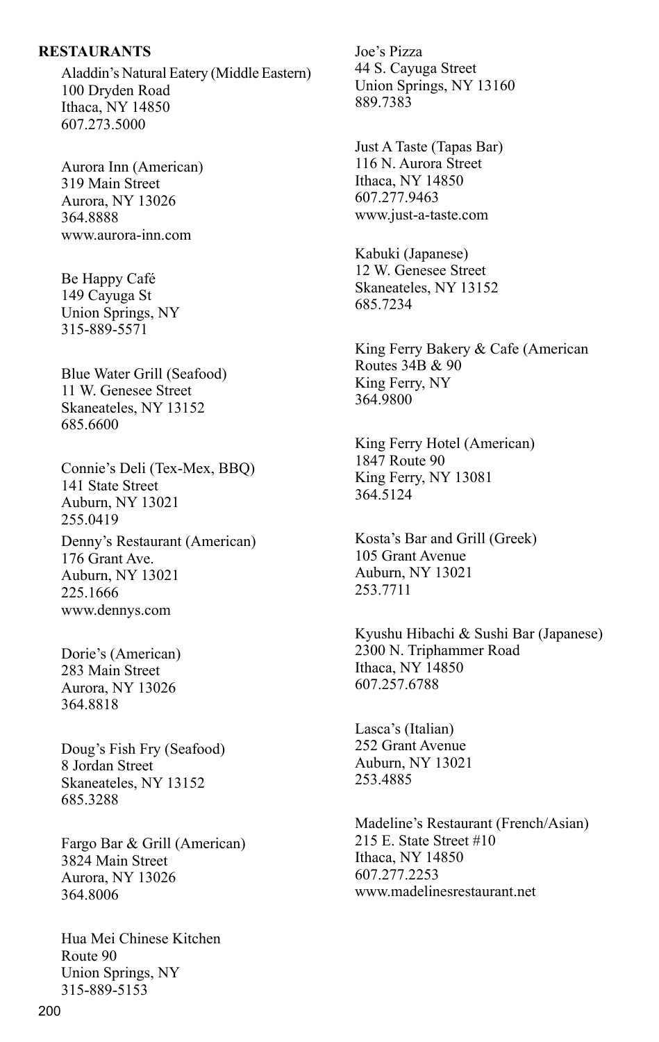**RESTAURANTS**

Aladdin's Natural Eatery (Middle Eastern)
100 Dryden Road
Ithaca, NY 14850
607.273.5000

Aurora Inn (American)
319 Main Street
Aurora, NY 13026
364.8888
www.aurora-inn.com

Be Happy Café
149 Cayuga St
Union Springs, NY
315-889-5571

Blue Water Grill (Seafood)
11 W. Genesee Street
Skaneateles, NY 13152
685.6600

Connie's Deli (Tex-Mex, BBQ)
141 State Street
Auburn, NY 13021
255.0419

Denny's Restaurant (American)
176 Grant Ave.
Auburn, NY 13021
225.1666
www.dennys.com

Dorie's (American)
283 Main Street
Aurora, NY 13026
364.8818

Doug's Fish Fry (Seafood)
8 Jordan Street
Skaneateles, NY 13152
685.3288

Fargo Bar & Grill (American)
3824 Main Street
Aurora, NY 13026
364.8006

Hua Mei Chinese Kitchen
Route 90
Union Springs, NY
315-889-5153

Joe's Pizza
44 S. Cayuga Street
Union Springs, NY 13160
889.7383

Just A Taste (Tapas Bar)
116 N. Aurora Street
Ithaca, NY 14850
607.277.9463
www.just-a-taste.com

Kabuki (Japanese)
12 W. Genesee Street
Skaneateles, NY 13152
685.7234

King Ferry Bakery & Cafe (American
Routes 34B & 90
King Ferry, NY
364.9800

King Ferry Hotel (American)
1847 Route 90
King Ferry, NY 13081
364.5124

Kosta's Bar and Grill (Greek)
105 Grant Avenue
Auburn, NY 13021
253.7711

Kyushu Hibachi & Sushi Bar (Japanese)
2300 N. Triphammer Road
Ithaca, NY 14850
607.257.6788

Lasca's (Italian)
252 Grant Avenue
Auburn, NY 13021
253.4885

Madeline's Restaurant (French/Asian)
215 E. State Street #10
Ithaca, NY 14850
607.277.2253
www.madelinesrestaurant.net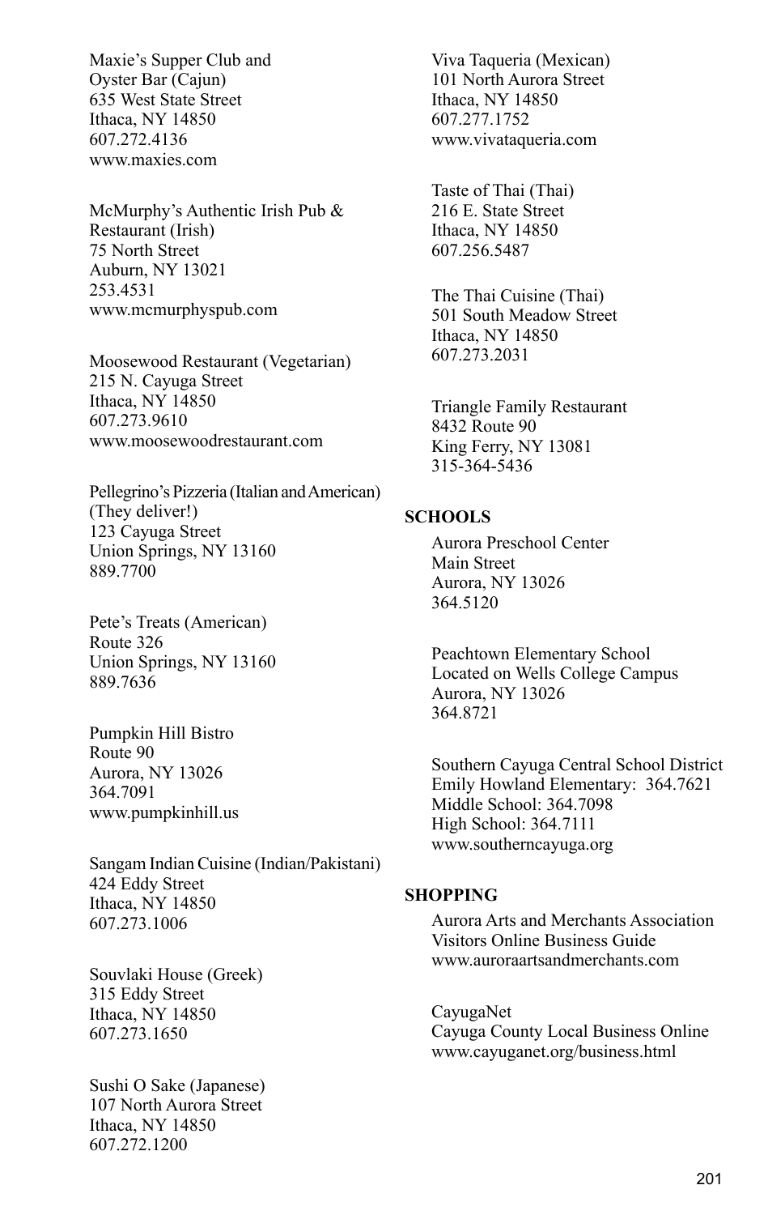Maxie's Supper Club and
Oyster Bar (Cajun)
635 West State Street
Ithaca, NY 14850
607.272.4136
www.maxies.com

McMurphy's Authentic Irish Pub &
Restaurant (Irish)
75 North Street
Auburn, NY 13021
253.4531
www.mcmurphyspub.com

Moosewood Restaurant (Vegetarian)
215 N. Cayuga Street
Ithaca, NY 14850
607.273.9610
www.moosewoodrestaurant.com

Pellegrino's Pizzeria (Italian and American)
(They deliver!)
123 Cayuga Street
Union Springs, NY 13160
889.7700

Pete's Treats (American)
Route 326
Union Springs, NY 13160
889.7636

Pumpkin Hill Bistro
Route 90
Aurora, NY 13026
364.7091
www.pumpkinhill.us

Sangam Indian Cuisine (Indian/Pakistani)
424 Eddy Street
Ithaca, NY 14850
607.273.1006

Souvlaki House (Greek)
315 Eddy Street
Ithaca, NY 14850
607.273.1650

Sushi O Sake (Japanese)
107 North Aurora Street
Ithaca, NY 14850
607.272.1200

Viva Taqueria (Mexican)
101 North Aurora Street
Ithaca, NY 14850
607.277.1752
www.vivataqueria.com

Taste of Thai (Thai)
216 E. State Street
Ithaca, NY 14850
607.256.5487

The Thai Cuisine (Thai)
501 South Meadow Street
Ithaca, NY 14850
607.273.2031

Triangle Family Restaurant
8432 Route 90
King Ferry, NY 13081
315-364-5436

**SCHOOLS**

Aurora Preschool Center
Main Street
Aurora, NY 13026
364.5120

Peachtown Elementary School
Located on Wells College Campus
Aurora, NY 13026
364.8721

Southern Cayuga Central School District
Emily Howland Elementary: 364.7621
Middle School: 364.7098
High School: 364.7111
www.southerncayuga.org

**SHOPPING**

Aurora Arts and Merchants Association
Visitors Online Business Guide
www.auroraartsandmerchants.com

CayugaNet
Cayuga County Local Business Online
www.cayuganet.org/business.html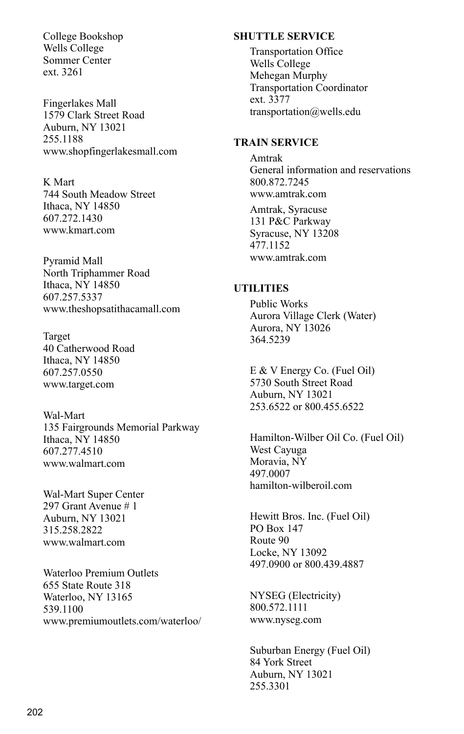College Bookshop
Wells College
Sommer Center
ext. 3261

Fingerlakes Mall
1579 Clark Street Road
Auburn, NY 13021
255.1188
www.shopfingerlakesmall.com

K Mart
744 South Meadow Street
Ithaca, NY 14850
607.272.1430
www.kmart.com

Pyramid Mall
North Triphammer Road
Ithaca, NY 14850
607.257.5337
www.theshopsatithacamall.com

Target
40 Catherwood Road
Ithaca, NY 14850
607.257.0550
www.target.com

Wal-Mart
135 Fairgrounds Memorial Parkway
Ithaca, NY 14850
607.277.4510
www.walmart.com

Wal-Mart Super Center
297 Grant Avenue # 1
Auburn, NY 13021
315.258.2822
www.walmart.com

Waterloo Premium Outlets
655 State Route 318
Waterloo, NY 13165
539.1100
www.premiumoutlets.com/waterloo/

**SHUTTLE SERVICE**

Transportation Office
Wells College
Mehegan Murphy
Transportation Coordinator
ext. 3377
transportation@wells.edu

**TRAIN SERVICE**

Amtrak
General information and reservations
800.872.7245
www.amtrak.com

Amtrak, Syracuse
131 P&C Parkway
Syracuse, NY 13208
477.1152
www.amtrak.com

**UTILITIES**

Public Works
Aurora Village Clerk (Water)
Aurora, NY 13026
364.5239

E & V Energy Co. (Fuel Oil)
5730 South Street Road
Auburn, NY 13021
253.6522 or 800.455.6522

Hamilton-Wilber Oil Co. (Fuel Oil)
West Cayuga
Moravia, NY
497.0007
hamilton-wilberoil.com

Hewitt Bros. Inc. (Fuel Oil)
PO Box 147
Route 90
Locke, NY 13092
497.0900 or 800.439.4887

NYSEG (Electricity)
800.572.1111
www.nyseg.com

Suburban Energy (Fuel Oil)
84 York Street
Auburn, NY 13021
255.3301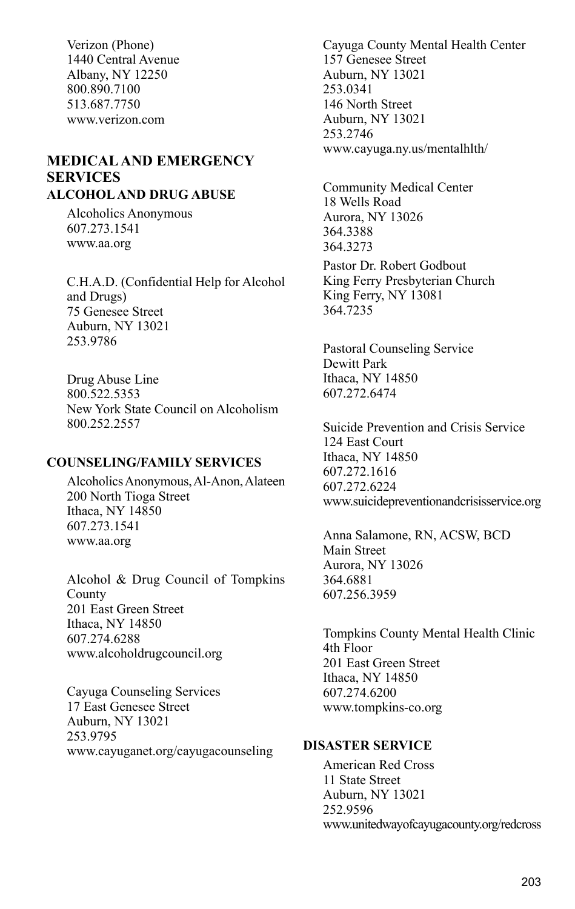Verizon (Phone)
1440 Central Avenue
Albany, NY 12250
800.890.7100
513.687.7750
www.verizon.com

## MEDICAL AND EMERGENCY SERVICES

### ALCOHOL AND DRUG ABUSE

Alcoholics Anonymous
607.273.1541
www.aa.org

C.H.A.D. (Confidential Help for Alcohol and Drugs)
75 Genesee Street
Auburn, NY 13021
253.9786

Drug Abuse Line
800.522.5353
New York State Council on Alcoholism
800.252.2557

### COUNSELING/FAMILY SERVICES

Alcoholics Anonymous, Al-Anon, Alateen
200 North Tioga Street
Ithaca, NY 14850
607.273.1541
www.aa.org

Alcohol & Drug Council of Tompkins County
201 East Green Street
Ithaca, NY 14850
607.274.6288
www.alcoholdrugcouncil.org

Cayuga Counseling Services
17 East Genesee Street
Auburn, NY 13021
253.9795
www.cayuganet.org/cayugacounseling

Cayuga County Mental Health Center
157 Genesee Street
Auburn, NY 13021
253.0341
146 North Street
Auburn, NY 13021
253.2746
www.cayuga.ny.us/mentalhlth/

Community Medical Center
18 Wells Road
Aurora, NY 13026
364.3388
364.3273

Pastor Dr. Robert Godbout
King Ferry Presbyterian Church
King Ferry, NY 13081
364.7235

Pastoral Counseling Service
Dewitt Park
Ithaca, NY 14850
607.272.6474

Suicide Prevention and Crisis Service
124 East Court
Ithaca, NY 14850
607.272.1616
607.272.6224
www.suicidepreventionandcrisisservice.org

Anna Salamone, RN, ACSW, BCD
Main Street
Aurora, NY 13026
364.6881
607.256.3959

Tompkins County Mental Health Clinic
4th Floor
201 East Green Street
Ithaca, NY 14850
607.274.6200
www.tompkins-co.org

### DISASTER SERVICE

American Red Cross
11 State Street
Auburn, NY 13021
252.9596
www.unitedwayofcayugacounty.org/redcross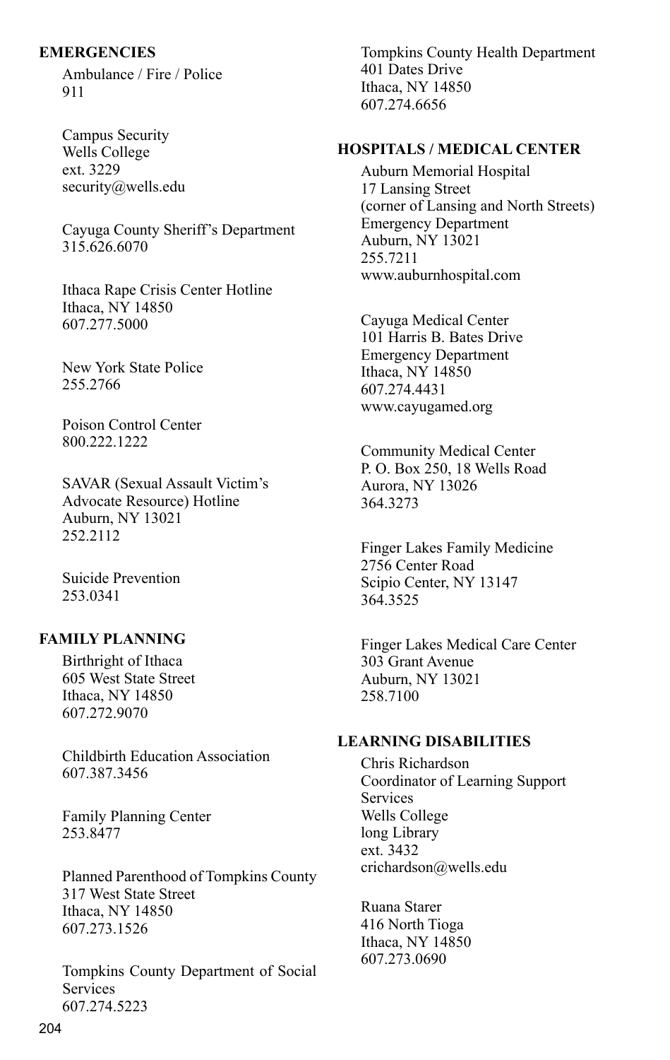## EMERGENCIES

Ambulance / Fire / Police
911

Campus Security
Wells College
ext. 3229
security@wells.edu

Cayuga County Sheriff's Department
315.626.6070

Ithaca Rape Crisis Center Hotline
Ithaca, NY 14850
607.277.5000

New York State Police
255.2766

Poison Control Center
800.222.1222

SAVAR (Sexual Assault Victim's Advocate Resource) Hotline
Auburn, NY 13021
252.2112

Suicide Prevention
253.0341

## FAMILY PLANNING

Birthright of Ithaca
605 West State Street
Ithaca, NY 14850
607.272.9070

Childbirth Education Association
607.387.3456

Family Planning Center
253.8477

Planned Parenthood of Tompkins County
317 West State Street
Ithaca, NY 14850
607.273.1526

Tompkins County Department of Social Services
607.274.5223

Tompkins County Health Department
401 Dates Drive
Ithaca, NY 14850
607.274.6656

## HOSPITALS / MEDICAL CENTER

Auburn Memorial Hospital
17 Lansing Street
(corner of Lansing and North Streets)
Emergency Department
Auburn, NY 13021
255.7211
www.auburnhospital.com

Cayuga Medical Center
101 Harris B. Bates Drive
Emergency Department
Ithaca, NY 14850
607.274.4431
www.cayugamed.org

Community Medical Center
P. O. Box 250, 18 Wells Road
Aurora, NY 13026
364.3273

Finger Lakes Family Medicine
2756 Center Road
Scipio Center, NY 13147
364.3525

Finger Lakes Medical Care Center
303 Grant Avenue
Auburn, NY 13021
258.7100

## LEARNING DISABILITIES

Chris Richardson
Coordinator of Learning Support Services
Wells College
long Library
ext. 3432
crichardson@wells.edu

Ruana Starer
416 North Tioga
Ithaca, NY 14850
607.273.0690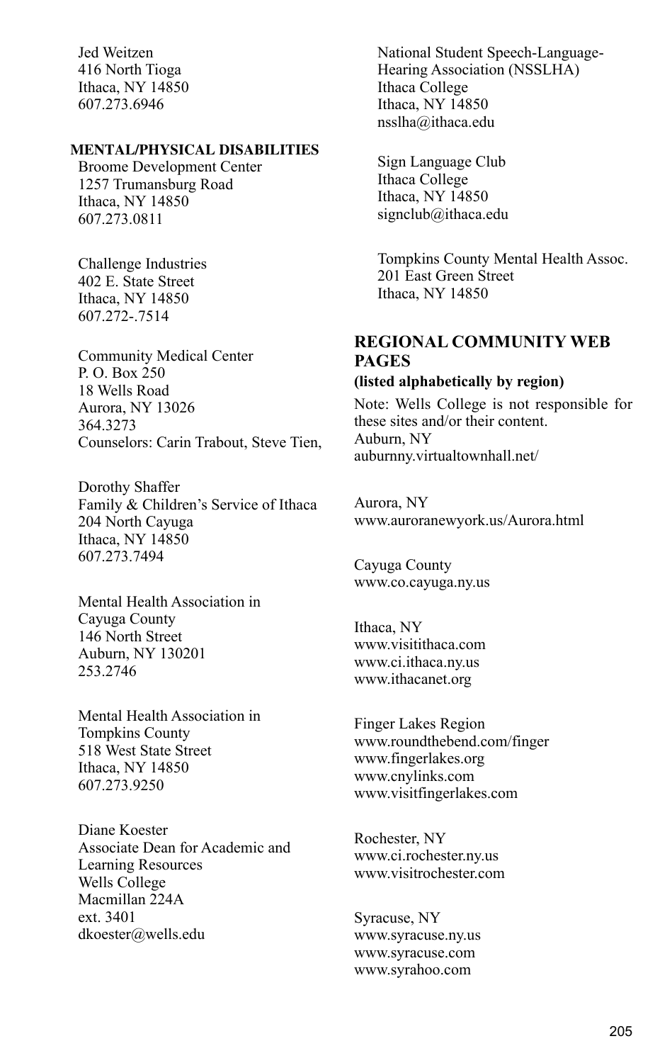Jed Weitzen
416 North Tioga
Ithaca, NY 14850
607.273.6946

**MENTAL/PHYSICAL DISABILITIES**

Broome Development Center
1257 Trumansburg Road
Ithaca, NY 14850
607.273.0811

Challenge Industries
402 E. State Street
Ithaca, NY 14850
607.272-.7514

Community Medical Center
P. O. Box 250
18 Wells Road
Aurora, NY 13026
364.3273
Counselors: Carin Trabout, Steve Tien,

Dorothy Shaffer
Family & Children's Service of Ithaca
204 North Cayuga
Ithaca, NY 14850
607.273.7494

Mental Health Association in
Cayuga County
146 North Street
Auburn, NY 130201
253.2746

Mental Health Association in
Tompkins County
518 West State Street
Ithaca, NY 14850
607.273.9250

Diane Koester
Associate Dean for Academic and
Learning Resources
Wells College
Macmillan 224A
ext. 3401
dkoester@wells.edu

National Student Speech-Language-
Hearing Association (NSSLHA)
Ithaca College
Ithaca, NY 14850
nsslha@ithaca.edu

Sign Language Club
Ithaca College
Ithaca, NY 14850
signclub@ithaca.edu

Tompkins County Mental Health Assoc.
201 East Green Street
Ithaca, NY 14850

## REGIONAL COMMUNITY WEB PAGES

**(listed alphabetically by region)**

Note: Wells College is not responsible for these sites and/or their content.

Auburn, NY
auburnny.virtualtownhall.net/

Aurora, NY
www.auroranewyork.us/Aurora.html

Cayuga County
www.co.cayuga.ny.us

Ithaca, NY
www.visitithaca.com
www.ci.ithaca.ny.us
www.ithacanet.org

Finger Lakes Region
www.roundthebend.com/finger
www.fingerlakes.org
www.cnylinks.com
www.visitfingerlakes.com

Rochester, NY
www.ci.rochester.ny.us
www.visitrochester.com

Syracuse, NY
www.syracuse.ny.us
www.syracuse.com
www.syrahoo.com